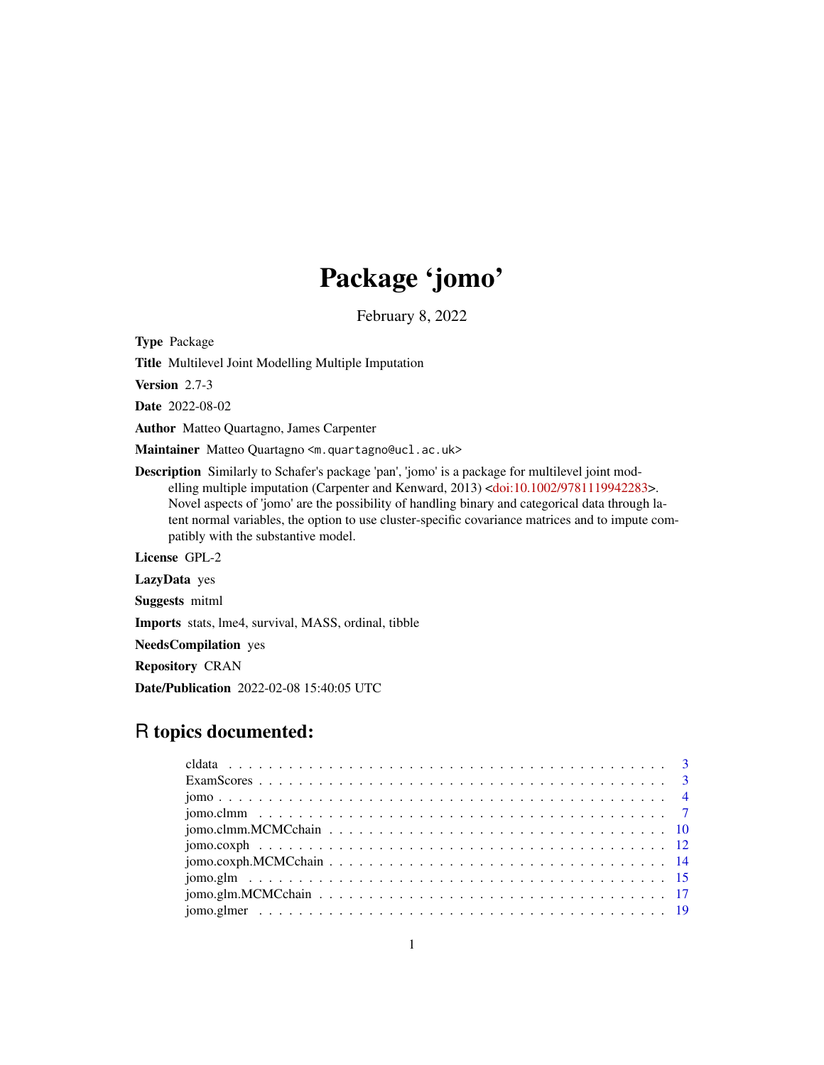# Package 'jomo'

February 8, 2022

**Type** Package

**Title** Multilevel Joint Modelling Multiple Imputation

**Version** 2.7-3

**Date** 2022-08-02

**Author** Matteo Quartagno, James Carpenter

**Maintainer** Matteo Quartagno <m.quartagno@ucl.ac.uk>

**Description** Similarly to Schafer's package 'pan', 'jomo' is a package for multilevel joint modelling multiple imputation (Carpenter and Kenward, 2013) <doi:10.1002/9781119942283>. Novel aspects of 'jomo' are the possibility of handling binary and categorical data through latent normal variables, the option to use cluster-specific covariance matrices and to impute compatibly with the substantive model.

**License** GPL-2

**LazyData** yes

**Suggests** mitml

**Imports** stats, lme4, survival, MASS, ordinal, tibble

**NeedsCompilation** yes

**Repository** CRAN

**Date/Publication** 2022-02-08 15:40:05 UTC

## R topics documented:

| | |
|---|---|
| cldata | 3 |
| ExamScores | 3 |
| jomo | 4 |
| jomo.clmm | 7 |
| jomo.clmm.MCMCchain | 10 |
| jomo.coxph | 12 |
| jomo.coxph.MCMCchain | 14 |
| jomo.glm | 15 |
| jomo.glm.MCMCchain | 17 |
| jomo.glmer | 19 |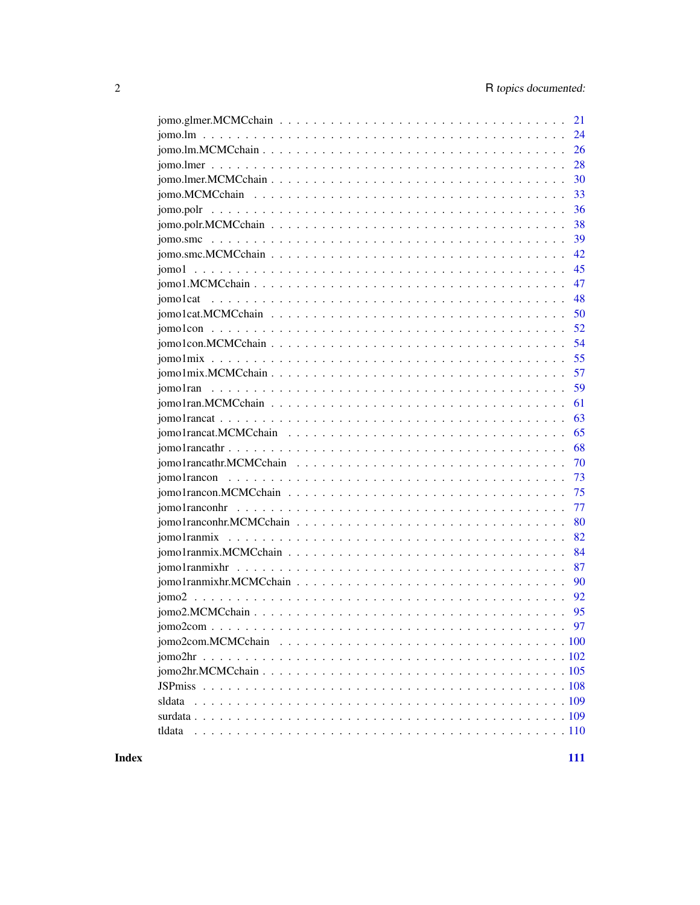jomo.glmer.MCMCchain . . . . . . . . . . . . . . . . . . . . . . . . . . . . . . 21
jomo.lm . . . . . . . . . . . . . . . . . . . . . . . . . . . . . . . . . . . . . 24
jomo.lm.MCMCchain . . . . . . . . . . . . . . . . . . . . . . . . . . . . . . . . 26
jomo.lmer . . . . . . . . . . . . . . . . . . . . . . . . . . . . . . . . . . . . 28
jomo.lmer.MCMCchain . . . . . . . . . . . . . . . . . . . . . . . . . . . . . . 30
jomo.MCMCchain . . . . . . . . . . . . . . . . . . . . . . . . . . . . . . . . . 33
jomo.polr . . . . . . . . . . . . . . . . . . . . . . . . . . . . . . . . . . . . 36
jomo.polr.MCMCchain . . . . . . . . . . . . . . . . . . . . . . . . . . . . . . . 38
jomo.smc . . . . . . . . . . . . . . . . . . . . . . . . . . . . . . . . . . . . 39
jomo.smc.MCMCchain . . . . . . . . . . . . . . . . . . . . . . . . . . . . . . . 42
jomo1 . . . . . . . . . . . . . . . . . . . . . . . . . . . . . . . . . . . . . . 45
jomo1.MCMCchain . . . . . . . . . . . . . . . . . . . . . . . . . . . . . . . . . 47
jomo1cat . . . . . . . . . . . . . . . . . . . . . . . . . . . . . . . . . . . . 48
jomo1cat.MCMCchain . . . . . . . . . . . . . . . . . . . . . . . . . . . . . . . 50
jomo1con . . . . . . . . . . . . . . . . . . . . . . . . . . . . . . . . . . . . 52
jomo1con.MCMCchain . . . . . . . . . . . . . . . . . . . . . . . . . . . . . . . 54
jomo1mix . . . . . . . . . . . . . . . . . . . . . . . . . . . . . . . . . . . . 55
jomo1mix.MCMCchain . . . . . . . . . . . . . . . . . . . . . . . . . . . . . . . 57
jomo1ran . . . . . . . . . . . . . . . . . . . . . . . . . . . . . . . . . . . . 59
jomo1ran.MCMCchain . . . . . . . . . . . . . . . . . . . . . . . . . . . . . . . 61
jomo1rancat . . . . . . . . . . . . . . . . . . . . . . . . . . . . . . . . . . . 63
jomo1rancat.MCMCchain . . . . . . . . . . . . . . . . . . . . . . . . . . . . . . 65
jomo1rancathr . . . . . . . . . . . . . . . . . . . . . . . . . . . . . . . . . . 68
jomo1rancathr.MCMCchain . . . . . . . . . . . . . . . . . . . . . . . . . . . . . 70
jomo1rancon . . . . . . . . . . . . . . . . . . . . . . . . . . . . . . . . . . . 73
jomo1rancon.MCMCchain . . . . . . . . . . . . . . . . . . . . . . . . . . . . . . 75
jomo1ranconhr . . . . . . . . . . . . . . . . . . . . . . . . . . . . . . . . . . 77
jomo1ranconhr.MCMCchain . . . . . . . . . . . . . . . . . . . . . . . . . . . . . 80
jomo1ranmix . . . . . . . . . . . . . . . . . . . . . . . . . . . . . . . . . . . 82
jomo1ranmix.MCMCchain . . . . . . . . . . . . . . . . . . . . . . . . . . . . . . 84
jomo1ranmixhr . . . . . . . . . . . . . . . . . . . . . . . . . . . . . . . . . . 87
jomo1ranmixhr.MCMCchain . . . . . . . . . . . . . . . . . . . . . . . . . . . . . 90
jomo2 . . . . . . . . . . . . . . . . . . . . . . . . . . . . . . . . . . . . . . 92
jomo2.MCMCchain . . . . . . . . . . . . . . . . . . . . . . . . . . . . . . . . . 95
jomo2com . . . . . . . . . . . . . . . . . . . . . . . . . . . . . . . . . . . . 97
jomo2com.MCMCchain . . . . . . . . . . . . . . . . . . . . . . . . . . . . . . . 100
jomo2hr . . . . . . . . . . . . . . . . . . . . . . . . . . . . . . . . . . . . . 102
jomo2hr.MCMCchain . . . . . . . . . . . . . . . . . . . . . . . . . . . . . . . . 105
JSPmiss . . . . . . . . . . . . . . . . . . . . . . . . . . . . . . . . . . . . . 108
sldata . . . . . . . . . . . . . . . . . . . . . . . . . . . . . . . . . . . . . . 109
surdata . . . . . . . . . . . . . . . . . . . . . . . . . . . . . . . . . . . . . 109
tldata . . . . . . . . . . . . . . . . . . . . . . . . . . . . . . . . . . . . . . 110

**Index** **111**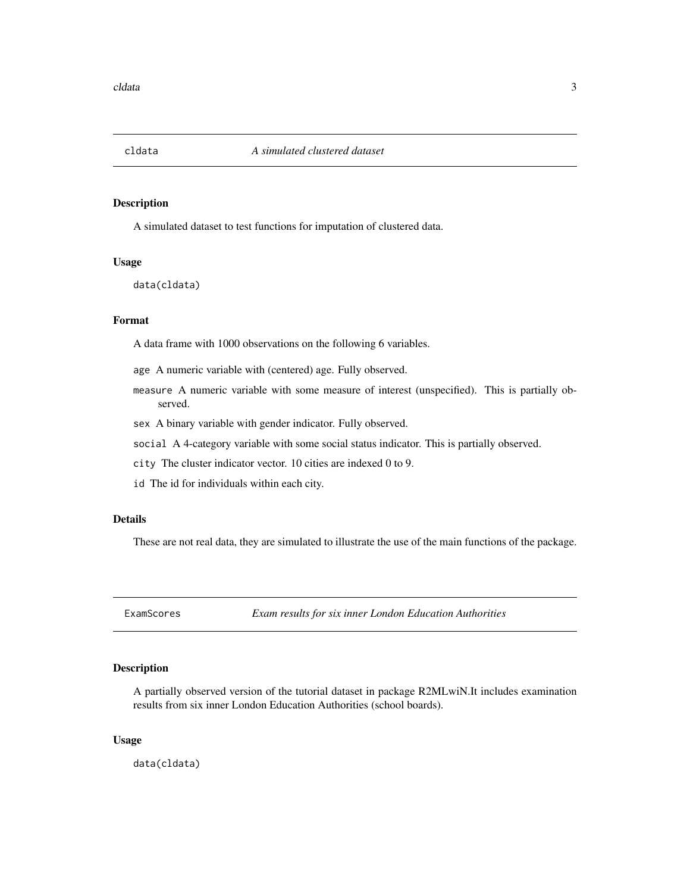## cldata *A simulated clustered dataset*

### Description

A simulated dataset to test functions for imputation of clustered data.

### Usage

```
data(cldata)
```

### Format

A data frame with 1000 observations on the following 6 variables.

- `age` A numeric variable with (centered) age. Fully observed.
- `measure` A numeric variable with some measure of interest (unspecified). This is partially observed.
- `sex` A binary variable with gender indicator. Fully observed.
- `social` A 4-category variable with some social status indicator. This is partially observed.
- `city` The cluster indicator vector. 10 cities are indexed 0 to 9.
- `id` The id for individuals within each city.

### Details

These are not real data, they are simulated to illustrate the use of the main functions of the package.

## ExamScores *Exam results for six inner London Education Authorities*

### Description

A partially observed version of the tutorial dataset in package R2MLwiN.It includes examination results from six inner London Education Authorities (school boards).

### Usage

```
data(cldata)
```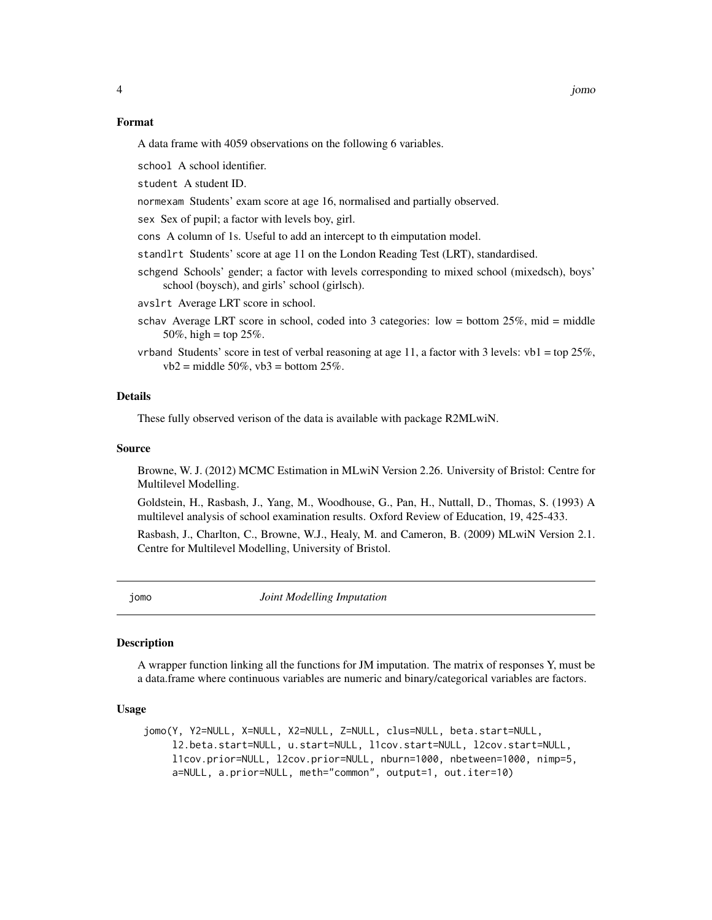### Format

A data frame with 4059 observations on the following 6 variables.

school A school identifier.

student A student ID.

normexam Students' exam score at age 16, normalised and partially observed.

sex Sex of pupil; a factor with levels boy, girl.

cons A column of 1s. Useful to add an intercept to th eimputation model.

standlrt Students' score at age 11 on the London Reading Test (LRT), standardised.

schgend Schools' gender; a factor with levels corresponding to mixed school (mixedsch), boys' school (boysch), and girls' school (girlsch).

avslrt Average LRT score in school.

schav Average LRT score in school, coded into 3 categories: low = bottom 25%, mid = middle 50%, high = top 25%.

vrband Students' score in test of verbal reasoning at age 11, a factor with 3 levels: vb1 = top 25%, vb2 = middle 50%, vb3 = bottom 25%.

### Details

These fully observed verison of the data is available with package R2MLwiN.

### Source

Browne, W. J. (2012) MCMC Estimation in MLwiN Version 2.26. University of Bristol: Centre for Multilevel Modelling.

Goldstein, H., Rasbash, J., Yang, M., Woodhouse, G., Pan, H., Nuttall, D., Thomas, S. (1993) A multilevel analysis of school examination results. Oxford Review of Education, 19, 425-433.

Rasbash, J., Charlton, C., Browne, W.J., Healy, M. and Cameron, B. (2009) MLwiN Version 2.1. Centre for Multilevel Modelling, University of Bristol.

---

## jomo — *Joint Modelling Imputation*

---

### Description

A wrapper function linking all the functions for JM imputation. The matrix of responses Y, must be a data.frame where continuous variables are numeric and binary/categorical variables are factors.

### Usage

```
jomo(Y, Y2=NULL, X=NULL, X2=NULL, Z=NULL, clus=NULL, beta.start=NULL,
     l2.beta.start=NULL, u.start=NULL, l1cov.start=NULL, l2cov.start=NULL,
     l1cov.prior=NULL, l2cov.prior=NULL, nburn=1000, nbetween=1000, nimp=5,
     a=NULL, a.prior=NULL, meth="common", output=1, out.iter=10)
```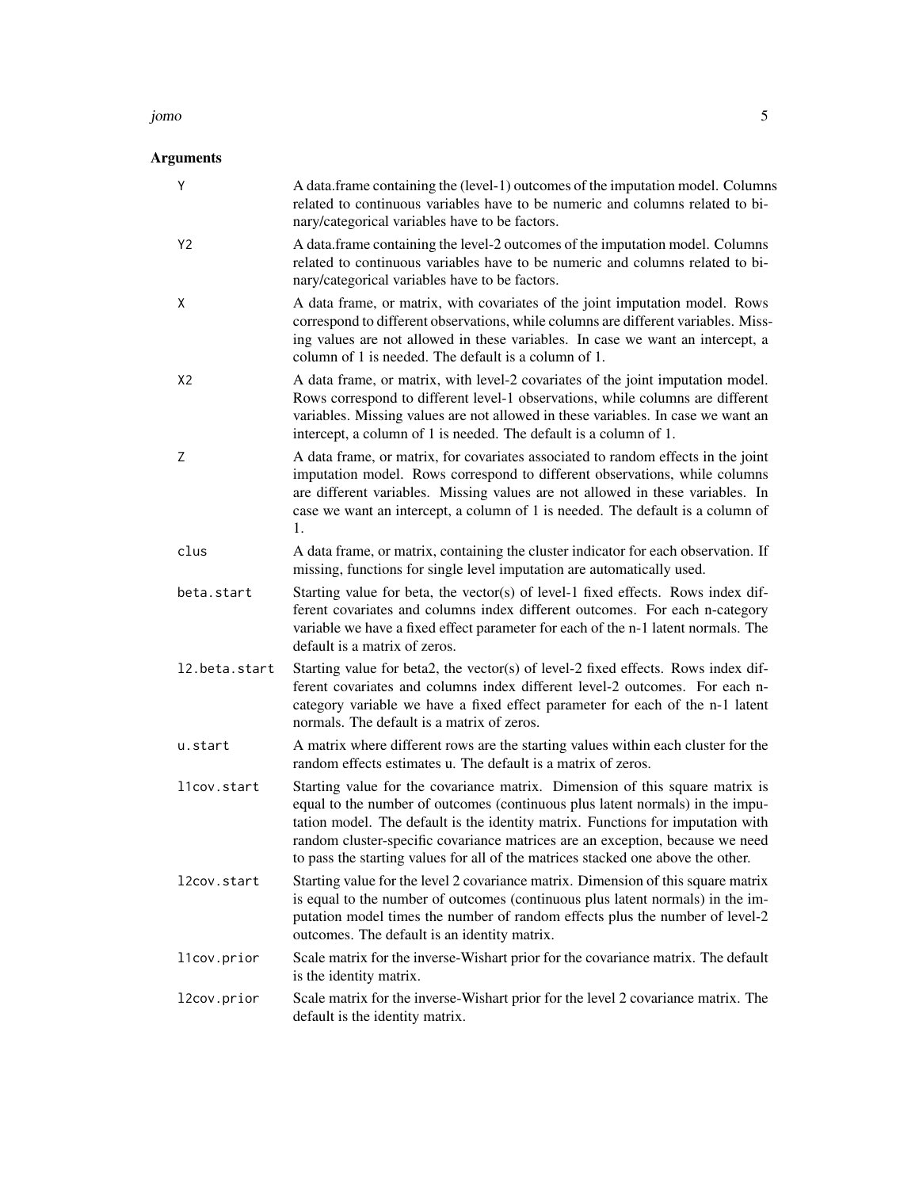## Arguments

| | |
|---|---|
| `Y` | A data.frame containing the (level-1) outcomes of the imputation model. Columns related to continuous variables have to be numeric and columns related to binary/categorical variables have to be factors. |
| `Y2` | A data.frame containing the level-2 outcomes of the imputation model. Columns related to continuous variables have to be numeric and columns related to binary/categorical variables have to be factors. |
| `X` | A data frame, or matrix, with covariates of the joint imputation model. Rows correspond to different observations, while columns are different variables. Missing values are not allowed in these variables. In case we want an intercept, a column of 1 is needed. The default is a column of 1. |
| `X2` | A data frame, or matrix, with level-2 covariates of the joint imputation model. Rows correspond to different level-1 observations, while columns are different variables. Missing values are not allowed in these variables. In case we want an intercept, a column of 1 is needed. The default is a column of 1. |
| `Z` | A data frame, or matrix, for covariates associated to random effects in the joint imputation model. Rows correspond to different observations, while columns are different variables. Missing values are not allowed in these variables. In case we want an intercept, a column of 1 is needed. The default is a column of 1. |
| `clus` | A data frame, or matrix, containing the cluster indicator for each observation. If missing, functions for single level imputation are automatically used. |
| `beta.start` | Starting value for beta, the vector(s) of level-1 fixed effects. Rows index different covariates and columns index different outcomes. For each n-category variable we have a fixed effect parameter for each of the n-1 latent normals. The default is a matrix of zeros. |
| `l2.beta.start` | Starting value for beta2, the vector(s) of level-2 fixed effects. Rows index different covariates and columns index different level-2 outcomes. For each n-category variable we have a fixed effect parameter for each of the n-1 latent normals. The default is a matrix of zeros. |
| `u.start` | A matrix where different rows are the starting values within each cluster for the random effects estimates u. The default is a matrix of zeros. |
| `l1cov.start` | Starting value for the covariance matrix. Dimension of this square matrix is equal to the number of outcomes (continuous plus latent normals) in the imputation model. The default is the identity matrix. Functions for imputation with random cluster-specific covariance matrices are an exception, because we need to pass the starting values for all of the matrices stacked one above the other. |
| `l2cov.start` | Starting value for the level 2 covariance matrix. Dimension of this square matrix is equal to the number of outcomes (continuous plus latent normals) in the imputation model times the number of random effects plus the number of level-2 outcomes. The default is an identity matrix. |
| `l1cov.prior` | Scale matrix for the inverse-Wishart prior for the covariance matrix. The default is the identity matrix. |
| `l2cov.prior` | Scale matrix for the inverse-Wishart prior for the level 2 covariance matrix. The default is the identity matrix. |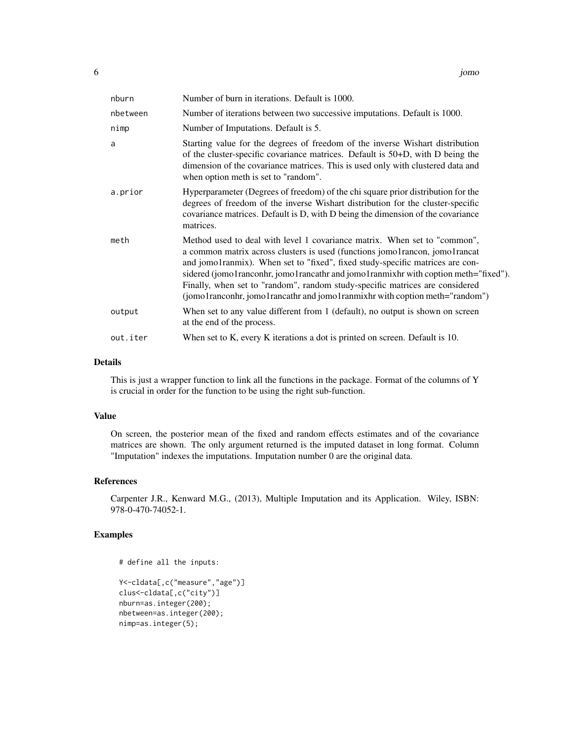| | |
|---|---|
| nburn | Number of burn in iterations. Default is 1000. |
| nbetween | Number of iterations between two successive imputations. Default is 1000. |
| nimp | Number of Imputations. Default is 5. |
| a | Starting value for the degrees of freedom of the inverse Wishart distribution of the cluster-specific covariance matrices. Default is 50+D, with D being the dimension of the covariance matrices. This is used only with clustered data and when option meth is set to "random". |
| a.prior | Hyperparameter (Degrees of freedom) of the chi square prior distribution for the degrees of freedom of the inverse Wishart distribution for the cluster-specific covariance matrices. Default is D, with D being the dimension of the covariance matrices. |
| meth | Method used to deal with level 1 covariance matrix. When set to "common", a common matrix across clusters is used (functions jomo1rancon, jomo1rancat and jomo1ranmix). When set to "fixed", fixed study-specific matrices are considered (jomo1ranconhr, jomo1rancathr and jomo1ranmixhr with coption meth="fixed"). Finally, when set to "random", random study-specific matrices are considered (jomo1ranconhr, jomo1rancathr and jomo1ranmixhr with coption meth="random") |
| output | When set to any value different from 1 (default), no output is shown on screen at the end of the process. |
| out.iter | When set to K, every K iterations a dot is printed on screen. Default is 10. |

## Details

This is just a wrapper function to link all the functions in the package. Format of the columns of Y is crucial in order for the function to be using the right sub-function.

## Value

On screen, the posterior mean of the fixed and random effects estimates and of the covariance matrices are shown. The only argument returned is the imputed dataset in long format. Column "Imputation" indexes the imputations. Imputation number 0 are the original data.

## References

Carpenter J.R., Kenward M.G., (2013), Multiple Imputation and its Application. Wiley, ISBN: 978-0-470-74052-1.

## Examples

```
# define all the inputs:

Y<-cldata[,c("measure","age")]
clus<-cldata[,c("city")]
nburn=as.integer(200);
nbetween=as.integer(200);
nimp=as.integer(5);
```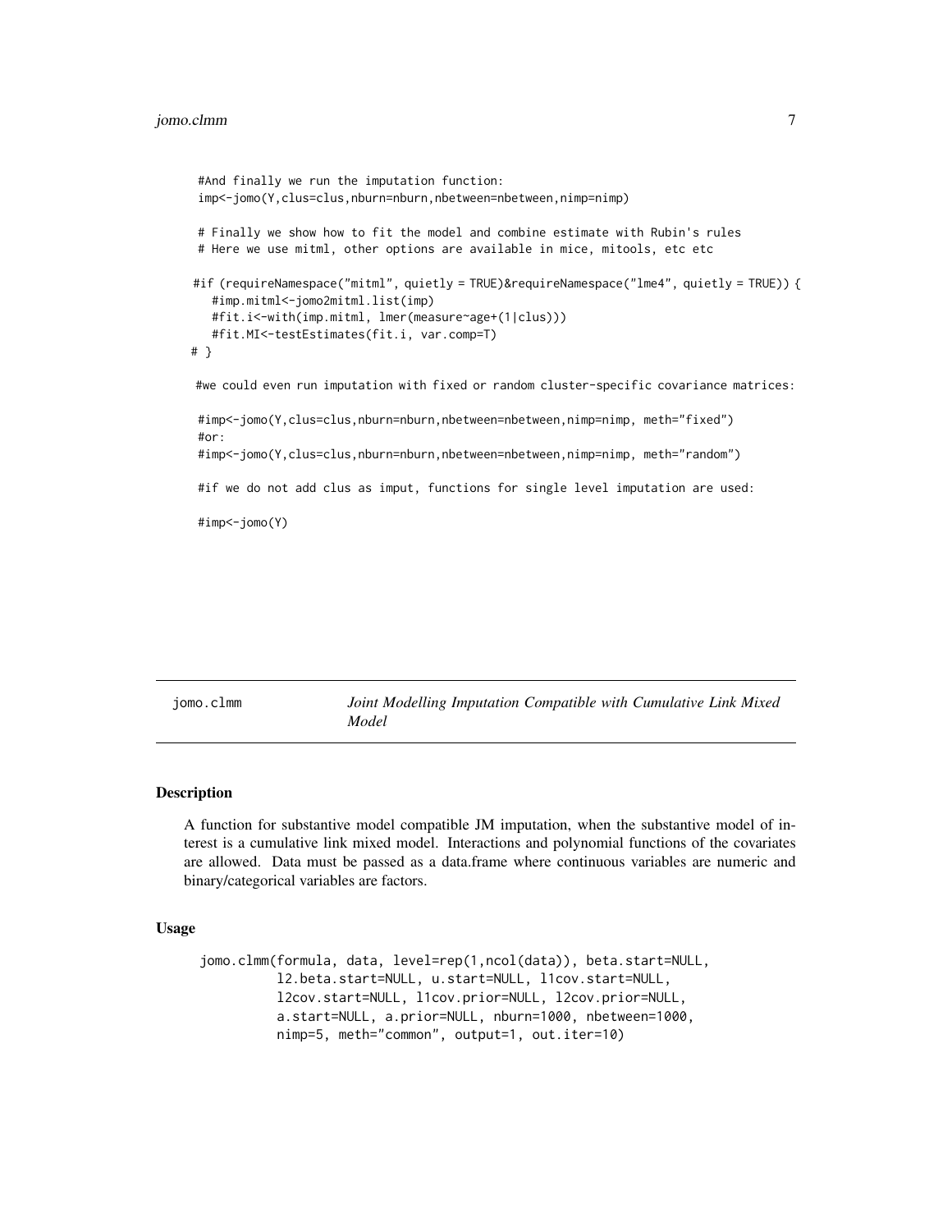```
 #And finally we run the imputation function:
 imp<-jomo(Y,clus=clus,nburn=nburn,nbetween=nbetween,nimp=nimp)

 # Finally we show how to fit the model and combine estimate with Rubin's rules
 # Here we use mitml, other options are available in mice, mitools, etc etc

#if (requireNamespace("mitml", quietly = TRUE)&requireNamespace("lme4", quietly = TRUE)) {
   #imp.mitml<-jomo2mitml.list(imp)
   #fit.i<-with(imp.mitml, lmer(measure~age+(1|clus)))
   #fit.MI<-testEstimates(fit.i, var.comp=T)
# }

 #we could even run imputation with fixed or random cluster-specific covariance matrices:

 #imp<-jomo(Y,clus=clus,nburn=nburn,nbetween=nbetween,nimp=nimp, meth="fixed")
 #or:
 #imp<-jomo(Y,clus=clus,nburn=nburn,nbetween=nbetween,nimp=nimp, meth="random")

 #if we do not add clus as imput, functions for single level imputation are used:

 #imp<-jomo(Y)
```

---

jomo.clmm — *Joint Modelling Imputation Compatible with Cumulative Link Mixed Model*

---

## Description

A function for substantive model compatible JM imputation, when the substantive model of interest is a cumulative link mixed model. Interactions and polynomial functions of the covariates are allowed. Data must be passed as a data.frame where continuous variables are numeric and binary/categorical variables are factors.

## Usage

```
jomo.clmm(formula, data, level=rep(1,ncol(data)), beta.start=NULL,
         l2.beta.start=NULL, u.start=NULL, l1cov.start=NULL,
         l2cov.start=NULL, l1cov.prior=NULL, l2cov.prior=NULL,
         a.start=NULL, a.prior=NULL, nburn=1000, nbetween=1000,
         nimp=5, meth="common", output=1, out.iter=10)
```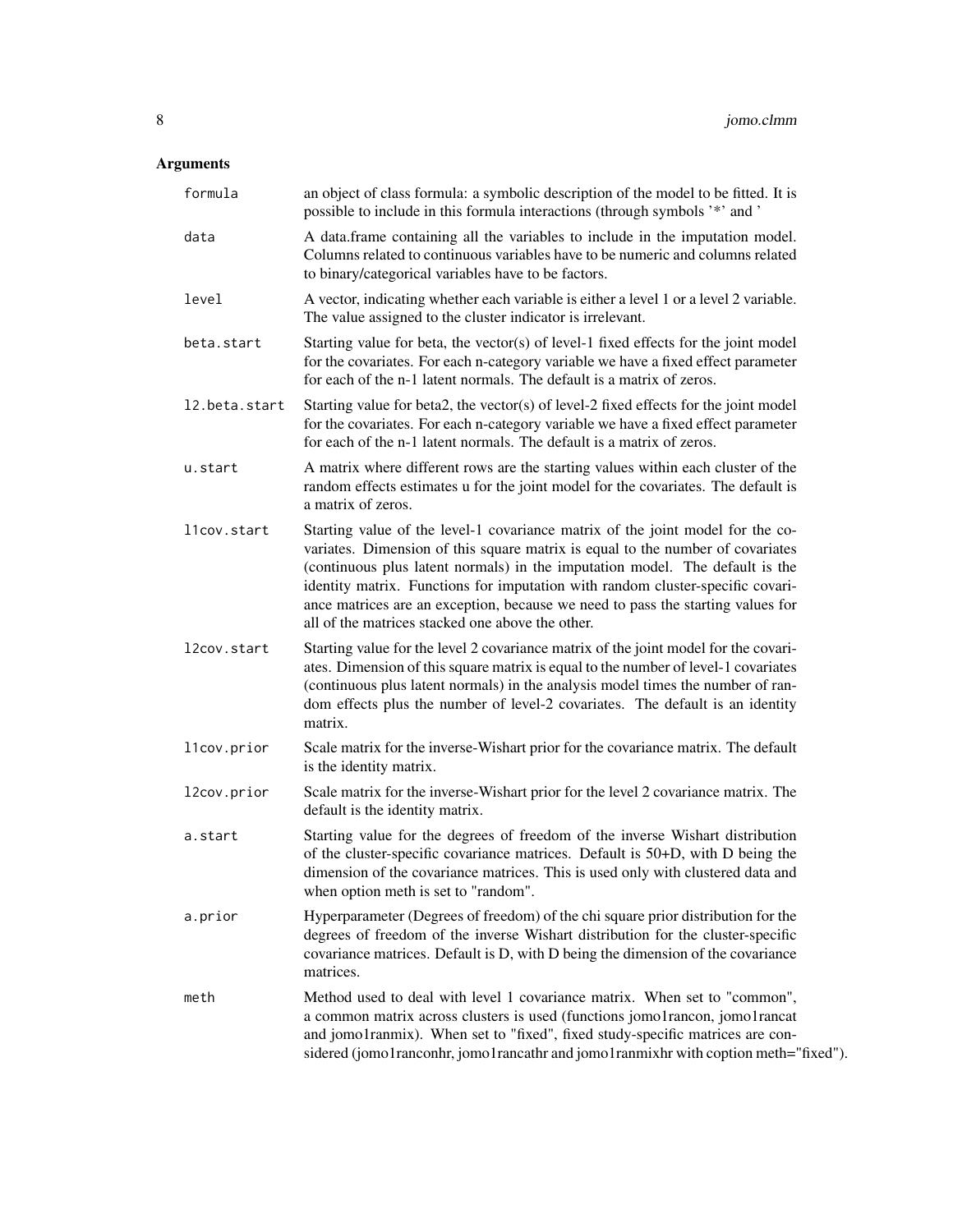## Arguments

| | |
|---|---|
| formula | an object of class formula: a symbolic description of the model to be fitted. It is possible to include in this formula interactions (through symbols '*' and ' |
| data | A data.frame containing all the variables to include in the imputation model. Columns related to continuous variables have to be numeric and columns related to binary/categorical variables have to be factors. |
| level | A vector, indicating whether each variable is either a level 1 or a level 2 variable. The value assigned to the cluster indicator is irrelevant. |
| beta.start | Starting value for beta, the vector(s) of level-1 fixed effects for the joint model for the covariates. For each n-category variable we have a fixed effect parameter for each of the n-1 latent normals. The default is a matrix of zeros. |
| l2.beta.start | Starting value for beta2, the vector(s) of level-2 fixed effects for the joint model for the covariates. For each n-category variable we have a fixed effect parameter for each of the n-1 latent normals. The default is a matrix of zeros. |
| u.start | A matrix where different rows are the starting values within each cluster of the random effects estimates u for the joint model for the covariates. The default is a matrix of zeros. |
| l1cov.start | Starting value of the level-1 covariance matrix of the joint model for the covariates. Dimension of this square matrix is equal to the number of covariates (continuous plus latent normals) in the imputation model. The default is the identity matrix. Functions for imputation with random cluster-specific covariance matrices are an exception, because we need to pass the starting values for all of the matrices stacked one above the other. |
| l2cov.start | Starting value for the level 2 covariance matrix of the joint model for the covariates. Dimension of this square matrix is equal to the number of level-1 covariates (continuous plus latent normals) in the analysis model times the number of random effects plus the number of level-2 covariates. The default is an identity matrix. |
| l1cov.prior | Scale matrix for the inverse-Wishart prior for the covariance matrix. The default is the identity matrix. |
| l2cov.prior | Scale matrix for the inverse-Wishart prior for the level 2 covariance matrix. The default is the identity matrix. |
| a.start | Starting value for the degrees of freedom of the inverse Wishart distribution of the cluster-specific covariance matrices. Default is 50+D, with D being the dimension of the covariance matrices. This is used only with clustered data and when option meth is set to "random". |
| a.prior | Hyperparameter (Degrees of freedom) of the chi square prior distribution for the degrees of freedom of the inverse Wishart distribution for the cluster-specific covariance matrices. Default is D, with D being the dimension of the covariance matrices. |
| meth | Method used to deal with level 1 covariance matrix. When set to "common", a common matrix across clusters is used (functions jomo1rancon, jomo1rancat and jomo1ranmix). When set to "fixed", fixed study-specific matrices are considered (jomo1ranconhr, jomo1rancathr and jomo1ranmixhr with coption meth="fixed"). |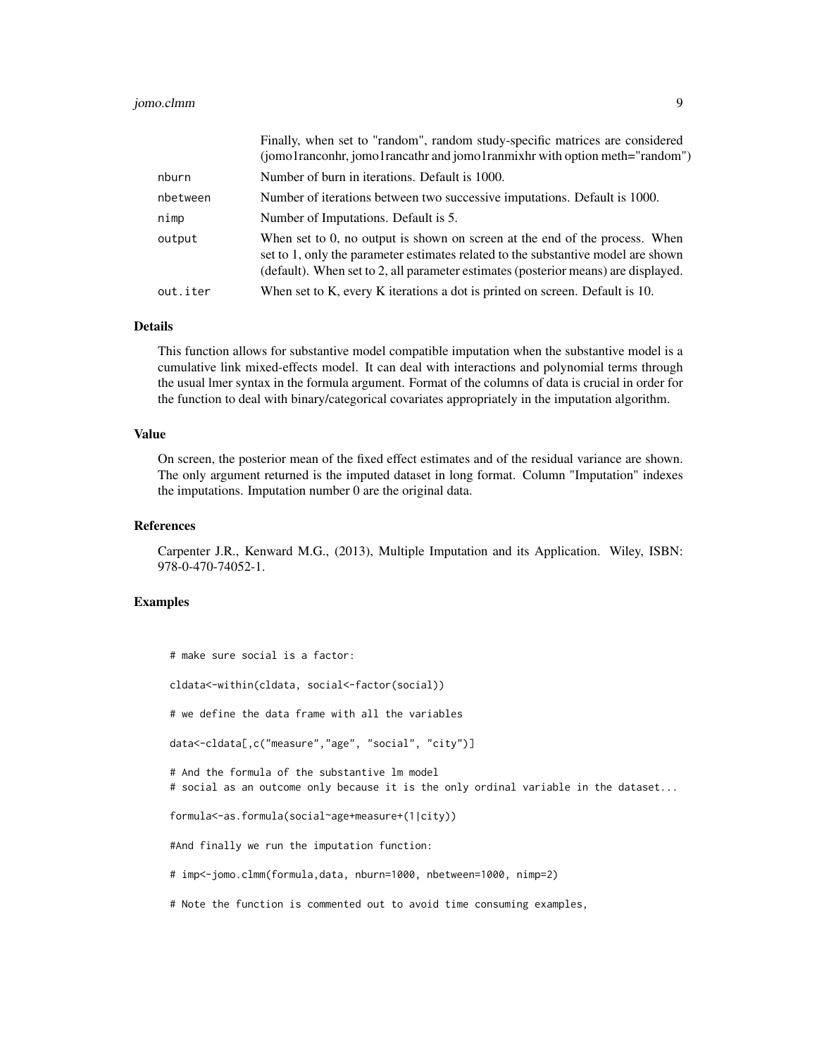| | |
|---|---|
| | Finally, when set to "random", random study-specific matrices are considered (jomo1ranconhr, jomo1rancathr and jomo1ranmixhr with option meth="random") |
| nburn | Number of burn in iterations. Default is 1000. |
| nbetween | Number of iterations between two successive imputations. Default is 1000. |
| nimp | Number of Imputations. Default is 5. |
| output | When set to 0, no output is shown on screen at the end of the process. When set to 1, only the parameter estimates related to the substantive model are shown (default). When set to 2, all parameter estimates (posterior means) are displayed. |
| out.iter | When set to K, every K iterations a dot is printed on screen. Default is 10. |

## Details

This function allows for substantive model compatible imputation when the substantive model is a cumulative link mixed-effects model. It can deal with interactions and polynomial terms through the usual lmer syntax in the formula argument. Format of the columns of data is crucial in order for the function to deal with binary/categorical covariates appropriately in the imputation algorithm.

## Value

On screen, the posterior mean of the fixed effect estimates and of the residual variance are shown. The only argument returned is the imputed dataset in long format. Column "Imputation" indexes the imputations. Imputation number 0 are the original data.

## References

Carpenter J.R., Kenward M.G., (2013), Multiple Imputation and its Application. Wiley, ISBN: 978-0-470-74052-1.

## Examples

```
# make sure social is a factor:

cldata<-within(cldata, social<-factor(social))

# we define the data frame with all the variables

data<-cldata[,c("measure","age", "social", "city")]

# And the formula of the substantive lm model
# social as an outcome only because it is the only ordinal variable in the dataset...

formula<-as.formula(social~age+measure+(1|city))

#And finally we run the imputation function:

# imp<-jomo.clmm(formula,data, nburn=1000, nbetween=1000, nimp=2)

# Note the function is commented out to avoid time consuming examples,
```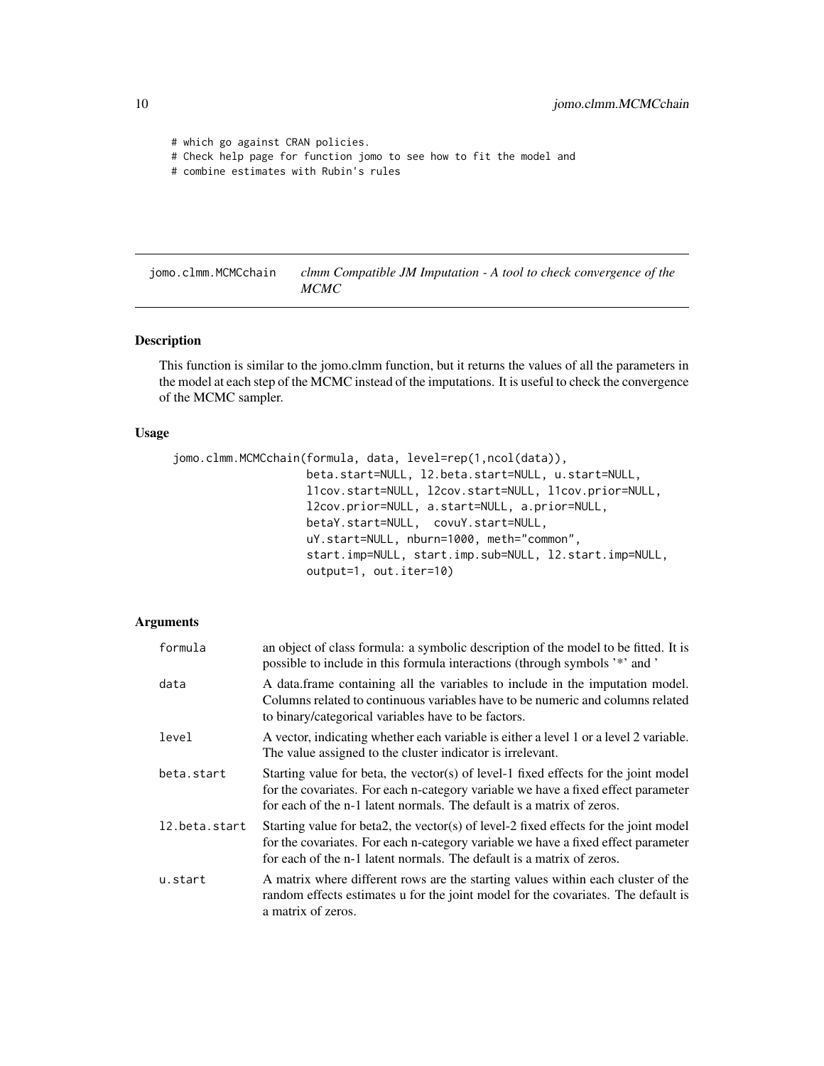```
# which go against CRAN policies.
# Check help page for function jomo to see how to fit the model and
# combine estimates with Rubin's rules
```

## jomo.clmm.MCMCchain — *clmm Compatible JM Imputation - A tool to check convergence of the MCMC*

### Description

This function is similar to the jomo.clmm function, but it returns the values of all the parameters in the model at each step of the MCMC instead of the imputations. It is useful to check the convergence of the MCMC sampler.

### Usage

```
jomo.clmm.MCMCchain(formula, data, level=rep(1,ncol(data)),
                    beta.start=NULL, l2.beta.start=NULL, u.start=NULL,
                    l1cov.start=NULL, l2cov.start=NULL, l1cov.prior=NULL,
                    l2cov.prior=NULL, a.start=NULL, a.prior=NULL,
                    betaY.start=NULL,  covuY.start=NULL,
                    uY.start=NULL, nburn=1000, meth="common",
                    start.imp=NULL, start.imp.sub=NULL, l2.start.imp=NULL,
                    output=1, out.iter=10)
```

### Arguments

| | |
|---|---|
| `formula` | an object of class formula: a symbolic description of the model to be fitted. It is possible to include in this formula interactions (through symbols '*' and ' |
| `data` | A data.frame containing all the variables to include in the imputation model. Columns related to continuous variables have to be numeric and columns related to binary/categorical variables have to be factors. |
| `level` | A vector, indicating whether each variable is either a level 1 or a level 2 variable. The value assigned to the cluster indicator is irrelevant. |
| `beta.start` | Starting value for beta, the vector(s) of level-1 fixed effects for the joint model for the covariates. For each n-category variable we have a fixed effect parameter for each of the n-1 latent normals. The default is a matrix of zeros. |
| `l2.beta.start` | Starting value for beta2, the vector(s) of level-2 fixed effects for the joint model for the covariates. For each n-category variable we have a fixed effect parameter for each of the n-1 latent normals. The default is a matrix of zeros. |
| `u.start` | A matrix where different rows are the starting values within each cluster of the random effects estimates u for the joint model for the covariates. The default is a matrix of zeros. |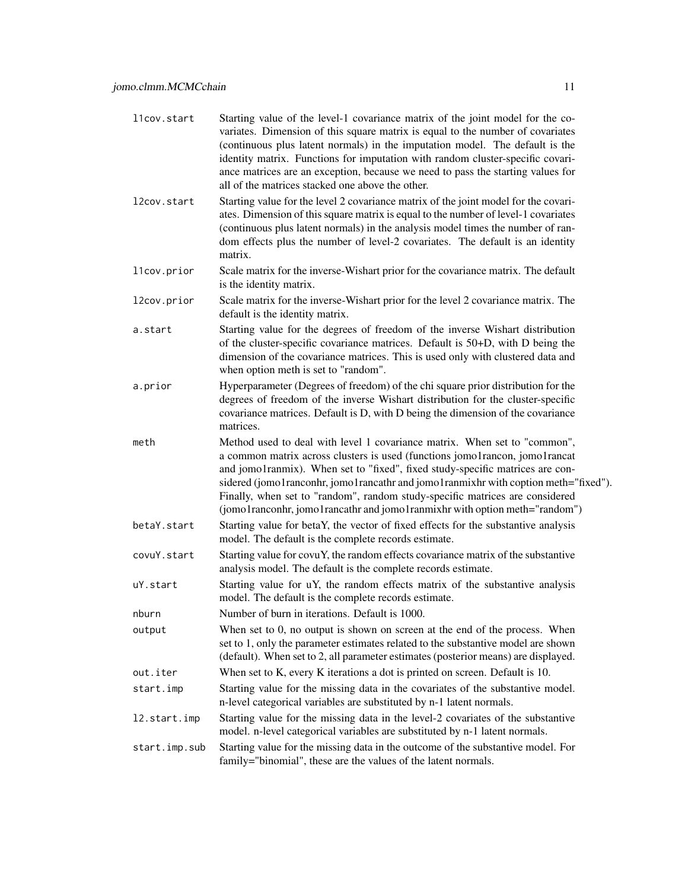| | |
|---|---|
| l1cov.start | Starting value of the level-1 covariance matrix of the joint model for the covariates. Dimension of this square matrix is equal to the number of covariates (continuous plus latent normals) in the imputation model. The default is the identity matrix. Functions for imputation with random cluster-specific covariance matrices are an exception, because we need to pass the starting values for all of the matrices stacked one above the other. |
| l2cov.start | Starting value for the level 2 covariance matrix of the joint model for the covariates. Dimension of this square matrix is equal to the number of level-1 covariates (continuous plus latent normals) in the analysis model times the number of random effects plus the number of level-2 covariates. The default is an identity matrix. |
| l1cov.prior | Scale matrix for the inverse-Wishart prior for the covariance matrix. The default is the identity matrix. |
| l2cov.prior | Scale matrix for the inverse-Wishart prior for the level 2 covariance matrix. The default is the identity matrix. |
| a.start | Starting value for the degrees of freedom of the inverse Wishart distribution of the cluster-specific covariance matrices. Default is 50+D, with D being the dimension of the covariance matrices. This is used only with clustered data and when option meth is set to "random". |
| a.prior | Hyperparameter (Degrees of freedom) of the chi square prior distribution for the degrees of freedom of the inverse Wishart distribution for the cluster-specific covariance matrices. Default is D, with D being the dimension of the covariance matrices. |
| meth | Method used to deal with level 1 covariance matrix. When set to "common", a common matrix across clusters is used (functions jomo1rancon, jomo1rancat and jomo1ranmix). When set to "fixed", fixed study-specific matrices are considered (jomo1ranconhr, jomo1rancathr and jomo1ranmixhr with coption meth="fixed"). Finally, when set to "random", random study-specific matrices are considered (jomo1ranconhr, jomo1rancathr and jomo1ranmixhr with option meth="random") |
| betaY.start | Starting value for betaY, the vector of fixed effects for the substantive analysis model. The default is the complete records estimate. |
| covuY.start | Starting value for covuY, the random effects covariance matrix of the substantive analysis model. The default is the complete records estimate. |
| uY.start | Starting value for uY, the random effects matrix of the substantive analysis model. The default is the complete records estimate. |
| nburn | Number of burn in iterations. Default is 1000. |
| output | When set to 0, no output is shown on screen at the end of the process. When set to 1, only the parameter estimates related to the substantive model are shown (default). When set to 2, all parameter estimates (posterior means) are displayed. |
| out.iter | When set to K, every K iterations a dot is printed on screen. Default is 10. |
| start.imp | Starting value for the missing data in the covariates of the substantive model. n-level categorical variables are substituted by n-1 latent normals. |
| l2.start.imp | Starting value for the missing data in the level-2 covariates of the substantive model. n-level categorical variables are substituted by n-1 latent normals. |
| start.imp.sub | Starting value for the missing data in the outcome of the substantive model. For family="binomial", these are the values of the latent normals. |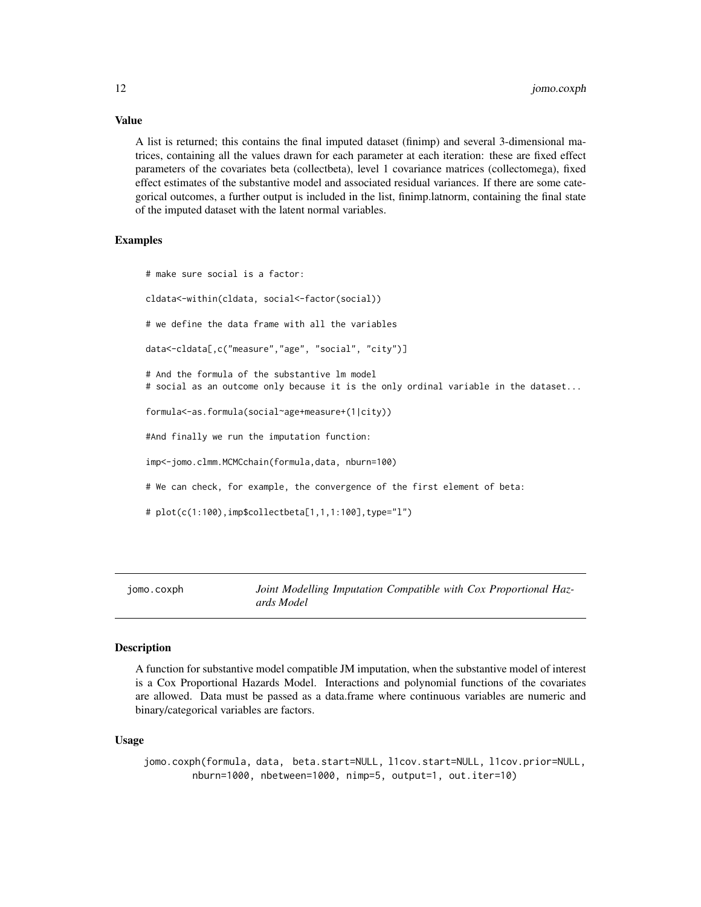### Value

A list is returned; this contains the final imputed dataset (finimp) and several 3-dimensional matrices, containing all the values drawn for each parameter at each iteration: these are fixed effect parameters of the covariates beta (collectbeta), level 1 covariance matrices (collectomega), fixed effect estimates of the substantive model and associated residual variances. If there are some categorical outcomes, a further output is included in the list, finimp.latnorm, containing the final state of the imputed dataset with the latent normal variables.

### Examples

```
# make sure social is a factor:

cldata<-within(cldata, social<-factor(social))

# we define the data frame with all the variables

data<-cldata[,c("measure","age", "social", "city")]

# And the formula of the substantive lm model
# social as an outcome only because it is the only ordinal variable in the dataset...

formula<-as.formula(social~age+measure+(1|city))

#And finally we run the imputation function:

imp<-jomo.clmm.MCMCchain(formula,data, nburn=100)

# We can check, for example, the convergence of the first element of beta:

# plot(c(1:100),imp$collectbeta[1,1,1:100],type="l")
```

---

## jomo.coxph — *Joint Modelling Imputation Compatible with Cox Proportional Hazards Model*

### Description

A function for substantive model compatible JM imputation, when the substantive model of interest is a Cox Proportional Hazards Model. Interactions and polynomial functions of the covariates are allowed. Data must be passed as a data.frame where continuous variables are numeric and binary/categorical variables are factors.

### Usage

```
jomo.coxph(formula, data, beta.start=NULL, l1cov.start=NULL, l1cov.prior=NULL,
        nburn=1000, nbetween=1000, nimp=5, output=1, out.iter=10)
```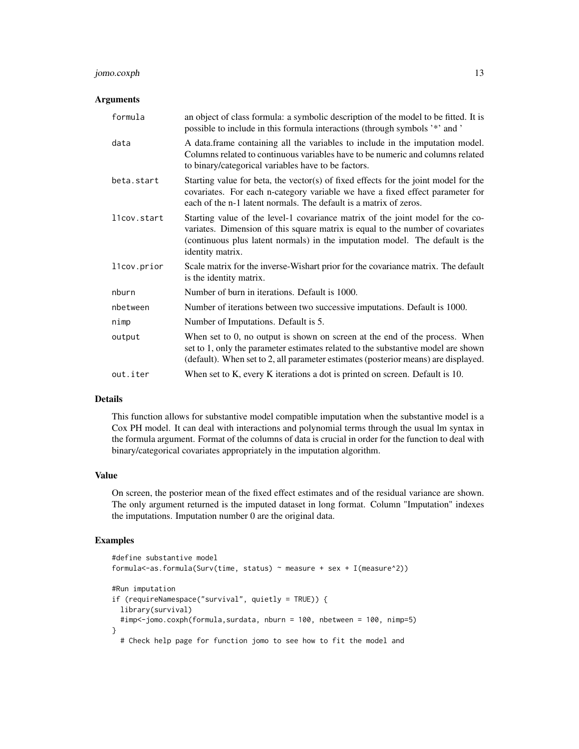### Arguments

| | |
|---|---|
| formula | an object of class formula: a symbolic description of the model to be fitted. It is possible to include in this formula interactions (through symbols '*' and ' |
| data | A data.frame containing all the variables to include in the imputation model. Columns related to continuous variables have to be numeric and columns related to binary/categorical variables have to be factors. |
| beta.start | Starting value for beta, the vector(s) of fixed effects for the joint model for the covariates. For each n-category variable we have a fixed effect parameter for each of the n-1 latent normals. The default is a matrix of zeros. |
| l1cov.start | Starting value of the level-1 covariance matrix of the joint model for the covariates. Dimension of this square matrix is equal to the number of covariates (continuous plus latent normals) in the imputation model. The default is the identity matrix. |
| l1cov.prior | Scale matrix for the inverse-Wishart prior for the covariance matrix. The default is the identity matrix. |
| nburn | Number of burn in iterations. Default is 1000. |
| nbetween | Number of iterations between two successive imputations. Default is 1000. |
| nimp | Number of Imputations. Default is 5. |
| output | When set to 0, no output is shown on screen at the end of the process. When set to 1, only the parameter estimates related to the substantive model are shown (default). When set to 2, all parameter estimates (posterior means) are displayed. |
| out.iter | When set to K, every K iterations a dot is printed on screen. Default is 10. |

### Details

This function allows for substantive model compatible imputation when the substantive model is a Cox PH model. It can deal with interactions and polynomial terms through the usual lm syntax in the formula argument. Format of the columns of data is crucial in order for the function to deal with binary/categorical covariates appropriately in the imputation algorithm.

### Value

On screen, the posterior mean of the fixed effect estimates and of the residual variance are shown. The only argument returned is the imputed dataset in long format. Column "Imputation" indexes the imputations. Imputation number 0 are the original data.

### Examples

```
#define substantive model
formula<-as.formula(Surv(time, status) ~ measure + sex + I(measure^2))

#Run imputation
if (requireNamespace("survival", quietly = TRUE)) {
  library(survival)
  #imp<-jomo.coxph(formula,surdata, nburn = 100, nbetween = 100, nimp=5)
}
  # Check help page for function jomo to see how to fit the model and
```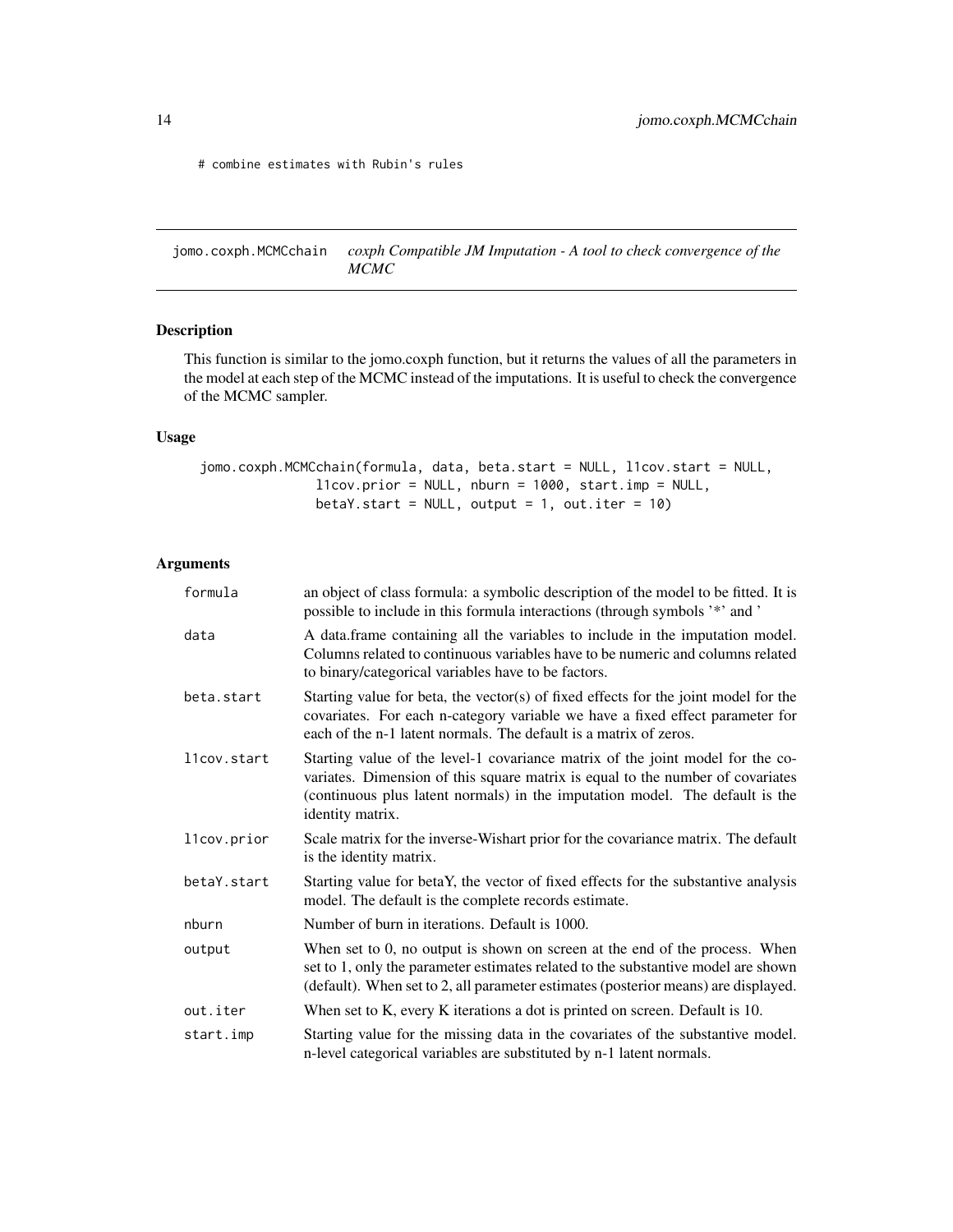```
# combine estimates with Rubin's rules
```

## jomo.coxph.MCMCchain *coxph Compatible JM Imputation - A tool to check convergence of the MCMC*

### Description

This function is similar to the jomo.coxph function, but it returns the values of all the parameters in the model at each step of the MCMC instead of the imputations. It is useful to check the convergence of the MCMC sampler.

### Usage

```
jomo.coxph.MCMCchain(formula, data, beta.start = NULL, l1cov.start = NULL,
               l1cov.prior = NULL, nburn = 1000, start.imp = NULL,
               betaY.start = NULL, output = 1, out.iter = 10)
```

### Arguments

| | |
|---|---|
| formula | an object of class formula: a symbolic description of the model to be fitted. It is possible to include in this formula interactions (through symbols '*' and ' |
| data | A data.frame containing all the variables to include in the imputation model. Columns related to continuous variables have to be numeric and columns related to binary/categorical variables have to be factors. |
| beta.start | Starting value for beta, the vector(s) of fixed effects for the joint model for the covariates. For each n-category variable we have a fixed effect parameter for each of the n-1 latent normals. The default is a matrix of zeros. |
| l1cov.start | Starting value of the level-1 covariance matrix of the joint model for the covariates. Dimension of this square matrix is equal to the number of covariates (continuous plus latent normals) in the imputation model. The default is the identity matrix. |
| l1cov.prior | Scale matrix for the inverse-Wishart prior for the covariance matrix. The default is the identity matrix. |
| betaY.start | Starting value for betaY, the vector of fixed effects for the substantive analysis model. The default is the complete records estimate. |
| nburn | Number of burn in iterations. Default is 1000. |
| output | When set to 0, no output is shown on screen at the end of the process. When set to 1, only the parameter estimates related to the substantive model are shown (default). When set to 2, all parameter estimates (posterior means) are displayed. |
| out.iter | When set to K, every K iterations a dot is printed on screen. Default is 10. |
| start.imp | Starting value for the missing data in the covariates of the substantive model. n-level categorical variables are substituted by n-1 latent normals. |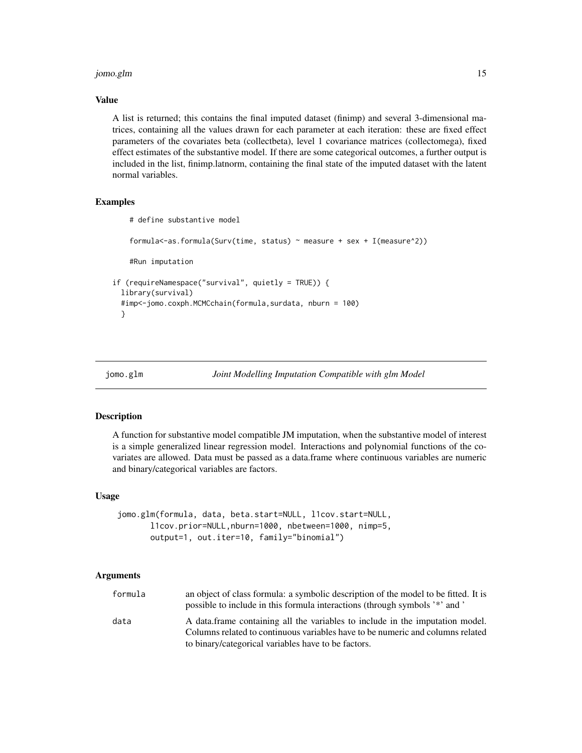### Value

A list is returned; this contains the final imputed dataset (finimp) and several 3-dimensional matrices, containing all the values drawn for each parameter at each iteration: these are fixed effect parameters of the covariates beta (collectbeta), level 1 covariance matrices (collectomega), fixed effect estimates of the substantive model. If there are some categorical outcomes, a further output is included in the list, finimp.latnorm, containing the final state of the imputed dataset with the latent normal variables.

### Examples

```
    # define substantive model

    formula<-as.formula(Surv(time, status) ~ measure + sex + I(measure^2))

    #Run imputation

if (requireNamespace("survival", quietly = TRUE)) {
  library(survival)
  #imp<-jomo.coxph.MCMCchain(formula,surdata, nburn = 100)
  }
```

---

## jomo.glm    *Joint Modelling Imputation Compatible with glm Model*

---

### Description

A function for substantive model compatible JM imputation, when the substantive model of interest is a simple generalized linear regression model. Interactions and polynomial functions of the covariates are allowed. Data must be passed as a data.frame where continuous variables are numeric and binary/categorical variables are factors.

### Usage

```
jomo.glm(formula, data, beta.start=NULL, l1cov.start=NULL,
       l1cov.prior=NULL,nburn=1000, nbetween=1000, nimp=5,
       output=1, out.iter=10, family="binomial")
```

### Arguments

| | |
|---|---|
| formula | an object of class formula: a symbolic description of the model to be fitted. It is possible to include in this formula interactions (through symbols '*' and ' |
| data | A data.frame containing all the variables to include in the imputation model. Columns related to continuous variables have to be numeric and columns related to binary/categorical variables have to be factors. |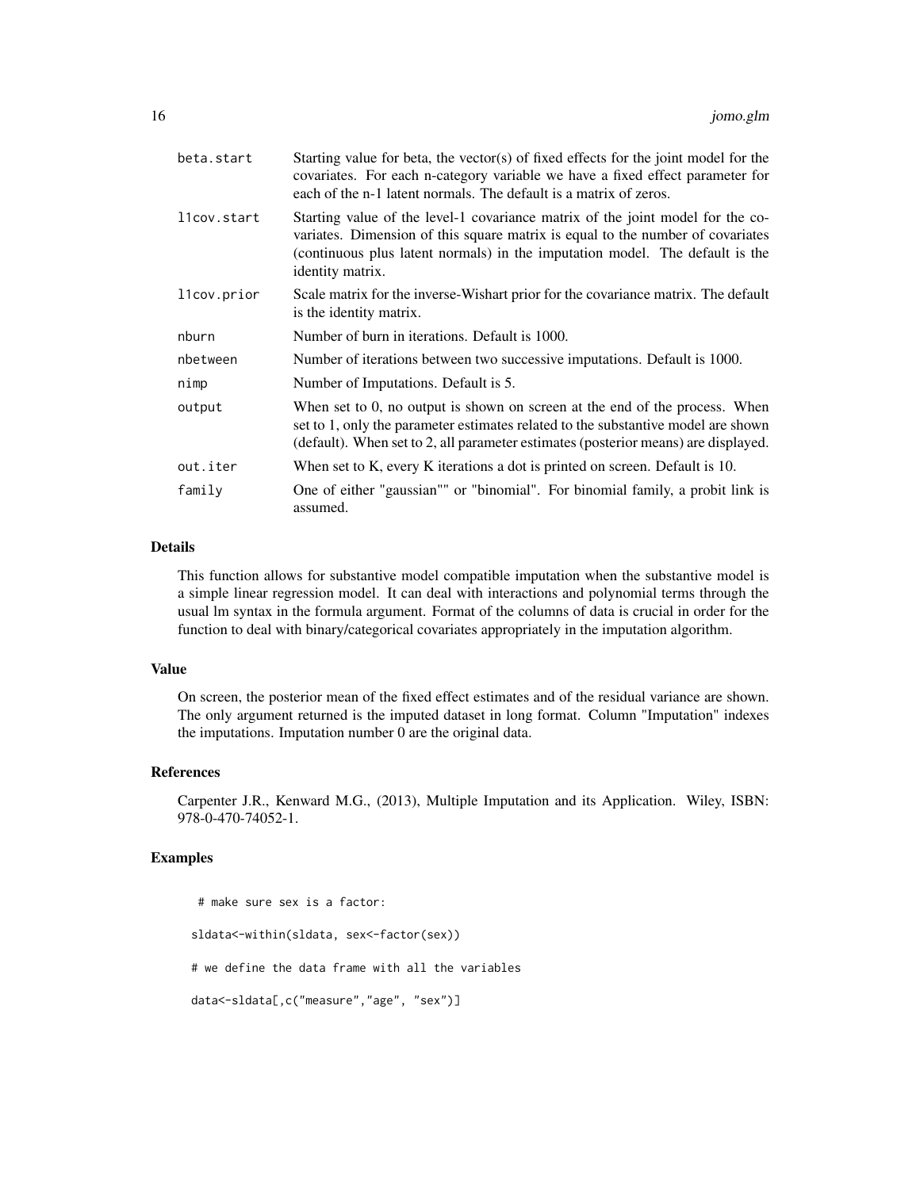| | |
|---|---|
| beta.start | Starting value for beta, the vector(s) of fixed effects for the joint model for the covariates. For each n-category variable we have a fixed effect parameter for each of the n-1 latent normals. The default is a matrix of zeros. |
| l1cov.start | Starting value of the level-1 covariance matrix of the joint model for the covariates. Dimension of this square matrix is equal to the number of covariates (continuous plus latent normals) in the imputation model. The default is the identity matrix. |
| l1cov.prior | Scale matrix for the inverse-Wishart prior for the covariance matrix. The default is the identity matrix. |
| nburn | Number of burn in iterations. Default is 1000. |
| nbetween | Number of iterations between two successive imputations. Default is 1000. |
| nimp | Number of Imputations. Default is 5. |
| output | When set to 0, no output is shown on screen at the end of the process. When set to 1, only the parameter estimates related to the substantive model are shown (default). When set to 2, all parameter estimates (posterior means) are displayed. |
| out.iter | When set to K, every K iterations a dot is printed on screen. Default is 10. |
| family | One of either "gaussian"" or "binomial". For binomial family, a probit link is assumed. |

### Details

This function allows for substantive model compatible imputation when the substantive model is a simple linear regression model. It can deal with interactions and polynomial terms through the usual lm syntax in the formula argument. Format of the columns of data is crucial in order for the function to deal with binary/categorical covariates appropriately in the imputation algorithm.

### Value

On screen, the posterior mean of the fixed effect estimates and of the residual variance are shown. The only argument returned is the imputed dataset in long format. Column "Imputation" indexes the imputations. Imputation number 0 are the original data.

### References

Carpenter J.R., Kenward M.G., (2013), Multiple Imputation and its Application. Wiley, ISBN: 978-0-470-74052-1.

### Examples

```
 # make sure sex is a factor:

sldata<-within(sldata, sex<-factor(sex))

# we define the data frame with all the variables

data<-sldata[,c("measure","age", "sex")]
```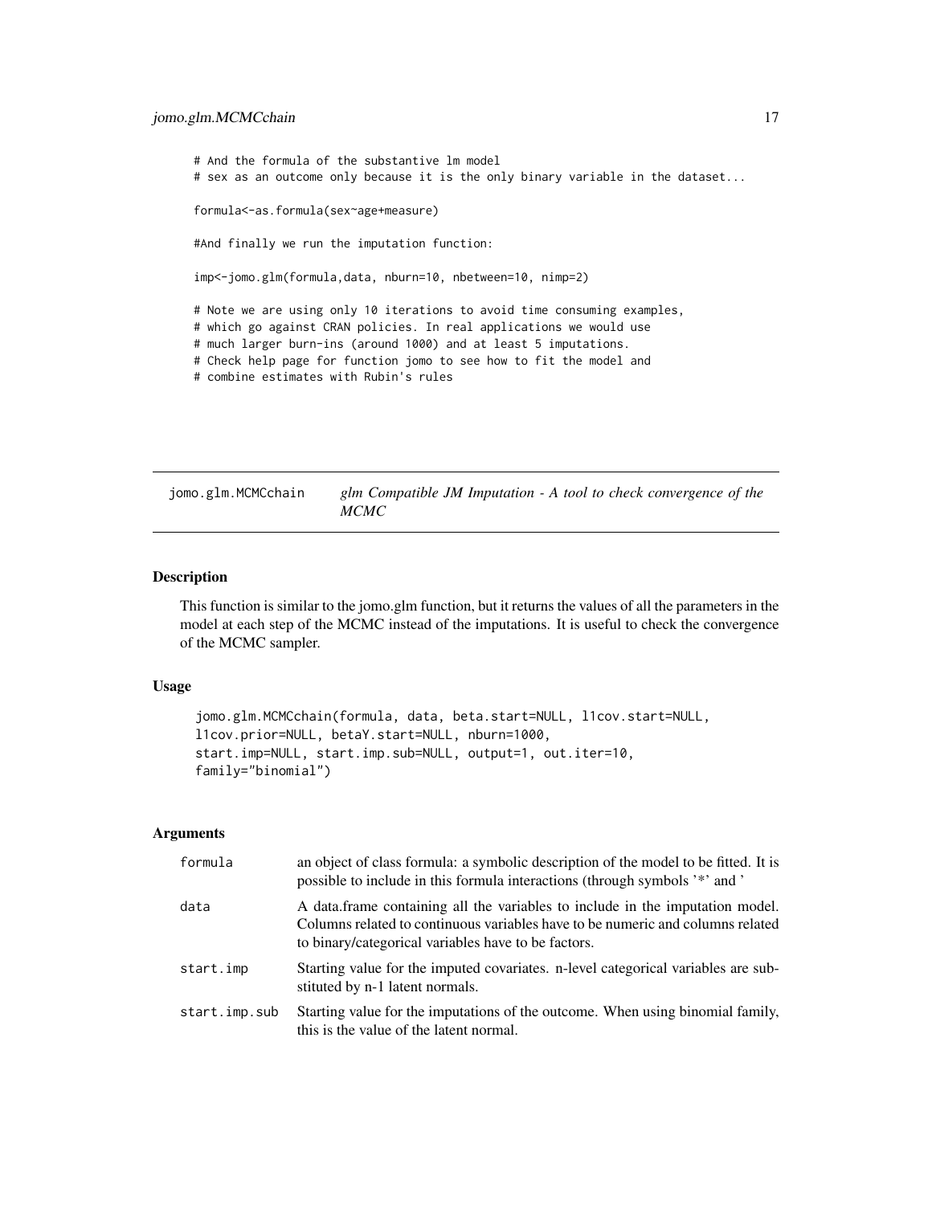```
# And the formula of the substantive lm model
# sex as an outcome only because it is the only binary variable in the dataset...

formula<-as.formula(sex~age+measure)

#And finally we run the imputation function:

imp<-jomo.glm(formula,data, nburn=10, nbetween=10, nimp=2)

# Note we are using only 10 iterations to avoid time consuming examples,
# which go against CRAN policies. In real applications we would use
# much larger burn-ins (around 1000) and at least 5 imputations.
# Check help page for function jomo to see how to fit the model and
# combine estimates with Rubin's rules
```

---

## jomo.glm.MCMCchain — *glm Compatible JM Imputation - A tool to check convergence of the MCMC*

### Description

This function is similar to the jomo.glm function, but it returns the values of all the parameters in the model at each step of the MCMC instead of the imputations. It is useful to check the convergence of the MCMC sampler.

### Usage

```
jomo.glm.MCMCchain(formula, data, beta.start=NULL, l1cov.start=NULL,
l1cov.prior=NULL, betaY.start=NULL, nburn=1000,
start.imp=NULL, start.imp.sub=NULL, output=1, out.iter=10,
family="binomial")
```

### Arguments

| | |
|---|---|
| formula | an object of class formula: a symbolic description of the model to be fitted. It is possible to include in this formula interactions (through symbols '*' and ' |
| data | A data.frame containing all the variables to include in the imputation model. Columns related to continuous variables have to be numeric and columns related to binary/categorical variables have to be factors. |
| start.imp | Starting value for the imputed covariates. n-level categorical variables are substituted by n-1 latent normals. |
| start.imp.sub | Starting value for the imputations of the outcome. When using binomial family, this is the value of the latent normal. |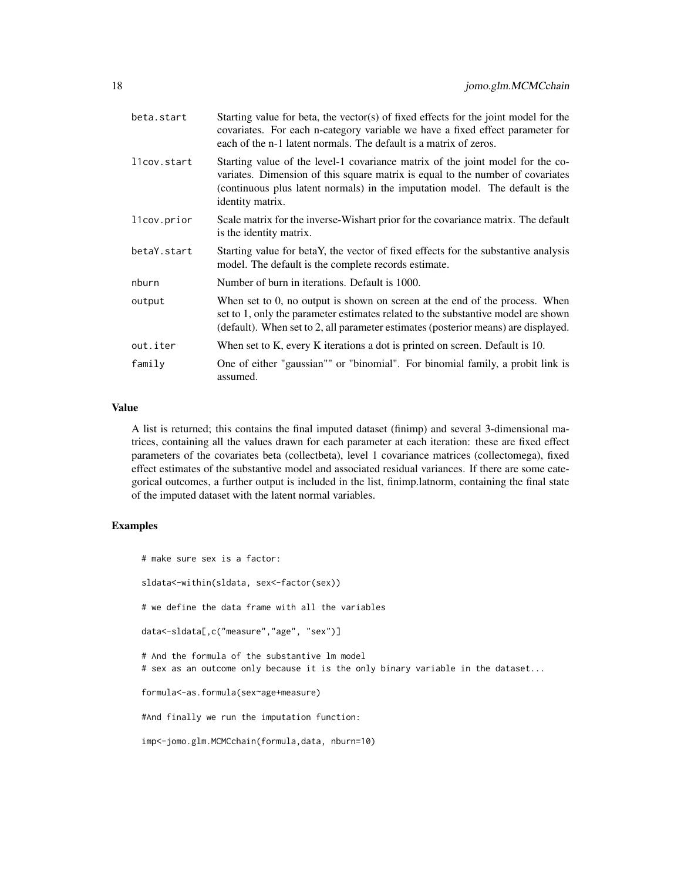| | |
|---|---|
| beta.start | Starting value for beta, the vector(s) of fixed effects for the joint model for the covariates. For each n-category variable we have a fixed effect parameter for each of the n-1 latent normals. The default is a matrix of zeros. |
| l1cov.start | Starting value of the level-1 covariance matrix of the joint model for the covariates. Dimension of this square matrix is equal to the number of covariates (continuous plus latent normals) in the imputation model. The default is the identity matrix. |
| l1cov.prior | Scale matrix for the inverse-Wishart prior for the covariance matrix. The default is the identity matrix. |
| betaY.start | Starting value for betaY, the vector of fixed effects for the substantive analysis model. The default is the complete records estimate. |
| nburn | Number of burn in iterations. Default is 1000. |
| output | When set to 0, no output is shown on screen at the end of the process. When set to 1, only the parameter estimates related to the substantive model are shown (default). When set to 2, all parameter estimates (posterior means) are displayed. |
| out.iter | When set to K, every K iterations a dot is printed on screen. Default is 10. |
| family | One of either "gaussian"" or "binomial". For binomial family, a probit link is assumed. |

## Value

A list is returned; this contains the final imputed dataset (finimp) and several 3-dimensional matrices, containing all the values drawn for each parameter at each iteration: these are fixed effect parameters of the covariates beta (collectbeta), level 1 covariance matrices (collectomega), fixed effect estimates of the substantive model and associated residual variances. If there are some categorical outcomes, a further output is included in the list, finimp.latnorm, containing the final state of the imputed dataset with the latent normal variables.

## Examples

```
# make sure sex is a factor:

sldata<-within(sldata, sex<-factor(sex))

# we define the data frame with all the variables

data<-sldata[,c("measure","age", "sex")]

# And the formula of the substantive lm model
# sex as an outcome only because it is the only binary variable in the dataset...

formula<-as.formula(sex~age+measure)

#And finally we run the imputation function:

imp<-jomo.glm.MCMCchain(formula,data, nburn=10)
```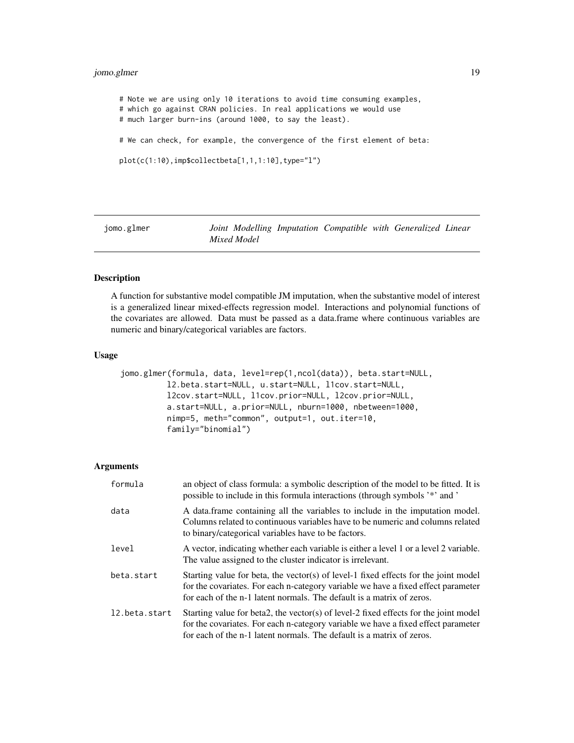```
# Note we are using only 10 iterations to avoid time consuming examples,
# which go against CRAN policies. In real applications we would use
# much larger burn-ins (around 1000, to say the least).

# We can check, for example, the convergence of the first element of beta:

plot(c(1:10),imp$collectbeta[1,1,1:10],type="l")
```

---

## jomo.glmer — *Joint Modelling Imputation Compatible with Generalized Linear Mixed Model*

---

### Description

A function for substantive model compatible JM imputation, when the substantive model of interest is a generalized linear mixed-effects regression model. Interactions and polynomial functions of the covariates are allowed. Data must be passed as a data.frame where continuous variables are numeric and binary/categorical variables are factors.

### Usage

```
jomo.glmer(formula, data, level=rep(1,ncol(data)), beta.start=NULL,
          l2.beta.start=NULL, u.start=NULL, l1cov.start=NULL,
          l2cov.start=NULL, l1cov.prior=NULL, l2cov.prior=NULL,
          a.start=NULL, a.prior=NULL, nburn=1000, nbetween=1000,
          nimp=5, meth="common", output=1, out.iter=10,
          family="binomial")
```

### Arguments

| | |
|---|---|
| `formula` | an object of class formula: a symbolic description of the model to be fitted. It is possible to include in this formula interactions (through symbols '*' and ' |
| `data` | A data.frame containing all the variables to include in the imputation model. Columns related to continuous variables have to be numeric and columns related to binary/categorical variables have to be factors. |
| `level` | A vector, indicating whether each variable is either a level 1 or a level 2 variable. The value assigned to the cluster indicator is irrelevant. |
| `beta.start` | Starting value for beta, the vector(s) of level-1 fixed effects for the joint model for the covariates. For each n-category variable we have a fixed effect parameter for each of the n-1 latent normals. The default is a matrix of zeros. |
| `l2.beta.start` | Starting value for beta2, the vector(s) of level-2 fixed effects for the joint model for the covariates. For each n-category variable we have a fixed effect parameter for each of the n-1 latent normals. The default is a matrix of zeros. |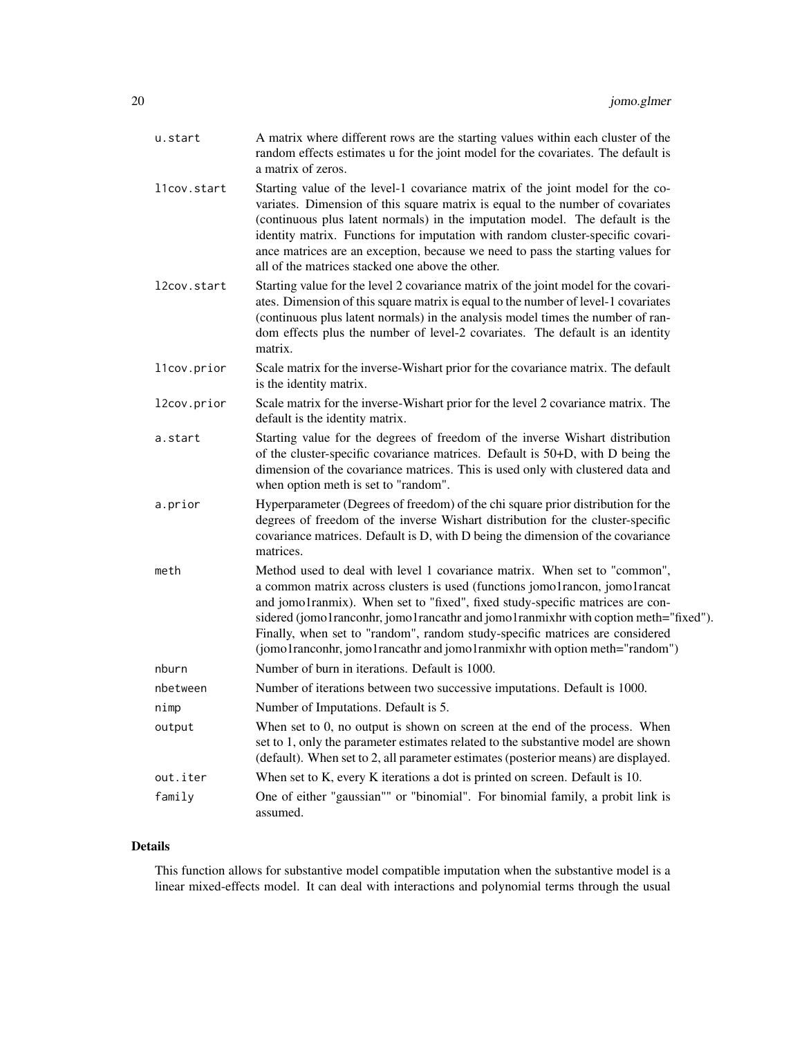| | |
|---|---|
| u.start | A matrix where different rows are the starting values within each cluster of the random effects estimates u for the joint model for the covariates. The default is a matrix of zeros. |
| l1cov.start | Starting value of the level-1 covariance matrix of the joint model for the covariates. Dimension of this square matrix is equal to the number of covariates (continuous plus latent normals) in the imputation model. The default is the identity matrix. Functions for imputation with random cluster-specific covariance matrices are an exception, because we need to pass the starting values for all of the matrices stacked one above the other. |
| l2cov.start | Starting value for the level 2 covariance matrix of the joint model for the covariates. Dimension of this square matrix is equal to the number of level-1 covariates (continuous plus latent normals) in the analysis model times the number of random effects plus the number of level-2 covariates. The default is an identity matrix. |
| l1cov.prior | Scale matrix for the inverse-Wishart prior for the covariance matrix. The default is the identity matrix. |
| l2cov.prior | Scale matrix for the inverse-Wishart prior for the level 2 covariance matrix. The default is the identity matrix. |
| a.start | Starting value for the degrees of freedom of the inverse Wishart distribution of the cluster-specific covariance matrices. Default is 50+D, with D being the dimension of the covariance matrices. This is used only with clustered data and when option meth is set to "random". |
| a.prior | Hyperparameter (Degrees of freedom) of the chi square prior distribution for the degrees of freedom of the inverse Wishart distribution for the cluster-specific covariance matrices. Default is D, with D being the dimension of the covariance matrices. |
| meth | Method used to deal with level 1 covariance matrix. When set to "common", a common matrix across clusters is used (functions jomo1rancon, jomo1rancat and jomo1ranmix). When set to "fixed", fixed study-specific matrices are considered (jomo1ranconhr, jomo1rancathr and jomo1ranmixhr with coption meth="fixed"). Finally, when set to "random", random study-specific matrices are considered (jomo1ranconhr, jomo1rancathr and jomo1ranmixhr with option meth="random") |
| nburn | Number of burn in iterations. Default is 1000. |
| nbetween | Number of iterations between two successive imputations. Default is 1000. |
| nimp | Number of Imputations. Default is 5. |
| output | When set to 0, no output is shown on screen at the end of the process. When set to 1, only the parameter estimates related to the substantive model are shown (default). When set to 2, all parameter estimates (posterior means) are displayed. |
| out.iter | When set to K, every K iterations a dot is printed on screen. Default is 10. |
| family | One of either "gaussian"" or "binomial". For binomial family, a probit link is assumed. |

## Details

This function allows for substantive model compatible imputation when the substantive model is a linear mixed-effects model. It can deal with interactions and polynomial terms through the usual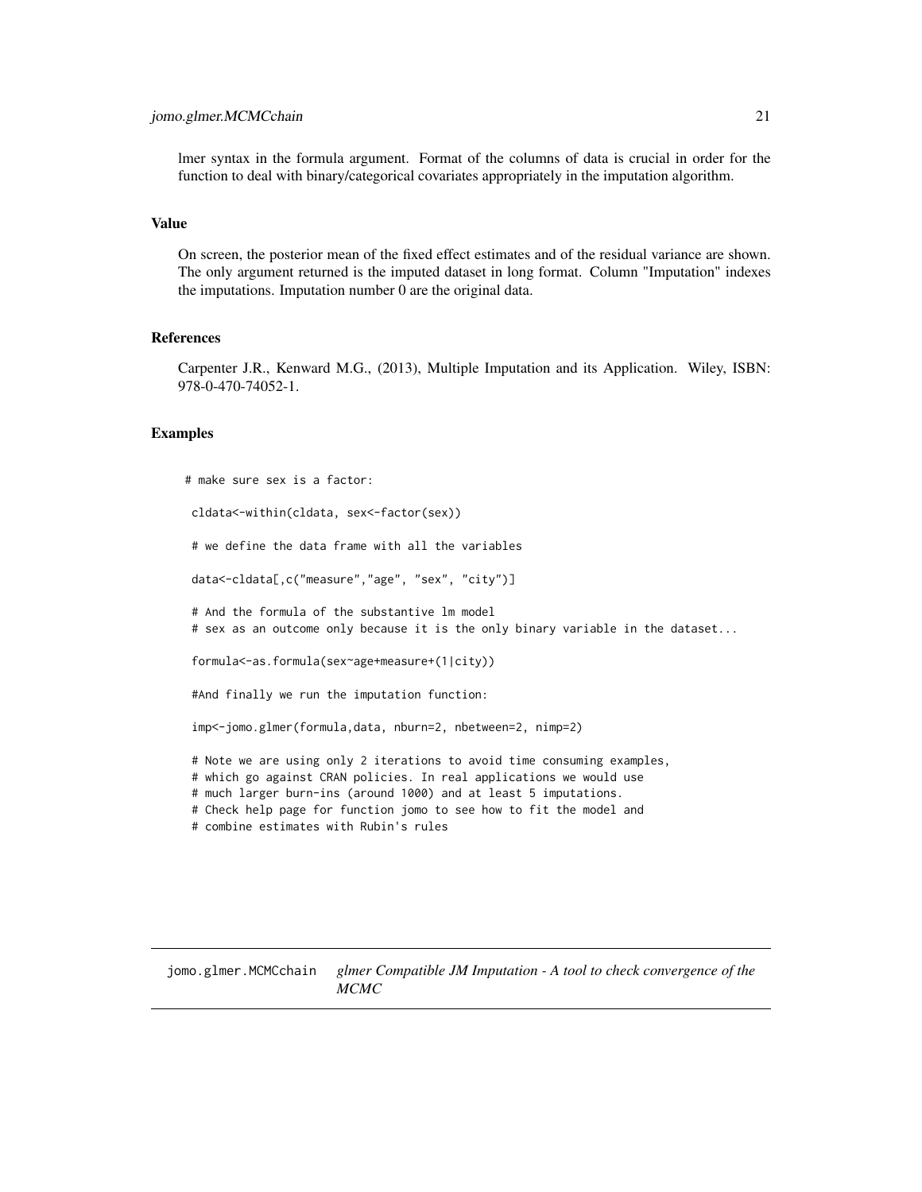lmer syntax in the formula argument. Format of the columns of data is crucial in order for the function to deal with binary/categorical covariates appropriately in the imputation algorithm.

### Value

On screen, the posterior mean of the fixed effect estimates and of the residual variance are shown. The only argument returned is the imputed dataset in long format. Column "Imputation" indexes the imputations. Imputation number 0 are the original data.

### References

Carpenter J.R., Kenward M.G., (2013), Multiple Imputation and its Application. Wiley, ISBN: 978-0-470-74052-1.

### Examples

```
# make sure sex is a factor:

 cldata<-within(cldata, sex<-factor(sex))

 # we define the data frame with all the variables

 data<-cldata[,c("measure","age", "sex", "city")]

 # And the formula of the substantive lm model
 # sex as an outcome only because it is the only binary variable in the dataset...

 formula<-as.formula(sex~age+measure+(1|city))

 #And finally we run the imputation function:

 imp<-jomo.glmer(formula,data, nburn=2, nbetween=2, nimp=2)

 # Note we are using only 2 iterations to avoid time consuming examples,
 # which go against CRAN policies. In real applications we would use
 # much larger burn-ins (around 1000) and at least 5 imputations.
 # Check help page for function jomo to see how to fit the model and
 # combine estimates with Rubin's rules
```

---

## jomo.glmer.MCMCchain *glmer Compatible JM Imputation - A tool to check convergence of the MCMC*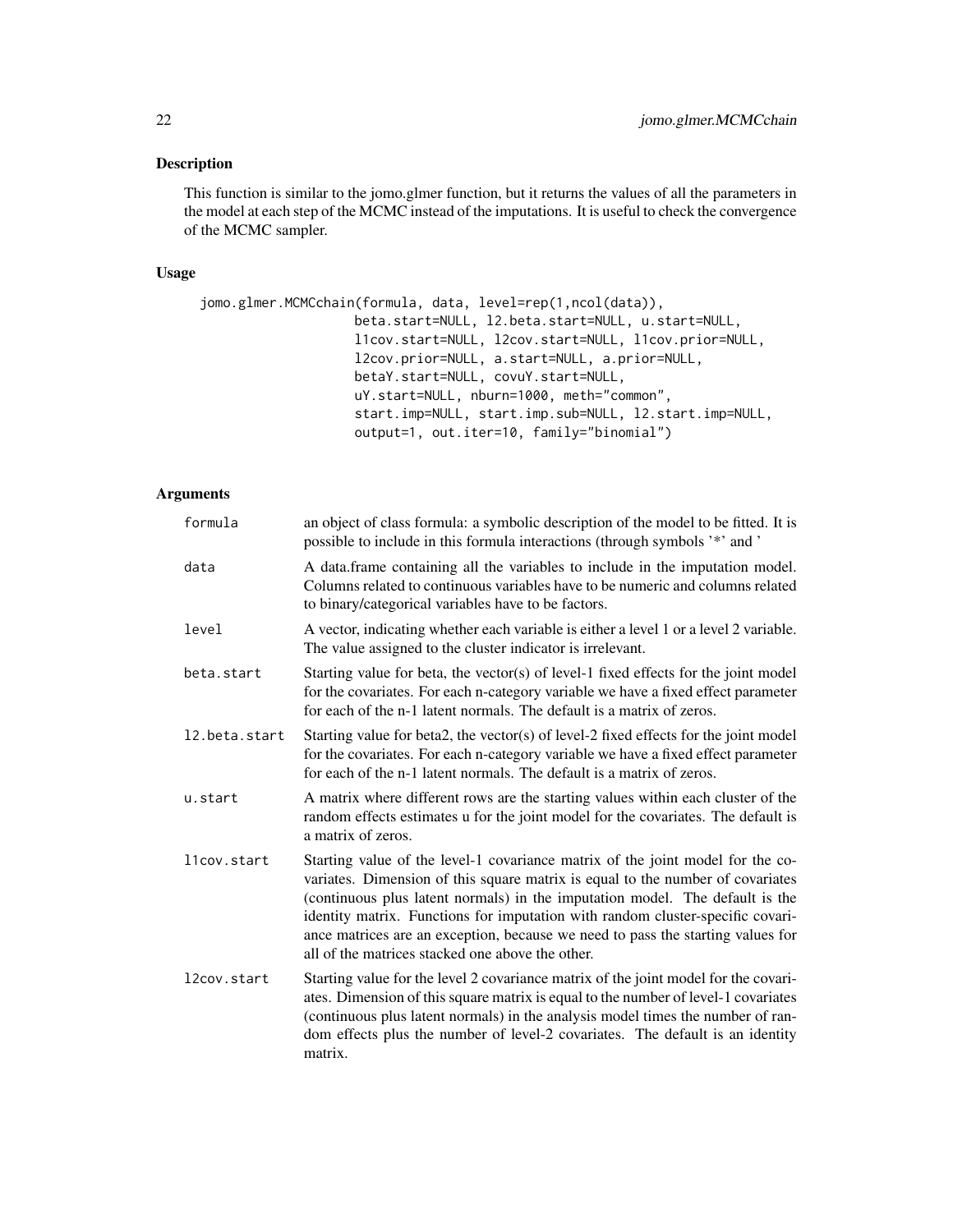## Description

This function is similar to the jomo.glmer function, but it returns the values of all the parameters in the model at each step of the MCMC instead of the imputations. It is useful to check the convergence of the MCMC sampler.

## Usage

```
jomo.glmer.MCMCchain(formula, data, level=rep(1,ncol(data)),
                     beta.start=NULL, l2.beta.start=NULL, u.start=NULL,
                     l1cov.start=NULL, l2cov.start=NULL, l1cov.prior=NULL,
                     l2cov.prior=NULL, a.start=NULL, a.prior=NULL,
                     betaY.start=NULL, covuY.start=NULL,
                     uY.start=NULL, nburn=1000, meth="common",
                     start.imp=NULL, start.imp.sub=NULL, l2.start.imp=NULL,
                     output=1, out.iter=10, family="binomial")
```

## Arguments

| | |
|---|---|
| `formula` | an object of class formula: a symbolic description of the model to be fitted. It is possible to include in this formula interactions (through symbols '*' and ' |
| `data` | A data.frame containing all the variables to include in the imputation model. Columns related to continuous variables have to be numeric and columns related to binary/categorical variables have to be factors. |
| `level` | A vector, indicating whether each variable is either a level 1 or a level 2 variable. The value assigned to the cluster indicator is irrelevant. |
| `beta.start` | Starting value for beta, the vector(s) of level-1 fixed effects for the joint model for the covariates. For each n-category variable we have a fixed effect parameter for each of the n-1 latent normals. The default is a matrix of zeros. |
| `l2.beta.start` | Starting value for beta2, the vector(s) of level-2 fixed effects for the joint model for the covariates. For each n-category variable we have a fixed effect parameter for each of the n-1 latent normals. The default is a matrix of zeros. |
| `u.start` | A matrix where different rows are the starting values within each cluster of the random effects estimates u for the joint model for the covariates. The default is a matrix of zeros. |
| `l1cov.start` | Starting value of the level-1 covariance matrix of the joint model for the covariates. Dimension of this square matrix is equal to the number of covariates (continuous plus latent normals) in the imputation model. The default is the identity matrix. Functions for imputation with random cluster-specific covariance matrices are an exception, because we need to pass the starting values for all of the matrices stacked one above the other. |
| `l2cov.start` | Starting value for the level 2 covariance matrix of the joint model for the covariates. Dimension of this square matrix is equal to the number of level-1 covariates (continuous plus latent normals) in the analysis model times the number of random effects plus the number of level-2 covariates. The default is an identity matrix. |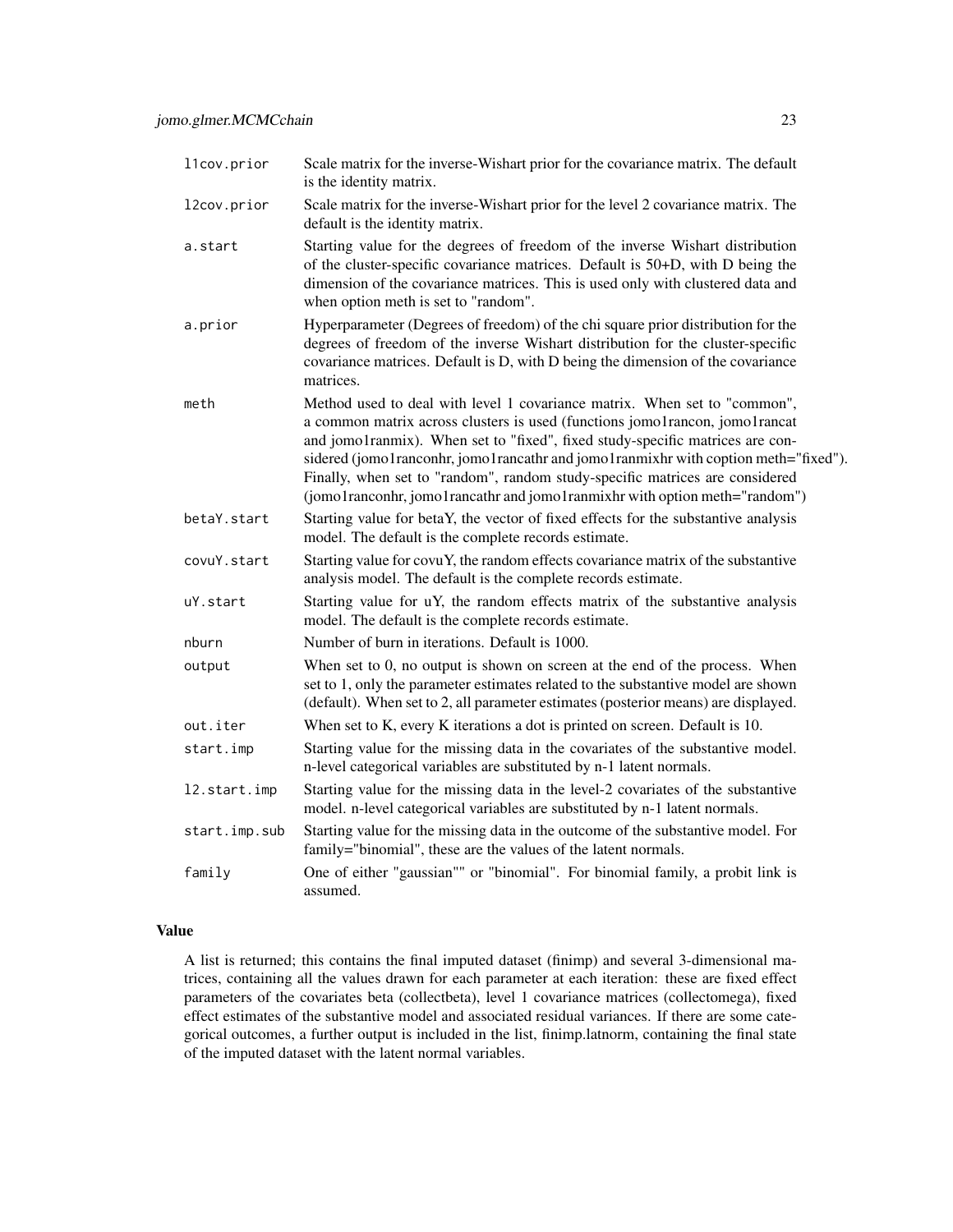| | |
|---|---|
| l1cov.prior | Scale matrix for the inverse-Wishart prior for the covariance matrix. The default is the identity matrix. |
| l2cov.prior | Scale matrix for the inverse-Wishart prior for the level 2 covariance matrix. The default is the identity matrix. |
| a.start | Starting value for the degrees of freedom of the inverse Wishart distribution of the cluster-specific covariance matrices. Default is 50+D, with D being the dimension of the covariance matrices. This is used only with clustered data and when option meth is set to "random". |
| a.prior | Hyperparameter (Degrees of freedom) of the chi square prior distribution for the degrees of freedom of the inverse Wishart distribution for the cluster-specific covariance matrices. Default is D, with D being the dimension of the covariance matrices. |
| meth | Method used to deal with level 1 covariance matrix. When set to "common", a common matrix across clusters is used (functions jomo1rancon, jomo1rancat and jomo1ranmix). When set to "fixed", fixed study-specific matrices are considered (jomo1ranconhr, jomo1rancathr and jomo1ranmixhr with coption meth="fixed"). Finally, when set to "random", random study-specific matrices are considered (jomo1ranconhr, jomo1rancathr and jomo1ranmixhr with option meth="random") |
| betaY.start | Starting value for betaY, the vector of fixed effects for the substantive analysis model. The default is the complete records estimate. |
| covuY.start | Starting value for covuY, the random effects covariance matrix of the substantive analysis model. The default is the complete records estimate. |
| uY.start | Starting value for uY, the random effects matrix of the substantive analysis model. The default is the complete records estimate. |
| nburn | Number of burn in iterations. Default is 1000. |
| output | When set to 0, no output is shown on screen at the end of the process. When set to 1, only the parameter estimates related to the substantive model are shown (default). When set to 2, all parameter estimates (posterior means) are displayed. |
| out.iter | When set to K, every K iterations a dot is printed on screen. Default is 10. |
| start.imp | Starting value for the missing data in the covariates of the substantive model. n-level categorical variables are substituted by n-1 latent normals. |
| l2.start.imp | Starting value for the missing data in the level-2 covariates of the substantive model. n-level categorical variables are substituted by n-1 latent normals. |
| start.imp.sub | Starting value for the missing data in the outcome of the substantive model. For family="binomial", these are the values of the latent normals. |
| family | One of either "gaussian"" or "binomial". For binomial family, a probit link is assumed. |

## Value

A list is returned; this contains the final imputed dataset (finimp) and several 3-dimensional matrices, containing all the values drawn for each parameter at each iteration: these are fixed effect parameters of the covariates beta (collectbeta), level 1 covariance matrices (collectomega), fixed effect estimates of the substantive model and associated residual variances. If there are some categorical outcomes, a further output is included in the list, finimp.latnorm, containing the final state of the imputed dataset with the latent normal variables.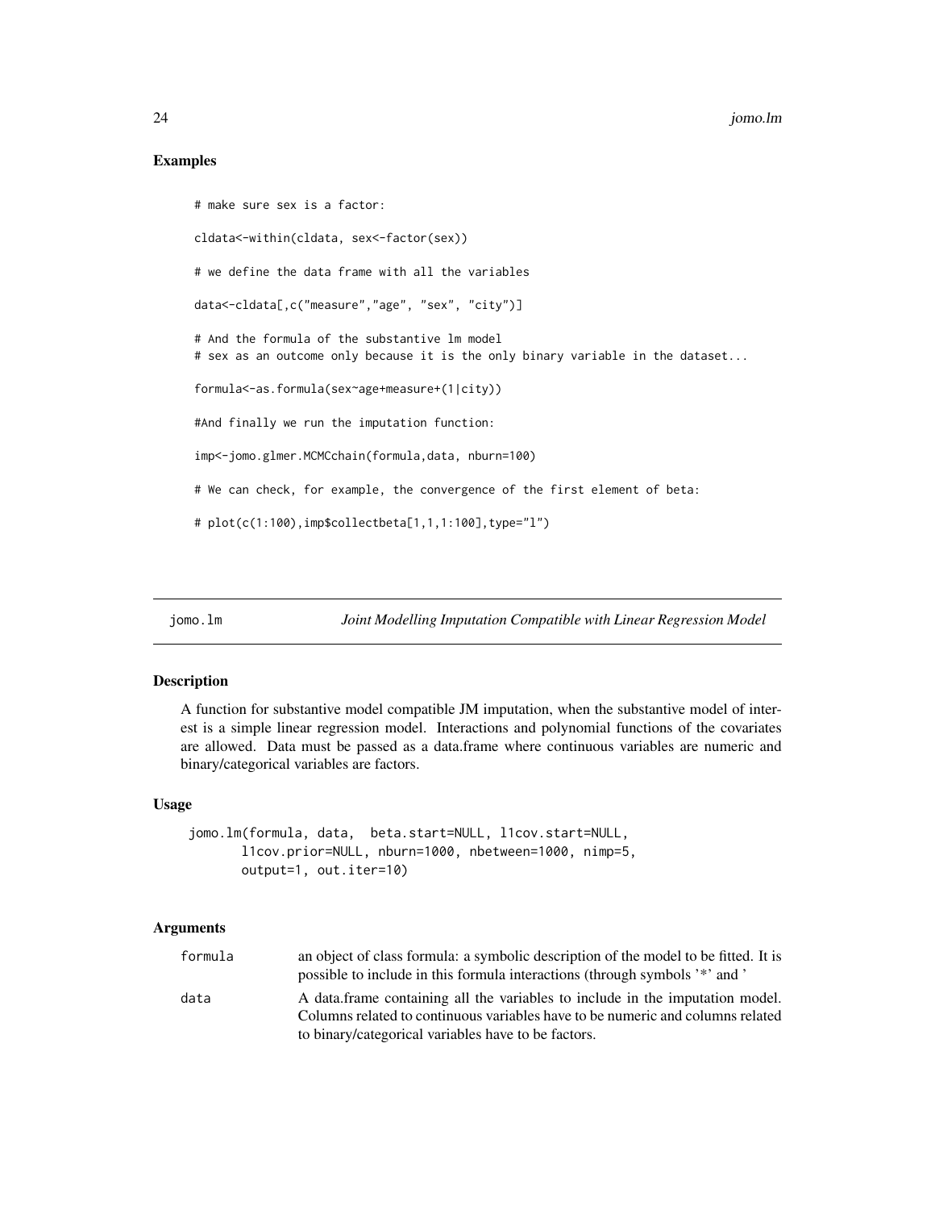### Examples

```
# make sure sex is a factor:

cldata<-within(cldata, sex<-factor(sex))

# we define the data frame with all the variables

data<-cldata[,c("measure","age", "sex", "city")]

# And the formula of the substantive lm model
# sex as an outcome only because it is the only binary variable in the dataset...

formula<-as.formula(sex~age+measure+(1|city))

#And finally we run the imputation function:

imp<-jomo.glmer.MCMCchain(formula,data, nburn=100)

# We can check, for example, the convergence of the first element of beta:

# plot(c(1:100),imp$collectbeta[1,1,1:100],type="l")
```

---

`jomo.lm` *Joint Modelling Imputation Compatible with Linear Regression Model*

---

### Description

A function for substantive model compatible JM imputation, when the substantive model of interest is a simple linear regression model. Interactions and polynomial functions of the covariates are allowed. Data must be passed as a data.frame where continuous variables are numeric and binary/categorical variables are factors.

### Usage

```
jomo.lm(formula, data,  beta.start=NULL, l1cov.start=NULL,
       l1cov.prior=NULL, nburn=1000, nbetween=1000, nimp=5,
       output=1, out.iter=10)
```

### Arguments

| | |
|---|---|
| `formula` | an object of class formula: a symbolic description of the model to be fitted. It is possible to include in this formula interactions (through symbols '*' and ' |
| `data` | A data.frame containing all the variables to include in the imputation model. Columns related to continuous variables have to be numeric and columns related to binary/categorical variables have to be factors. |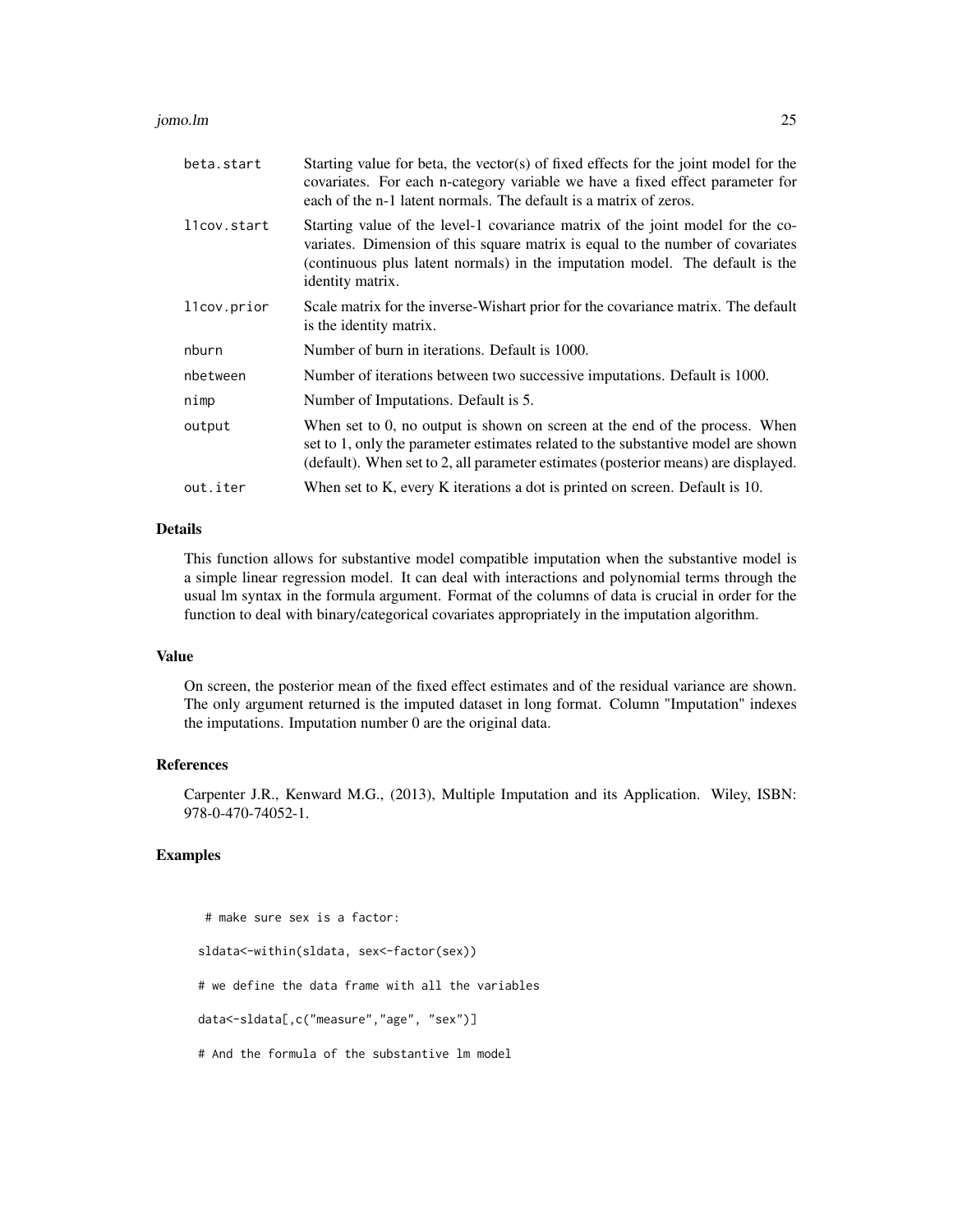| | |
|---|---|
| beta.start | Starting value for beta, the vector(s) of fixed effects for the joint model for the covariates. For each n-category variable we have a fixed effect parameter for each of the n-1 latent normals. The default is a matrix of zeros. |
| l1cov.start | Starting value of the level-1 covariance matrix of the joint model for the covariates. Dimension of this square matrix is equal to the number of covariates (continuous plus latent normals) in the imputation model. The default is the identity matrix. |
| l1cov.prior | Scale matrix for the inverse-Wishart prior for the covariance matrix. The default is the identity matrix. |
| nburn | Number of burn in iterations. Default is 1000. |
| nbetween | Number of iterations between two successive imputations. Default is 1000. |
| nimp | Number of Imputations. Default is 5. |
| output | When set to 0, no output is shown on screen at the end of the process. When set to 1, only the parameter estimates related to the substantive model are shown (default). When set to 2, all parameter estimates (posterior means) are displayed. |
| out.iter | When set to K, every K iterations a dot is printed on screen. Default is 10. |

## Details

This function allows for substantive model compatible imputation when the substantive model is a simple linear regression model. It can deal with interactions and polynomial terms through the usual lm syntax in the formula argument. Format of the columns of data is crucial in order for the function to deal with binary/categorical covariates appropriately in the imputation algorithm.

## Value

On screen, the posterior mean of the fixed effect estimates and of the residual variance are shown. The only argument returned is the imputed dataset in long format. Column "Imputation" indexes the imputations. Imputation number 0 are the original data.

## References

Carpenter J.R., Kenward M.G., (2013), Multiple Imputation and its Application. Wiley, ISBN: 978-0-470-74052-1.

## Examples

```
  # make sure sex is a factor:

 sldata<-within(sldata, sex<-factor(sex))

 # we define the data frame with all the variables

 data<-sldata[,c("measure","age", "sex")]

 # And the formula of the substantive lm model
```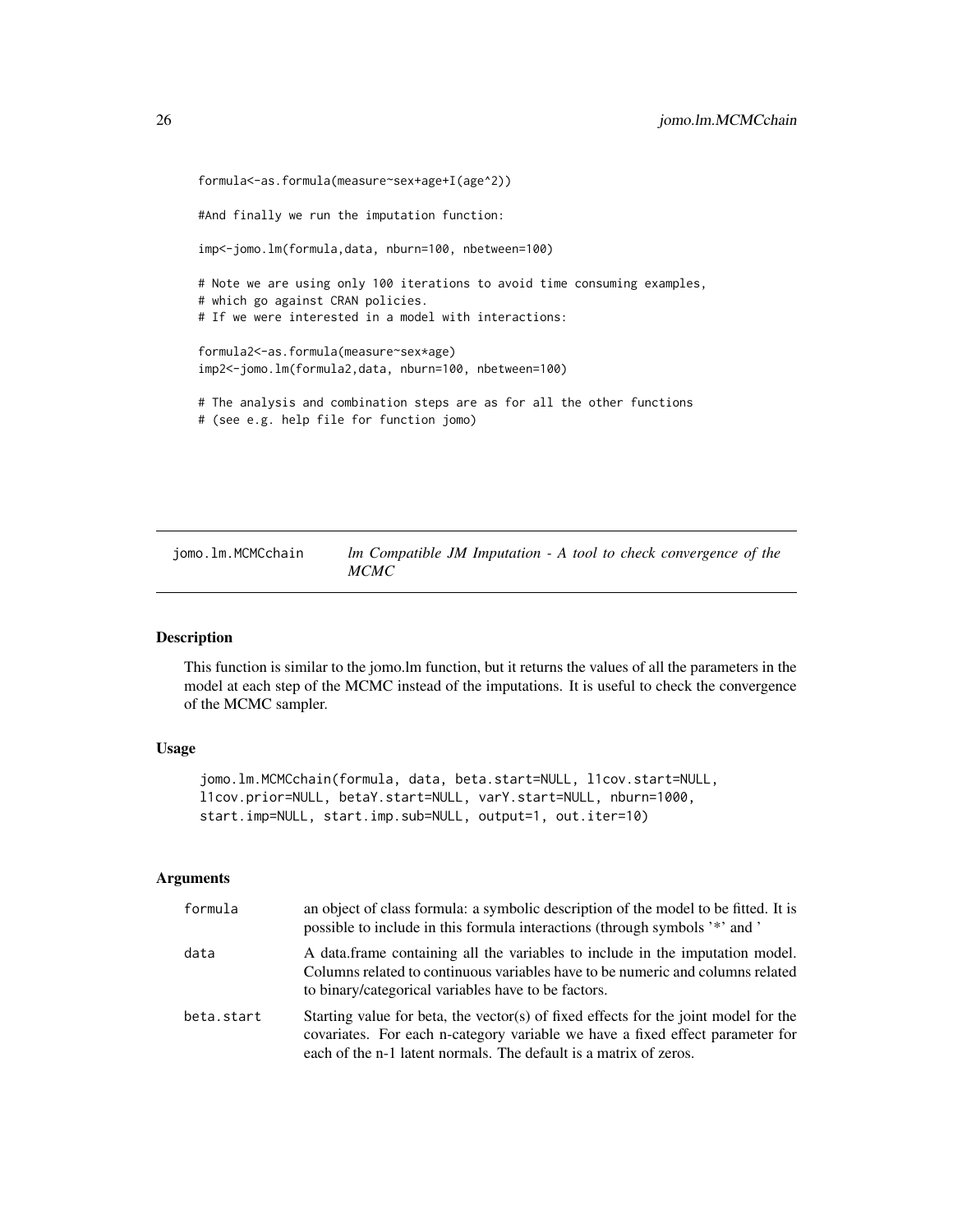```
formula<-as.formula(measure~sex+age+I(age^2))

#And finally we run the imputation function:

imp<-jomo.lm(formula,data, nburn=100, nbetween=100)

# Note we are using only 100 iterations to avoid time consuming examples,
# which go against CRAN policies.
# If we were interested in a model with interactions:

formula2<-as.formula(measure~sex*age)
imp2<-jomo.lm(formula2,data, nburn=100, nbetween=100)

# The analysis and combination steps are as for all the other functions
# (see e.g. help file for function jomo)
```

---

# jomo.lm.MCMCchain — *lm Compatible JM Imputation - A tool to check convergence of the MCMC*

---

## Description

This function is similar to the jomo.lm function, but it returns the values of all the parameters in the model at each step of the MCMC instead of the imputations. It is useful to check the convergence of the MCMC sampler.

## Usage

```
jomo.lm.MCMCchain(formula, data, beta.start=NULL, l1cov.start=NULL,
l1cov.prior=NULL, betaY.start=NULL, varY.start=NULL, nburn=1000,
start.imp=NULL, start.imp.sub=NULL, output=1, out.iter=10)
```

## Arguments

| | |
|---|---|
| formula | an object of class formula: a symbolic description of the model to be fitted. It is possible to include in this formula interactions (through symbols '*' and ' |
| data | A data.frame containing all the variables to include in the imputation model. Columns related to continuous variables have to be numeric and columns related to binary/categorical variables have to be factors. |
| beta.start | Starting value for beta, the vector(s) of fixed effects for the joint model for the covariates. For each n-category variable we have a fixed effect parameter for each of the n-1 latent normals. The default is a matrix of zeros. |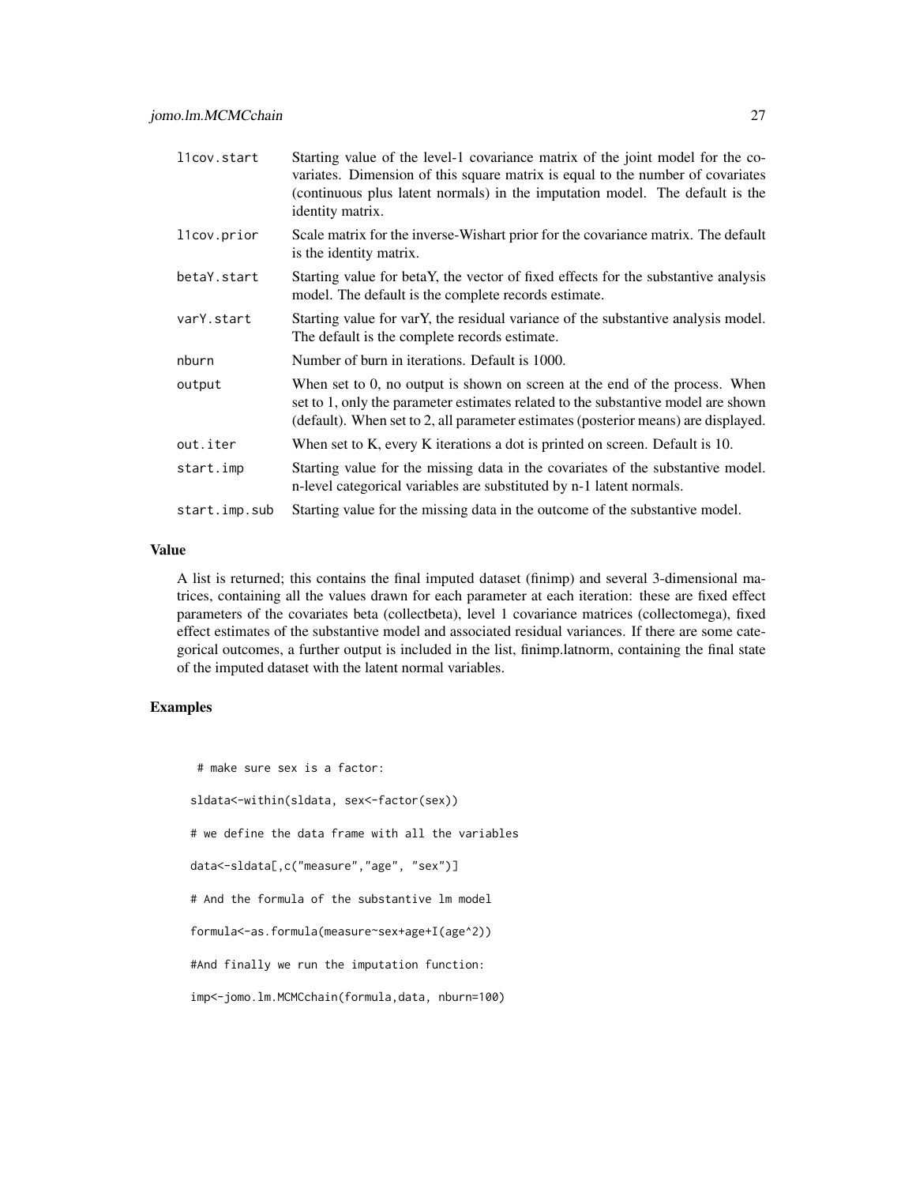| | |
|---|---|
| l1cov.start | Starting value of the level-1 covariance matrix of the joint model for the covariates. Dimension of this square matrix is equal to the number of covariates (continuous plus latent normals) in the imputation model. The default is the identity matrix. |
| l1cov.prior | Scale matrix for the inverse-Wishart prior for the covariance matrix. The default is the identity matrix. |
| betaY.start | Starting value for betaY, the vector of fixed effects for the substantive analysis model. The default is the complete records estimate. |
| varY.start | Starting value for varY, the residual variance of the substantive analysis model. The default is the complete records estimate. |
| nburn | Number of burn in iterations. Default is 1000. |
| output | When set to 0, no output is shown on screen at the end of the process. When set to 1, only the parameter estimates related to the substantive model are shown (default). When set to 2, all parameter estimates (posterior means) are displayed. |
| out.iter | When set to K, every K iterations a dot is printed on screen. Default is 10. |
| start.imp | Starting value for the missing data in the covariates of the substantive model. n-level categorical variables are substituted by n-1 latent normals. |
| start.imp.sub | Starting value for the missing data in the outcome of the substantive model. |

## Value

A list is returned; this contains the final imputed dataset (finimp) and several 3-dimensional matrices, containing all the values drawn for each parameter at each iteration: these are fixed effect parameters of the covariates beta (collectbeta), level 1 covariance matrices (collectomega), fixed effect estimates of the substantive model and associated residual variances. If there are some categorical outcomes, a further output is included in the list, finimp.latnorm, containing the final state of the imputed dataset with the latent normal variables.

## Examples

```
 # make sure sex is a factor:

sldata<-within(sldata, sex<-factor(sex))

# we define the data frame with all the variables

data<-sldata[,c("measure","age", "sex")]

# And the formula of the substantive lm model

formula<-as.formula(measure~sex+age+I(age^2))

#And finally we run the imputation function:

imp<-jomo.lm.MCMCchain(formula,data, nburn=100)
```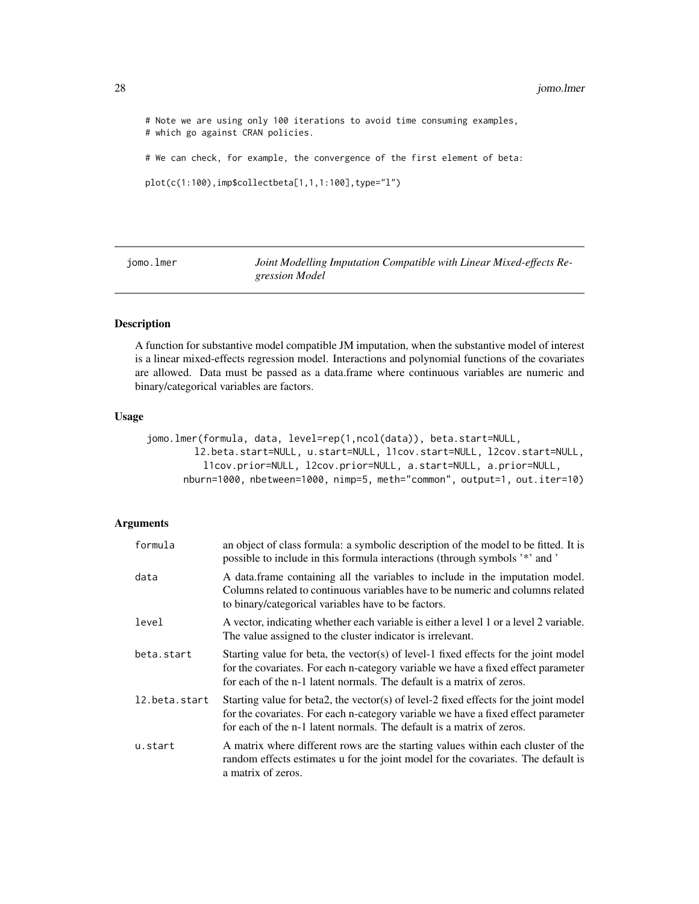```
# Note we are using only 100 iterations to avoid time consuming examples,
# which go against CRAN policies.

# We can check, for example, the convergence of the first element of beta:

plot(c(1:100),imp$collectbeta[1,1,1:100],type="l")
```

---

jomo.lmer — *Joint Modelling Imputation Compatible with Linear Mixed-effects Regression Model*

---

## Description

A function for substantive model compatible JM imputation, when the substantive model of interest is a linear mixed-effects regression model. Interactions and polynomial functions of the covariates are allowed. Data must be passed as a data.frame where continuous variables are numeric and binary/categorical variables are factors.

## Usage

```
jomo.lmer(formula, data, level=rep(1,ncol(data)), beta.start=NULL,
        l2.beta.start=NULL, u.start=NULL, l1cov.start=NULL, l2cov.start=NULL,
          l1cov.prior=NULL, l2cov.prior=NULL, a.start=NULL, a.prior=NULL,
       nburn=1000, nbetween=1000, nimp=5, meth="common", output=1, out.iter=10)
```

## Arguments

| | |
|---|---|
| `formula` | an object of class formula: a symbolic description of the model to be fitted. It is possible to include in this formula interactions (through symbols '*' and ' |
| `data` | A data.frame containing all the variables to include in the imputation model. Columns related to continuous variables have to be numeric and columns related to binary/categorical variables have to be factors. |
| `level` | A vector, indicating whether each variable is either a level 1 or a level 2 variable. The value assigned to the cluster indicator is irrelevant. |
| `beta.start` | Starting value for beta, the vector(s) of level-1 fixed effects for the joint model for the covariates. For each n-category variable we have a fixed effect parameter for each of the n-1 latent normals. The default is a matrix of zeros. |
| `l2.beta.start` | Starting value for beta2, the vector(s) of level-2 fixed effects for the joint model for the covariates. For each n-category variable we have a fixed effect parameter for each of the n-1 latent normals. The default is a matrix of zeros. |
| `u.start` | A matrix where different rows are the starting values within each cluster of the random effects estimates u for the joint model for the covariates. The default is a matrix of zeros. |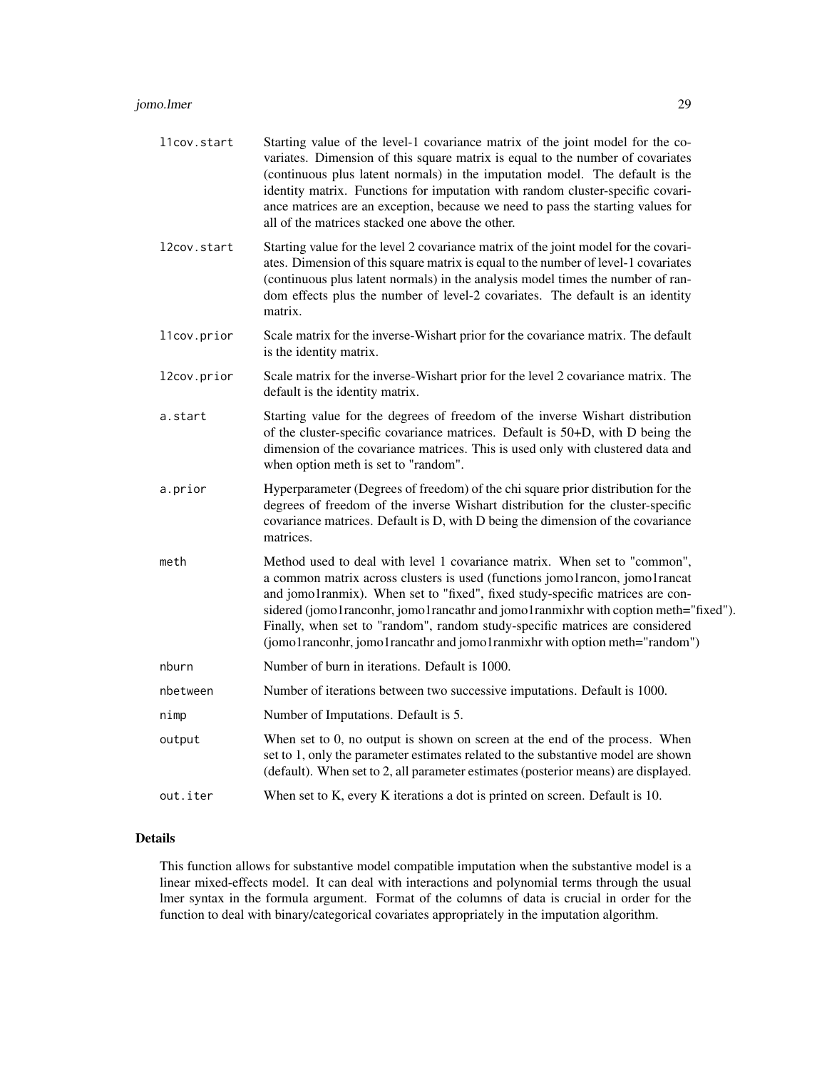| | |
|---|---|
| l1cov.start | Starting value of the level-1 covariance matrix of the joint model for the covariates. Dimension of this square matrix is equal to the number of covariates (continuous plus latent normals) in the imputation model. The default is the identity matrix. Functions for imputation with random cluster-specific covariance matrices are an exception, because we need to pass the starting values for all of the matrices stacked one above the other. |
| l2cov.start | Starting value for the level 2 covariance matrix of the joint model for the covariates. Dimension of this square matrix is equal to the number of level-1 covariates (continuous plus latent normals) in the analysis model times the number of random effects plus the number of level-2 covariates. The default is an identity matrix. |
| l1cov.prior | Scale matrix for the inverse-Wishart prior for the covariance matrix. The default is the identity matrix. |
| l2cov.prior | Scale matrix for the inverse-Wishart prior for the level 2 covariance matrix. The default is the identity matrix. |
| a.start | Starting value for the degrees of freedom of the inverse Wishart distribution of the cluster-specific covariance matrices. Default is 50+D, with D being the dimension of the covariance matrices. This is used only with clustered data and when option meth is set to "random". |
| a.prior | Hyperparameter (Degrees of freedom) of the chi square prior distribution for the degrees of freedom of the inverse Wishart distribution for the cluster-specific covariance matrices. Default is D, with D being the dimension of the covariance matrices. |
| meth | Method used to deal with level 1 covariance matrix. When set to "common", a common matrix across clusters is used (functions jomo1rancon, jomo1rancat and jomo1ranmix). When set to "fixed", fixed study-specific matrices are considered (jomo1ranconhr, jomo1rancathr and jomo1ranmixhr with coption meth="fixed"). Finally, when set to "random", random study-specific matrices are considered (jomo1ranconhr, jomo1rancathr and jomo1ranmixhr with option meth="random") |
| nburn | Number of burn in iterations. Default is 1000. |
| nbetween | Number of iterations between two successive imputations. Default is 1000. |
| nimp | Number of Imputations. Default is 5. |
| output | When set to 0, no output is shown on screen at the end of the process. When set to 1, only the parameter estimates related to the substantive model are shown (default). When set to 2, all parameter estimates (posterior means) are displayed. |
| out.iter | When set to K, every K iterations a dot is printed on screen. Default is 10. |

## Details

This function allows for substantive model compatible imputation when the substantive model is a linear mixed-effects model. It can deal with interactions and polynomial terms through the usual lmer syntax in the formula argument. Format of the columns of data is crucial in order for the function to deal with binary/categorical covariates appropriately in the imputation algorithm.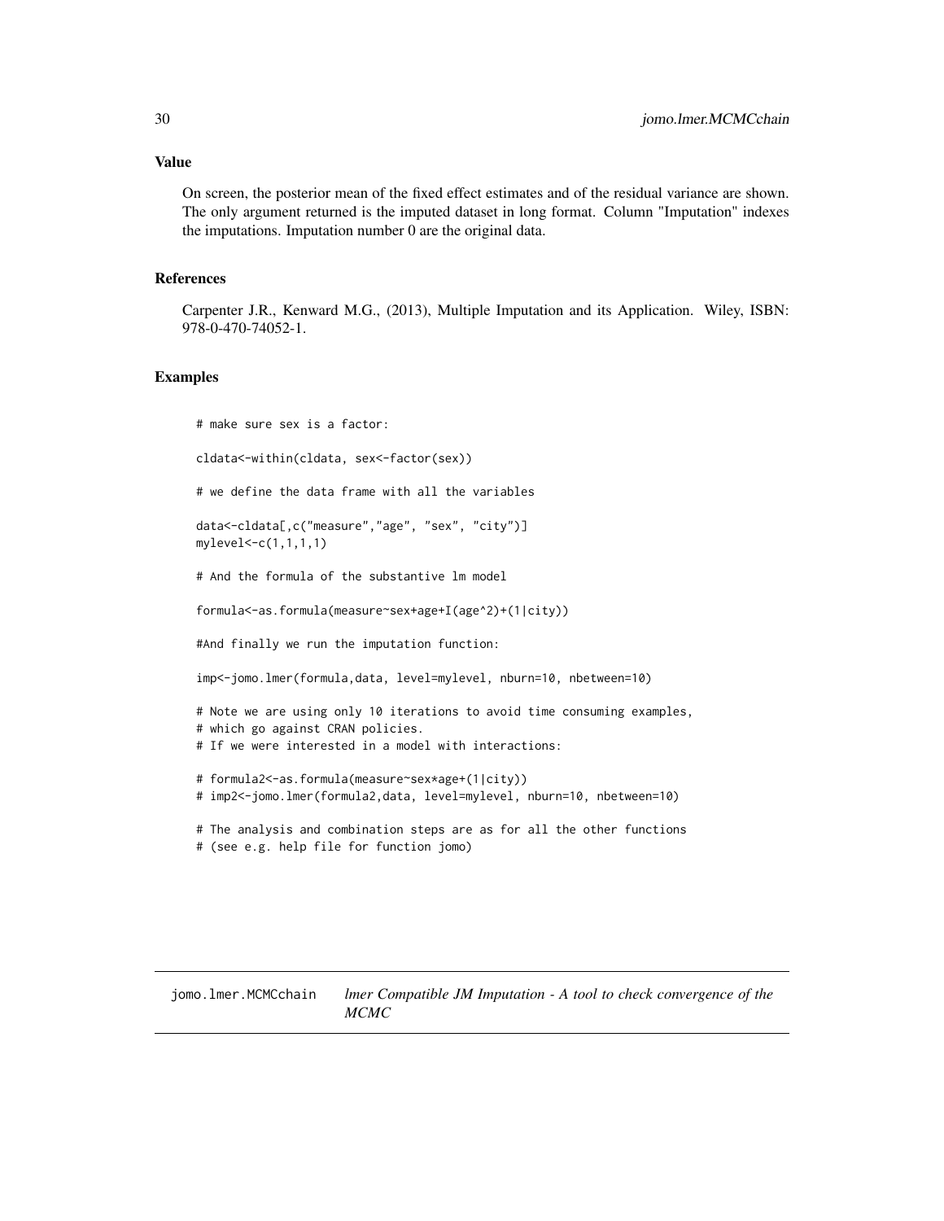### Value

On screen, the posterior mean of the fixed effect estimates and of the residual variance are shown. The only argument returned is the imputed dataset in long format. Column "Imputation" indexes the imputations. Imputation number 0 are the original data.

### References

Carpenter J.R., Kenward M.G., (2013), Multiple Imputation and its Application. Wiley, ISBN: 978-0-470-74052-1.

### Examples

```
# make sure sex is a factor:

cldata<-within(cldata, sex<-factor(sex))

# we define the data frame with all the variables

data<-cldata[,c("measure","age", "sex", "city")]
mylevel<-c(1,1,1,1)

# And the formula of the substantive lm model

formula<-as.formula(measure~sex+age+I(age^2)+(1|city))

#And finally we run the imputation function:

imp<-jomo.lmer(formula,data, level=mylevel, nburn=10, nbetween=10)

# Note we are using only 10 iterations to avoid time consuming examples,
# which go against CRAN policies.
# If we were interested in a model with interactions:

# formula2<-as.formula(measure~sex*age+(1|city))
# imp2<-jomo.lmer(formula2,data, level=mylevel, nburn=10, nbetween=10)

# The analysis and combination steps are as for all the other functions
# (see e.g. help file for function jomo)
```

---

## jomo.lmer.MCMCchain *lmer Compatible JM Imputation - A tool to check convergence of the MCMC*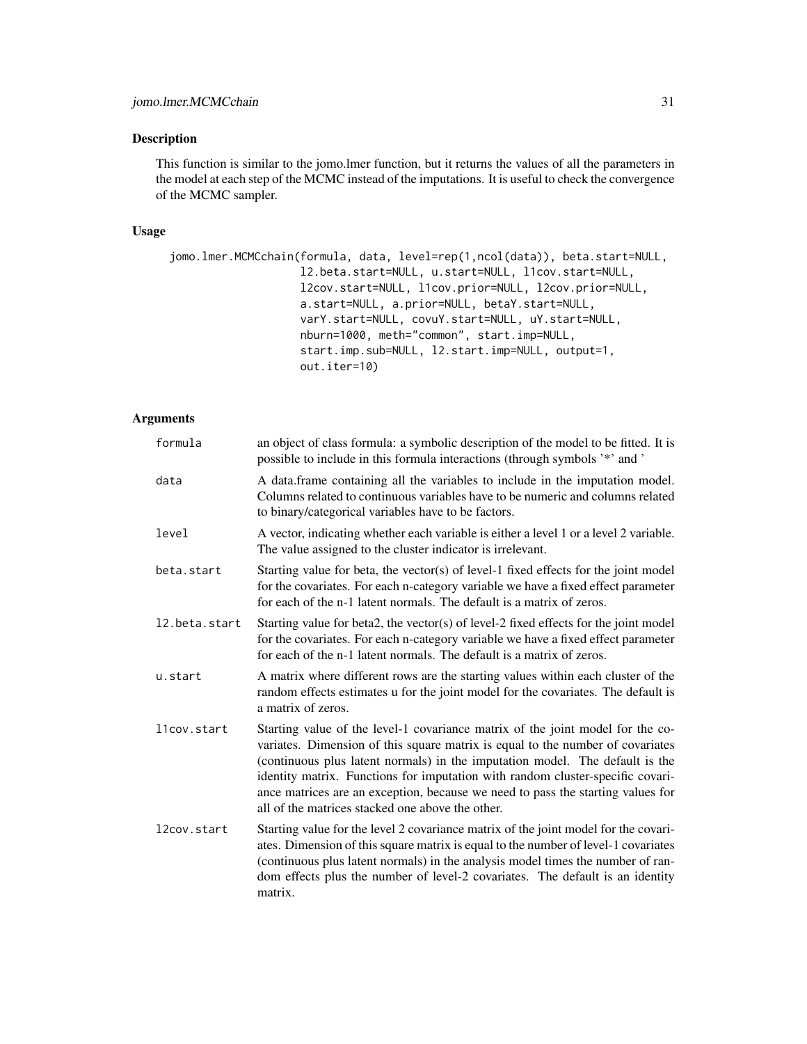## Description

This function is similar to the jomo.lmer function, but it returns the values of all the parameters in the model at each step of the MCMC instead of the imputations. It is useful to check the convergence of the MCMC sampler.

## Usage

```
jomo.lmer.MCMCchain(formula, data, level=rep(1,ncol(data)), beta.start=NULL,
                    l2.beta.start=NULL, u.start=NULL, l1cov.start=NULL,
                    l2cov.start=NULL, l1cov.prior=NULL, l2cov.prior=NULL,
                    a.start=NULL, a.prior=NULL, betaY.start=NULL,
                    varY.start=NULL, covuY.start=NULL, uY.start=NULL,
                    nburn=1000, meth="common", start.imp=NULL,
                    start.imp.sub=NULL, l2.start.imp=NULL, output=1,
                    out.iter=10)
```

## Arguments

| | |
|---|---|
| formula | an object of class formula: a symbolic description of the model to be fitted. It is possible to include in this formula interactions (through symbols '*' and ' |
| data | A data.frame containing all the variables to include in the imputation model. Columns related to continuous variables have to be numeric and columns related to binary/categorical variables have to be factors. |
| level | A vector, indicating whether each variable is either a level 1 or a level 2 variable. The value assigned to the cluster indicator is irrelevant. |
| beta.start | Starting value for beta, the vector(s) of level-1 fixed effects for the joint model for the covariates. For each n-category variable we have a fixed effect parameter for each of the n-1 latent normals. The default is a matrix of zeros. |
| l2.beta.start | Starting value for beta2, the vector(s) of level-2 fixed effects for the joint model for the covariates. For each n-category variable we have a fixed effect parameter for each of the n-1 latent normals. The default is a matrix of zeros. |
| u.start | A matrix where different rows are the starting values within each cluster of the random effects estimates u for the joint model for the covariates. The default is a matrix of zeros. |
| l1cov.start | Starting value of the level-1 covariance matrix of the joint model for the covariates. Dimension of this square matrix is equal to the number of covariates (continuous plus latent normals) in the imputation model. The default is the identity matrix. Functions for imputation with random cluster-specific covariance matrices are an exception, because we need to pass the starting values for all of the matrices stacked one above the other. |
| l2cov.start | Starting value for the level 2 covariance matrix of the joint model for the covariates. Dimension of this square matrix is equal to the number of level-1 covariates (continuous plus latent normals) in the analysis model times the number of random effects plus the number of level-2 covariates. The default is an identity matrix. |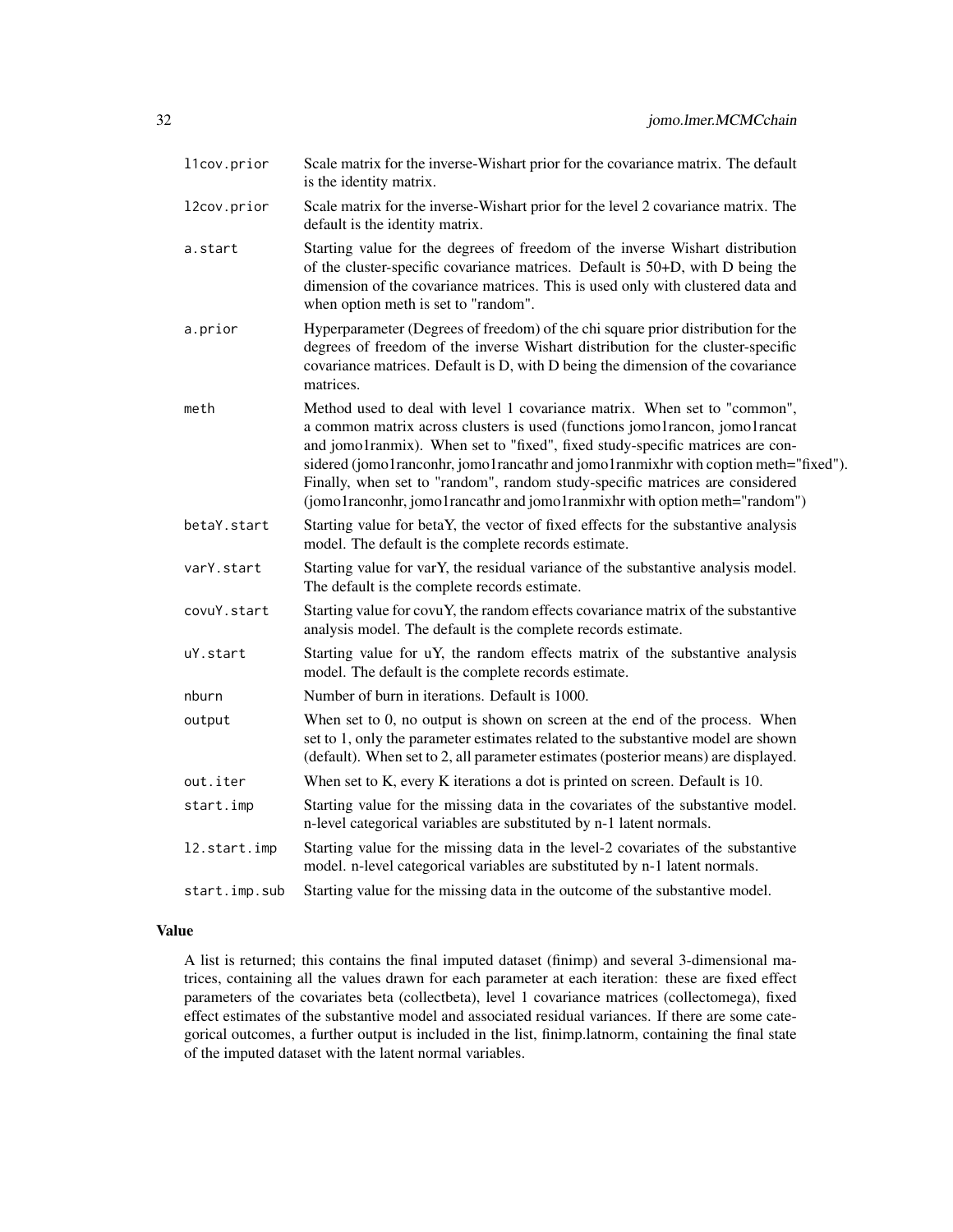| | |
|---|---|
| `l1cov.prior` | Scale matrix for the inverse-Wishart prior for the covariance matrix. The default is the identity matrix. |
| `l2cov.prior` | Scale matrix for the inverse-Wishart prior for the level 2 covariance matrix. The default is the identity matrix. |
| `a.start` | Starting value for the degrees of freedom of the inverse Wishart distribution of the cluster-specific covariance matrices. Default is 50+D, with D being the dimension of the covariance matrices. This is used only with clustered data and when option meth is set to "random". |
| `a.prior` | Hyperparameter (Degrees of freedom) of the chi square prior distribution for the degrees of freedom of the inverse Wishart distribution for the cluster-specific covariance matrices. Default is D, with D being the dimension of the covariance matrices. |
| `meth` | Method used to deal with level 1 covariance matrix. When set to "common", a common matrix across clusters is used (functions jomo1rancon, jomo1rancat and jomo1ranmix). When set to "fixed", fixed study-specific matrices are considered (jomo1ranconhr, jomo1rancathr and jomo1ranmixhr with coption meth="fixed"). Finally, when set to "random", random study-specific matrices are considered (jomo1ranconhr, jomo1rancathr and jomo1ranmixhr with option meth="random") |
| `betaY.start` | Starting value for betaY, the vector of fixed effects for the substantive analysis model. The default is the complete records estimate. |
| `varY.start` | Starting value for varY, the residual variance of the substantive analysis model. The default is the complete records estimate. |
| `covuY.start` | Starting value for covuY, the random effects covariance matrix of the substantive analysis model. The default is the complete records estimate. |
| `uY.start` | Starting value for uY, the random effects matrix of the substantive analysis model. The default is the complete records estimate. |
| `nburn` | Number of burn in iterations. Default is 1000. |
| `output` | When set to 0, no output is shown on screen at the end of the process. When set to 1, only the parameter estimates related to the substantive model are shown (default). When set to 2, all parameter estimates (posterior means) are displayed. |
| `out.iter` | When set to K, every K iterations a dot is printed on screen. Default is 10. |
| `start.imp` | Starting value for the missing data in the covariates of the substantive model. n-level categorical variables are substituted by n-1 latent normals. |
| `l2.start.imp` | Starting value for the missing data in the level-2 covariates of the substantive model. n-level categorical variables are substituted by n-1 latent normals. |
| `start.imp.sub` | Starting value for the missing data in the outcome of the substantive model. |

## Value

A list is returned; this contains the final imputed dataset (finimp) and several 3-dimensional matrices, containing all the values drawn for each parameter at each iteration: these are fixed effect parameters of the covariates beta (collectbeta), level 1 covariance matrices (collectomega), fixed effect estimates of the substantive model and associated residual variances. If there are some categorical outcomes, a further output is included in the list, finimp.latnorm, containing the final state of the imputed dataset with the latent normal variables.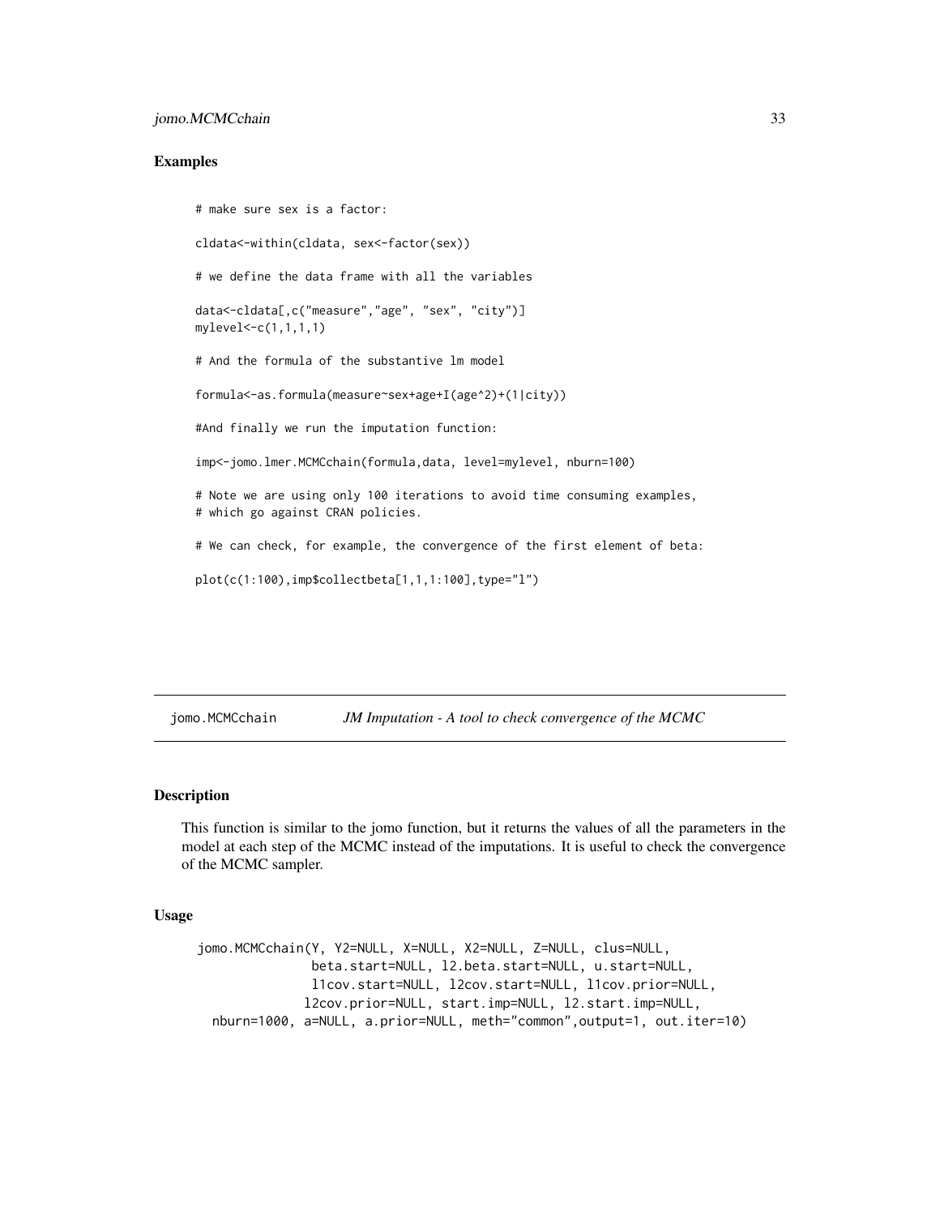### Examples

```
# make sure sex is a factor:

cldata<-within(cldata, sex<-factor(sex))

# we define the data frame with all the variables

data<-cldata[,c("measure","age", "sex", "city")]
mylevel<-c(1,1,1,1)

# And the formula of the substantive lm model

formula<-as.formula(measure~sex+age+I(age^2)+(1|city))

#And finally we run the imputation function:

imp<-jomo.lmer.MCMCchain(formula,data, level=mylevel, nburn=100)

# Note we are using only 100 iterations to avoid time consuming examples,
# which go against CRAN policies.

# We can check, for example, the convergence of the first element of beta:

plot(c(1:100),imp$collectbeta[1,1,1:100],type="l")
```

---

## jomo.MCMCchain *JM Imputation - A tool to check convergence of the MCMC*

### Description

This function is similar to the jomo function, but it returns the values of all the parameters in the model at each step of the MCMC instead of the imputations. It is useful to check the convergence of the MCMC sampler.

### Usage

```
jomo.MCMCchain(Y, Y2=NULL, X=NULL, X2=NULL, Z=NULL, clus=NULL,
               beta.start=NULL, l2.beta.start=NULL, u.start=NULL,
               l1cov.start=NULL, l2cov.start=NULL, l1cov.prior=NULL,
              l2cov.prior=NULL, start.imp=NULL, l2.start.imp=NULL,
  nburn=1000, a=NULL, a.prior=NULL, meth="common",output=1, out.iter=10)
```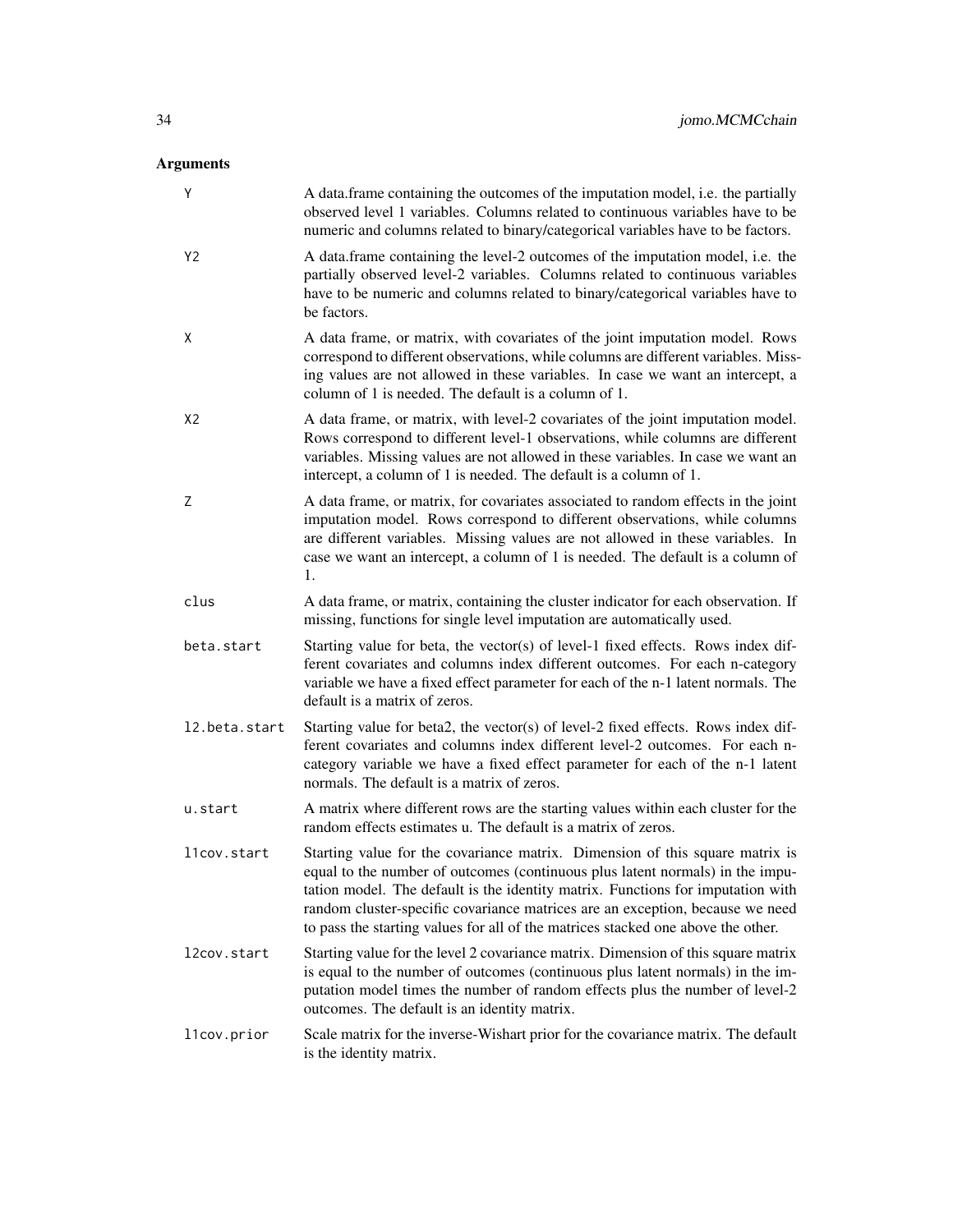## Arguments

`Y` A data.frame containing the outcomes of the imputation model, i.e. the partially observed level 1 variables. Columns related to continuous variables have to be numeric and columns related to binary/categorical variables have to be factors.

`Y2` A data.frame containing the level-2 outcomes of the imputation model, i.e. the partially observed level-2 variables. Columns related to continuous variables have to be numeric and columns related to binary/categorical variables have to be factors.

`X` A data frame, or matrix, with covariates of the joint imputation model. Rows correspond to different observations, while columns are different variables. Missing values are not allowed in these variables. In case we want an intercept, a column of 1 is needed. The default is a column of 1.

`X2` A data frame, or matrix, with level-2 covariates of the joint imputation model. Rows correspond to different level-1 observations, while columns are different variables. Missing values are not allowed in these variables. In case we want an intercept, a column of 1 is needed. The default is a column of 1.

`Z` A data frame, or matrix, for covariates associated to random effects in the joint imputation model. Rows correspond to different observations, while columns are different variables. Missing values are not allowed in these variables. In case we want an intercept, a column of 1 is needed. The default is a column of 1.

`clus` A data frame, or matrix, containing the cluster indicator for each observation. If missing, functions for single level imputation are automatically used.

`beta.start` Starting value for beta, the vector(s) of level-1 fixed effects. Rows index different covariates and columns index different outcomes. For each n-category variable we have a fixed effect parameter for each of the n-1 latent normals. The default is a matrix of zeros.

`l2.beta.start` Starting value for beta2, the vector(s) of level-2 fixed effects. Rows index different covariates and columns index different level-2 outcomes. For each n-category variable we have a fixed effect parameter for each of the n-1 latent normals. The default is a matrix of zeros.

`u.start` A matrix where different rows are the starting values within each cluster for the random effects estimates u. The default is a matrix of zeros.

`l1cov.start` Starting value for the covariance matrix. Dimension of this square matrix is equal to the number of outcomes (continuous plus latent normals) in the imputation model. The default is the identity matrix. Functions for imputation with random cluster-specific covariance matrices are an exception, because we need to pass the starting values for all of the matrices stacked one above the other.

`l2cov.start` Starting value for the level 2 covariance matrix. Dimension of this square matrix is equal to the number of outcomes (continuous plus latent normals) in the imputation model times the number of random effects plus the number of level-2 outcomes. The default is an identity matrix.

`l1cov.prior` Scale matrix for the inverse-Wishart prior for the covariance matrix. The default is the identity matrix.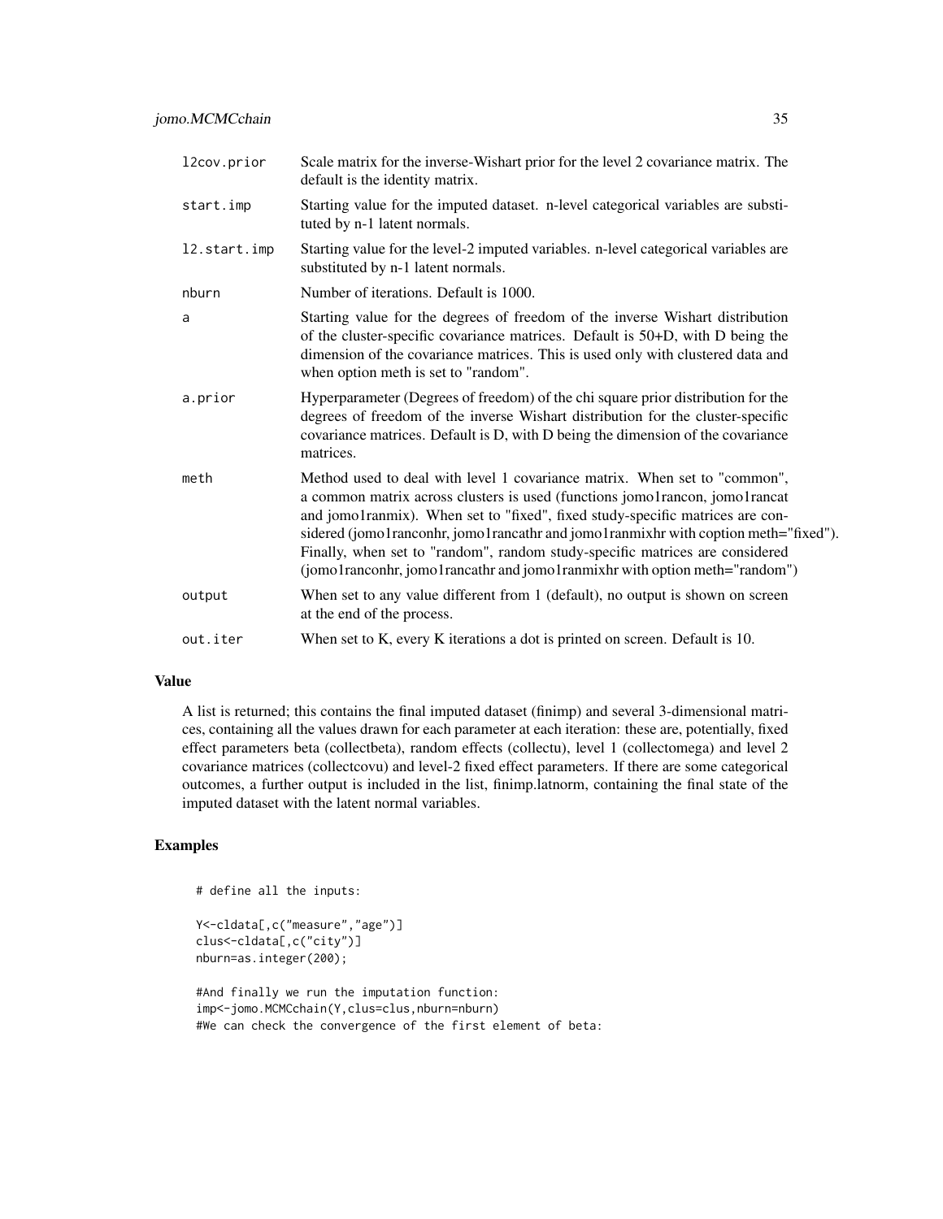| | |
|---|---|
| l2cov.prior | Scale matrix for the inverse-Wishart prior for the level 2 covariance matrix. The default is the identity matrix. |
| start.imp | Starting value for the imputed dataset. n-level categorical variables are substituted by n-1 latent normals. |
| l2.start.imp | Starting value for the level-2 imputed variables. n-level categorical variables are substituted by n-1 latent normals. |
| nburn | Number of iterations. Default is 1000. |
| a | Starting value for the degrees of freedom of the inverse Wishart distribution of the cluster-specific covariance matrices. Default is 50+D, with D being the dimension of the covariance matrices. This is used only with clustered data and when option meth is set to "random". |
| a.prior | Hyperparameter (Degrees of freedom) of the chi square prior distribution for the degrees of freedom of the inverse Wishart distribution for the cluster-specific covariance matrices. Default is D, with D being the dimension of the covariance matrices. |
| meth | Method used to deal with level 1 covariance matrix. When set to "common", a common matrix across clusters is used (functions jomo1rancon, jomo1rancat and jomo1ranmix). When set to "fixed", fixed study-specific matrices are considered (jomo1ranconhr, jomo1rancathr and jomo1ranmixhr with coption meth="fixed"). Finally, when set to "random", random study-specific matrices are considered (jomo1ranconhr, jomo1rancathr and jomo1ranmixhr with option meth="random") |
| output | When set to any value different from 1 (default), no output is shown on screen at the end of the process. |
| out.iter | When set to K, every K iterations a dot is printed on screen. Default is 10. |

## Value

A list is returned; this contains the final imputed dataset (finimp) and several 3-dimensional matrices, containing all the values drawn for each parameter at each iteration: these are, potentially, fixed effect parameters beta (collectbeta), random effects (collectu), level 1 (collectomega) and level 2 covariance matrices (collectcovu) and level-2 fixed effect parameters. If there are some categorical outcomes, a further output is included in the list, finimp.latnorm, containing the final state of the imputed dataset with the latent normal variables.

## Examples

```
# define all the inputs:

Y<-cldata[,c("measure","age")]
clus<-cldata[,c("city")]
nburn=as.integer(200);

#And finally we run the imputation function:
imp<-jomo.MCMCchain(Y,clus=clus,nburn=nburn)
#We can check the convergence of the first element of beta:
```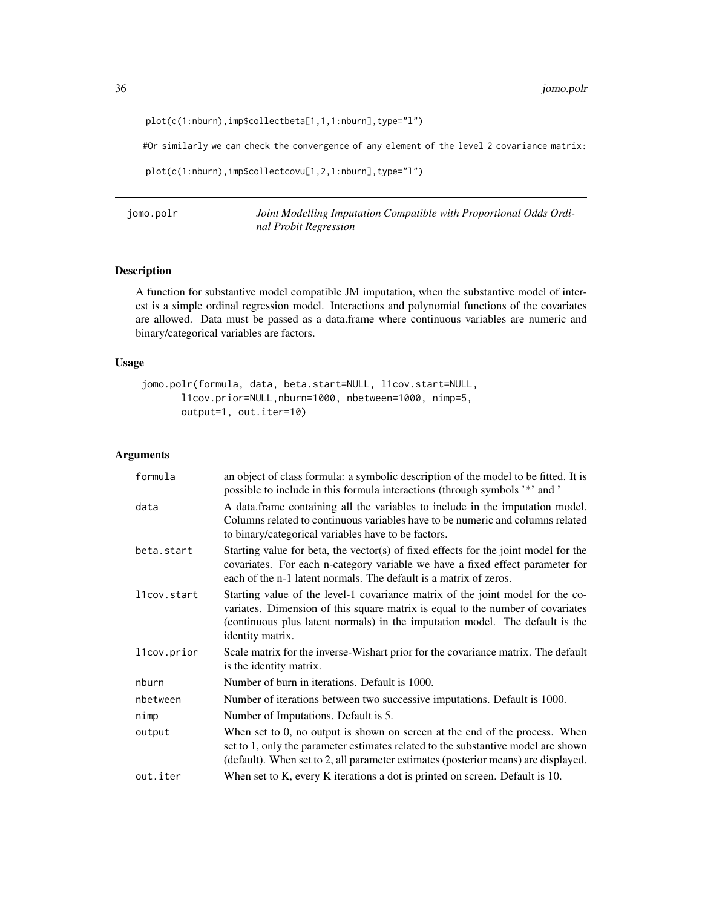```
plot(c(1:nburn),imp$collectbeta[1,1,1:nburn],type="l")

#Or similarly we can check the convergence of any element of the level 2 covariance matrix:

plot(c(1:nburn),imp$collectcovu[1,2,1:nburn],type="l")
```

---

jomo.polr    *Joint Modelling Imputation Compatible with Proportional Odds Ordinal Probit Regression*

---

## Description

A function for substantive model compatible JM imputation, when the substantive model of interest is a simple ordinal regression model. Interactions and polynomial functions of the covariates are allowed. Data must be passed as a data.frame where continuous variables are numeric and binary/categorical variables are factors.

## Usage

```
jomo.polr(formula, data, beta.start=NULL, l1cov.start=NULL,
       l1cov.prior=NULL,nburn=1000, nbetween=1000, nimp=5,
       output=1, out.iter=10)
```

## Arguments

| | |
|---|---|
| formula | an object of class formula: a symbolic description of the model to be fitted. It is possible to include in this formula interactions (through symbols '*' and ' |
| data | A data.frame containing all the variables to include in the imputation model. Columns related to continuous variables have to be numeric and columns related to binary/categorical variables have to be factors. |
| beta.start | Starting value for beta, the vector(s) of fixed effects for the joint model for the covariates. For each n-category variable we have a fixed effect parameter for each of the n-1 latent normals. The default is a matrix of zeros. |
| l1cov.start | Starting value of the level-1 covariance matrix of the joint model for the covariates. Dimension of this square matrix is equal to the number of covariates (continuous plus latent normals) in the imputation model. The default is the identity matrix. |
| l1cov.prior | Scale matrix for the inverse-Wishart prior for the covariance matrix. The default is the identity matrix. |
| nburn | Number of burn in iterations. Default is 1000. |
| nbetween | Number of iterations between two successive imputations. Default is 1000. |
| nimp | Number of Imputations. Default is 5. |
| output | When set to 0, no output is shown on screen at the end of the process. When set to 1, only the parameter estimates related to the substantive model are shown (default). When set to 2, all parameter estimates (posterior means) are displayed. |
| out.iter | When set to K, every K iterations a dot is printed on screen. Default is 10. |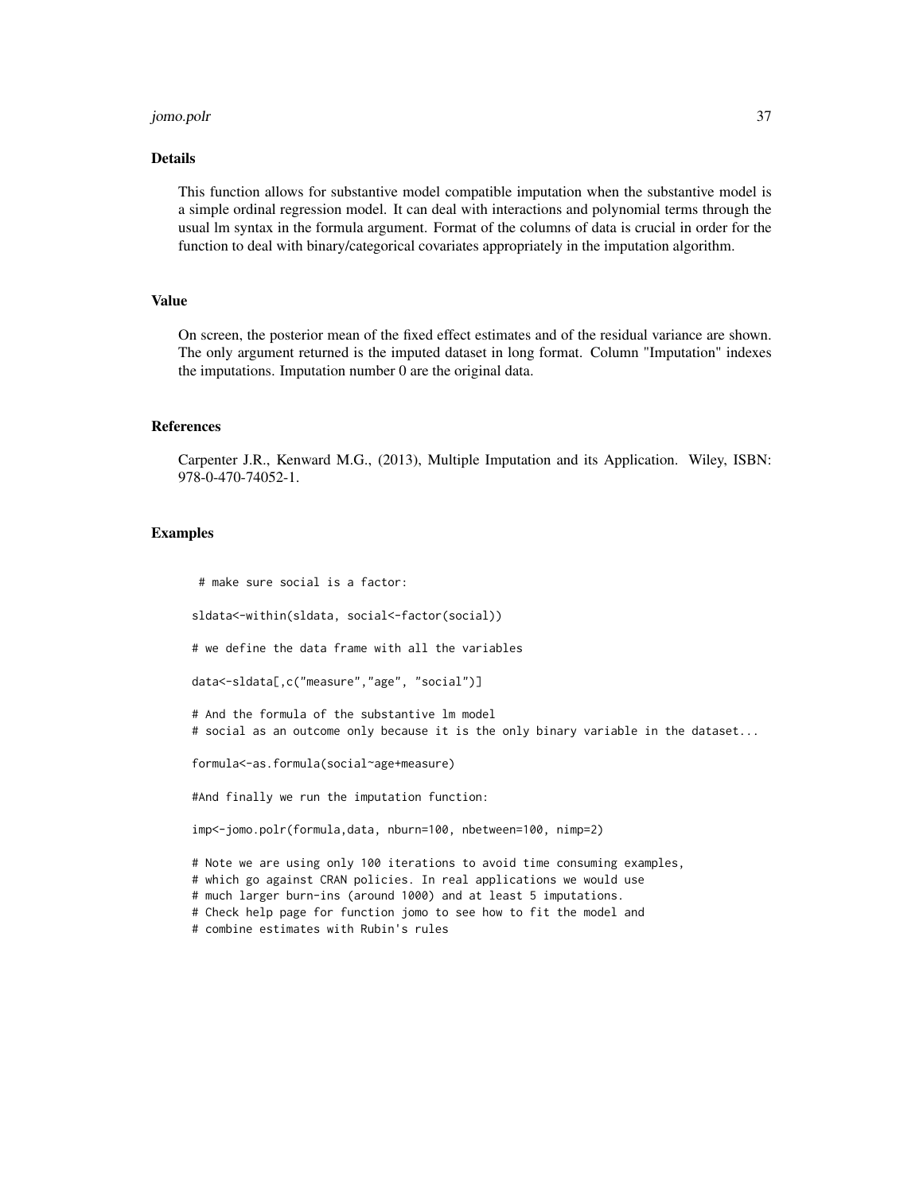### Details

This function allows for substantive model compatible imputation when the substantive model is a simple ordinal regression model. It can deal with interactions and polynomial terms through the usual lm syntax in the formula argument. Format of the columns of data is crucial in order for the function to deal with binary/categorical covariates appropriately in the imputation algorithm.

### Value

On screen, the posterior mean of the fixed effect estimates and of the residual variance are shown. The only argument returned is the imputed dataset in long format. Column "Imputation" indexes the imputations. Imputation number 0 are the original data.

### References

Carpenter J.R., Kenward M.G., (2013), Multiple Imputation and its Application. Wiley, ISBN: 978-0-470-74052-1.

### Examples

```
 # make sure social is a factor:

sldata<-within(sldata, social<-factor(social))

# we define the data frame with all the variables

data<-sldata[,c("measure","age", "social")]

# And the formula of the substantive lm model
# social as an outcome only because it is the only binary variable in the dataset...

formula<-as.formula(social~age+measure)

#And finally we run the imputation function:

imp<-jomo.polr(formula,data, nburn=100, nbetween=100, nimp=2)

# Note we are using only 100 iterations to avoid time consuming examples,
# which go against CRAN policies. In real applications we would use
# much larger burn-ins (around 1000) and at least 5 imputations.
# Check help page for function jomo to see how to fit the model and
# combine estimates with Rubin's rules
```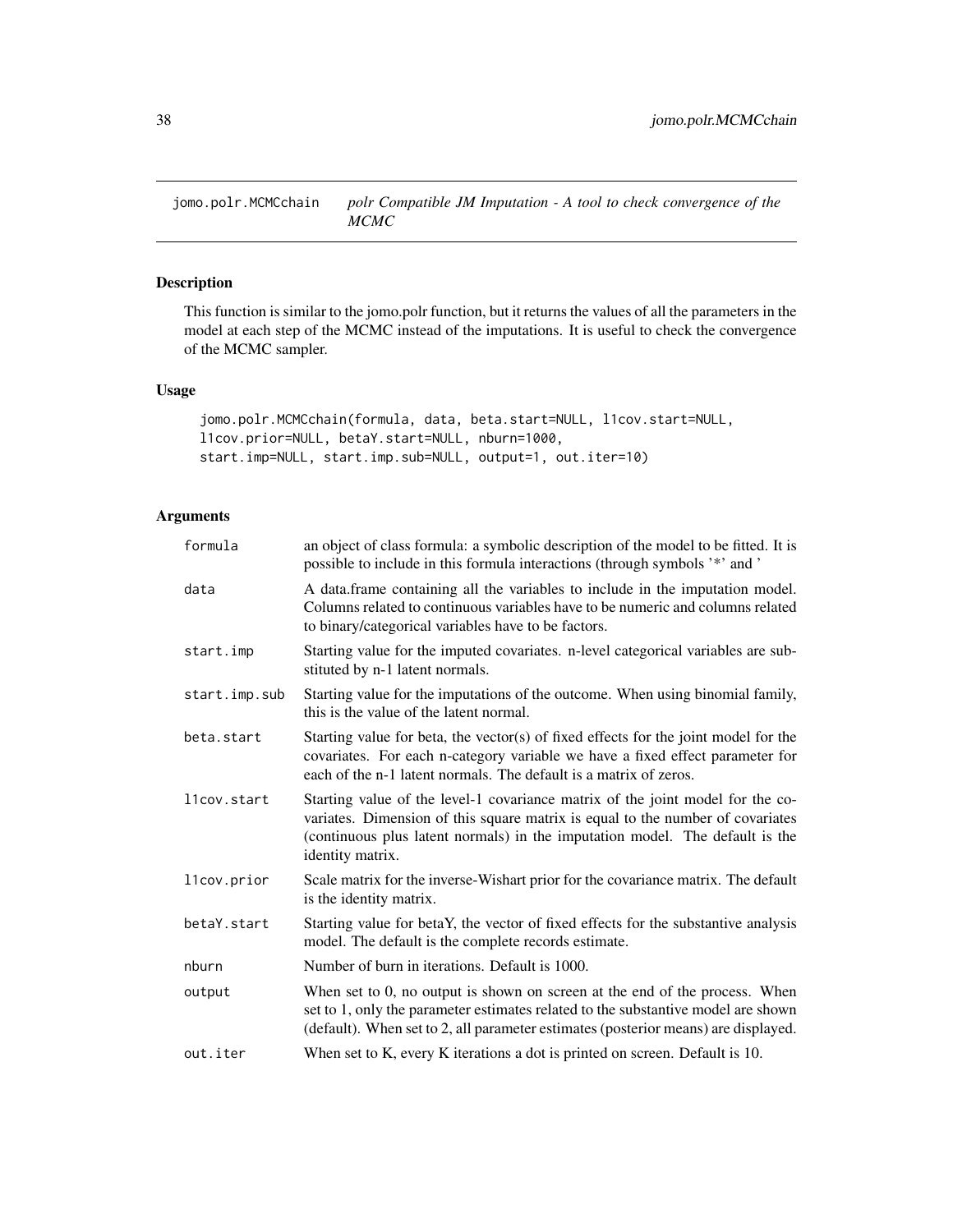jomo.polr.MCMCchain — *polr Compatible JM Imputation - A tool to check convergence of the MCMC*

## Description

This function is similar to the jomo.polr function, but it returns the values of all the parameters in the model at each step of the MCMC instead of the imputations. It is useful to check the convergence of the MCMC sampler.

## Usage

```
jomo.polr.MCMCchain(formula, data, beta.start=NULL, l1cov.start=NULL,
l1cov.prior=NULL, betaY.start=NULL, nburn=1000,
start.imp=NULL, start.imp.sub=NULL, output=1, out.iter=10)
```

## Arguments

| | |
|---|---|
| formula | an object of class formula: a symbolic description of the model to be fitted. It is possible to include in this formula interactions (through symbols '*' and ' |
| data | A data.frame containing all the variables to include in the imputation model. Columns related to continuous variables have to be numeric and columns related to binary/categorical variables have to be factors. |
| start.imp | Starting value for the imputed covariates. n-level categorical variables are substituted by n-1 latent normals. |
| start.imp.sub | Starting value for the imputations of the outcome. When using binomial family, this is the value of the latent normal. |
| beta.start | Starting value for beta, the vector(s) of fixed effects for the joint model for the covariates. For each n-category variable we have a fixed effect parameter for each of the n-1 latent normals. The default is a matrix of zeros. |
| l1cov.start | Starting value of the level-1 covariance matrix of the joint model for the covariates. Dimension of this square matrix is equal to the number of covariates (continuous plus latent normals) in the imputation model. The default is the identity matrix. |
| l1cov.prior | Scale matrix for the inverse-Wishart prior for the covariance matrix. The default is the identity matrix. |
| betaY.start | Starting value for betaY, the vector of fixed effects for the substantive analysis model. The default is the complete records estimate. |
| nburn | Number of burn in iterations. Default is 1000. |
| output | When set to 0, no output is shown on screen at the end of the process. When set to 1, only the parameter estimates related to the substantive model are shown (default). When set to 2, all parameter estimates (posterior means) are displayed. |
| out.iter | When set to K, every K iterations a dot is printed on screen. Default is 10. |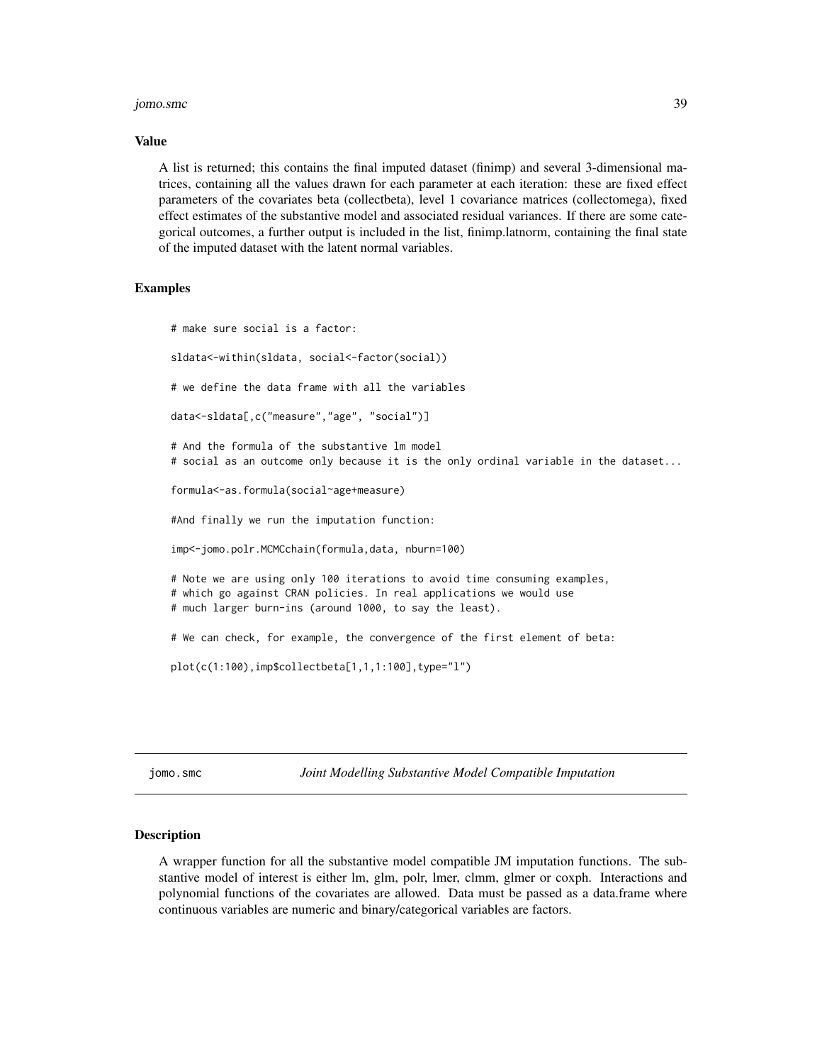### Value

A list is returned; this contains the final imputed dataset (finimp) and several 3-dimensional matrices, containing all the values drawn for each parameter at each iteration: these are fixed effect parameters of the covariates beta (collectbeta), level 1 covariance matrices (collectomega), fixed effect estimates of the substantive model and associated residual variances. If there are some categorical outcomes, a further output is included in the list, finimp.latnorm, containing the final state of the imputed dataset with the latent normal variables.

### Examples

```
# make sure social is a factor:

sldata<-within(sldata, social<-factor(social))

# we define the data frame with all the variables

data<-sldata[,c("measure","age", "social")]

# And the formula of the substantive lm model
# social as an outcome only because it is the only ordinal variable in the dataset...

formula<-as.formula(social~age+measure)

#And finally we run the imputation function:

imp<-jomo.polr.MCMCchain(formula,data, nburn=100)

# Note we are using only 100 iterations to avoid time consuming examples,
# which go against CRAN policies. In real applications we would use
# much larger burn-ins (around 1000, to say the least).

# We can check, for example, the convergence of the first element of beta:

plot(c(1:100),imp$collectbeta[1,1,1:100],type="l")
```

---

## jomo.smc — *Joint Modelling Substantive Model Compatible Imputation*

### Description

A wrapper function for all the substantive model compatible JM imputation functions. The substantive model of interest is either lm, glm, polr, lmer, clmm, glmer or coxph. Interactions and polynomial functions of the covariates are allowed. Data must be passed as a data.frame where continuous variables are numeric and binary/categorical variables are factors.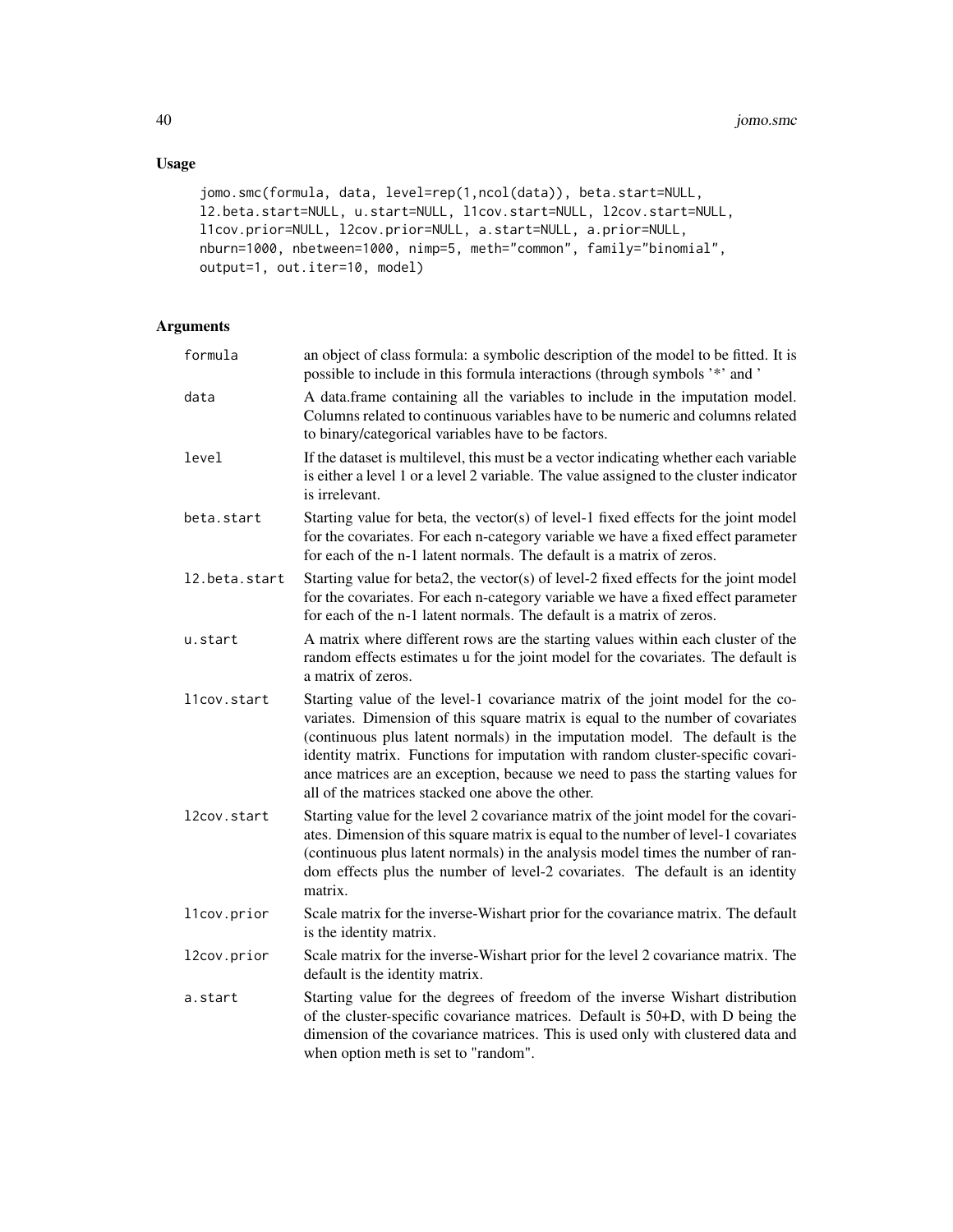## Usage

```
jomo.smc(formula, data, level=rep(1,ncol(data)), beta.start=NULL,
l2.beta.start=NULL, u.start=NULL, l1cov.start=NULL, l2cov.start=NULL,
l1cov.prior=NULL, l2cov.prior=NULL, a.start=NULL, a.prior=NULL,
nburn=1000, nbetween=1000, nimp=5, meth="common", family="binomial",
output=1, out.iter=10, model)
```

## Arguments

| | |
|---|---|
| formula | an object of class formula: a symbolic description of the model to be fitted. It is possible to include in this formula interactions (through symbols '*' and ' |
| data | A data.frame containing all the variables to include in the imputation model. Columns related to continuous variables have to be numeric and columns related to binary/categorical variables have to be factors. |
| level | If the dataset is multilevel, this must be a vector indicating whether each variable is either a level 1 or a level 2 variable. The value assigned to the cluster indicator is irrelevant. |
| beta.start | Starting value for beta, the vector(s) of level-1 fixed effects for the joint model for the covariates. For each n-category variable we have a fixed effect parameter for each of the n-1 latent normals. The default is a matrix of zeros. |
| l2.beta.start | Starting value for beta2, the vector(s) of level-2 fixed effects for the joint model for the covariates. For each n-category variable we have a fixed effect parameter for each of the n-1 latent normals. The default is a matrix of zeros. |
| u.start | A matrix where different rows are the starting values within each cluster of the random effects estimates u for the joint model for the covariates. The default is a matrix of zeros. |
| l1cov.start | Starting value of the level-1 covariance matrix of the joint model for the covariates. Dimension of this square matrix is equal to the number of covariates (continuous plus latent normals) in the imputation model. The default is the identity matrix. Functions for imputation with random cluster-specific covariance matrices are an exception, because we need to pass the starting values for all of the matrices stacked one above the other. |
| l2cov.start | Starting value for the level 2 covariance matrix of the joint model for the covariates. Dimension of this square matrix is equal to the number of level-1 covariates (continuous plus latent normals) in the analysis model times the number of random effects plus the number of level-2 covariates. The default is an identity matrix. |
| l1cov.prior | Scale matrix for the inverse-Wishart prior for the covariance matrix. The default is the identity matrix. |
| l2cov.prior | Scale matrix for the inverse-Wishart prior for the level 2 covariance matrix. The default is the identity matrix. |
| a.start | Starting value for the degrees of freedom of the inverse Wishart distribution of the cluster-specific covariance matrices. Default is 50+D, with D being the dimension of the covariance matrices. This is used only with clustered data and when option meth is set to "random". |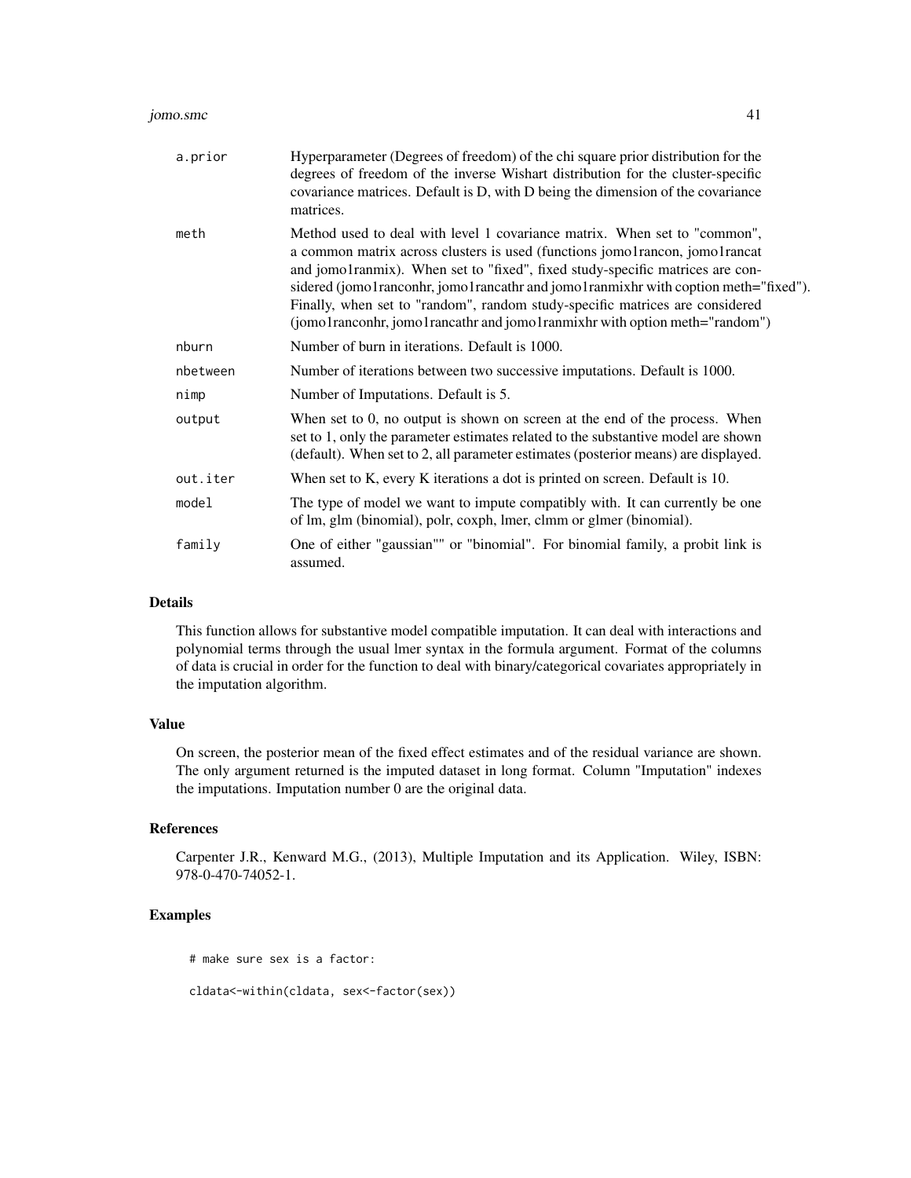| | |
|---|---|
| a.prior | Hyperparameter (Degrees of freedom) of the chi square prior distribution for the degrees of freedom of the inverse Wishart distribution for the cluster-specific covariance matrices. Default is D, with D being the dimension of the covariance matrices. |
| meth | Method used to deal with level 1 covariance matrix. When set to "common", a common matrix across clusters is used (functions jomo1rancon, jomo1rancat and jomo1ranmix). When set to "fixed", fixed study-specific matrices are considered (jomo1ranconhr, jomo1rancathr and jomo1ranmixhr with coption meth="fixed"). Finally, when set to "random", random study-specific matrices are considered (jomo1ranconhr, jomo1rancathr and jomo1ranmixhr with option meth="random") |
| nburn | Number of burn in iterations. Default is 1000. |
| nbetween | Number of iterations between two successive imputations. Default is 1000. |
| nimp | Number of Imputations. Default is 5. |
| output | When set to 0, no output is shown on screen at the end of the process. When set to 1, only the parameter estimates related to the substantive model are shown (default). When set to 2, all parameter estimates (posterior means) are displayed. |
| out.iter | When set to K, every K iterations a dot is printed on screen. Default is 10. |
| model | The type of model we want to impute compatibly with. It can currently be one of lm, glm (binomial), polr, coxph, lmer, clmm or glmer (binomial). |
| family | One of either "gaussian"" or "binomial". For binomial family, a probit link is assumed. |

## Details

This function allows for substantive model compatible imputation. It can deal with interactions and polynomial terms through the usual lmer syntax in the formula argument. Format of the columns of data is crucial in order for the function to deal with binary/categorical covariates appropriately in the imputation algorithm.

## Value

On screen, the posterior mean of the fixed effect estimates and of the residual variance are shown. The only argument returned is the imputed dataset in long format. Column "Imputation" indexes the imputations. Imputation number 0 are the original data.

## References

Carpenter J.R., Kenward M.G., (2013), Multiple Imputation and its Application. Wiley, ISBN: 978-0-470-74052-1.

## Examples

```
# make sure sex is a factor:

cldata<-within(cldata, sex<-factor(sex))
```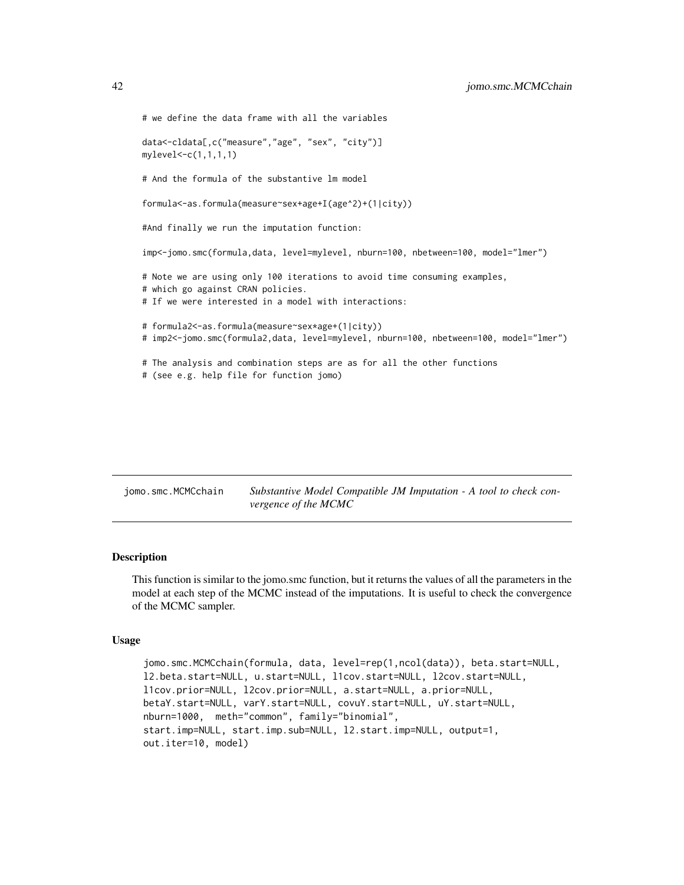```
# we define the data frame with all the variables

data<-cldata[,c("measure","age", "sex", "city")]
mylevel<-c(1,1,1,1)

# And the formula of the substantive lm model

formula<-as.formula(measure~sex+age+I(age^2)+(1|city))

#And finally we run the imputation function:

imp<-jomo.smc(formula,data, level=mylevel, nburn=100, nbetween=100, model="lmer")

# Note we are using only 100 iterations to avoid time consuming examples,
# which go against CRAN policies.
# If we were interested in a model with interactions:

# formula2<-as.formula(measure~sex*age+(1|city))
# imp2<-jomo.smc(formula2,data, level=mylevel, nburn=100, nbetween=100, model="lmer")

# The analysis and combination steps are as for all the other functions
# (see e.g. help file for function jomo)
```

---

## jomo.smc.MCMCchain — *Substantive Model Compatible JM Imputation - A tool to check convergence of the MCMC*

---

### Description

This function is similar to the jomo.smc function, but it returns the values of all the parameters in the model at each step of the MCMC instead of the imputations. It is useful to check the convergence of the MCMC sampler.

### Usage

```
jomo.smc.MCMCchain(formula, data, level=rep(1,ncol(data)), beta.start=NULL,
l2.beta.start=NULL, u.start=NULL, l1cov.start=NULL, l2cov.start=NULL,
l1cov.prior=NULL, l2cov.prior=NULL, a.start=NULL, a.prior=NULL,
betaY.start=NULL, varY.start=NULL, covuY.start=NULL, uY.start=NULL,
nburn=1000,  meth="common", family="binomial",
start.imp=NULL, start.imp.sub=NULL, l2.start.imp=NULL, output=1,
out.iter=10, model)
```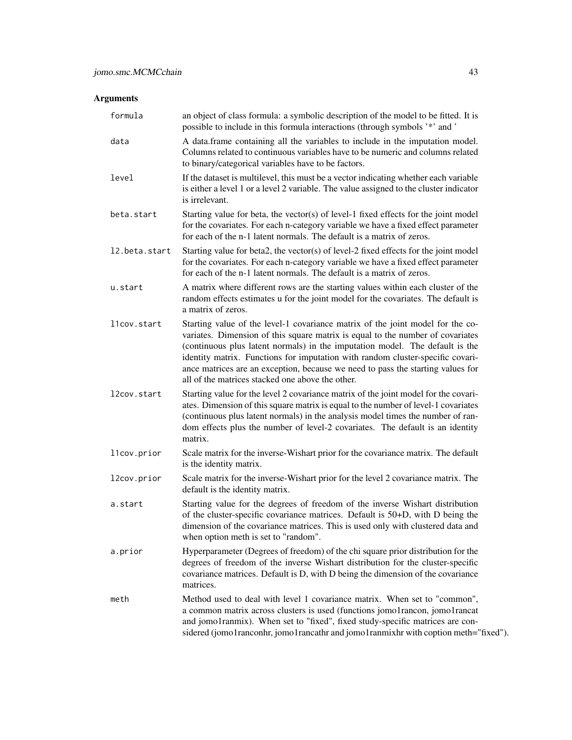### Arguments

| | |
|---|---|
| `formula` | an object of class formula: a symbolic description of the model to be fitted. It is possible to include in this formula interactions (through symbols '*' and ' |
| `data` | A data.frame containing all the variables to include in the imputation model. Columns related to continuous variables have to be numeric and columns related to binary/categorical variables have to be factors. |
| `level` | If the dataset is multilevel, this must be a vector indicating whether each variable is either a level 1 or a level 2 variable. The value assigned to the cluster indicator is irrelevant. |
| `beta.start` | Starting value for beta, the vector(s) of level-1 fixed effects for the joint model for the covariates. For each n-category variable we have a fixed effect parameter for each of the n-1 latent normals. The default is a matrix of zeros. |
| `l2.beta.start` | Starting value for beta2, the vector(s) of level-2 fixed effects for the joint model for the covariates. For each n-category variable we have a fixed effect parameter for each of the n-1 latent normals. The default is a matrix of zeros. |
| `u.start` | A matrix where different rows are the starting values within each cluster of the random effects estimates u for the joint model for the covariates. The default is a matrix of zeros. |
| `l1cov.start` | Starting value of the level-1 covariance matrix of the joint model for the covariates. Dimension of this square matrix is equal to the number of covariates (continuous plus latent normals) in the imputation model. The default is the identity matrix. Functions for imputation with random cluster-specific covariance matrices are an exception, because we need to pass the starting values for all of the matrices stacked one above the other. |
| `l2cov.start` | Starting value for the level 2 covariance matrix of the joint model for the covariates. Dimension of this square matrix is equal to the number of level-1 covariates (continuous plus latent normals) in the analysis model times the number of random effects plus the number of level-2 covariates. The default is an identity matrix. |
| `l1cov.prior` | Scale matrix for the inverse-Wishart prior for the covariance matrix. The default is the identity matrix. |
| `l2cov.prior` | Scale matrix for the inverse-Wishart prior for the level 2 covariance matrix. The default is the identity matrix. |
| `a.start` | Starting value for the degrees of freedom of the inverse Wishart distribution of the cluster-specific covariance matrices. Default is 50+D, with D being the dimension of the covariance matrices. This is used only with clustered data and when option meth is set to "random". |
| `a.prior` | Hyperparameter (Degrees of freedom) of the chi square prior distribution for the degrees of freedom of the inverse Wishart distribution for the cluster-specific covariance matrices. Default is D, with D being the dimension of the covariance matrices. |
| `meth` | Method used to deal with level 1 covariance matrix. When set to "common", a common matrix across clusters is used (functions jomo1rancon, jomo1rancat and jomo1ranmix). When set to "fixed", fixed study-specific matrices are considered (jomo1ranconhr, jomo1rancathr and jomo1ranmixhr with coption meth="fixed"). |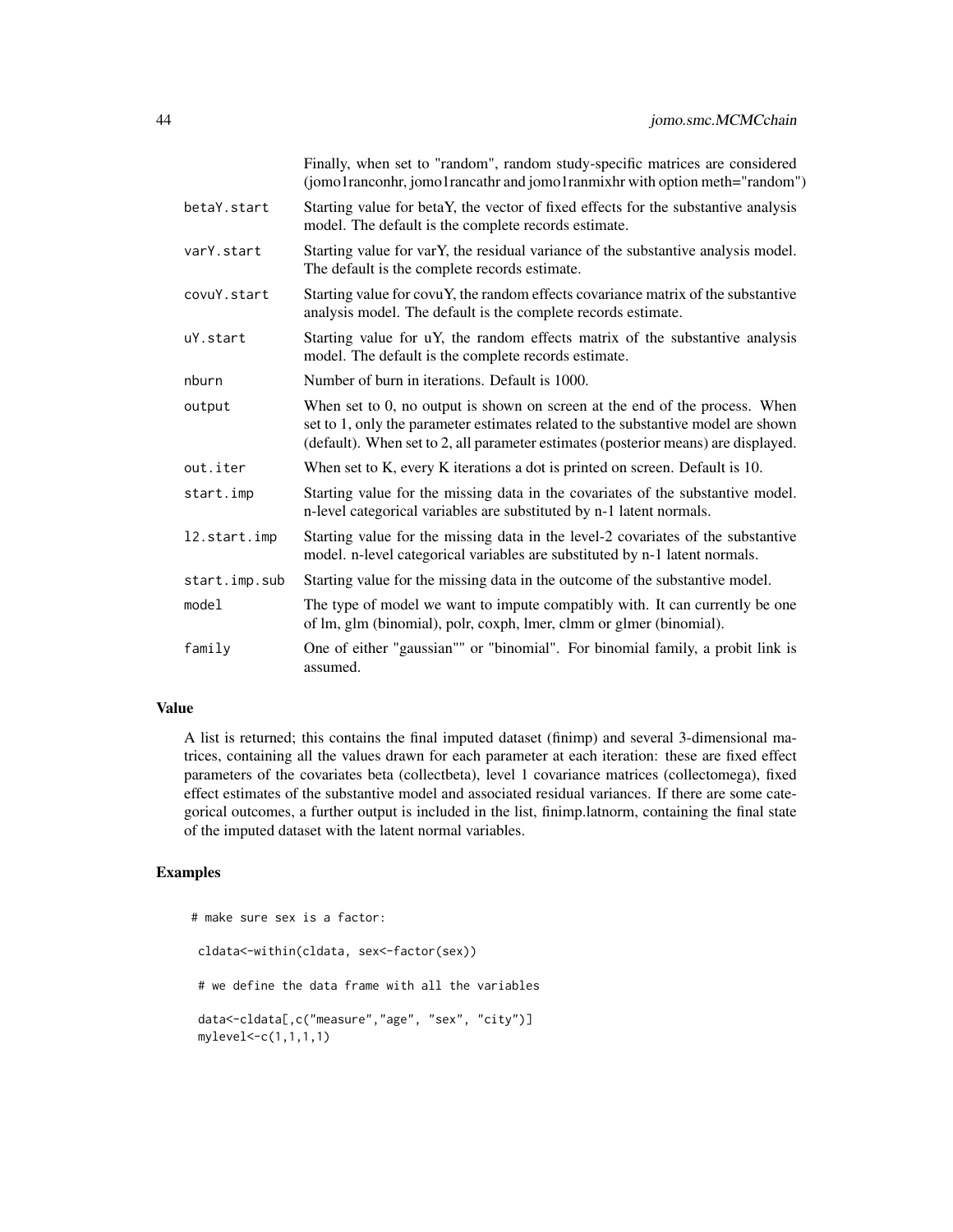| | |
|---|---|
| | Finally, when set to "random", random study-specific matrices are considered (jomo1ranconhr, jomo1rancathr and jomo1ranmixhr with option meth="random") |
| `betaY.start` | Starting value for betaY, the vector of fixed effects for the substantive analysis model. The default is the complete records estimate. |
| `varY.start` | Starting value for varY, the residual variance of the substantive analysis model. The default is the complete records estimate. |
| `covuY.start` | Starting value for covuY, the random effects covariance matrix of the substantive analysis model. The default is the complete records estimate. |
| `uY.start` | Starting value for uY, the random effects matrix of the substantive analysis model. The default is the complete records estimate. |
| `nburn` | Number of burn in iterations. Default is 1000. |
| `output` | When set to 0, no output is shown on screen at the end of the process. When set to 1, only the parameter estimates related to the substantive model are shown (default). When set to 2, all parameter estimates (posterior means) are displayed. |
| `out.iter` | When set to K, every K iterations a dot is printed on screen. Default is 10. |
| `start.imp` | Starting value for the missing data in the covariates of the substantive model. n-level categorical variables are substituted by n-1 latent normals. |
| `l2.start.imp` | Starting value for the missing data in the level-2 covariates of the substantive model. n-level categorical variables are substituted by n-1 latent normals. |
| `start.imp.sub` | Starting value for the missing data in the outcome of the substantive model. |
| `model` | The type of model we want to impute compatibly with. It can currently be one of lm, glm (binomial), polr, coxph, lmer, clmm or glmer (binomial). |
| `family` | One of either "gaussian"" or "binomial". For binomial family, a probit link is assumed. |

## Value

A list is returned; this contains the final imputed dataset (finimp) and several 3-dimensional matrices, containing all the values drawn for each parameter at each iteration: these are fixed effect parameters of the covariates beta (collectbeta), level 1 covariance matrices (collectomega), fixed effect estimates of the substantive model and associated residual variances. If there are some categorical outcomes, a further output is included in the list, finimp.latnorm, containing the final state of the imputed dataset with the latent normal variables.

## Examples

```
# make sure sex is a factor:

 cldata<-within(cldata, sex<-factor(sex))

 # we define the data frame with all the variables

 data<-cldata[,c("measure","age", "sex", "city")]
 mylevel<-c(1,1,1,1)
```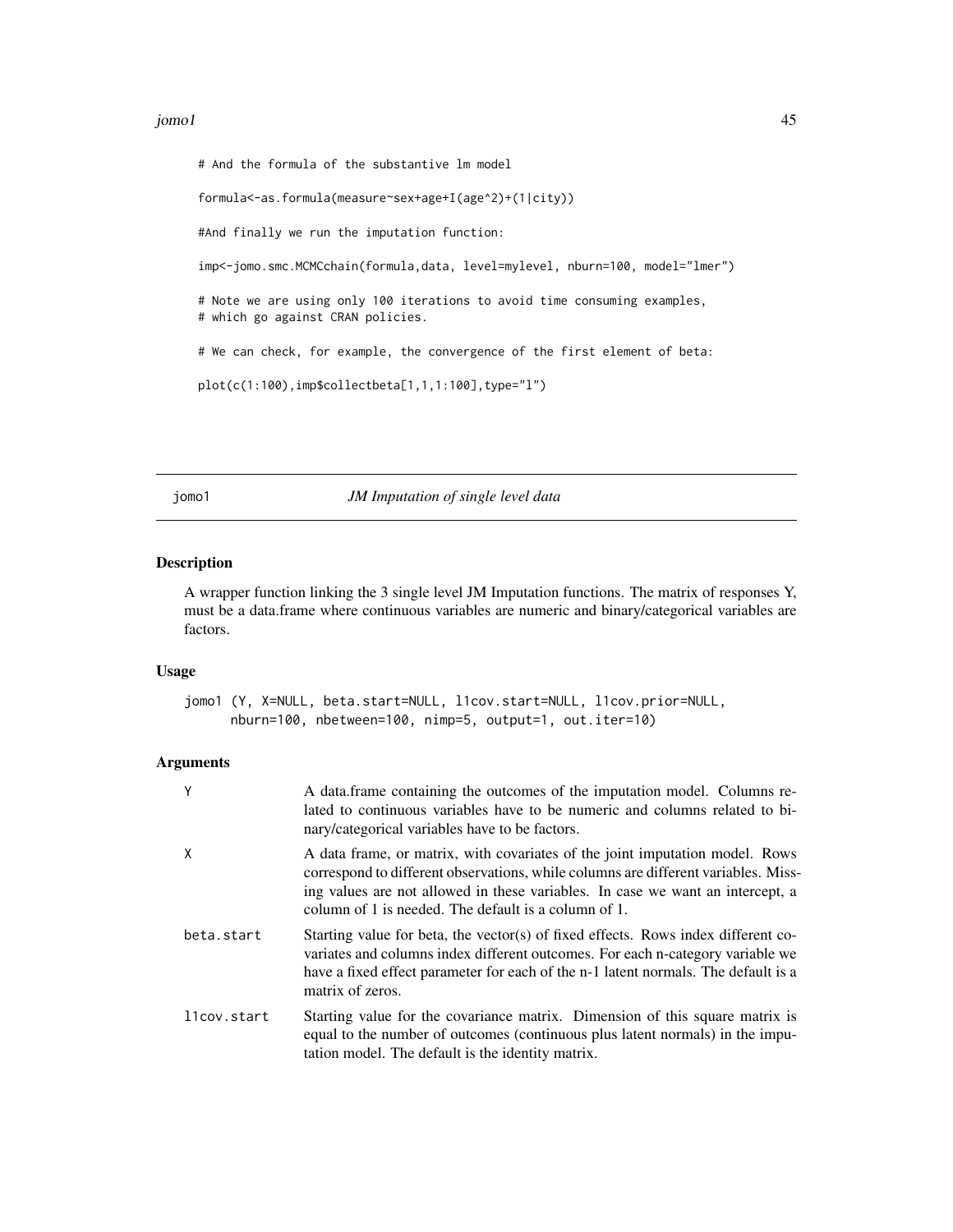```
# And the formula of the substantive lm model

formula<-as.formula(measure~sex+age+I(age^2)+(1|city))

#And finally we run the imputation function:

imp<-jomo.smc.MCMCchain(formula,data, level=mylevel, nburn=100, model="lmer")

# Note we are using only 100 iterations to avoid time consuming examples,
# which go against CRAN policies.

# We can check, for example, the convergence of the first element of beta:

plot(c(1:100),imp$collectbeta[1,1,1:100],type="l")
```

## jomo1 — *JM Imputation of single level data*

### Description

A wrapper function linking the 3 single level JM Imputation functions. The matrix of responses Y, must be a data.frame where continuous variables are numeric and binary/categorical variables are factors.

### Usage

```
jomo1 (Y, X=NULL, beta.start=NULL, l1cov.start=NULL, l1cov.prior=NULL,
      nburn=100, nbetween=100, nimp=5, output=1, out.iter=10)
```

### Arguments

| | |
|---|---|
| Y | A data.frame containing the outcomes of the imputation model. Columns related to continuous variables have to be numeric and columns related to binary/categorical variables have to be factors. |
| X | A data frame, or matrix, with covariates of the joint imputation model. Rows correspond to different observations, while columns are different variables. Missing values are not allowed in these variables. In case we want an intercept, a column of 1 is needed. The default is a column of 1. |
| beta.start | Starting value for beta, the vector(s) of fixed effects. Rows index different covariates and columns index different outcomes. For each n-category variable we have a fixed effect parameter for each of the n-1 latent normals. The default is a matrix of zeros. |
| l1cov.start | Starting value for the covariance matrix. Dimension of this square matrix is equal to the number of outcomes (continuous plus latent normals) in the imputation model. The default is the identity matrix. |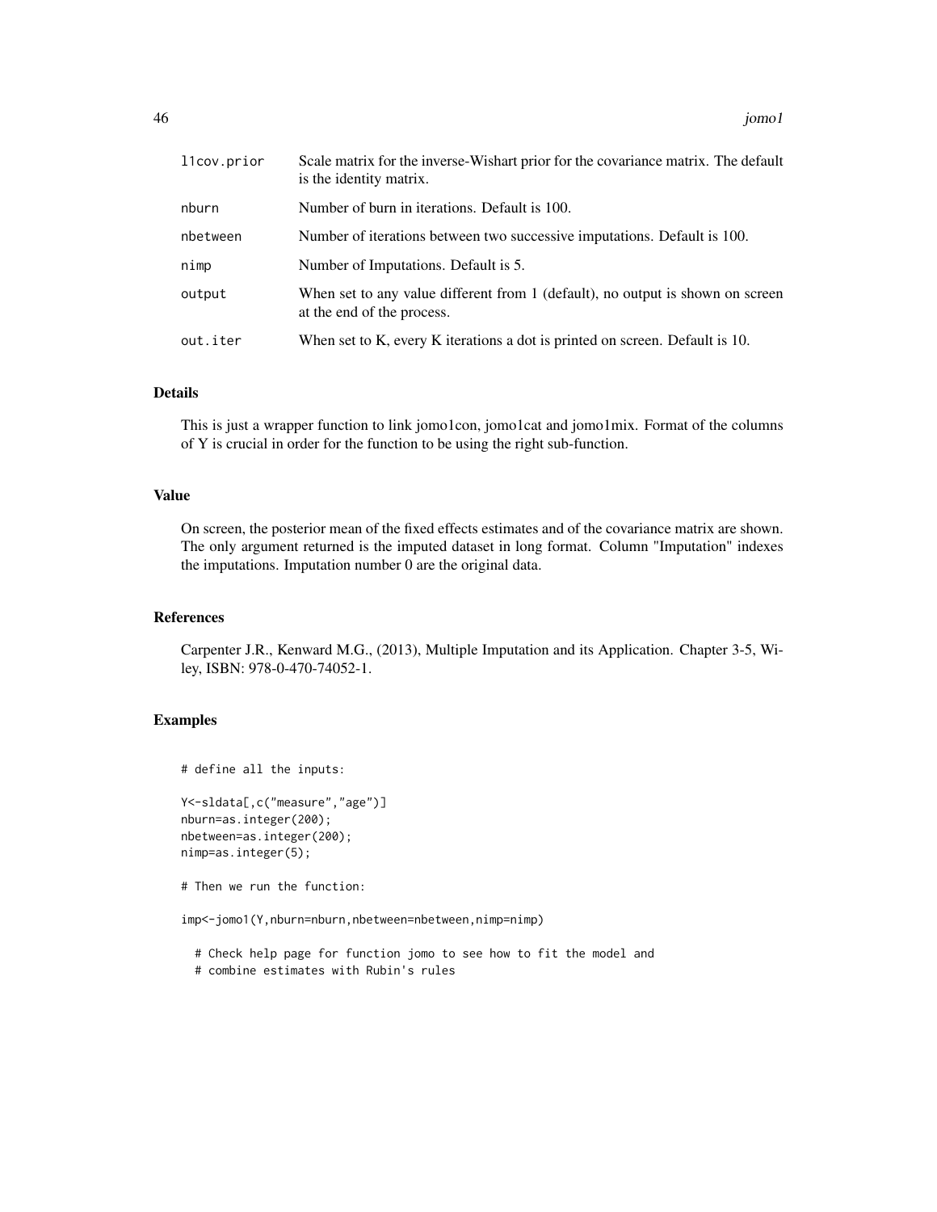| | |
|---|---|
| l1cov.prior | Scale matrix for the inverse-Wishart prior for the covariance matrix. The default is the identity matrix. |
| nburn | Number of burn in iterations. Default is 100. |
| nbetween | Number of iterations between two successive imputations. Default is 100. |
| nimp | Number of Imputations. Default is 5. |
| output | When set to any value different from 1 (default), no output is shown on screen at the end of the process. |
| out.iter | When set to K, every K iterations a dot is printed on screen. Default is 10. |

## Details

This is just a wrapper function to link jomo1con, jomo1cat and jomo1mix. Format of the columns of Y is crucial in order for the function to be using the right sub-function.

## Value

On screen, the posterior mean of the fixed effects estimates and of the covariance matrix are shown. The only argument returned is the imputed dataset in long format. Column "Imputation" indexes the imputations. Imputation number 0 are the original data.

## References

Carpenter J.R., Kenward M.G., (2013), Multiple Imputation and its Application. Chapter 3-5, Wiley, ISBN: 978-0-470-74052-1.

## Examples

```
# define all the inputs:

Y<-sldata[,c("measure","age")]
nburn=as.integer(200);
nbetween=as.integer(200);
nimp=as.integer(5);

# Then we run the function:

imp<-jomo1(Y,nburn=nburn,nbetween=nbetween,nimp=nimp)

  # Check help page for function jomo to see how to fit the model and
  # combine estimates with Rubin's rules
```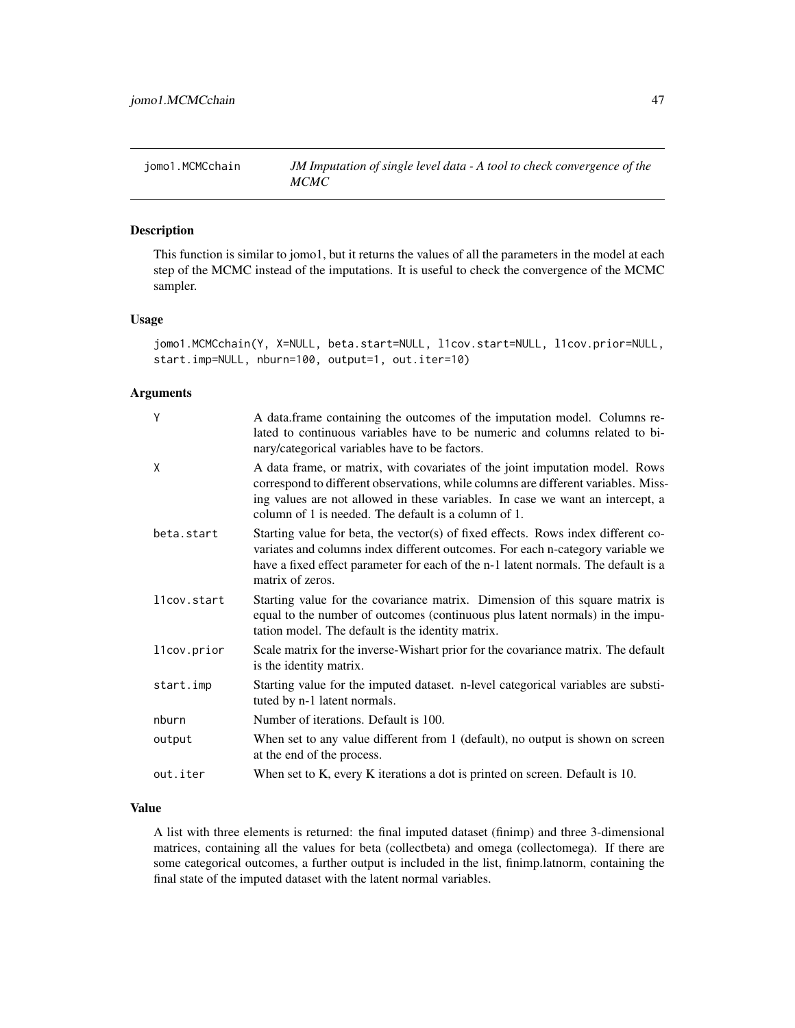jomo1.MCMCchain — *JM Imputation of single level data - A tool to check convergence of the MCMC*

## Description

This function is similar to jomo1, but it returns the values of all the parameters in the model at each step of the MCMC instead of the imputations. It is useful to check the convergence of the MCMC sampler.

## Usage

```
jomo1.MCMCchain(Y, X=NULL, beta.start=NULL, l1cov.start=NULL, l1cov.prior=NULL,
start.imp=NULL, nburn=100, output=1, out.iter=10)
```

## Arguments

| | |
|---|---|
| Y | A data.frame containing the outcomes of the imputation model. Columns related to continuous variables have to be numeric and columns related to binary/categorical variables have to be factors. |
| X | A data frame, or matrix, with covariates of the joint imputation model. Rows correspond to different observations, while columns are different variables. Missing values are not allowed in these variables. In case we want an intercept, a column of 1 is needed. The default is a column of 1. |
| beta.start | Starting value for beta, the vector(s) of fixed effects. Rows index different covariates and columns index different outcomes. For each n-category variable we have a fixed effect parameter for each of the n-1 latent normals. The default is a matrix of zeros. |
| l1cov.start | Starting value for the covariance matrix. Dimension of this square matrix is equal to the number of outcomes (continuous plus latent normals) in the imputation model. The default is the identity matrix. |
| l1cov.prior | Scale matrix for the inverse-Wishart prior for the covariance matrix. The default is the identity matrix. |
| start.imp | Starting value for the imputed dataset. n-level categorical variables are substituted by n-1 latent normals. |
| nburn | Number of iterations. Default is 100. |
| output | When set to any value different from 1 (default), no output is shown on screen at the end of the process. |
| out.iter | When set to K, every K iterations a dot is printed on screen. Default is 10. |

## Value

A list with three elements is returned: the final imputed dataset (finimp) and three 3-dimensional matrices, containing all the values for beta (collectbeta) and omega (collectomega). If there are some categorical outcomes, a further output is included in the list, finimp.latnorm, containing the final state of the imputed dataset with the latent normal variables.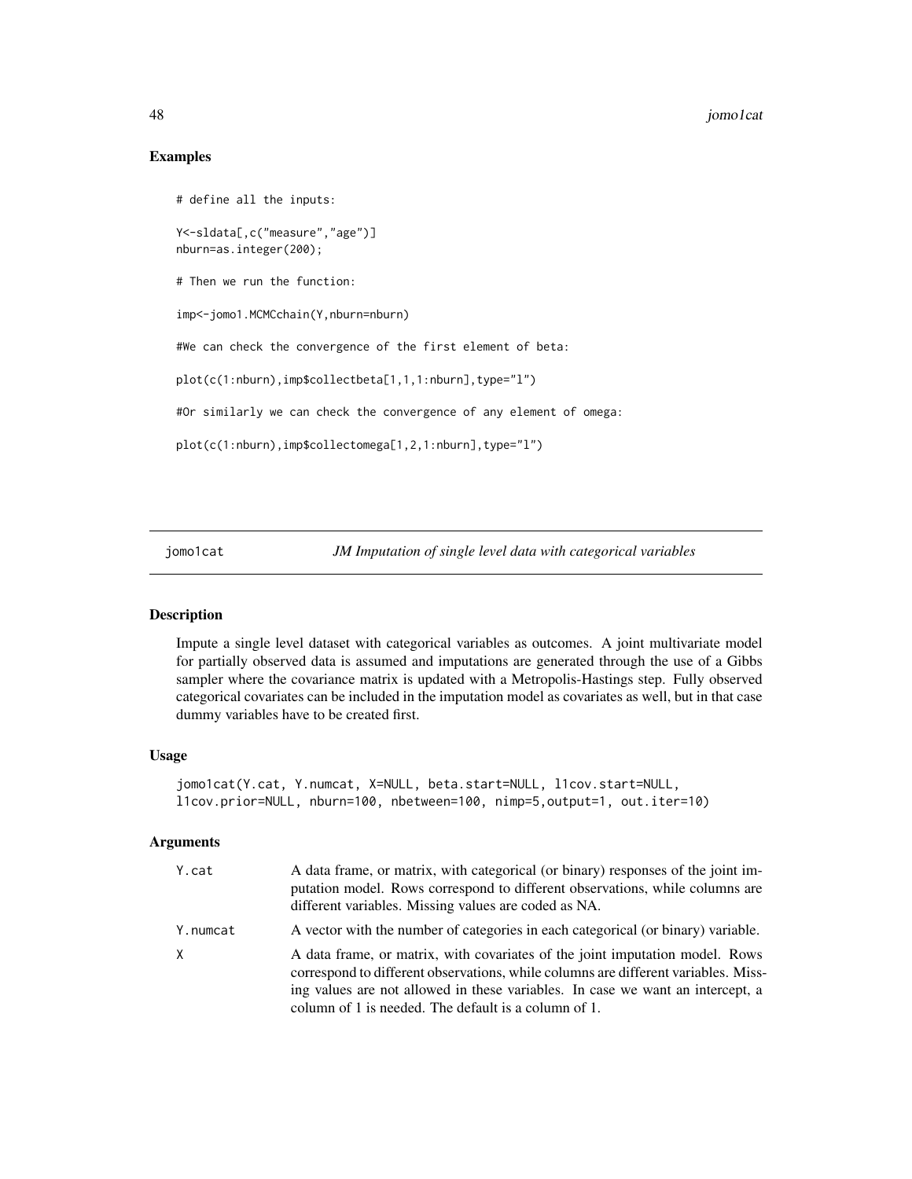## Examples

```
# define all the inputs:

Y<-sldata[,c("measure","age")]
nburn=as.integer(200);

# Then we run the function:

imp<-jomo1.MCMCchain(Y,nburn=nburn)

#We can check the convergence of the first element of beta:

plot(c(1:nburn),imp$collectbeta[1,1,1:nburn],type="l")

#Or similarly we can check the convergence of any element of omega:

plot(c(1:nburn),imp$collectomega[1,2,1:nburn],type="l")
```

---

# jomo1cat *JM Imputation of single level data with categorical variables*

---

## Description

Impute a single level dataset with categorical variables as outcomes. A joint multivariate model for partially observed data is assumed and imputations are generated through the use of a Gibbs sampler where the covariance matrix is updated with a Metropolis-Hastings step. Fully observed categorical covariates can be included in the imputation model as covariates as well, but in that case dummy variables have to be created first.

## Usage

```
jomo1cat(Y.cat, Y.numcat, X=NULL, beta.start=NULL, l1cov.start=NULL,
l1cov.prior=NULL, nburn=100, nbetween=100, nimp=5,output=1, out.iter=10)
```

## Arguments

| | |
|---|---|
| Y.cat | A data frame, or matrix, with categorical (or binary) responses of the joint imputation model. Rows correspond to different observations, while columns are different variables. Missing values are coded as NA. |
| Y.numcat | A vector with the number of categories in each categorical (or binary) variable. |
| X | A data frame, or matrix, with covariates of the joint imputation model. Rows correspond to different observations, while columns are different variables. Missing values are not allowed in these variables. In case we want an intercept, a column of 1 is needed. The default is a column of 1. |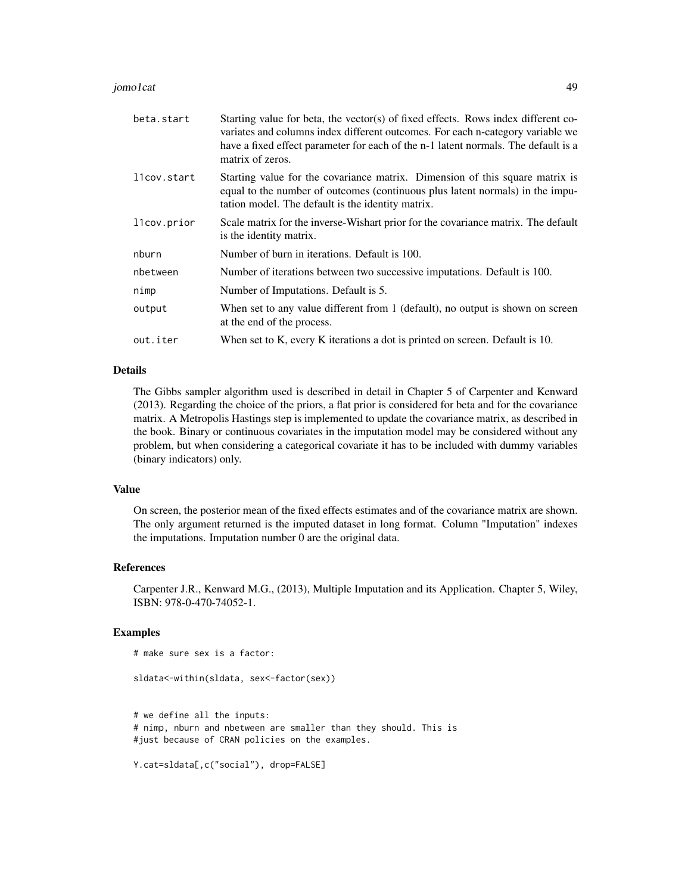| | |
|---|---|
| beta.start | Starting value for beta, the vector(s) of fixed effects. Rows index different covariates and columns index different outcomes. For each n-category variable we have a fixed effect parameter for each of the n-1 latent normals. The default is a matrix of zeros. |
| l1cov.start | Starting value for the covariance matrix. Dimension of this square matrix is equal to the number of outcomes (continuous plus latent normals) in the imputation model. The default is the identity matrix. |
| l1cov.prior | Scale matrix for the inverse-Wishart prior for the covariance matrix. The default is the identity matrix. |
| nburn | Number of burn in iterations. Default is 100. |
| nbetween | Number of iterations between two successive imputations. Default is 100. |
| nimp | Number of Imputations. Default is 5. |
| output | When set to any value different from 1 (default), no output is shown on screen at the end of the process. |
| out.iter | When set to K, every K iterations a dot is printed on screen. Default is 10. |

### Details

The Gibbs sampler algorithm used is described in detail in Chapter 5 of Carpenter and Kenward (2013). Regarding the choice of the priors, a flat prior is considered for beta and for the covariance matrix. A Metropolis Hastings step is implemented to update the covariance matrix, as described in the book. Binary or continuous covariates in the imputation model may be considered without any problem, but when considering a categorical covariate it has to be included with dummy variables (binary indicators) only.

### Value

On screen, the posterior mean of the fixed effects estimates and of the covariance matrix are shown. The only argument returned is the imputed dataset in long format. Column "Imputation" indexes the imputations. Imputation number 0 are the original data.

### References

Carpenter J.R., Kenward M.G., (2013), Multiple Imputation and its Application. Chapter 5, Wiley, ISBN: 978-0-470-74052-1.

### Examples

```
# make sure sex is a factor:

sldata<-within(sldata, sex<-factor(sex))


# we define all the inputs:
# nimp, nburn and nbetween are smaller than they should. This is
#just because of CRAN policies on the examples.

Y.cat=sldata[,c("social"), drop=FALSE]
```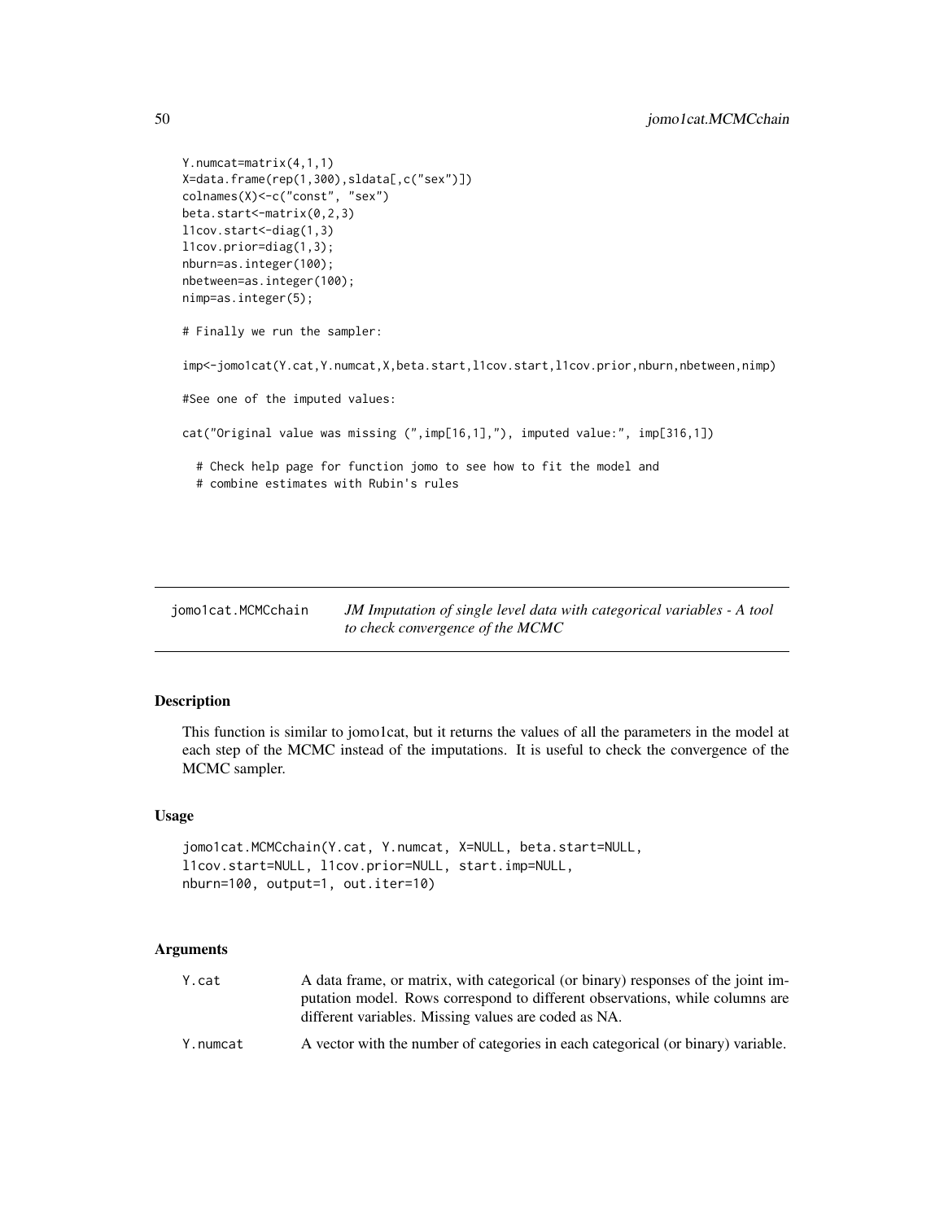```
Y.numcat=matrix(4,1,1)
X=data.frame(rep(1,300),sldata[,c("sex")])
colnames(X)<-c("const", "sex")
beta.start<-matrix(0,2,3)
l1cov.start<-diag(1,3)
l1cov.prior=diag(1,3);
nburn=as.integer(100);
nbetween=as.integer(100);
nimp=as.integer(5);

# Finally we run the sampler:

imp<-jomo1cat(Y.cat,Y.numcat,X,beta.start,l1cov.start,l1cov.prior,nburn,nbetween,nimp)

#See one of the imputed values:

cat("Original value was missing (",imp[16,1],"), imputed value:", imp[316,1])

  # Check help page for function jomo to see how to fit the model and
  # combine estimates with Rubin's rules
```

## jomo1cat.MCMCchain — *JM Imputation of single level data with categorical variables - A tool to check convergence of the MCMC*

### Description

This function is similar to jomo1cat, but it returns the values of all the parameters in the model at each step of the MCMC instead of the imputations. It is useful to check the convergence of the MCMC sampler.

### Usage

```
jomo1cat.MCMCchain(Y.cat, Y.numcat, X=NULL, beta.start=NULL,
l1cov.start=NULL, l1cov.prior=NULL, start.imp=NULL,
nburn=100, output=1, out.iter=10)
```

### Arguments

| | |
|---|---|
| Y.cat | A data frame, or matrix, with categorical (or binary) responses of the joint imputation model. Rows correspond to different observations, while columns are different variables. Missing values are coded as NA. |
| Y.numcat | A vector with the number of categories in each categorical (or binary) variable. |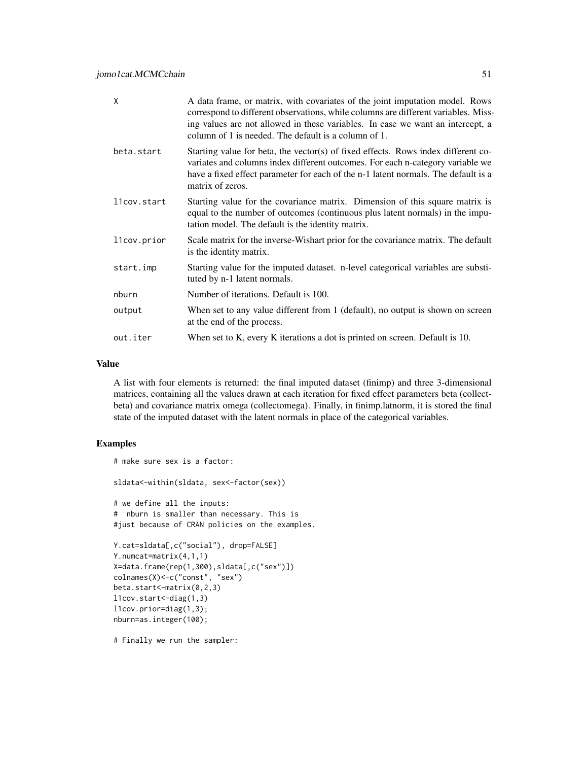| | |
|---|---|
| X | A data frame, or matrix, with covariates of the joint imputation model. Rows correspond to different observations, while columns are different variables. Missing values are not allowed in these variables. In case we want an intercept, a column of 1 is needed. The default is a column of 1. |
| beta.start | Starting value for beta, the vector(s) of fixed effects. Rows index different covariates and columns index different outcomes. For each n-category variable we have a fixed effect parameter for each of the n-1 latent normals. The default is a matrix of zeros. |
| l1cov.start | Starting value for the covariance matrix. Dimension of this square matrix is equal to the number of outcomes (continuous plus latent normals) in the imputation model. The default is the identity matrix. |
| l1cov.prior | Scale matrix for the inverse-Wishart prior for the covariance matrix. The default is the identity matrix. |
| start.imp | Starting value for the imputed dataset. n-level categorical variables are substituted by n-1 latent normals. |
| nburn | Number of iterations. Default is 100. |
| output | When set to any value different from 1 (default), no output is shown on screen at the end of the process. |
| out.iter | When set to K, every K iterations a dot is printed on screen. Default is 10. |

## Value

A list with four elements is returned: the final imputed dataset (finimp) and three 3-dimensional matrices, containing all the values drawn at each iteration for fixed effect parameters beta (collectbeta) and covariance matrix omega (collectomega). Finally, in finimp.latnorm, it is stored the final state of the imputed dataset with the latent normals in place of the categorical variables.

## Examples

```
# make sure sex is a factor:

sldata<-within(sldata, sex<-factor(sex))

# we define all the inputs:
#  nburn is smaller than necessary. This is
#just because of CRAN policies on the examples.

Y.cat=sldata[,c("social"), drop=FALSE]
Y.numcat=matrix(4,1,1)
X=data.frame(rep(1,300),sldata[,c("sex")])
colnames(X)<-c("const", "sex")
beta.start<-matrix(0,2,3)
l1cov.start<-diag(1,3)
l1cov.prior=diag(1,3);
nburn=as.integer(100);

# Finally we run the sampler:
```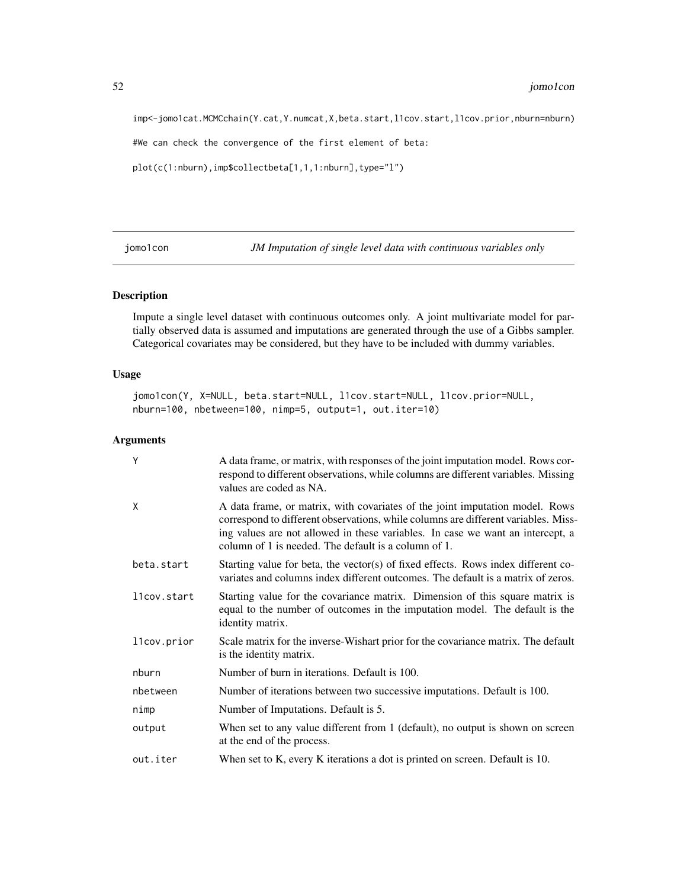```
imp<-jomo1cat.MCMCchain(Y.cat,Y.numcat,X,beta.start,l1cov.start,l1cov.prior,nburn=nburn)

#We can check the convergence of the first element of beta:

plot(c(1:nburn),imp$collectbeta[1,1,1:nburn],type="l")
```

---

## jomo1con — *JM Imputation of single level data with continuous variables only*

### Description

Impute a single level dataset with continuous outcomes only. A joint multivariate model for partially observed data is assumed and imputations are generated through the use of a Gibbs sampler. Categorical covariates may be considered, but they have to be included with dummy variables.

### Usage

```
jomo1con(Y, X=NULL, beta.start=NULL, l1cov.start=NULL, l1cov.prior=NULL,
nburn=100, nbetween=100, nimp=5, output=1, out.iter=10)
```

### Arguments

| | |
|---|---|
| Y | A data frame, or matrix, with responses of the joint imputation model. Rows correspond to different observations, while columns are different variables. Missing values are coded as NA. |
| X | A data frame, or matrix, with covariates of the joint imputation model. Rows correspond to different observations, while columns are different variables. Missing values are not allowed in these variables. In case we want an intercept, a column of 1 is needed. The default is a column of 1. |
| beta.start | Starting value for beta, the vector(s) of fixed effects. Rows index different covariates and columns index different outcomes. The default is a matrix of zeros. |
| l1cov.start | Starting value for the covariance matrix. Dimension of this square matrix is equal to the number of outcomes in the imputation model. The default is the identity matrix. |
| l1cov.prior | Scale matrix for the inverse-Wishart prior for the covariance matrix. The default is the identity matrix. |
| nburn | Number of burn in iterations. Default is 100. |
| nbetween | Number of iterations between two successive imputations. Default is 100. |
| nimp | Number of Imputations. Default is 5. |
| output | When set to any value different from 1 (default), no output is shown on screen at the end of the process. |
| out.iter | When set to K, every K iterations a dot is printed on screen. Default is 10. |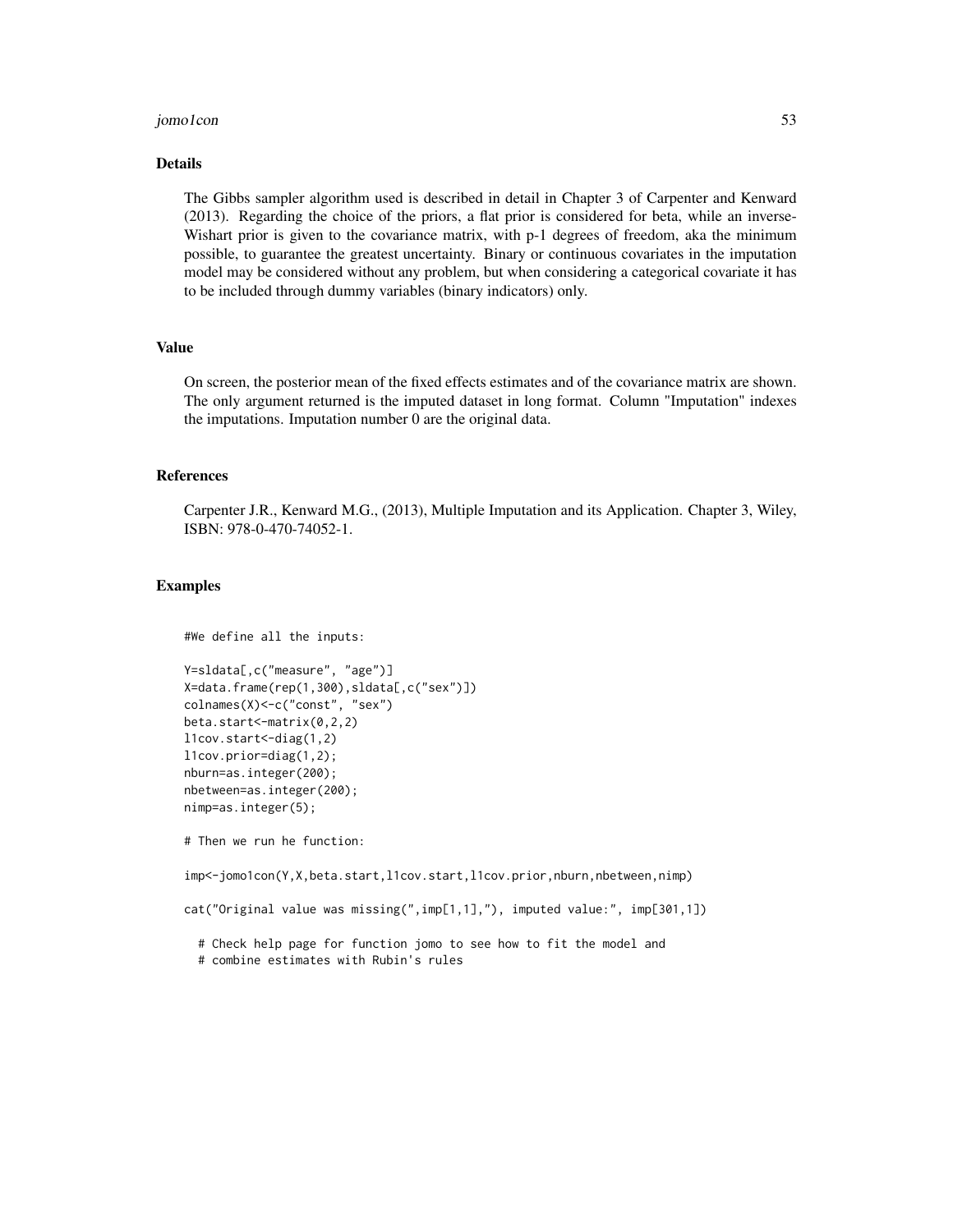### Details

The Gibbs sampler algorithm used is described in detail in Chapter 3 of Carpenter and Kenward (2013). Regarding the choice of the priors, a flat prior is considered for beta, while an inverse-Wishart prior is given to the covariance matrix, with p-1 degrees of freedom, aka the minimum possible, to guarantee the greatest uncertainty. Binary or continuous covariates in the imputation model may be considered without any problem, but when considering a categorical covariate it has to be included through dummy variables (binary indicators) only.

### Value

On screen, the posterior mean of the fixed effects estimates and of the covariance matrix are shown. The only argument returned is the imputed dataset in long format. Column "Imputation" indexes the imputations. Imputation number 0 are the original data.

### References

Carpenter J.R., Kenward M.G., (2013), Multiple Imputation and its Application. Chapter 3, Wiley, ISBN: 978-0-470-74052-1.

### Examples

```
#We define all the inputs:

Y=sldata[,c("measure", "age")]
X=data.frame(rep(1,300),sldata[,c("sex")])
colnames(X)<-c("const", "sex")
beta.start<-matrix(0,2,2)
l1cov.start<-diag(1,2)
l1cov.prior=diag(1,2);
nburn=as.integer(200);
nbetween=as.integer(200);
nimp=as.integer(5);

# Then we run he function:

imp<-jomo1con(Y,X,beta.start,l1cov.start,l1cov.prior,nburn,nbetween,nimp)

cat("Original value was missing(",imp[1,1],"), imputed value:", imp[301,1])

  # Check help page for function jomo to see how to fit the model and
  # combine estimates with Rubin's rules
```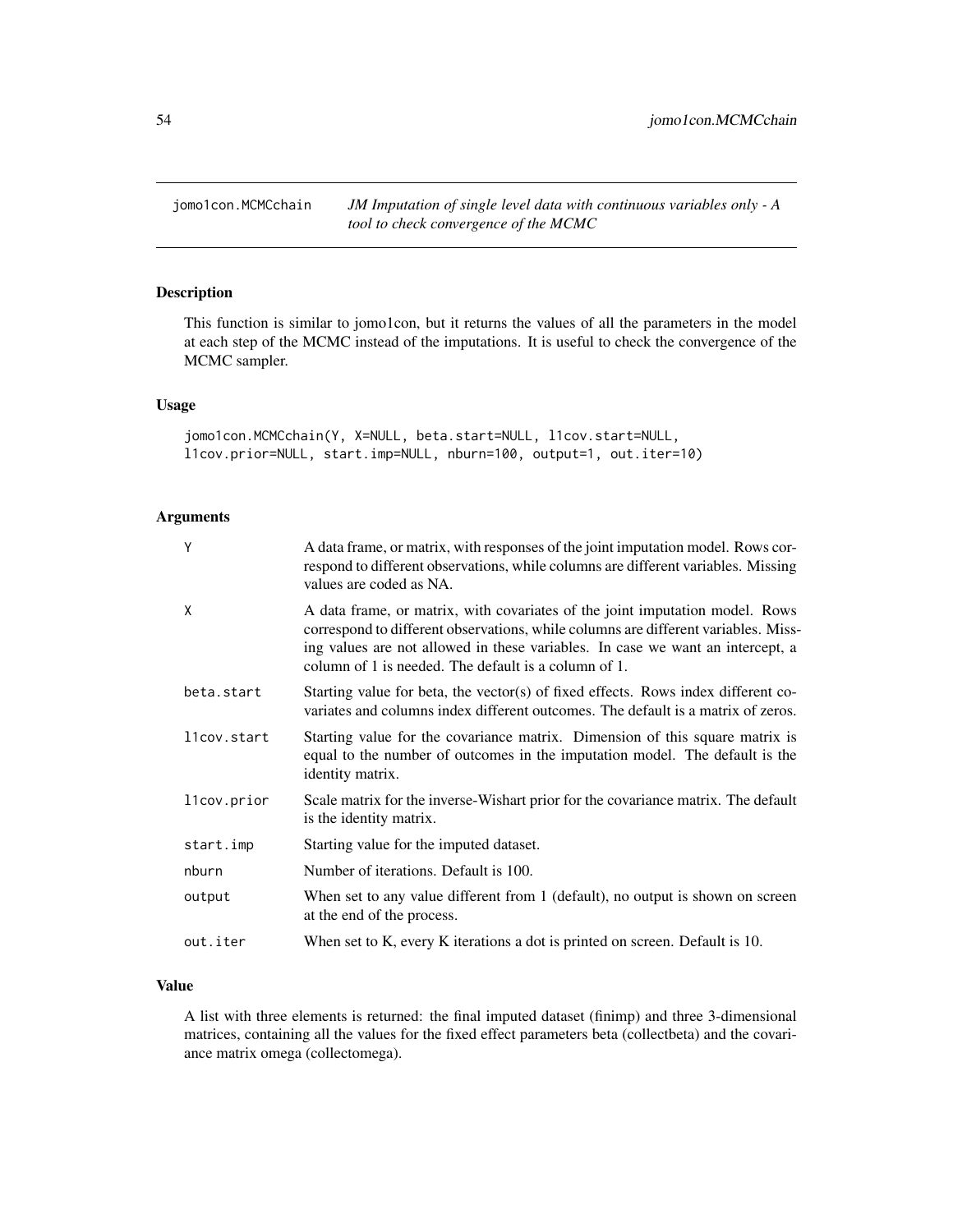## jomo1con.MCMCchain

*JM Imputation of single level data with continuous variables only - A tool to check convergence of the MCMC*

### Description

This function is similar to jomo1con, but it returns the values of all the parameters in the model at each step of the MCMC instead of the imputations. It is useful to check the convergence of the MCMC sampler.

### Usage

```
jomo1con.MCMCchain(Y, X=NULL, beta.start=NULL, l1cov.start=NULL,
l1cov.prior=NULL, start.imp=NULL, nburn=100, output=1, out.iter=10)
```

### Arguments

| | |
|---|---|
| Y | A data frame, or matrix, with responses of the joint imputation model. Rows correspond to different observations, while columns are different variables. Missing values are coded as NA. |
| X | A data frame, or matrix, with covariates of the joint imputation model. Rows correspond to different observations, while columns are different variables. Missing values are not allowed in these variables. In case we want an intercept, a column of 1 is needed. The default is a column of 1. |
| beta.start | Starting value for beta, the vector(s) of fixed effects. Rows index different covariates and columns index different outcomes. The default is a matrix of zeros. |
| l1cov.start | Starting value for the covariance matrix. Dimension of this square matrix is equal to the number of outcomes in the imputation model. The default is the identity matrix. |
| l1cov.prior | Scale matrix for the inverse-Wishart prior for the covariance matrix. The default is the identity matrix. |
| start.imp | Starting value for the imputed dataset. |
| nburn | Number of iterations. Default is 100. |
| output | When set to any value different from 1 (default), no output is shown on screen at the end of the process. |
| out.iter | When set to K, every K iterations a dot is printed on screen. Default is 10. |

### Value

A list with three elements is returned: the final imputed dataset (finimp) and three 3-dimensional matrices, containing all the values for the fixed effect parameters beta (collectbeta) and the covariance matrix omega (collectomega).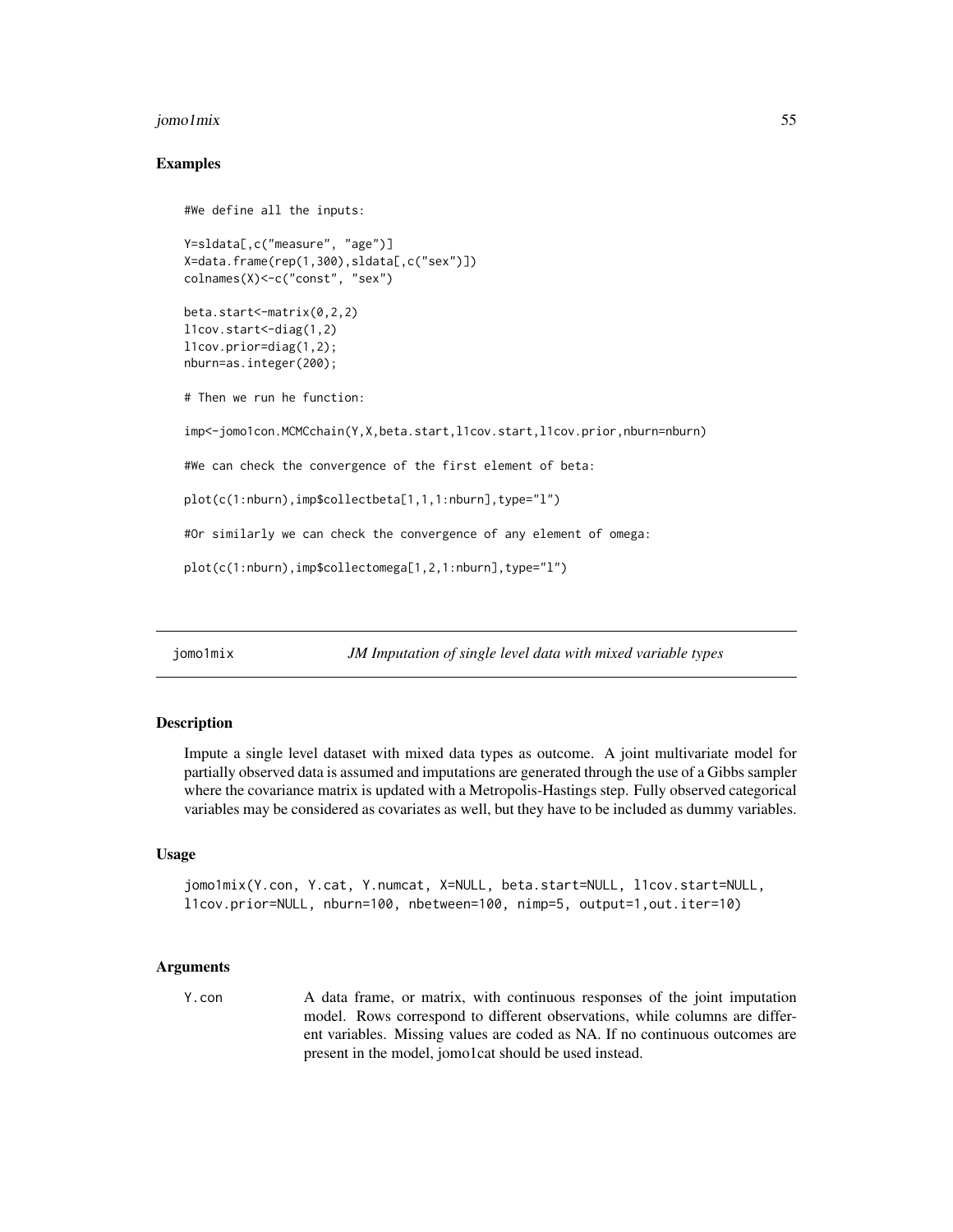## Examples

```
#We define all the inputs:

Y=sldata[,c("measure", "age")]
X=data.frame(rep(1,300),sldata[,c("sex")])
colnames(X)<-c("const", "sex")

beta.start<-matrix(0,2,2)
l1cov.start<-diag(1,2)
l1cov.prior=diag(1,2);
nburn=as.integer(200);

# Then we run he function:

imp<-jomo1con.MCMCchain(Y,X,beta.start,l1cov.start,l1cov.prior,nburn=nburn)

#We can check the convergence of the first element of beta:

plot(c(1:nburn),imp$collectbeta[1,1,1:nburn],type="l")

#Or similarly we can check the convergence of any element of omega:

plot(c(1:nburn),imp$collectomega[1,2,1:nburn],type="l")
```

---

# jomo1mix — *JM Imputation of single level data with mixed variable types*

## Description

Impute a single level dataset with mixed data types as outcome. A joint multivariate model for partially observed data is assumed and imputations are generated through the use of a Gibbs sampler where the covariance matrix is updated with a Metropolis-Hastings step. Fully observed categorical variables may be considered as covariates as well, but they have to be included as dummy variables.

## Usage

```
jomo1mix(Y.con, Y.cat, Y.numcat, X=NULL, beta.start=NULL, l1cov.start=NULL,
l1cov.prior=NULL, nburn=100, nbetween=100, nimp=5, output=1,out.iter=10)
```

## Arguments

Y.con — A data frame, or matrix, with continuous responses of the joint imputation model. Rows correspond to different observations, while columns are different variables. Missing values are coded as NA. If no continuous outcomes are present in the model, jomo1cat should be used instead.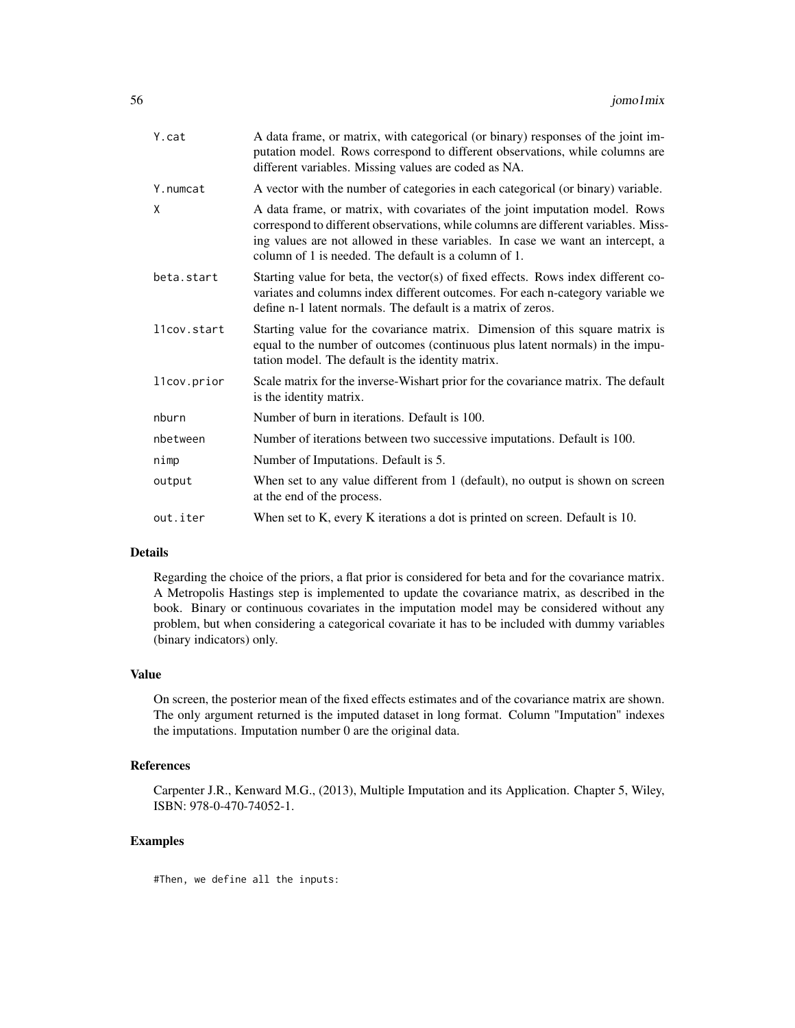| | |
|---|---|
| Y.cat | A data frame, or matrix, with categorical (or binary) responses of the joint imputation model. Rows correspond to different observations, while columns are different variables. Missing values are coded as NA. |
| Y.numcat | A vector with the number of categories in each categorical (or binary) variable. |
| X | A data frame, or matrix, with covariates of the joint imputation model. Rows correspond to different observations, while columns are different variables. Missing values are not allowed in these variables. In case we want an intercept, a column of 1 is needed. The default is a column of 1. |
| beta.start | Starting value for beta, the vector(s) of fixed effects. Rows index different covariates and columns index different outcomes. For each n-category variable we define n-1 latent normals. The default is a matrix of zeros. |
| l1cov.start | Starting value for the covariance matrix. Dimension of this square matrix is equal to the number of outcomes (continuous plus latent normals) in the imputation model. The default is the identity matrix. |
| l1cov.prior | Scale matrix for the inverse-Wishart prior for the covariance matrix. The default is the identity matrix. |
| nburn | Number of burn in iterations. Default is 100. |
| nbetween | Number of iterations between two successive imputations. Default is 100. |
| nimp | Number of Imputations. Default is 5. |
| output | When set to any value different from 1 (default), no output is shown on screen at the end of the process. |
| out.iter | When set to K, every K iterations a dot is printed on screen. Default is 10. |

## Details

Regarding the choice of the priors, a flat prior is considered for beta and for the covariance matrix. A Metropolis Hastings step is implemented to update the covariance matrix, as described in the book. Binary or continuous covariates in the imputation model may be considered without any problem, but when considering a categorical covariate it has to be included with dummy variables (binary indicators) only.

## Value

On screen, the posterior mean of the fixed effects estimates and of the covariance matrix are shown. The only argument returned is the imputed dataset in long format. Column "Imputation" indexes the imputations. Imputation number 0 are the original data.

## References

Carpenter J.R., Kenward M.G., (2013), Multiple Imputation and its Application. Chapter 5, Wiley, ISBN: 978-0-470-74052-1.

## Examples

```
#Then, we define all the inputs:
```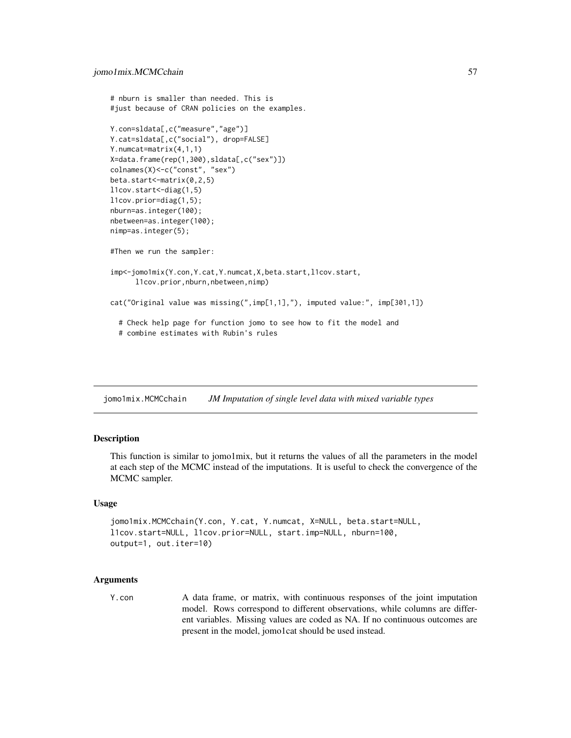```
# nburn is smaller than needed. This is
#just because of CRAN policies on the examples.

Y.con=sldata[,c("measure","age")]
Y.cat=sldata[,c("social"), drop=FALSE]
Y.numcat=matrix(4,1,1)
X=data.frame(rep(1,300),sldata[,c("sex")])
colnames(X)<-c("const", "sex")
beta.start<-matrix(0,2,5)
l1cov.start<-diag(1,5)
l1cov.prior=diag(1,5);
nburn=as.integer(100);
nbetween=as.integer(100);
nimp=as.integer(5);

#Then we run the sampler:

imp<-jomo1mix(Y.con,Y.cat,Y.numcat,X,beta.start,l1cov.start,
      l1cov.prior,nburn,nbetween,nimp)

cat("Original value was missing(",imp[1,1],"), imputed value:", imp[301,1])

  # Check help page for function jomo to see how to fit the model and
  # combine estimates with Rubin's rules
```

## jomo1mix.MCMCchain — *JM Imputation of single level data with mixed variable types*

### Description

This function is similar to jomo1mix, but it returns the values of all the parameters in the model at each step of the MCMC instead of the imputations. It is useful to check the convergence of the MCMC sampler.

### Usage

```
jomo1mix.MCMCchain(Y.con, Y.cat, Y.numcat, X=NULL, beta.start=NULL,
l1cov.start=NULL, l1cov.prior=NULL, start.imp=NULL, nburn=100,
output=1, out.iter=10)
```

### Arguments

`Y.con` — A data frame, or matrix, with continuous responses of the joint imputation model. Rows correspond to different observations, while columns are different variables. Missing values are coded as NA. If no continuous outcomes are present in the model, jomo1cat should be used instead.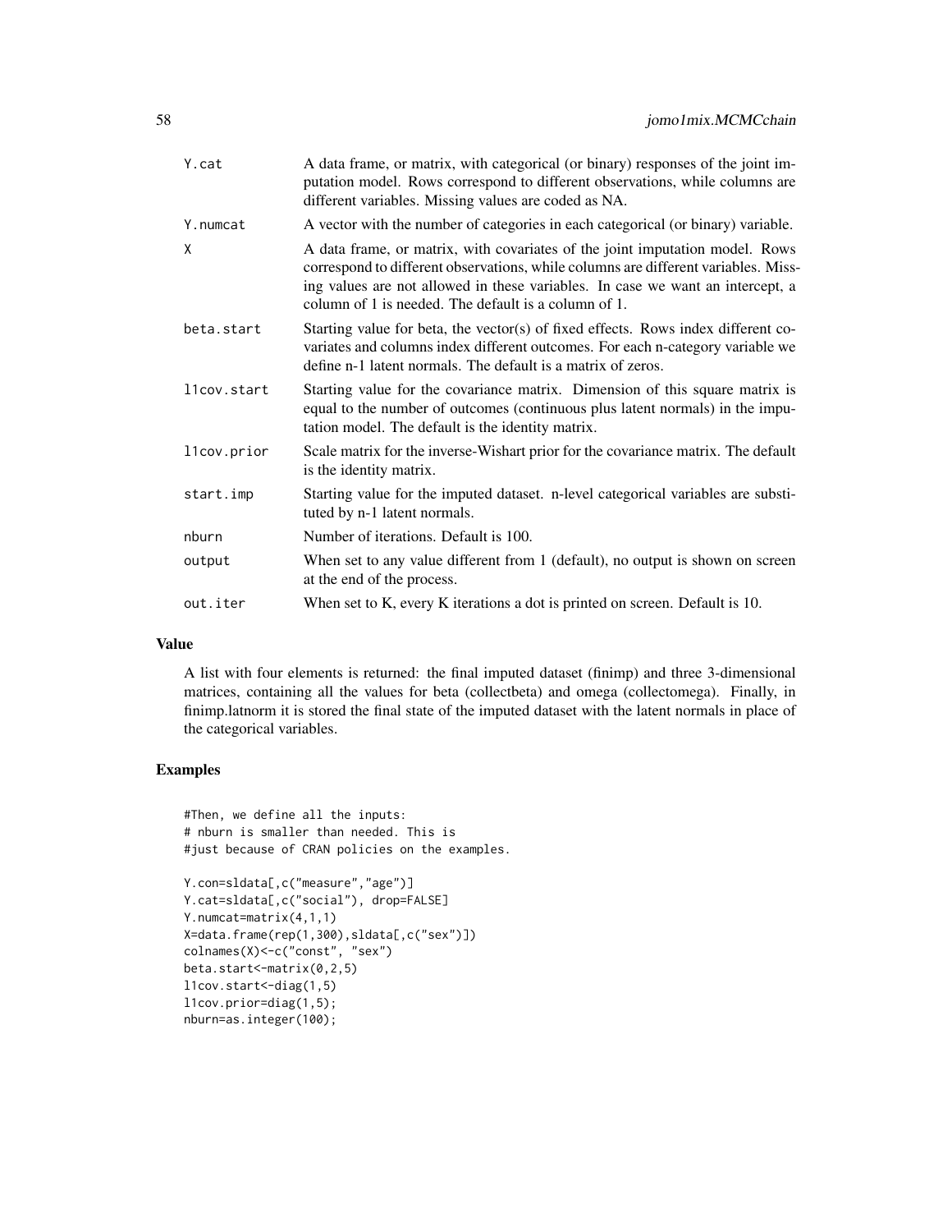| | |
|---|---|
| Y.cat | A data frame, or matrix, with categorical (or binary) responses of the joint imputation model. Rows correspond to different observations, while columns are different variables. Missing values are coded as NA. |
| Y.numcat | A vector with the number of categories in each categorical (or binary) variable. |
| X | A data frame, or matrix, with covariates of the joint imputation model. Rows correspond to different observations, while columns are different variables. Missing values are not allowed in these variables. In case we want an intercept, a column of 1 is needed. The default is a column of 1. |
| beta.start | Starting value for beta, the vector(s) of fixed effects. Rows index different covariates and columns index different outcomes. For each n-category variable we define n-1 latent normals. The default is a matrix of zeros. |
| l1cov.start | Starting value for the covariance matrix. Dimension of this square matrix is equal to the number of outcomes (continuous plus latent normals) in the imputation model. The default is the identity matrix. |
| l1cov.prior | Scale matrix for the inverse-Wishart prior for the covariance matrix. The default is the identity matrix. |
| start.imp | Starting value for the imputed dataset. n-level categorical variables are substituted by n-1 latent normals. |
| nburn | Number of iterations. Default is 100. |
| output | When set to any value different from 1 (default), no output is shown on screen at the end of the process. |
| out.iter | When set to K, every K iterations a dot is printed on screen. Default is 10. |

## Value

A list with four elements is returned: the final imputed dataset (finimp) and three 3-dimensional matrices, containing all the values for beta (collectbeta) and omega (collectomega). Finally, in finimp.latnorm it is stored the final state of the imputed dataset with the latent normals in place of the categorical variables.

## Examples

```
#Then, we define all the inputs:
# nburn is smaller than needed. This is
#just because of CRAN policies on the examples.

Y.con=sldata[,c("measure","age")]
Y.cat=sldata[,c("social"), drop=FALSE]
Y.numcat=matrix(4,1,1)
X=data.frame(rep(1,300),sldata[,c("sex")])
colnames(X)<-c("const", "sex")
beta.start<-matrix(0,2,5)
l1cov.start<-diag(1,5)
l1cov.prior=diag(1,5);
nburn=as.integer(100);
```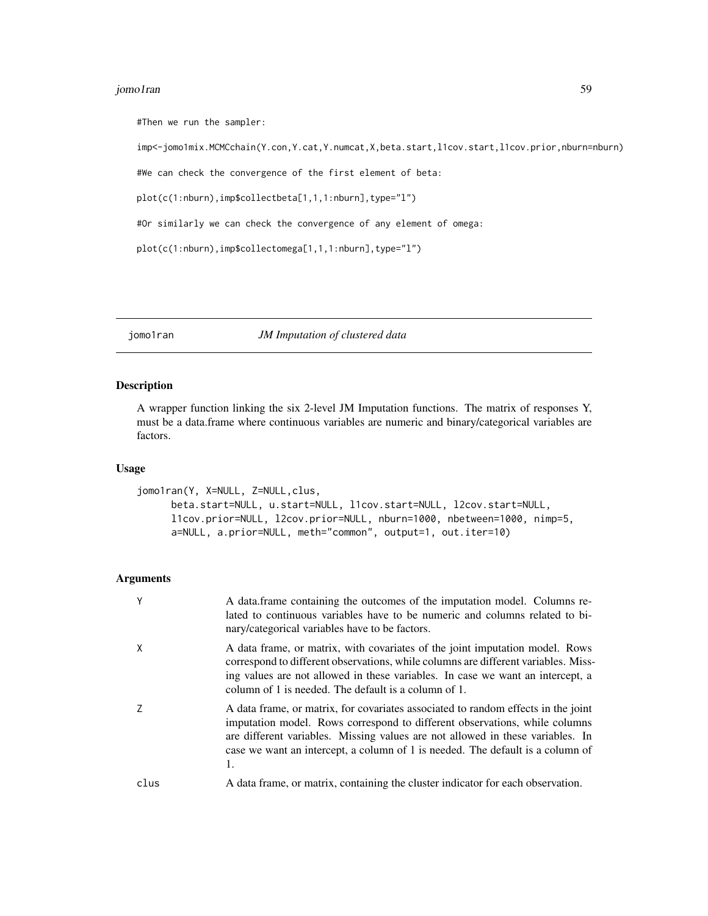```
#Then we run the sampler:

imp<-jomo1mix.MCMCchain(Y.con,Y.cat,Y.numcat,X,beta.start,l1cov.start,l1cov.prior,nburn=nburn)

#We can check the convergence of the first element of beta:

plot(c(1:nburn),imp$collectbeta[1,1,1:nburn],type="l")

#Or similarly we can check the convergence of any element of omega:

plot(c(1:nburn),imp$collectomega[1,1,1:nburn],type="l")
```

---

## jomo1ran *JM Imputation of clustered data*

### Description

A wrapper function linking the six 2-level JM Imputation functions. The matrix of responses Y, must be a data.frame where continuous variables are numeric and binary/categorical variables are factors.

### Usage

```
jomo1ran(Y, X=NULL, Z=NULL,clus,
      beta.start=NULL, u.start=NULL, l1cov.start=NULL, l2cov.start=NULL,
      l1cov.prior=NULL, l2cov.prior=NULL, nburn=1000, nbetween=1000, nimp=5,
      a=NULL, a.prior=NULL, meth="common", output=1, out.iter=10)
```

### Arguments

| | |
|---|---|
| Y | A data.frame containing the outcomes of the imputation model. Columns related to continuous variables have to be numeric and columns related to binary/categorical variables have to be factors. |
| X | A data frame, or matrix, with covariates of the joint imputation model. Rows correspond to different observations, while columns are different variables. Missing values are not allowed in these variables. In case we want an intercept, a column of 1 is needed. The default is a column of 1. |
| Z | A data frame, or matrix, for covariates associated to random effects in the joint imputation model. Rows correspond to different observations, while columns are different variables. Missing values are not allowed in these variables. In case we want an intercept, a column of 1 is needed. The default is a column of 1. |
| clus | A data frame, or matrix, containing the cluster indicator for each observation. |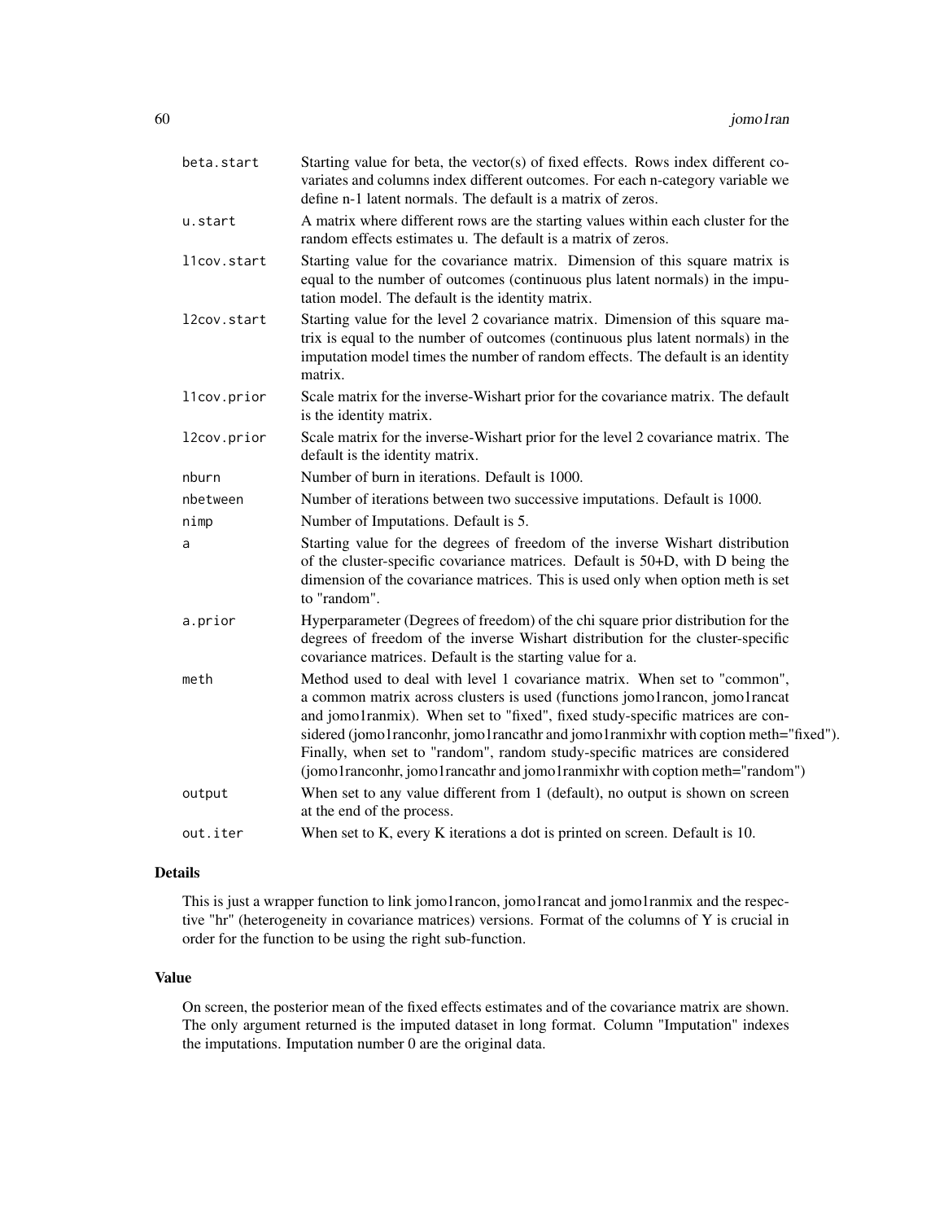| | |
|---|---|
| beta.start | Starting value for beta, the vector(s) of fixed effects. Rows index different covariates and columns index different outcomes. For each n-category variable we define n-1 latent normals. The default is a matrix of zeros. |
| u.start | A matrix where different rows are the starting values within each cluster for the random effects estimates u. The default is a matrix of zeros. |
| l1cov.start | Starting value for the covariance matrix. Dimension of this square matrix is equal to the number of outcomes (continuous plus latent normals) in the imputation model. The default is the identity matrix. |
| l2cov.start | Starting value for the level 2 covariance matrix. Dimension of this square matrix is equal to the number of outcomes (continuous plus latent normals) in the imputation model times the number of random effects. The default is an identity matrix. |
| l1cov.prior | Scale matrix for the inverse-Wishart prior for the covariance matrix. The default is the identity matrix. |
| l2cov.prior | Scale matrix for the inverse-Wishart prior for the level 2 covariance matrix. The default is the identity matrix. |
| nburn | Number of burn in iterations. Default is 1000. |
| nbetween | Number of iterations between two successive imputations. Default is 1000. |
| nimp | Number of Imputations. Default is 5. |
| a | Starting value for the degrees of freedom of the inverse Wishart distribution of the cluster-specific covariance matrices. Default is 50+D, with D being the dimension of the covariance matrices. This is used only when option meth is set to "random". |
| a.prior | Hyperparameter (Degrees of freedom) of the chi square prior distribution for the degrees of freedom of the inverse Wishart distribution for the cluster-specific covariance matrices. Default is the starting value for a. |
| meth | Method used to deal with level 1 covariance matrix. When set to "common", a common matrix across clusters is used (functions jomo1rancon, jomo1rancat and jomo1ranmix). When set to "fixed", fixed study-specific matrices are considered (jomo1ranconhr, jomo1rancathr and jomo1ranmixhr with coption meth="fixed"). Finally, when set to "random", random study-specific matrices are considered (jomo1ranconhr, jomo1rancathr and jomo1ranmixhr with coption meth="random") |
| output | When set to any value different from 1 (default), no output is shown on screen at the end of the process. |
| out.iter | When set to K, every K iterations a dot is printed on screen. Default is 10. |

## Details

This is just a wrapper function to link jomo1rancon, jomo1rancat and jomo1ranmix and the respective "hr" (heterogeneity in covariance matrices) versions. Format of the columns of Y is crucial in order for the function to be using the right sub-function.

## Value

On screen, the posterior mean of the fixed effects estimates and of the covariance matrix are shown. The only argument returned is the imputed dataset in long format. Column "Imputation" indexes the imputations. Imputation number 0 are the original data.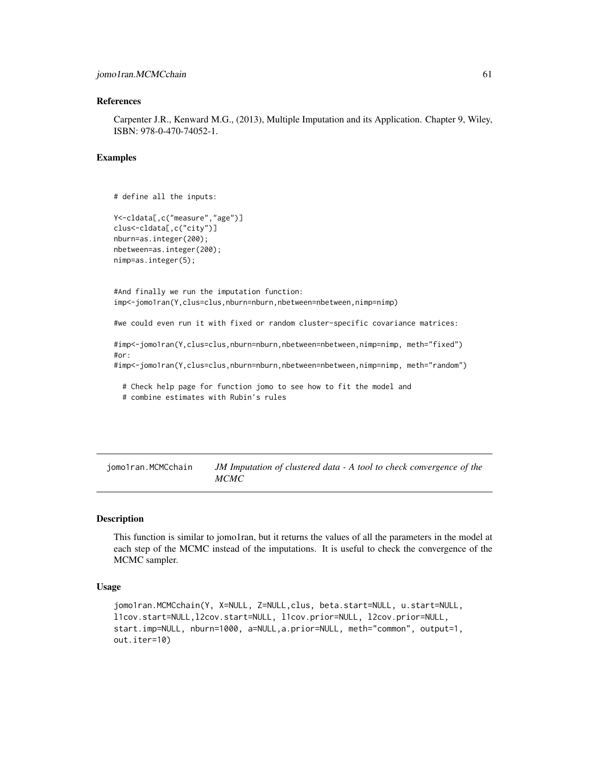### References

Carpenter J.R., Kenward M.G., (2013), Multiple Imputation and its Application. Chapter 9, Wiley, ISBN: 978-0-470-74052-1.

### Examples

```
# define all the inputs:

Y<-cldata[,c("measure","age")]
clus<-cldata[,c("city")]
nburn=as.integer(200);
nbetween=as.integer(200);
nimp=as.integer(5);


#And finally we run the imputation function:
imp<-jomo1ran(Y,clus=clus,nburn=nburn,nbetween=nbetween,nimp=nimp)

#we could even run it with fixed or random cluster-specific covariance matrices:

#imp<-jomo1ran(Y,clus=clus,nburn=nburn,nbetween=nbetween,nimp=nimp, meth="fixed")
#or:
#imp<-jomo1ran(Y,clus=clus,nburn=nburn,nbetween=nbetween,nimp=nimp, meth="random")

  # Check help page for function jomo to see how to fit the model and
  # combine estimates with Rubin's rules
```

---

## jomo1ran.MCMCchain *JM Imputation of clustered data - A tool to check convergence of the MCMC*

### Description

This function is similar to jomo1ran, but it returns the values of all the parameters in the model at each step of the MCMC instead of the imputations. It is useful to check the convergence of the MCMC sampler.

### Usage

```
jomo1ran.MCMCchain(Y, X=NULL, Z=NULL,clus, beta.start=NULL, u.start=NULL,
l1cov.start=NULL,l2cov.start=NULL, l1cov.prior=NULL, l2cov.prior=NULL,
start.imp=NULL, nburn=1000, a=NULL,a.prior=NULL, meth="common", output=1,
out.iter=10)
```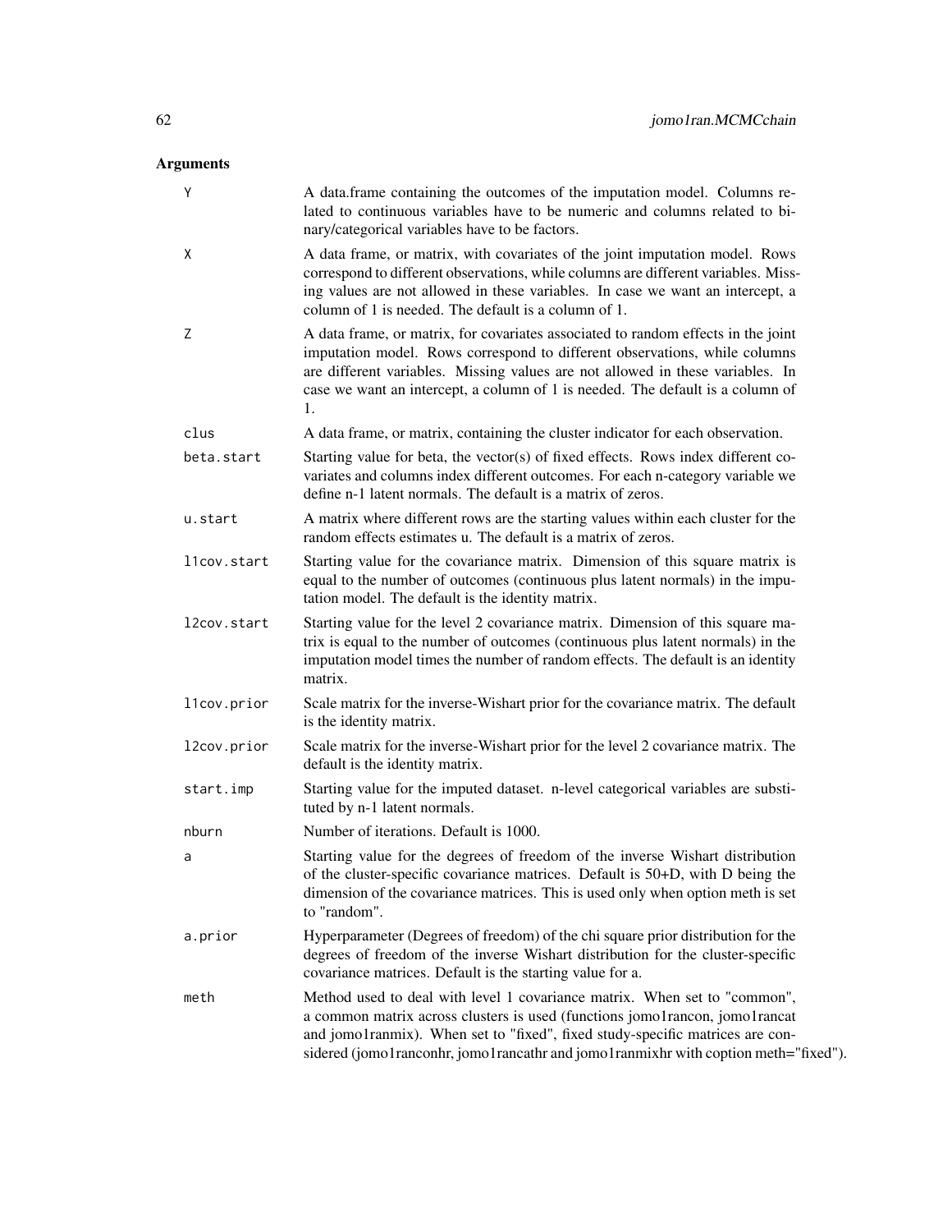## Arguments

| | |
|---|---|
| `Y` | A data.frame containing the outcomes of the imputation model. Columns related to continuous variables have to be numeric and columns related to binary/categorical variables have to be factors. |
| `X` | A data frame, or matrix, with covariates of the joint imputation model. Rows correspond to different observations, while columns are different variables. Missing values are not allowed in these variables. In case we want an intercept, a column of 1 is needed. The default is a column of 1. |
| `Z` | A data frame, or matrix, for covariates associated to random effects in the joint imputation model. Rows correspond to different observations, while columns are different variables. Missing values are not allowed in these variables. In case we want an intercept, a column of 1 is needed. The default is a column of 1. |
| `clus` | A data frame, or matrix, containing the cluster indicator for each observation. |
| `beta.start` | Starting value for beta, the vector(s) of fixed effects. Rows index different covariates and columns index different outcomes. For each n-category variable we define n-1 latent normals. The default is a matrix of zeros. |
| `u.start` | A matrix where different rows are the starting values within each cluster for the random effects estimates u. The default is a matrix of zeros. |
| `l1cov.start` | Starting value for the covariance matrix. Dimension of this square matrix is equal to the number of outcomes (continuous plus latent normals) in the imputation model. The default is the identity matrix. |
| `l2cov.start` | Starting value for the level 2 covariance matrix. Dimension of this square matrix is equal to the number of outcomes (continuous plus latent normals) in the imputation model times the number of random effects. The default is an identity matrix. |
| `l1cov.prior` | Scale matrix for the inverse-Wishart prior for the covariance matrix. The default is the identity matrix. |
| `l2cov.prior` | Scale matrix for the inverse-Wishart prior for the level 2 covariance matrix. The default is the identity matrix. |
| `start.imp` | Starting value for the imputed dataset. n-level categorical variables are substituted by n-1 latent normals. |
| `nburn` | Number of iterations. Default is 1000. |
| `a` | Starting value for the degrees of freedom of the inverse Wishart distribution of the cluster-specific covariance matrices. Default is 50+D, with D being the dimension of the covariance matrices. This is used only when option meth is set to "random". |
| `a.prior` | Hyperparameter (Degrees of freedom) of the chi square prior distribution for the degrees of freedom of the inverse Wishart distribution for the cluster-specific covariance matrices. Default is the starting value for a. |
| `meth` | Method used to deal with level 1 covariance matrix. When set to "common", a common matrix across clusters is used (functions jomo1rancon, jomo1rancat and jomo1ranmix). When set to "fixed", fixed study-specific matrices are considered (jomo1ranconhr, jomo1rancathr and jomo1ranmixhr with coption meth="fixed"). |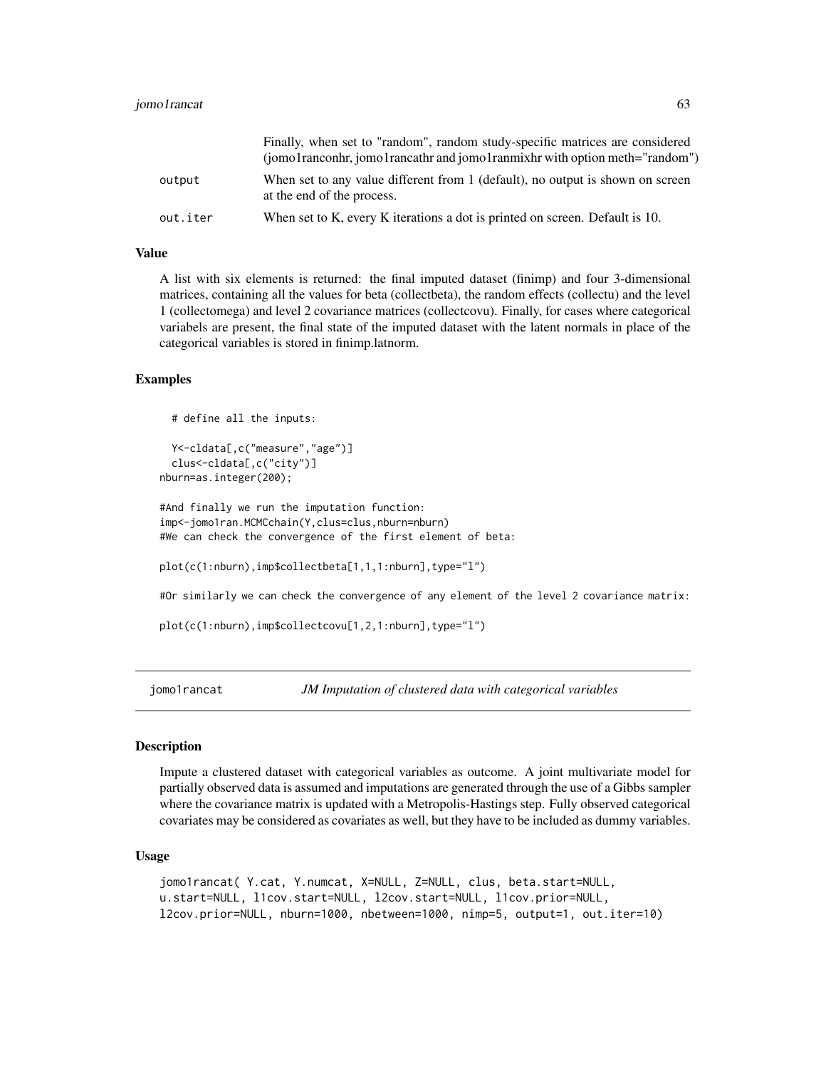|  |  |
|---|---|
|  | Finally, when set to "random", random study-specific matrices are considered (jomo1ranconhr, jomo1rancathr and jomo1ranmixhr with option meth="random") |
| output | When set to any value different from 1 (default), no output is shown on screen at the end of the process. |
| out.iter | When set to K, every K iterations a dot is printed on screen. Default is 10. |

### Value

A list with six elements is returned: the final imputed dataset (finimp) and four 3-dimensional matrices, containing all the values for beta (collectbeta), the random effects (collectu) and the level 1 (collectomega) and level 2 covariance matrices (collectcovu). Finally, for cases where categorical variabels are present, the final state of the imputed dataset with the latent normals in place of the categorical variables is stored in finimp.latnorm.

### Examples

```
  # define all the inputs:

  Y<-cldata[,c("measure","age")]
  clus<-cldata[,c("city")]
nburn=as.integer(200);

#And finally we run the imputation function:
imp<-jomo1ran.MCMCchain(Y,clus=clus,nburn=nburn)
#We can check the convergence of the first element of beta:

plot(c(1:nburn),imp$collectbeta[1,1,1:nburn],type="l")

#Or similarly we can check the convergence of any element of the level 2 covariance matrix:

plot(c(1:nburn),imp$collectcovu[1,2,1:nburn],type="l")
```

---

## jomo1rancat *JM Imputation of clustered data with categorical variables*

### Description

Impute a clustered dataset with categorical variables as outcome. A joint multivariate model for partially observed data is assumed and imputations are generated through the use of a Gibbs sampler where the covariance matrix is updated with a Metropolis-Hastings step. Fully observed categorical covariates may be considered as covariates as well, but they have to be included as dummy variables.

### Usage

```
jomo1rancat( Y.cat, Y.numcat, X=NULL, Z=NULL, clus, beta.start=NULL,
u.start=NULL, l1cov.start=NULL, l2cov.start=NULL, l1cov.prior=NULL,
l2cov.prior=NULL, nburn=1000, nbetween=1000, nimp=5, output=1, out.iter=10)
```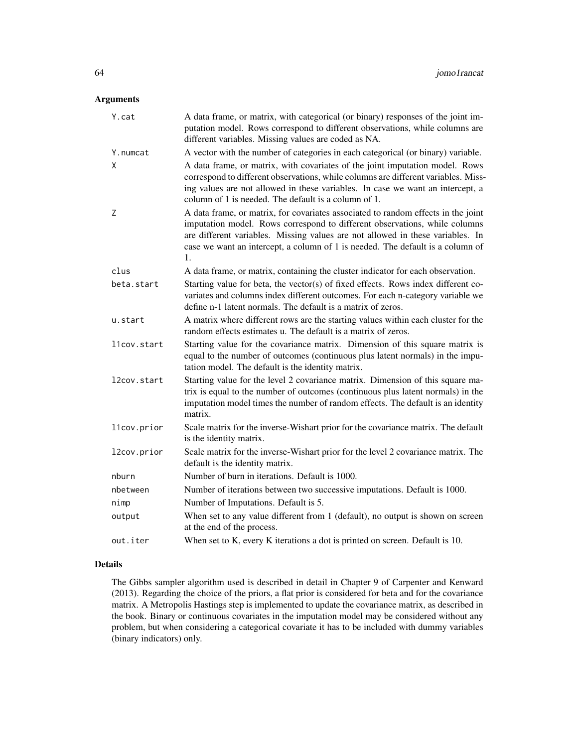## Arguments

| | |
|---|---|
| Y.cat | A data frame, or matrix, with categorical (or binary) responses of the joint imputation model. Rows correspond to different observations, while columns are different variables. Missing values are coded as NA. |
| Y.numcat | A vector with the number of categories in each categorical (or binary) variable. |
| X | A data frame, or matrix, with covariates of the joint imputation model. Rows correspond to different observations, while columns are different variables. Missing values are not allowed in these variables. In case we want an intercept, a column of 1 is needed. The default is a column of 1. |
| Z | A data frame, or matrix, for covariates associated to random effects in the joint imputation model. Rows correspond to different observations, while columns are different variables. Missing values are not allowed in these variables. In case we want an intercept, a column of 1 is needed. The default is a column of 1. |
| clus | A data frame, or matrix, containing the cluster indicator for each observation. |
| beta.start | Starting value for beta, the vector(s) of fixed effects. Rows index different covariates and columns index different outcomes. For each n-category variable we define n-1 latent normals. The default is a matrix of zeros. |
| u.start | A matrix where different rows are the starting values within each cluster for the random effects estimates u. The default is a matrix of zeros. |
| l1cov.start | Starting value for the covariance matrix. Dimension of this square matrix is equal to the number of outcomes (continuous plus latent normals) in the imputation model. The default is the identity matrix. |
| l2cov.start | Starting value for the level 2 covariance matrix. Dimension of this square matrix is equal to the number of outcomes (continuous plus latent normals) in the imputation model times the number of random effects. The default is an identity matrix. |
| l1cov.prior | Scale matrix for the inverse-Wishart prior for the covariance matrix. The default is the identity matrix. |
| l2cov.prior | Scale matrix for the inverse-Wishart prior for the level 2 covariance matrix. The default is the identity matrix. |
| nburn | Number of burn in iterations. Default is 1000. |
| nbetween | Number of iterations between two successive imputations. Default is 1000. |
| nimp | Number of Imputations. Default is 5. |
| output | When set to any value different from 1 (default), no output is shown on screen at the end of the process. |
| out.iter | When set to K, every K iterations a dot is printed on screen. Default is 10. |

## Details

The Gibbs sampler algorithm used is described in detail in Chapter 9 of Carpenter and Kenward (2013). Regarding the choice of the priors, a flat prior is considered for beta and for the covariance matrix. A Metropolis Hastings step is implemented to update the covariance matrix, as described in the book. Binary or continuous covariates in the imputation model may be considered without any problem, but when considering a categorical covariate it has to be included with dummy variables (binary indicators) only.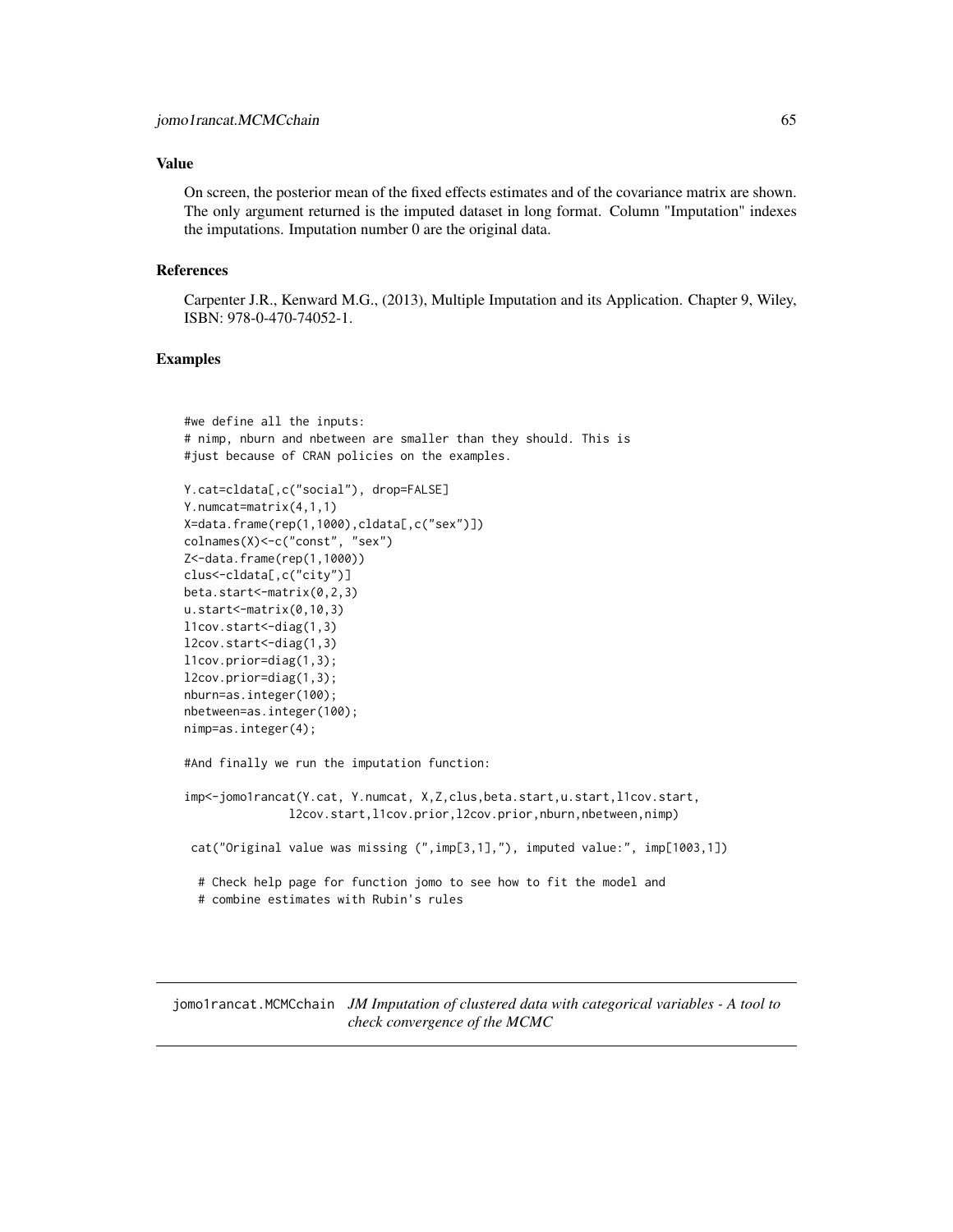### Value

On screen, the posterior mean of the fixed effects estimates and of the covariance matrix are shown. The only argument returned is the imputed dataset in long format. Column "Imputation" indexes the imputations. Imputation number 0 are the original data.

### References

Carpenter J.R., Kenward M.G., (2013), Multiple Imputation and its Application. Chapter 9, Wiley, ISBN: 978-0-470-74052-1.

### Examples

```
#we define all the inputs:
# nimp, nburn and nbetween are smaller than they should. This is
#just because of CRAN policies on the examples.

Y.cat=cldata[,c("social"), drop=FALSE]
Y.numcat=matrix(4,1,1)
X=data.frame(rep(1,1000),cldata[,c("sex")])
colnames(X)<-c("const", "sex")
Z<-data.frame(rep(1,1000))
clus<-cldata[,c("city")]
beta.start<-matrix(0,2,3)
u.start<-matrix(0,10,3)
l1cov.start<-diag(1,3)
l2cov.start<-diag(1,3)
l1cov.prior=diag(1,3);
l2cov.prior=diag(1,3);
nburn=as.integer(100);
nbetween=as.integer(100);
nimp=as.integer(4);

#And finally we run the imputation function:

imp<-jomo1rancat(Y.cat, Y.numcat, X,Z,clus,beta.start,u.start,l1cov.start,
              l2cov.start,l1cov.prior,l2cov.prior,nburn,nbetween,nimp)

 cat("Original value was missing (",imp[3,1],"), imputed value:", imp[1003,1])

  # Check help page for function jomo to see how to fit the model and
  # combine estimates with Rubin's rules
```

## jomo1rancat.MCMCchain *JM Imputation of clustered data with categorical variables - A tool to check convergence of the MCMC*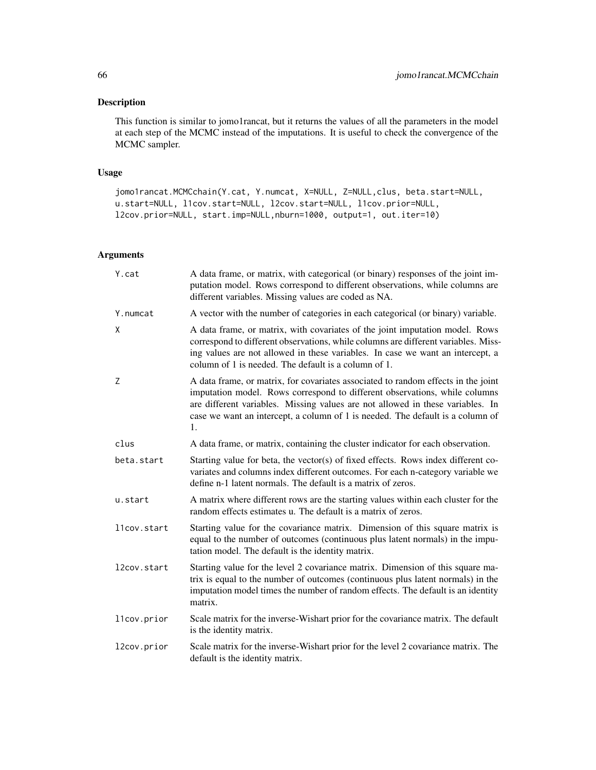## Description

This function is similar to jomo1rancat, but it returns the values of all the parameters in the model at each step of the MCMC instead of the imputations. It is useful to check the convergence of the MCMC sampler.

## Usage

```
jomo1rancat.MCMCchain(Y.cat, Y.numcat, X=NULL, Z=NULL,clus, beta.start=NULL,
u.start=NULL, l1cov.start=NULL, l2cov.start=NULL, l1cov.prior=NULL,
l2cov.prior=NULL, start.imp=NULL,nburn=1000, output=1, out.iter=10)
```

## Arguments

| | |
|---|---|
| `Y.cat` | A data frame, or matrix, with categorical (or binary) responses of the joint imputation model. Rows correspond to different observations, while columns are different variables. Missing values are coded as NA. |
| `Y.numcat` | A vector with the number of categories in each categorical (or binary) variable. |
| `X` | A data frame, or matrix, with covariates of the joint imputation model. Rows correspond to different observations, while columns are different variables. Missing values are not allowed in these variables. In case we want an intercept, a column of 1 is needed. The default is a column of 1. |
| `Z` | A data frame, or matrix, for covariates associated to random effects in the joint imputation model. Rows correspond to different observations, while columns are different variables. Missing values are not allowed in these variables. In case we want an intercept, a column of 1 is needed. The default is a column of 1. |
| `clus` | A data frame, or matrix, containing the cluster indicator for each observation. |
| `beta.start` | Starting value for beta, the vector(s) of fixed effects. Rows index different covariates and columns index different outcomes. For each n-category variable we define n-1 latent normals. The default is a matrix of zeros. |
| `u.start` | A matrix where different rows are the starting values within each cluster for the random effects estimates u. The default is a matrix of zeros. |
| `l1cov.start` | Starting value for the covariance matrix. Dimension of this square matrix is equal to the number of outcomes (continuous plus latent normals) in the imputation model. The default is the identity matrix. |
| `l2cov.start` | Starting value for the level 2 covariance matrix. Dimension of this square matrix is equal to the number of outcomes (continuous plus latent normals) in the imputation model times the number of random effects. The default is an identity matrix. |
| `l1cov.prior` | Scale matrix for the inverse-Wishart prior for the covariance matrix. The default is the identity matrix. |
| `l2cov.prior` | Scale matrix for the inverse-Wishart prior for the level 2 covariance matrix. The default is the identity matrix. |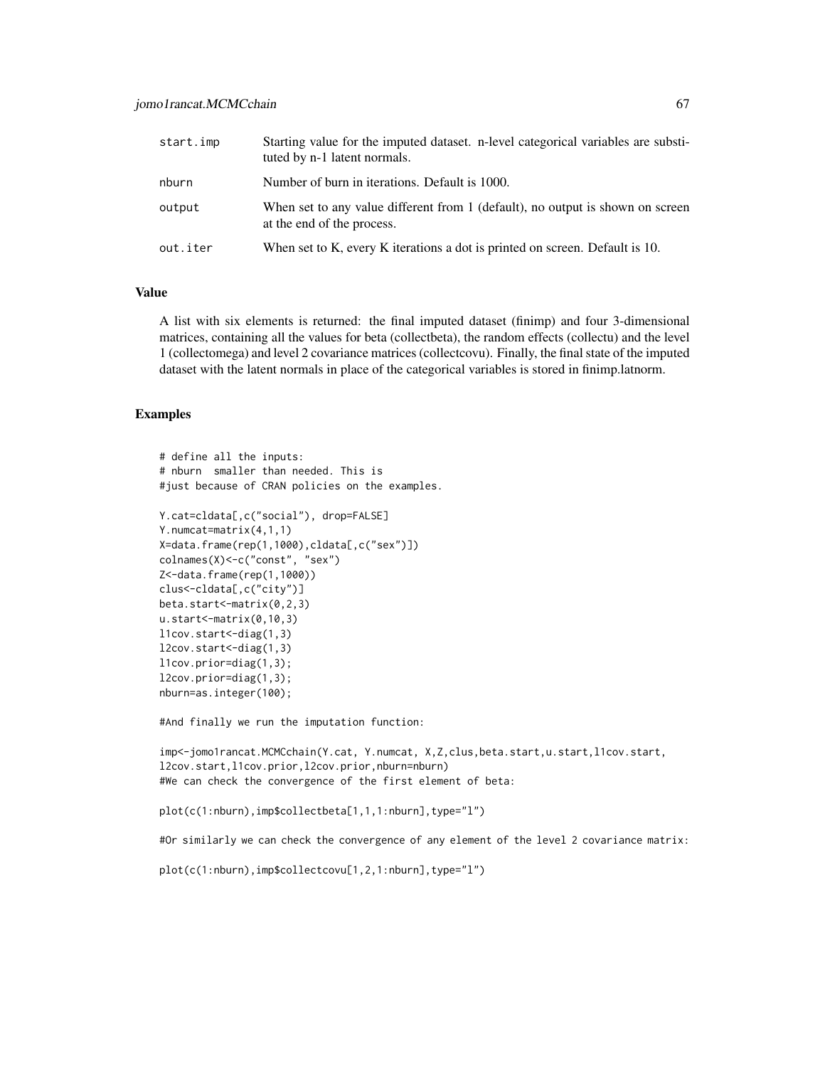| | |
|---|---|
| start.imp | Starting value for the imputed dataset. n-level categorical variables are substituted by n-1 latent normals. |
| nburn | Number of burn in iterations. Default is 1000. |
| output | When set to any value different from 1 (default), no output is shown on screen at the end of the process. |
| out.iter | When set to K, every K iterations a dot is printed on screen. Default is 10. |

## Value

A list with six elements is returned: the final imputed dataset (finimp) and four 3-dimensional matrices, containing all the values for beta (collectbeta), the random effects (collectu) and the level 1 (collectomega) and level 2 covariance matrices (collectcovu). Finally, the final state of the imputed dataset with the latent normals in place of the categorical variables is stored in finimp.latnorm.

## Examples

```
# define all the inputs:
# nburn  smaller than needed. This is
#just because of CRAN policies on the examples.

Y.cat=cldata[,c("social"), drop=FALSE]
Y.numcat=matrix(4,1,1)
X=data.frame(rep(1,1000),cldata[,c("sex")])
colnames(X)<-c("const", "sex")
Z<-data.frame(rep(1,1000))
clus<-cldata[,c("city")]
beta.start<-matrix(0,2,3)
u.start<-matrix(0,10,3)
l1cov.start<-diag(1,3)
l2cov.start<-diag(1,3)
l1cov.prior=diag(1,3);
l2cov.prior=diag(1,3);
nburn=as.integer(100);

#And finally we run the imputation function:

imp<-jomo1rancat.MCMCchain(Y.cat, Y.numcat, X,Z,clus,beta.start,u.start,l1cov.start,
l2cov.start,l1cov.prior,l2cov.prior,nburn=nburn)
#We can check the convergence of the first element of beta:

plot(c(1:nburn),imp$collectbeta[1,1,1:nburn],type="l")

#Or similarly we can check the convergence of any element of the level 2 covariance matrix:

plot(c(1:nburn),imp$collectcovu[1,2,1:nburn],type="l")
```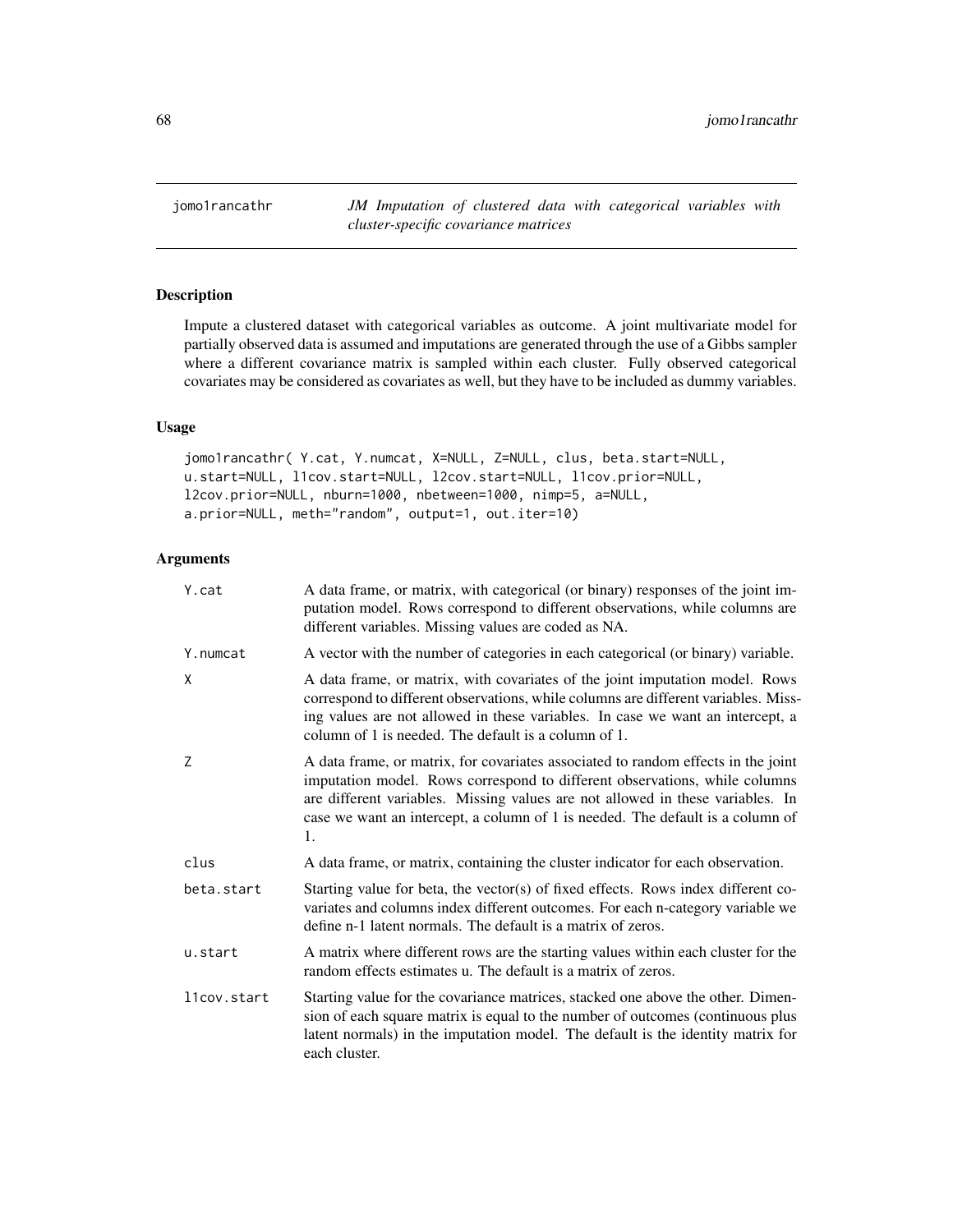jomo1rancathr — *JM Imputation of clustered data with categorical variables with cluster-specific covariance matrices*

## Description

Impute a clustered dataset with categorical variables as outcome. A joint multivariate model for partially observed data is assumed and imputations are generated through the use of a Gibbs sampler where a different covariance matrix is sampled within each cluster. Fully observed categorical covariates may be considered as covariates as well, but they have to be included as dummy variables.

## Usage

```
jomo1rancathr( Y.cat, Y.numcat, X=NULL, Z=NULL, clus, beta.start=NULL,
u.start=NULL, l1cov.start=NULL, l2cov.start=NULL, l1cov.prior=NULL,
l2cov.prior=NULL, nburn=1000, nbetween=1000, nimp=5, a=NULL,
a.prior=NULL, meth="random", output=1, out.iter=10)
```

## Arguments

| | |
|---|---|
| Y.cat | A data frame, or matrix, with categorical (or binary) responses of the joint imputation model. Rows correspond to different observations, while columns are different variables. Missing values are coded as NA. |
| Y.numcat | A vector with the number of categories in each categorical (or binary) variable. |
| X | A data frame, or matrix, with covariates of the joint imputation model. Rows correspond to different observations, while columns are different variables. Missing values are not allowed in these variables. In case we want an intercept, a column of 1 is needed. The default is a column of 1. |
| Z | A data frame, or matrix, for covariates associated to random effects in the joint imputation model. Rows correspond to different observations, while columns are different variables. Missing values are not allowed in these variables. In case we want an intercept, a column of 1 is needed. The default is a column of 1. |
| clus | A data frame, or matrix, containing the cluster indicator for each observation. |
| beta.start | Starting value for beta, the vector(s) of fixed effects. Rows index different covariates and columns index different outcomes. For each n-category variable we define n-1 latent normals. The default is a matrix of zeros. |
| u.start | A matrix where different rows are the starting values within each cluster for the random effects estimates u. The default is a matrix of zeros. |
| l1cov.start | Starting value for the covariance matrices, stacked one above the other. Dimension of each square matrix is equal to the number of outcomes (continuous plus latent normals) in the imputation model. The default is the identity matrix for each cluster. |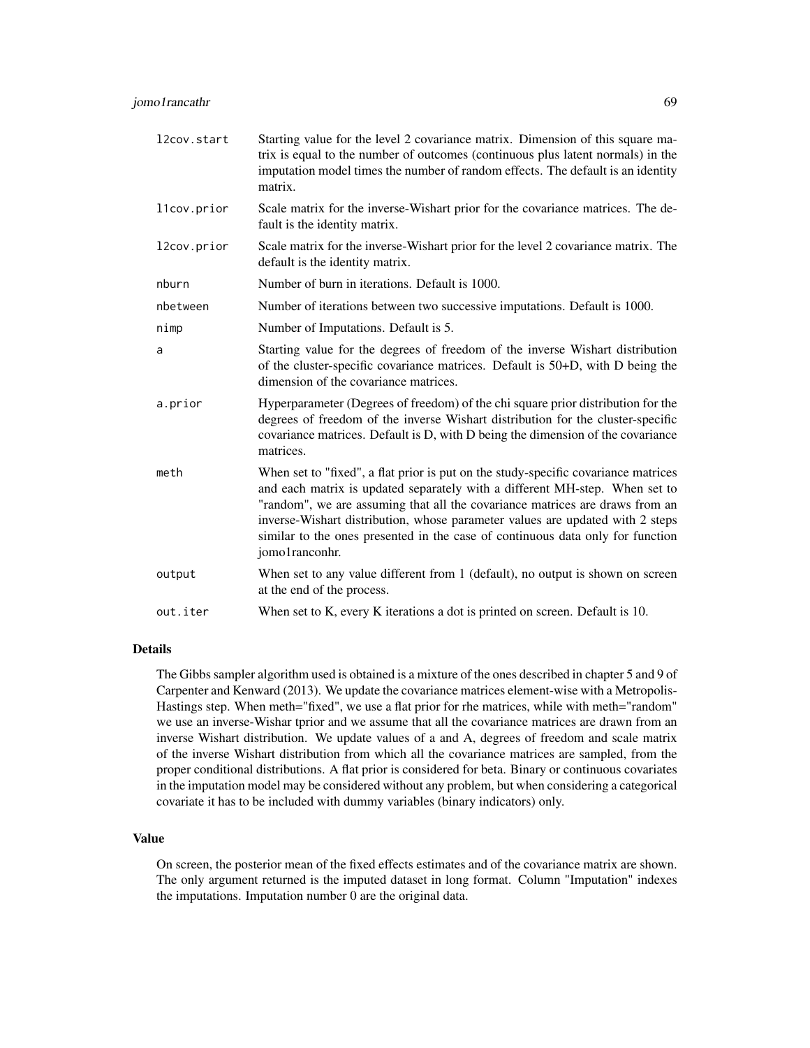| | |
|---|---|
| l2cov.start | Starting value for the level 2 covariance matrix. Dimension of this square matrix is equal to the number of outcomes (continuous plus latent normals) in the imputation model times the number of random effects. The default is an identity matrix. |
| l1cov.prior | Scale matrix for the inverse-Wishart prior for the covariance matrices. The default is the identity matrix. |
| l2cov.prior | Scale matrix for the inverse-Wishart prior for the level 2 covariance matrix. The default is the identity matrix. |
| nburn | Number of burn in iterations. Default is 1000. |
| nbetween | Number of iterations between two successive imputations. Default is 1000. |
| nimp | Number of Imputations. Default is 5. |
| a | Starting value for the degrees of freedom of the inverse Wishart distribution of the cluster-specific covariance matrices. Default is 50+D, with D being the dimension of the covariance matrices. |
| a.prior | Hyperparameter (Degrees of freedom) of the chi square prior distribution for the degrees of freedom of the inverse Wishart distribution for the cluster-specific covariance matrices. Default is D, with D being the dimension of the covariance matrices. |
| meth | When set to "fixed", a flat prior is put on the study-specific covariance matrices and each matrix is updated separately with a different MH-step. When set to "random", we are assuming that all the covariance matrices are draws from an inverse-Wishart distribution, whose parameter values are updated with 2 steps similar to the ones presented in the case of continuous data only for function jomo1ranconhr. |
| output | When set to any value different from 1 (default), no output is shown on screen at the end of the process. |
| out.iter | When set to K, every K iterations a dot is printed on screen. Default is 10. |

### Details

The Gibbs sampler algorithm used is obtained is a mixture of the ones described in chapter 5 and 9 of Carpenter and Kenward (2013). We update the covariance matrices element-wise with a Metropolis-Hastings step. When meth="fixed", we use a flat prior for rhe matrices, while with meth="random" we use an inverse-Wishar tprior and we assume that all the covariance matrices are drawn from an inverse Wishart distribution. We update values of a and A, degrees of freedom and scale matrix of the inverse Wishart distribution from which all the covariance matrices are sampled, from the proper conditional distributions. A flat prior is considered for beta. Binary or continuous covariates in the imputation model may be considered without any problem, but when considering a categorical covariate it has to be included with dummy variables (binary indicators) only.

### Value

On screen, the posterior mean of the fixed effects estimates and of the covariance matrix are shown. The only argument returned is the imputed dataset in long format. Column "Imputation" indexes the imputations. Imputation number 0 are the original data.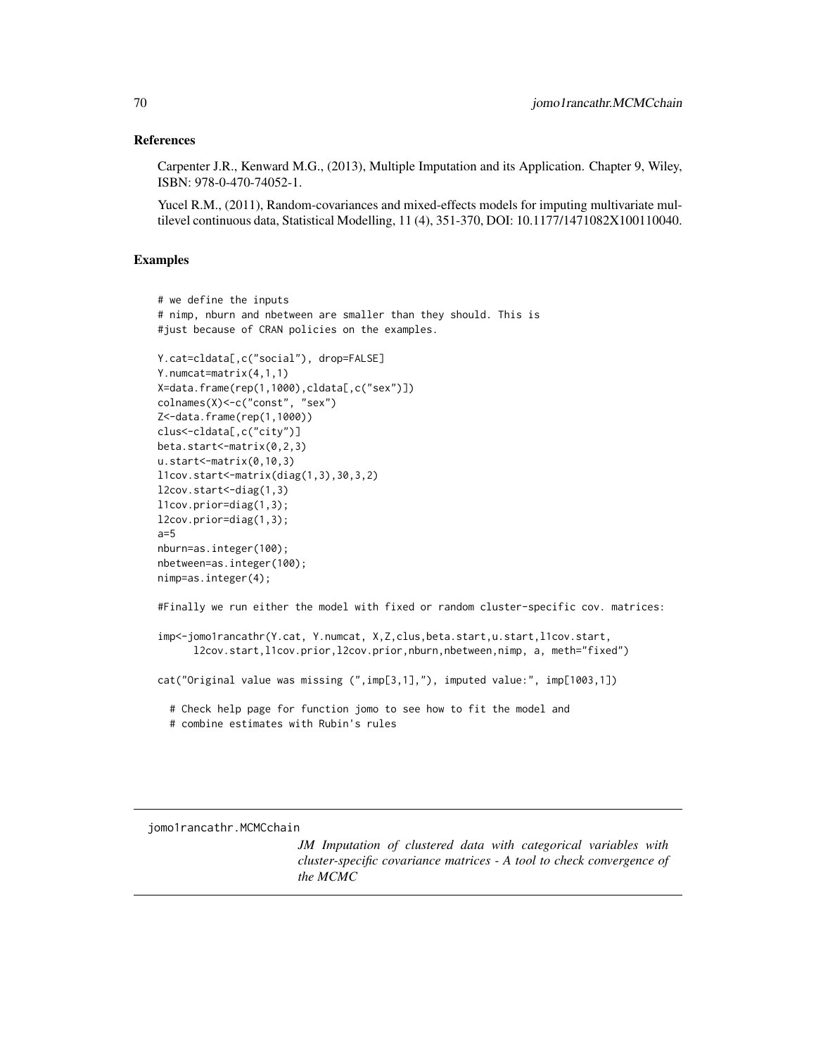## References

Carpenter J.R., Kenward M.G., (2013), Multiple Imputation and its Application. Chapter 9, Wiley, ISBN: 978-0-470-74052-1.

Yucel R.M., (2011), Random-covariances and mixed-effects models for imputing multivariate multilevel continuous data, Statistical Modelling, 11 (4), 351-370, DOI: 10.1177/1471082X100110040.

## Examples

```
# we define the inputs
# nimp, nburn and nbetween are smaller than they should. This is
#just because of CRAN policies on the examples.

Y.cat=cldata[,c("social"), drop=FALSE]
Y.numcat=matrix(4,1,1)
X=data.frame(rep(1,1000),cldata[,c("sex")])
colnames(X)<-c("const", "sex")
Z<-data.frame(rep(1,1000))
clus<-cldata[,c("city")]
beta.start<-matrix(0,2,3)
u.start<-matrix(0,10,3)
l1cov.start<-matrix(diag(1,3),30,3,2)
l2cov.start<-diag(1,3)
l1cov.prior=diag(1,3);
l2cov.prior=diag(1,3);
a=5
nburn=as.integer(100);
nbetween=as.integer(100);
nimp=as.integer(4);

#Finally we run either the model with fixed or random cluster-specific cov. matrices:

imp<-jomo1rancathr(Y.cat, Y.numcat, X,Z,clus,beta.start,u.start,l1cov.start,
      l2cov.start,l1cov.prior,l2cov.prior,nburn,nbetween,nimp, a, meth="fixed")

cat("Original value was missing (",imp[3,1],"), imputed value:", imp[1003,1])

  # Check help page for function jomo to see how to fit the model and
  # combine estimates with Rubin's rules
```

---

jomo1rancathr.MCMCchain

*JM Imputation of clustered data with categorical variables with cluster-specific covariance matrices - A tool to check convergence of the MCMC*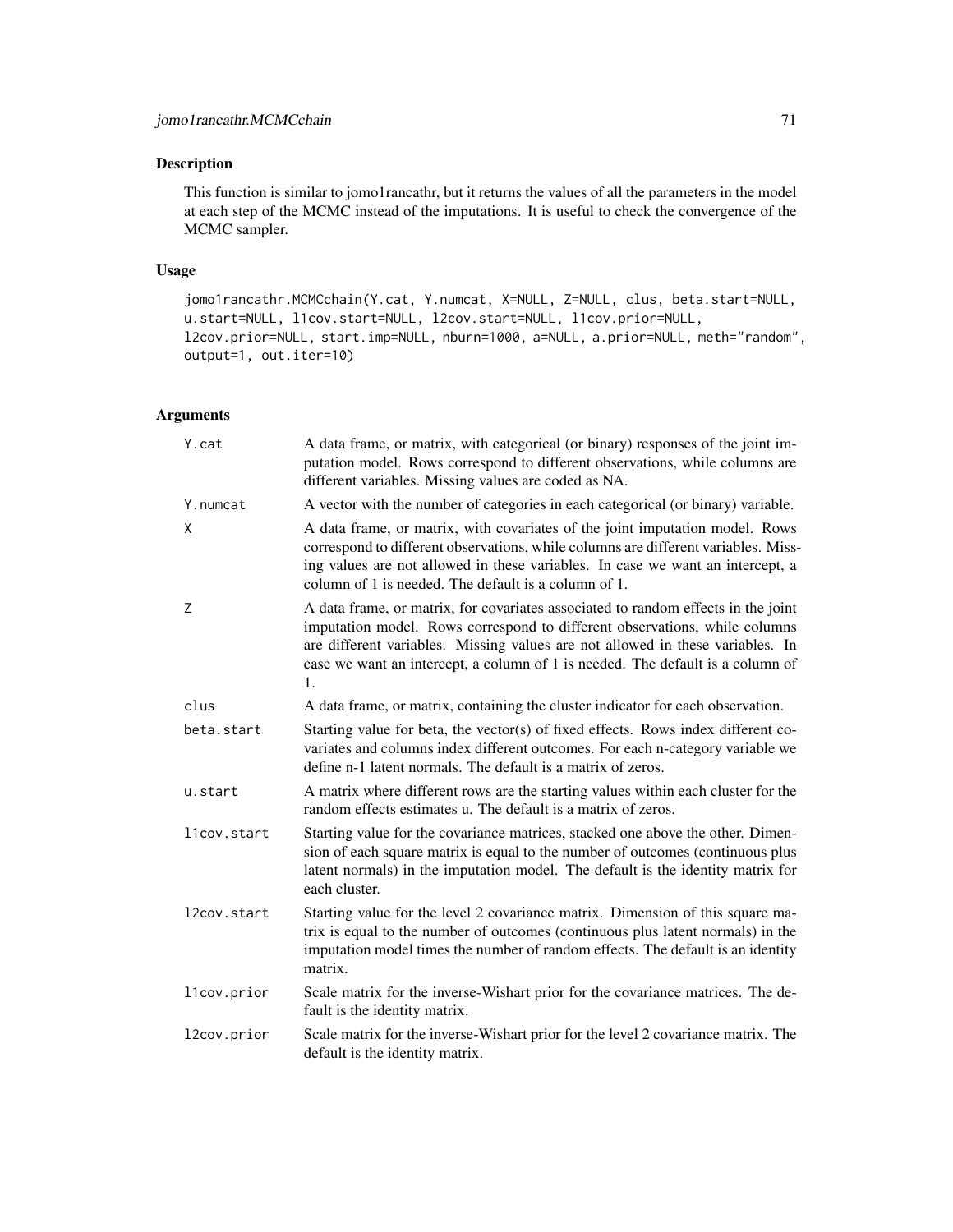## Description

This function is similar to jomo1rancathr, but it returns the values of all the parameters in the model at each step of the MCMC instead of the imputations. It is useful to check the convergence of the MCMC sampler.

## Usage

```
jomo1rancathr.MCMCchain(Y.cat, Y.numcat, X=NULL, Z=NULL, clus, beta.start=NULL,
u.start=NULL, l1cov.start=NULL, l2cov.start=NULL, l1cov.prior=NULL,
l2cov.prior=NULL, start.imp=NULL, nburn=1000, a=NULL, a.prior=NULL, meth="random",
output=1, out.iter=10)
```

## Arguments

| | |
|---|---|
| Y.cat | A data frame, or matrix, with categorical (or binary) responses of the joint imputation model. Rows correspond to different observations, while columns are different variables. Missing values are coded as NA. |
| Y.numcat | A vector with the number of categories in each categorical (or binary) variable. |
| X | A data frame, or matrix, with covariates of the joint imputation model. Rows correspond to different observations, while columns are different variables. Missing values are not allowed in these variables. In case we want an intercept, a column of 1 is needed. The default is a column of 1. |
| Z | A data frame, or matrix, for covariates associated to random effects in the joint imputation model. Rows correspond to different observations, while columns are different variables. Missing values are not allowed in these variables. In case we want an intercept, a column of 1 is needed. The default is a column of 1. |
| clus | A data frame, or matrix, containing the cluster indicator for each observation. |
| beta.start | Starting value for beta, the vector(s) of fixed effects. Rows index different covariates and columns index different outcomes. For each n-category variable we define n-1 latent normals. The default is a matrix of zeros. |
| u.start | A matrix where different rows are the starting values within each cluster for the random effects estimates u. The default is a matrix of zeros. |
| l1cov.start | Starting value for the covariance matrices, stacked one above the other. Dimension of each square matrix is equal to the number of outcomes (continuous plus latent normals) in the imputation model. The default is the identity matrix for each cluster. |
| l2cov.start | Starting value for the level 2 covariance matrix. Dimension of this square matrix is equal to the number of outcomes (continuous plus latent normals) in the imputation model times the number of random effects. The default is an identity matrix. |
| l1cov.prior | Scale matrix for the inverse-Wishart prior for the covariance matrices. The default is the identity matrix. |
| l2cov.prior | Scale matrix for the inverse-Wishart prior for the level 2 covariance matrix. The default is the identity matrix. |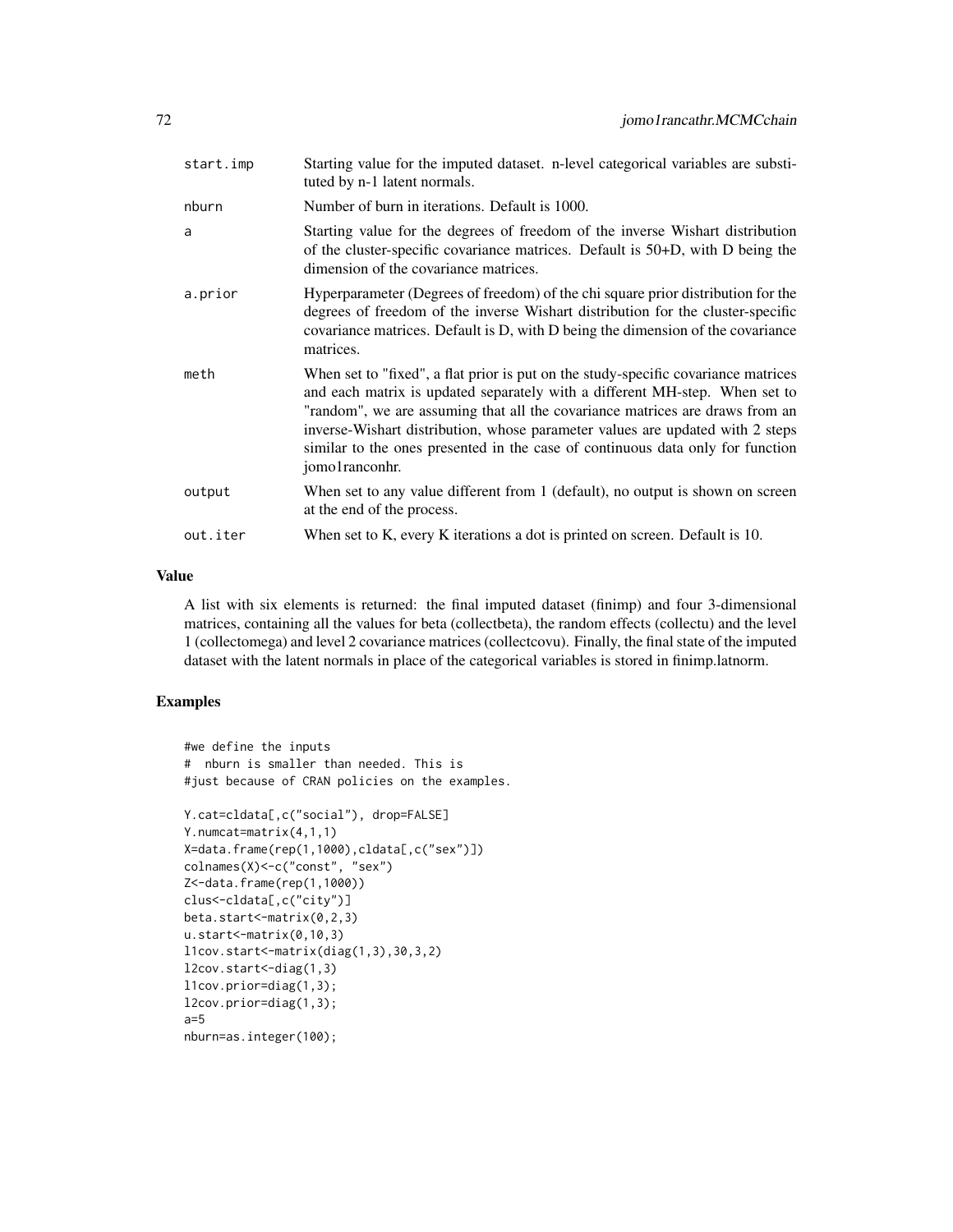| | |
|---|---|
| start.imp | Starting value for the imputed dataset. n-level categorical variables are substituted by n-1 latent normals. |
| nburn | Number of burn in iterations. Default is 1000. |
| a | Starting value for the degrees of freedom of the inverse Wishart distribution of the cluster-specific covariance matrices. Default is 50+D, with D being the dimension of the covariance matrices. |
| a.prior | Hyperparameter (Degrees of freedom) of the chi square prior distribution for the degrees of freedom of the inverse Wishart distribution for the cluster-specific covariance matrices. Default is D, with D being the dimension of the covariance matrices. |
| meth | When set to "fixed", a flat prior is put on the study-specific covariance matrices and each matrix is updated separately with a different MH-step. When set to "random", we are assuming that all the covariance matrices are draws from an inverse-Wishart distribution, whose parameter values are updated with 2 steps similar to the ones presented in the case of continuous data only for function jomo1ranconhr. |
| output | When set to any value different from 1 (default), no output is shown on screen at the end of the process. |
| out.iter | When set to K, every K iterations a dot is printed on screen. Default is 10. |

## Value

A list with six elements is returned: the final imputed dataset (finimp) and four 3-dimensional matrices, containing all the values for beta (collectbeta), the random effects (collectu) and the level 1 (collectomega) and level 2 covariance matrices (collectcovu). Finally, the final state of the imputed dataset with the latent normals in place of the categorical variables is stored in finimp.latnorm.

## Examples

```
#we define the inputs
#  nburn is smaller than needed. This is
#just because of CRAN policies on the examples.

Y.cat=cldata[,c("social"), drop=FALSE]
Y.numcat=matrix(4,1,1)
X=data.frame(rep(1,1000),cldata[,c("sex")])
colnames(X)<-c("const", "sex")
Z<-data.frame(rep(1,1000))
clus<-cldata[,c("city")]
beta.start<-matrix(0,2,3)
u.start<-matrix(0,10,3)
l1cov.start<-matrix(diag(1,3),30,3,2)
l2cov.start<-diag(1,3)
l1cov.prior=diag(1,3);
l2cov.prior=diag(1,3);
a=5
nburn=as.integer(100);
```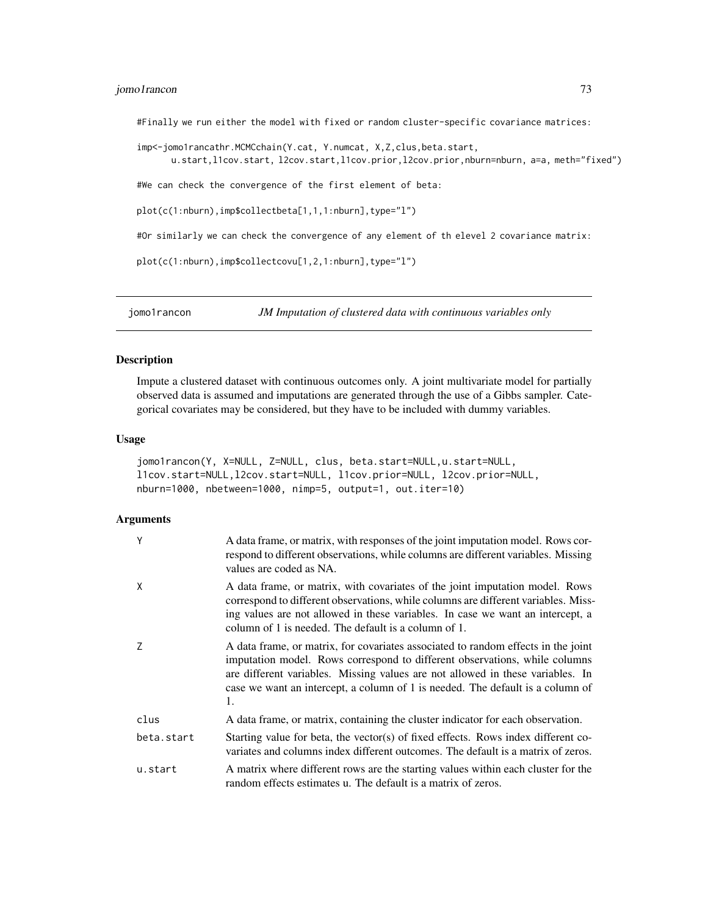```
#Finally we run either the model with fixed or random cluster-specific covariance matrices:

imp<-jomo1rancathr.MCMCchain(Y.cat, Y.numcat, X,Z,clus,beta.start,
      u.start,l1cov.start, l2cov.start,l1cov.prior,l2cov.prior,nburn=nburn, a=a, meth="fixed")

#We can check the convergence of the first element of beta:

plot(c(1:nburn),imp$collectbeta[1,1,1:nburn],type="l")

#Or similarly we can check the convergence of any element of th elevel 2 covariance matrix:

plot(c(1:nburn),imp$collectcovu[1,2,1:nburn],type="l")
```

## jomo1rancon — *JM Imputation of clustered data with continuous variables only*

### Description

Impute a clustered dataset with continuous outcomes only. A joint multivariate model for partially observed data is assumed and imputations are generated through the use of a Gibbs sampler. Categorical covariates may be considered, but they have to be included with dummy variables.

### Usage

```
jomo1rancon(Y, X=NULL, Z=NULL, clus, beta.start=NULL,u.start=NULL,
l1cov.start=NULL,l2cov.start=NULL, l1cov.prior=NULL, l2cov.prior=NULL,
nburn=1000, nbetween=1000, nimp=5, output=1, out.iter=10)
```

### Arguments

| | |
|---|---|
| Y | A data frame, or matrix, with responses of the joint imputation model. Rows correspond to different observations, while columns are different variables. Missing values are coded as NA. |
| X | A data frame, or matrix, with covariates of the joint imputation model. Rows correspond to different observations, while columns are different variables. Missing values are not allowed in these variables. In case we want an intercept, a column of 1 is needed. The default is a column of 1. |
| Z | A data frame, or matrix, for covariates associated to random effects in the joint imputation model. Rows correspond to different observations, while columns are different variables. Missing values are not allowed in these variables. In case we want an intercept, a column of 1 is needed. The default is a column of 1. |
| clus | A data frame, or matrix, containing the cluster indicator for each observation. |
| beta.start | Starting value for beta, the vector(s) of fixed effects. Rows index different covariates and columns index different outcomes. The default is a matrix of zeros. |
| u.start | A matrix where different rows are the starting values within each cluster for the random effects estimates u. The default is a matrix of zeros. |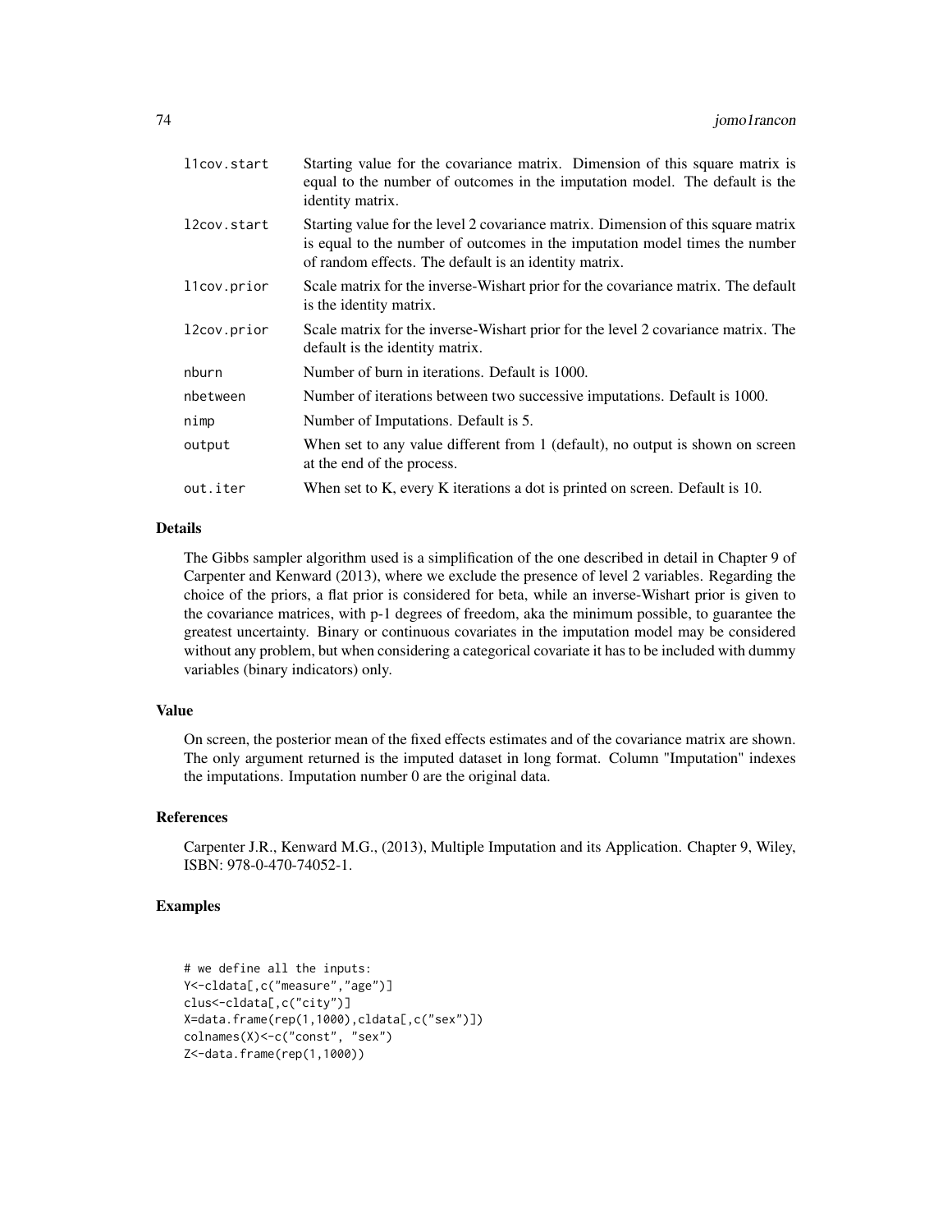| | |
|---|---|
| l1cov.start | Starting value for the covariance matrix. Dimension of this square matrix is equal to the number of outcomes in the imputation model. The default is the identity matrix. |
| l2cov.start | Starting value for the level 2 covariance matrix. Dimension of this square matrix is equal to the number of outcomes in the imputation model times the number of random effects. The default is an identity matrix. |
| l1cov.prior | Scale matrix for the inverse-Wishart prior for the covariance matrix. The default is the identity matrix. |
| l2cov.prior | Scale matrix for the inverse-Wishart prior for the level 2 covariance matrix. The default is the identity matrix. |
| nburn | Number of burn in iterations. Default is 1000. |
| nbetween | Number of iterations between two successive imputations. Default is 1000. |
| nimp | Number of Imputations. Default is 5. |
| output | When set to any value different from 1 (default), no output is shown on screen at the end of the process. |
| out.iter | When set to K, every K iterations a dot is printed on screen. Default is 10. |

## Details

The Gibbs sampler algorithm used is a simplification of the one described in detail in Chapter 9 of Carpenter and Kenward (2013), where we exclude the presence of level 2 variables. Regarding the choice of the priors, a flat prior is considered for beta, while an inverse-Wishart prior is given to the covariance matrices, with p-1 degrees of freedom, aka the minimum possible, to guarantee the greatest uncertainty. Binary or continuous covariates in the imputation model may be considered without any problem, but when considering a categorical covariate it has to be included with dummy variables (binary indicators) only.

## Value

On screen, the posterior mean of the fixed effects estimates and of the covariance matrix are shown. The only argument returned is the imputed dataset in long format. Column "Imputation" indexes the imputations. Imputation number 0 are the original data.

## References

Carpenter J.R., Kenward M.G., (2013), Multiple Imputation and its Application. Chapter 9, Wiley, ISBN: 978-0-470-74052-1.

## Examples

```
# we define all the inputs:
Y<-cldata[,c("measure","age")]
clus<-cldata[,c("city")]
X=data.frame(rep(1,1000),cldata[,c("sex")])
colnames(X)<-c("const", "sex")
Z<-data.frame(rep(1,1000))
```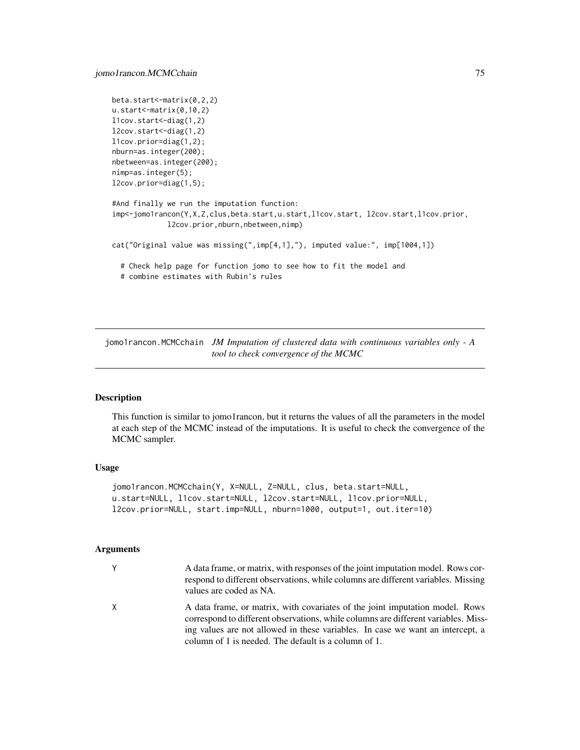```
beta.start<-matrix(0,2,2)
u.start<-matrix(0,10,2)
l1cov.start<-diag(1,2)
l2cov.start<-diag(1,2)
l1cov.prior=diag(1,2);
nburn=as.integer(200);
nbetween=as.integer(200);
nimp=as.integer(5);
l2cov.prior=diag(1,5);

#And finally we run the imputation function:
imp<-jomo1rancon(Y,X,Z,clus,beta.start,u.start,l1cov.start, l2cov.start,l1cov.prior,
            l2cov.prior,nburn,nbetween,nimp)

cat("Original value was missing(",imp[4,1],"), imputed value:", imp[1004,1])

  # Check help page for function jomo to see how to fit the model and
  # combine estimates with Rubin's rules
```

## jomo1rancon.MCMCchain *JM Imputation of clustered data with continuous variables only - A tool to check convergence of the MCMC*

### Description

This function is similar to jomo1rancon, but it returns the values of all the parameters in the model at each step of the MCMC instead of the imputations. It is useful to check the convergence of the MCMC sampler.

### Usage

```
jomo1rancon.MCMCchain(Y, X=NULL, Z=NULL, clus, beta.start=NULL,
u.start=NULL, l1cov.start=NULL, l2cov.start=NULL, l1cov.prior=NULL,
l2cov.prior=NULL, start.imp=NULL, nburn=1000, output=1, out.iter=10)
```

### Arguments

| | |
|---|---|
| Y | A data frame, or matrix, with responses of the joint imputation model. Rows correspond to different observations, while columns are different variables. Missing values are coded as NA. |
| X | A data frame, or matrix, with covariates of the joint imputation model. Rows correspond to different observations, while columns are different variables. Missing values are not allowed in these variables. In case we want an intercept, a column of 1 is needed. The default is a column of 1. |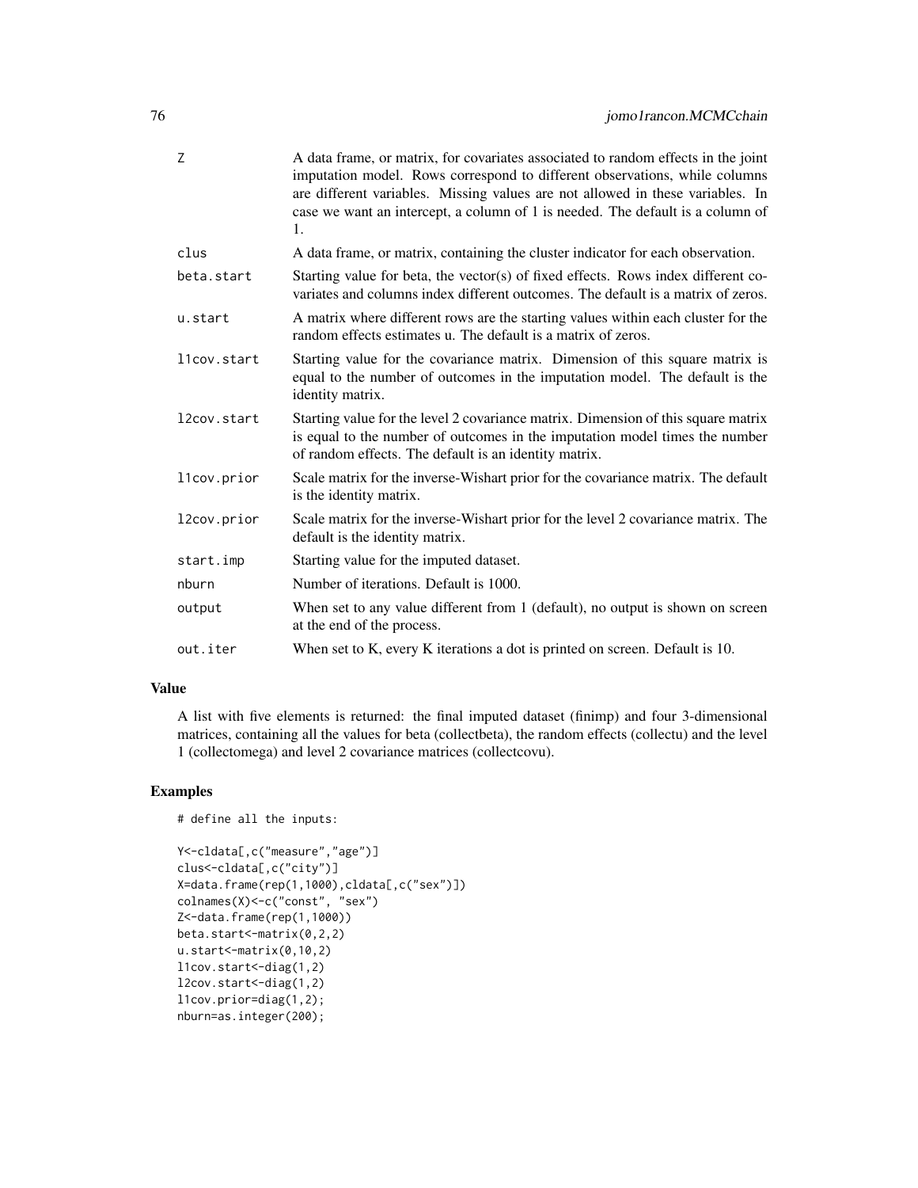| | |
|---|---|
| Z | A data frame, or matrix, for covariates associated to random effects in the joint imputation model. Rows correspond to different observations, while columns are different variables. Missing values are not allowed in these variables. In case we want an intercept, a column of 1 is needed. The default is a column of 1. |
| clus | A data frame, or matrix, containing the cluster indicator for each observation. |
| beta.start | Starting value for beta, the vector(s) of fixed effects. Rows index different covariates and columns index different outcomes. The default is a matrix of zeros. |
| u.start | A matrix where different rows are the starting values within each cluster for the random effects estimates u. The default is a matrix of zeros. |
| l1cov.start | Starting value for the covariance matrix. Dimension of this square matrix is equal to the number of outcomes in the imputation model. The default is the identity matrix. |
| l2cov.start | Starting value for the level 2 covariance matrix. Dimension of this square matrix is equal to the number of outcomes in the imputation model times the number of random effects. The default is an identity matrix. |
| l1cov.prior | Scale matrix for the inverse-Wishart prior for the covariance matrix. The default is the identity matrix. |
| l2cov.prior | Scale matrix for the inverse-Wishart prior for the level 2 covariance matrix. The default is the identity matrix. |
| start.imp | Starting value for the imputed dataset. |
| nburn | Number of iterations. Default is 1000. |
| output | When set to any value different from 1 (default), no output is shown on screen at the end of the process. |
| out.iter | When set to K, every K iterations a dot is printed on screen. Default is 10. |

## Value

A list with five elements is returned: the final imputed dataset (finimp) and four 3-dimensional matrices, containing all the values for beta (collectbeta), the random effects (collectu) and the level 1 (collectomega) and level 2 covariance matrices (collectcovu).

## Examples

```
# define all the inputs:

Y<-cldata[,c("measure","age")]
clus<-cldata[,c("city")]
X=data.frame(rep(1,1000),cldata[,c("sex")])
colnames(X)<-c("const", "sex")
Z<-data.frame(rep(1,1000))
beta.start<-matrix(0,2,2)
u.start<-matrix(0,10,2)
l1cov.start<-diag(1,2)
l2cov.start<-diag(1,2)
l1cov.prior=diag(1,2);
nburn=as.integer(200);
```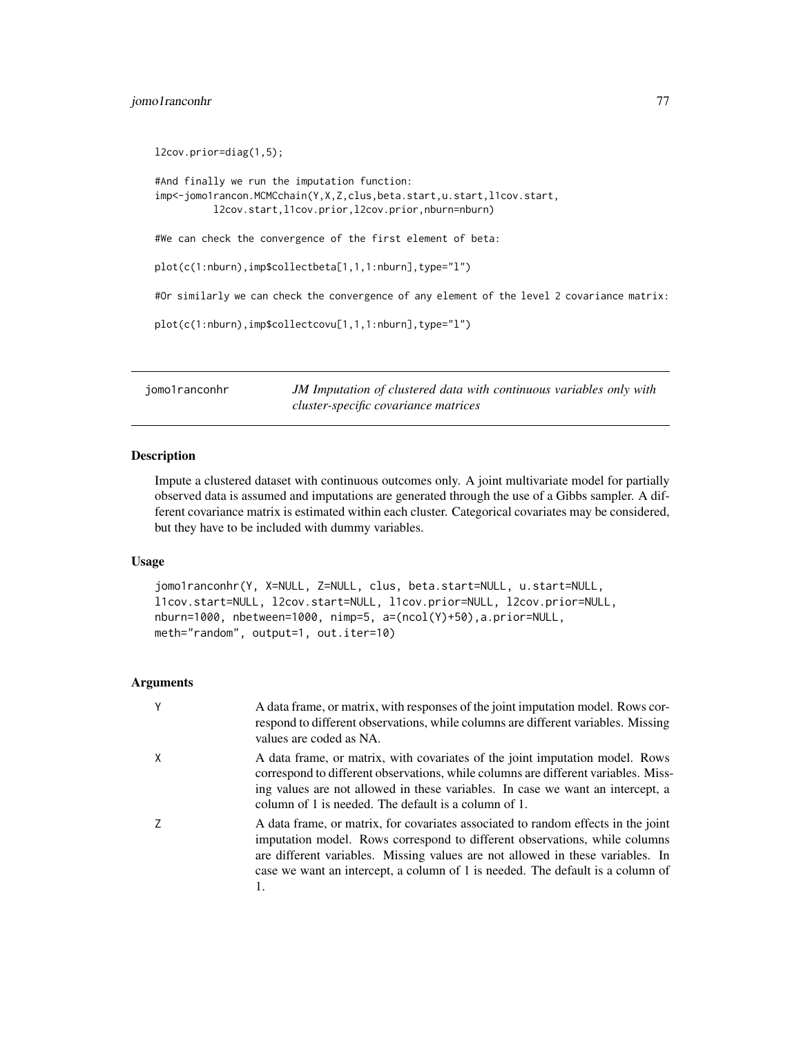```
l2cov.prior=diag(1,5);

#And finally we run the imputation function:
imp<-jomo1rancon.MCMCchain(Y,X,Z,clus,beta.start,u.start,l1cov.start,
         l2cov.start,l1cov.prior,l2cov.prior,nburn=nburn)

#We can check the convergence of the first element of beta:

plot(c(1:nburn),imp$collectbeta[1,1,1:nburn],type="l")

#Or similarly we can check the convergence of any element of the level 2 covariance matrix:

plot(c(1:nburn),imp$collectcovu[1,1,1:nburn],type="l")
```

---

## jomo1ranconhr — *JM Imputation of clustered data with continuous variables only with cluster-specific covariance matrices*

---

### Description

Impute a clustered dataset with continuous outcomes only. A joint multivariate model for partially observed data is assumed and imputations are generated through the use of a Gibbs sampler. A different covariance matrix is estimated within each cluster. Categorical covariates may be considered, but they have to be included with dummy variables.

### Usage

```
jomo1ranconhr(Y, X=NULL, Z=NULL, clus, beta.start=NULL, u.start=NULL,
l1cov.start=NULL, l2cov.start=NULL, l1cov.prior=NULL, l2cov.prior=NULL,
nburn=1000, nbetween=1000, nimp=5, a=(ncol(Y)+50),a.prior=NULL,
meth="random", output=1, out.iter=10)
```

### Arguments

| | |
|---|---|
| Y | A data frame, or matrix, with responses of the joint imputation model. Rows correspond to different observations, while columns are different variables. Missing values are coded as NA. |
| X | A data frame, or matrix, with covariates of the joint imputation model. Rows correspond to different observations, while columns are different variables. Missing values are not allowed in these variables. In case we want an intercept, a column of 1 is needed. The default is a column of 1. |
| Z | A data frame, or matrix, for covariates associated to random effects in the joint imputation model. Rows correspond to different observations, while columns are different variables. Missing values are not allowed in these variables. In case we want an intercept, a column of 1 is needed. The default is a column of 1. |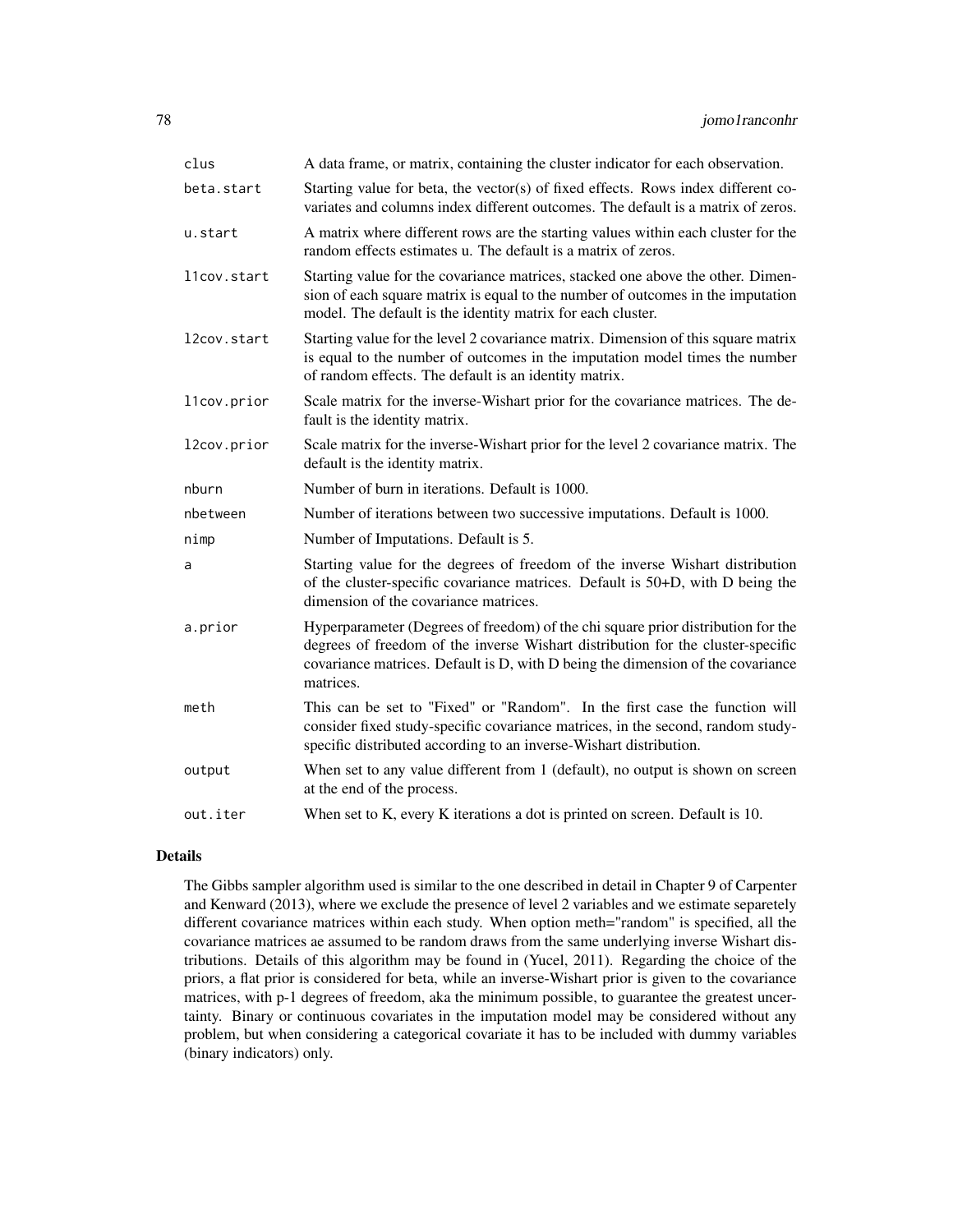| | |
|---|---|
| `clus` | A data frame, or matrix, containing the cluster indicator for each observation. |
| `beta.start` | Starting value for beta, the vector(s) of fixed effects. Rows index different covariates and columns index different outcomes. The default is a matrix of zeros. |
| `u.start` | A matrix where different rows are the starting values within each cluster for the random effects estimates u. The default is a matrix of zeros. |
| `l1cov.start` | Starting value for the covariance matrices, stacked one above the other. Dimension of each square matrix is equal to the number of outcomes in the imputation model. The default is the identity matrix for each cluster. |
| `l2cov.start` | Starting value for the level 2 covariance matrix. Dimension of this square matrix is equal to the number of outcomes in the imputation model times the number of random effects. The default is an identity matrix. |
| `l1cov.prior` | Scale matrix for the inverse-Wishart prior for the covariance matrices. The default is the identity matrix. |
| `l2cov.prior` | Scale matrix for the inverse-Wishart prior for the level 2 covariance matrix. The default is the identity matrix. |
| `nburn` | Number of burn in iterations. Default is 1000. |
| `nbetween` | Number of iterations between two successive imputations. Default is 1000. |
| `nimp` | Number of Imputations. Default is 5. |
| `a` | Starting value for the degrees of freedom of the inverse Wishart distribution of the cluster-specific covariance matrices. Default is 50+D, with D being the dimension of the covariance matrices. |
| `a.prior` | Hyperparameter (Degrees of freedom) of the chi square prior distribution for the degrees of freedom of the inverse Wishart distribution for the cluster-specific covariance matrices. Default is D, with D being the dimension of the covariance matrices. |
| `meth` | This can be set to "Fixed" or "Random". In the first case the function will consider fixed study-specific covariance matrices, in the second, random study-specific distributed according to an inverse-Wishart distribution. |
| `output` | When set to any value different from 1 (default), no output is shown on screen at the end of the process. |
| `out.iter` | When set to K, every K iterations a dot is printed on screen. Default is 10. |

## Details

The Gibbs sampler algorithm used is similar to the one described in detail in Chapter 9 of Carpenter and Kenward (2013), where we exclude the presence of level 2 variables and we estimate separetely different covariance matrices within each study. When option meth="random" is specified, all the covariance matrices ae assumed to be random draws from the same underlying inverse Wishart distributions. Details of this algorithm may be found in (Yucel, 2011). Regarding the choice of the priors, a flat prior is considered for beta, while an inverse-Wishart prior is given to the covariance matrices, with p-1 degrees of freedom, aka the minimum possible, to guarantee the greatest uncertainty. Binary or continuous covariates in the imputation model may be considered without any problem, but when considering a categorical covariate it has to be included with dummy variables (binary indicators) only.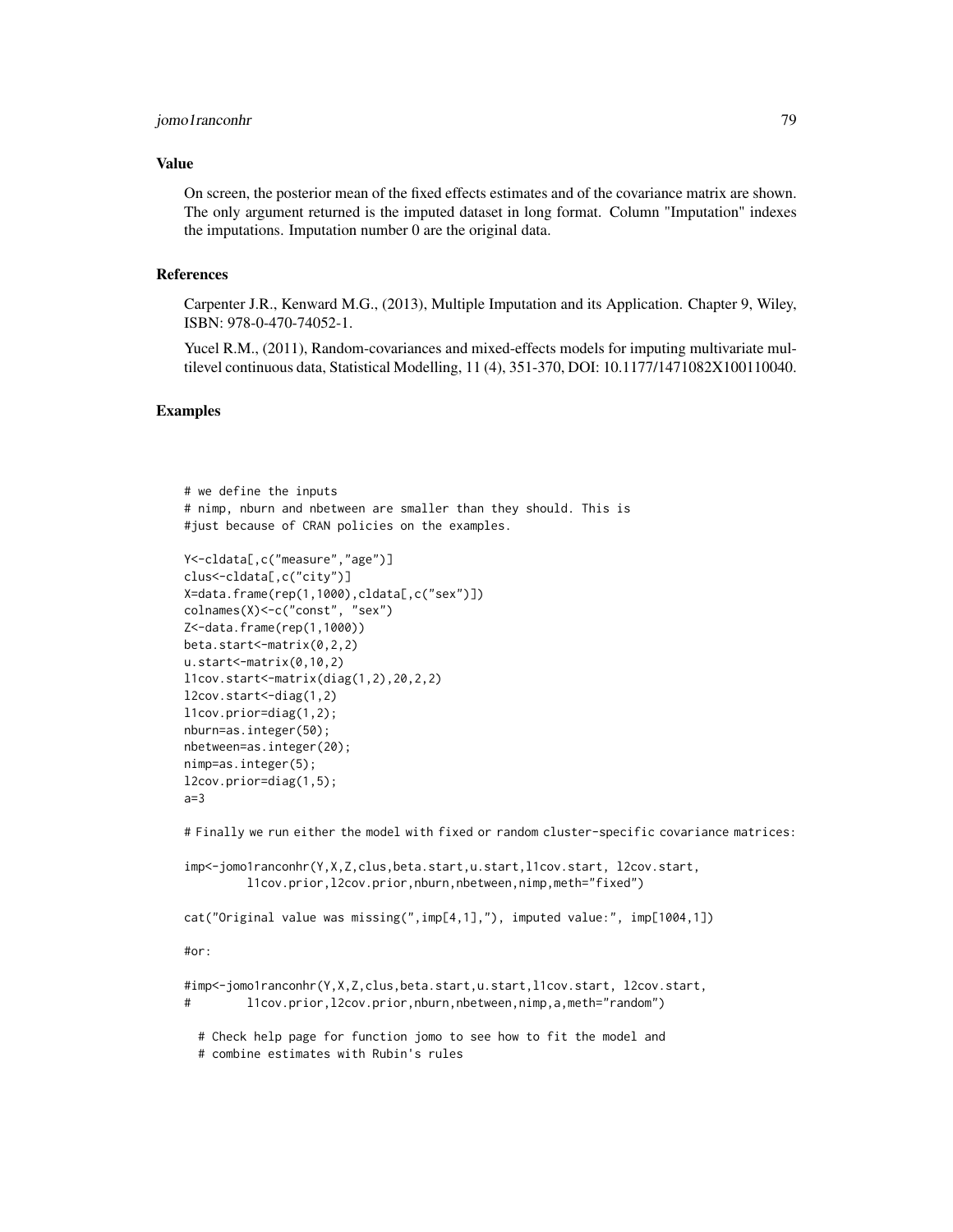## Value

On screen, the posterior mean of the fixed effects estimates and of the covariance matrix are shown. The only argument returned is the imputed dataset in long format. Column "Imputation" indexes the imputations. Imputation number 0 are the original data.

## References

Carpenter J.R., Kenward M.G., (2013), Multiple Imputation and its Application. Chapter 9, Wiley, ISBN: 978-0-470-74052-1.

Yucel R.M., (2011), Random-covariances and mixed-effects models for imputing multivariate multilevel continuous data, Statistical Modelling, 11 (4), 351-370, DOI: 10.1177/1471082X100110040.

## Examples

```
# we define the inputs
# nimp, nburn and nbetween are smaller than they should. This is
#just because of CRAN policies on the examples.

Y<-cldata[,c("measure","age")]
clus<-cldata[,c("city")]
X=data.frame(rep(1,1000),cldata[,c("sex")])
colnames(X)<-c("const", "sex")
Z<-data.frame(rep(1,1000))
beta.start<-matrix(0,2,2)
u.start<-matrix(0,10,2)
l1cov.start<-matrix(diag(1,2),20,2,2)
l2cov.start<-diag(1,2)
l1cov.prior=diag(1,2);
nburn=as.integer(50);
nbetween=as.integer(20);
nimp=as.integer(5);
l2cov.prior=diag(1,5);
a=3

# Finally we run either the model with fixed or random cluster-specific covariance matrices:

imp<-jomo1ranconhr(Y,X,Z,clus,beta.start,u.start,l1cov.start, l2cov.start,
        l1cov.prior,l2cov.prior,nburn,nbetween,nimp,meth="fixed")

cat("Original value was missing(",imp[4,1],"), imputed value:", imp[1004,1])

#or:

#imp<-jomo1ranconhr(Y,X,Z,clus,beta.start,u.start,l1cov.start, l2cov.start,
#        l1cov.prior,l2cov.prior,nburn,nbetween,nimp,a,meth="random")

  # Check help page for function jomo to see how to fit the model and
  # combine estimates with Rubin's rules
```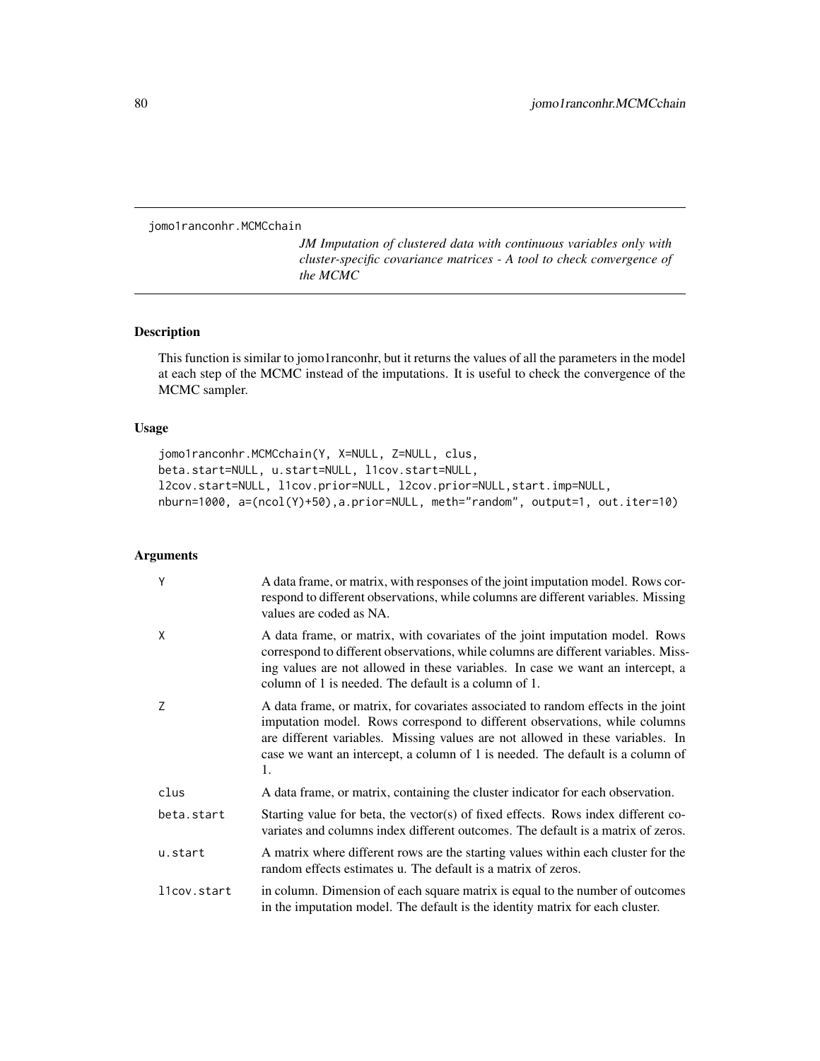jomo1ranconhr.MCMCchain

*JM Imputation of clustered data with continuous variables only with cluster-specific covariance matrices - A tool to check convergence of the MCMC*

## Description

This function is similar to jomo1ranconhr, but it returns the values of all the parameters in the model at each step of the MCMC instead of the imputations. It is useful to check the convergence of the MCMC sampler.

## Usage

```
jomo1ranconhr.MCMCchain(Y, X=NULL, Z=NULL, clus,
beta.start=NULL, u.start=NULL, l1cov.start=NULL,
l2cov.start=NULL, l1cov.prior=NULL, l2cov.prior=NULL,start.imp=NULL,
nburn=1000, a=(ncol(Y)+50),a.prior=NULL, meth="random", output=1, out.iter=10)
```

## Arguments

| | |
|---|---|
| Y | A data frame, or matrix, with responses of the joint imputation model. Rows correspond to different observations, while columns are different variables. Missing values are coded as NA. |
| X | A data frame, or matrix, with covariates of the joint imputation model. Rows correspond to different observations, while columns are different variables. Missing values are not allowed in these variables. In case we want an intercept, a column of 1 is needed. The default is a column of 1. |
| Z | A data frame, or matrix, for covariates associated to random effects in the joint imputation model. Rows correspond to different observations, while columns are different variables. Missing values are not allowed in these variables. In case we want an intercept, a column of 1 is needed. The default is a column of 1. |
| clus | A data frame, or matrix, containing the cluster indicator for each observation. |
| beta.start | Starting value for beta, the vector(s) of fixed effects. Rows index different covariates and columns index different outcomes. The default is a matrix of zeros. |
| u.start | A matrix where different rows are the starting values within each cluster for the random effects estimates u. The default is a matrix of zeros. |
| l1cov.start | in column. Dimension of each square matrix is equal to the number of outcomes in the imputation model. The default is the identity matrix for each cluster. |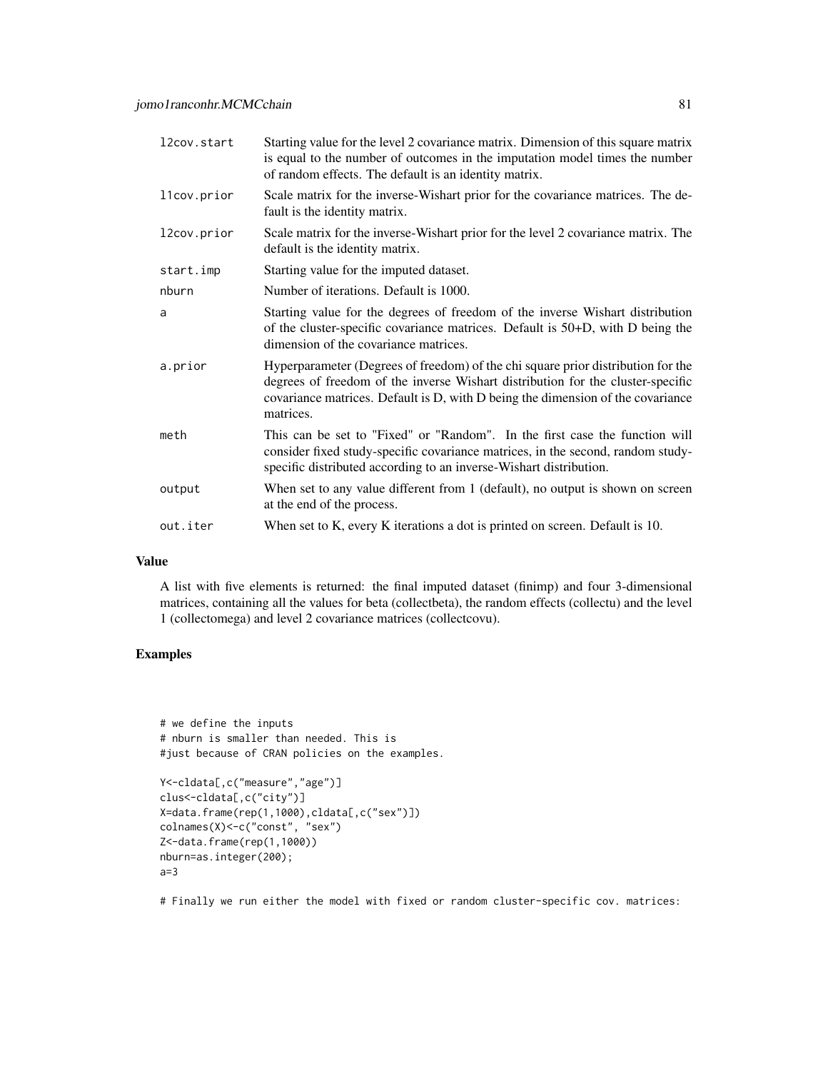| | |
|---|---|
| l2cov.start | Starting value for the level 2 covariance matrix. Dimension of this square matrix is equal to the number of outcomes in the imputation model times the number of random effects. The default is an identity matrix. |
| l1cov.prior | Scale matrix for the inverse-Wishart prior for the covariance matrices. The default is the identity matrix. |
| l2cov.prior | Scale matrix for the inverse-Wishart prior for the level 2 covariance matrix. The default is the identity matrix. |
| start.imp | Starting value for the imputed dataset. |
| nburn | Number of iterations. Default is 1000. |
| a | Starting value for the degrees of freedom of the inverse Wishart distribution of the cluster-specific covariance matrices. Default is 50+D, with D being the dimension of the covariance matrices. |
| a.prior | Hyperparameter (Degrees of freedom) of the chi square prior distribution for the degrees of freedom of the inverse Wishart distribution for the cluster-specific covariance matrices. Default is D, with D being the dimension of the covariance matrices. |
| meth | This can be set to "Fixed" or "Random". In the first case the function will consider fixed study-specific covariance matrices, in the second, random study-specific distributed according to an inverse-Wishart distribution. |
| output | When set to any value different from 1 (default), no output is shown on screen at the end of the process. |
| out.iter | When set to K, every K iterations a dot is printed on screen. Default is 10. |

## Value

A list with five elements is returned: the final imputed dataset (finimp) and four 3-dimensional matrices, containing all the values for beta (collectbeta), the random effects (collectu) and the level 1 (collectomega) and level 2 covariance matrices (collectcovu).

## Examples

```
# we define the inputs
# nburn is smaller than needed. This is
#just because of CRAN policies on the examples.

Y<-cldata[,c("measure","age")]
clus<-cldata[,c("city")]
X=data.frame(rep(1,1000),cldata[,c("sex")])
colnames(X)<-c("const", "sex")
Z<-data.frame(rep(1,1000))
nburn=as.integer(200);
a=3

# Finally we run either the model with fixed or random cluster-specific cov. matrices:
```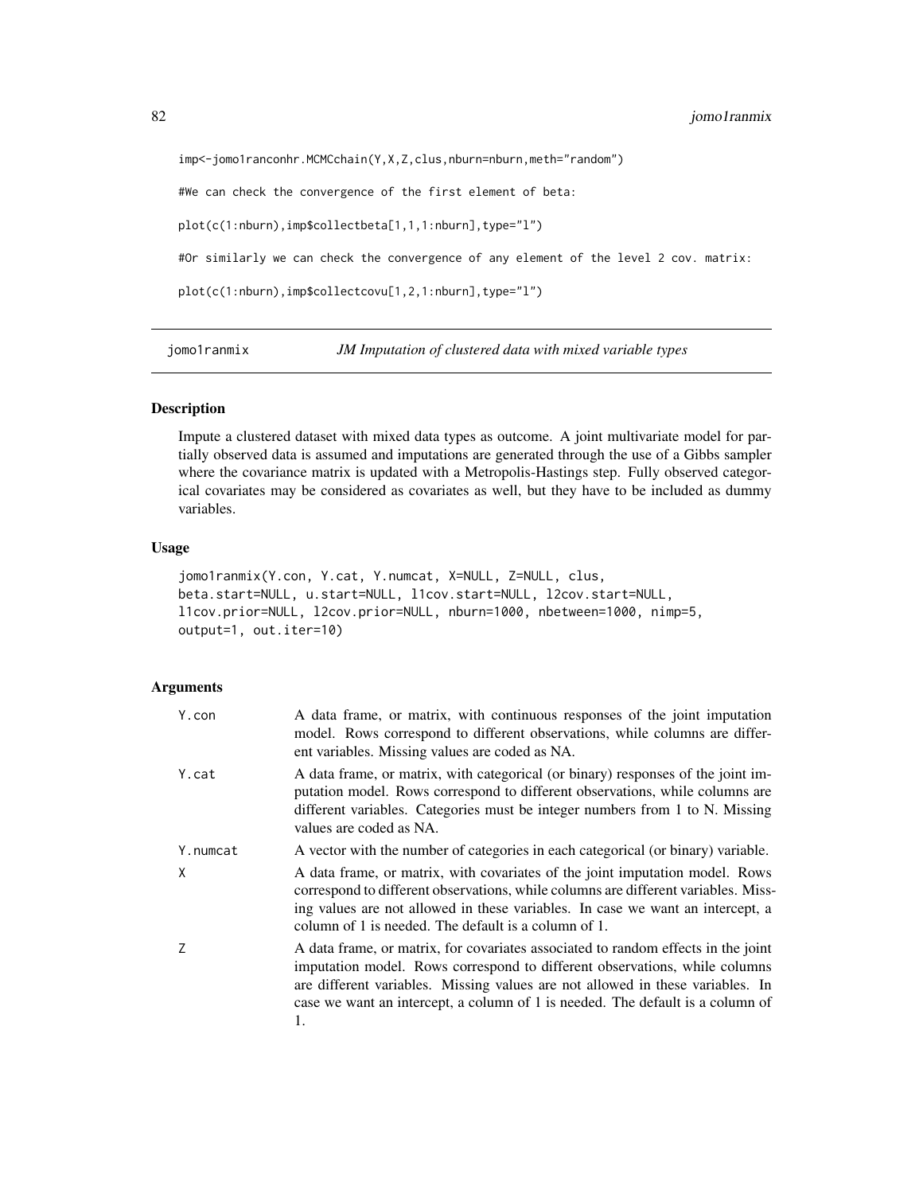```
imp<-jomo1ranconhr.MCMCchain(Y,X,Z,clus,nburn=nburn,meth="random")

#We can check the convergence of the first element of beta:

plot(c(1:nburn),imp$collectbeta[1,1,1:nburn],type="l")

#Or similarly we can check the convergence of any element of the level 2 cov. matrix:

plot(c(1:nburn),imp$collectcovu[1,2,1:nburn],type="l")
```

---

jomo1ranmix *JM Imputation of clustered data with mixed variable types*

---

## Description

Impute a clustered dataset with mixed data types as outcome. A joint multivariate model for partially observed data is assumed and imputations are generated through the use of a Gibbs sampler where the covariance matrix is updated with a Metropolis-Hastings step. Fully observed categorical covariates may be considered as covariates as well, but they have to be included as dummy variables.

## Usage

```
jomo1ranmix(Y.con, Y.cat, Y.numcat, X=NULL, Z=NULL, clus,
beta.start=NULL, u.start=NULL, l1cov.start=NULL, l2cov.start=NULL,
l1cov.prior=NULL, l2cov.prior=NULL, nburn=1000, nbetween=1000, nimp=5,
output=1, out.iter=10)
```

## Arguments

| | |
|---|---|
| Y.con | A data frame, or matrix, with continuous responses of the joint imputation model. Rows correspond to different observations, while columns are different variables. Missing values are coded as NA. |
| Y.cat | A data frame, or matrix, with categorical (or binary) responses of the joint imputation model. Rows correspond to different observations, while columns are different variables. Categories must be integer numbers from 1 to N. Missing values are coded as NA. |
| Y.numcat | A vector with the number of categories in each categorical (or binary) variable. |
| X | A data frame, or matrix, with covariates of the joint imputation model. Rows correspond to different observations, while columns are different variables. Missing values are not allowed in these variables. In case we want an intercept, a column of 1 is needed. The default is a column of 1. |
| Z | A data frame, or matrix, for covariates associated to random effects in the joint imputation model. Rows correspond to different observations, while columns are different variables. Missing values are not allowed in these variables. In case we want an intercept, a column of 1 is needed. The default is a column of 1. |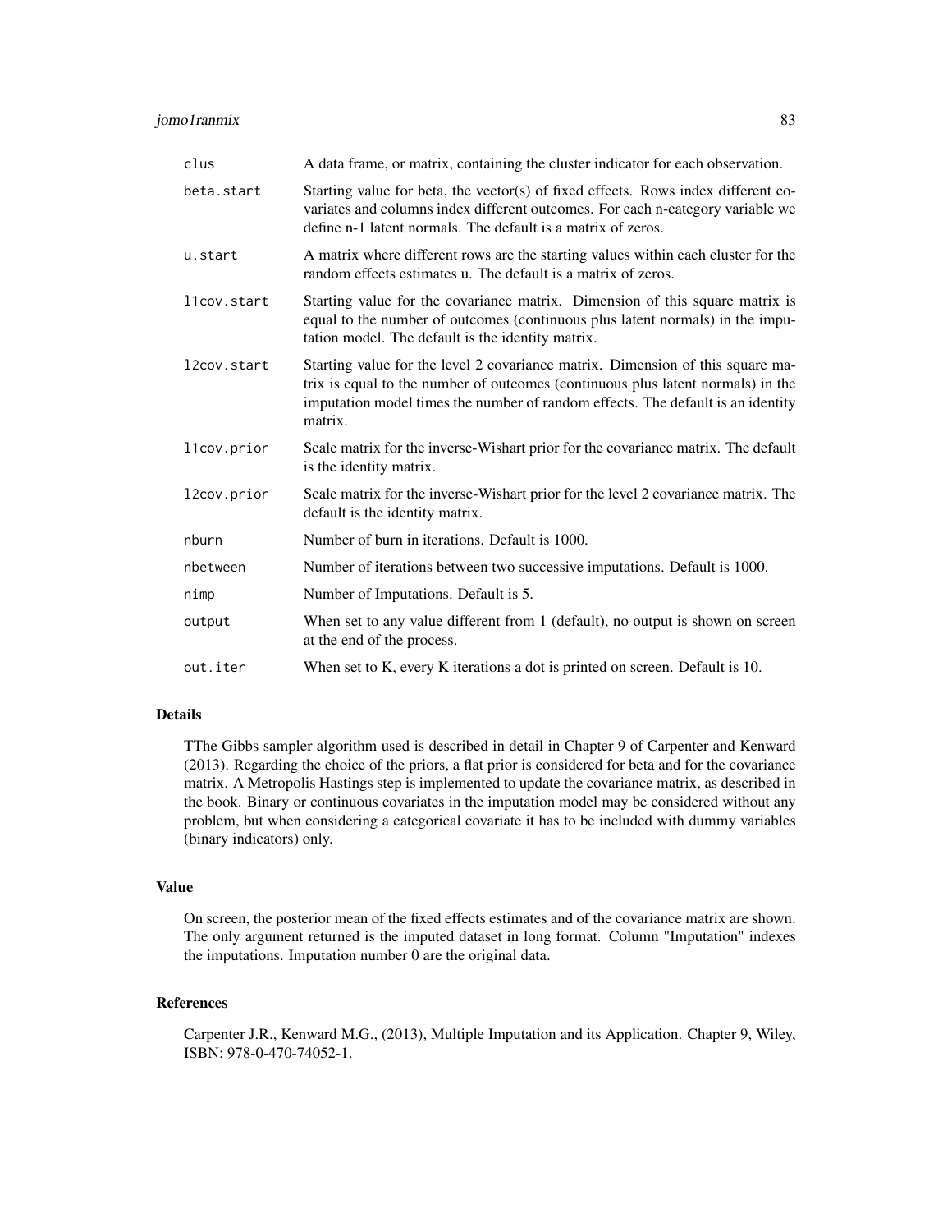| | |
|---|---|
| clus | A data frame, or matrix, containing the cluster indicator for each observation. |
| beta.start | Starting value for beta, the vector(s) of fixed effects. Rows index different covariates and columns index different outcomes. For each n-category variable we define n-1 latent normals. The default is a matrix of zeros. |
| u.start | A matrix where different rows are the starting values within each cluster for the random effects estimates u. The default is a matrix of zeros. |
| l1cov.start | Starting value for the covariance matrix. Dimension of this square matrix is equal to the number of outcomes (continuous plus latent normals) in the imputation model. The default is the identity matrix. |
| l2cov.start | Starting value for the level 2 covariance matrix. Dimension of this square matrix is equal to the number of outcomes (continuous plus latent normals) in the imputation model times the number of random effects. The default is an identity matrix. |
| l1cov.prior | Scale matrix for the inverse-Wishart prior for the covariance matrix. The default is the identity matrix. |
| l2cov.prior | Scale matrix for the inverse-Wishart prior for the level 2 covariance matrix. The default is the identity matrix. |
| nburn | Number of burn in iterations. Default is 1000. |
| nbetween | Number of iterations between two successive imputations. Default is 1000. |
| nimp | Number of Imputations. Default is 5. |
| output | When set to any value different from 1 (default), no output is shown on screen at the end of the process. |
| out.iter | When set to K, every K iterations a dot is printed on screen. Default is 10. |

## Details

TThe Gibbs sampler algorithm used is described in detail in Chapter 9 of Carpenter and Kenward (2013). Regarding the choice of the priors, a flat prior is considered for beta and for the covariance matrix. A Metropolis Hastings step is implemented to update the covariance matrix, as described in the book. Binary or continuous covariates in the imputation model may be considered without any problem, but when considering a categorical covariate it has to be included with dummy variables (binary indicators) only.

## Value

On screen, the posterior mean of the fixed effects estimates and of the covariance matrix are shown. The only argument returned is the imputed dataset in long format. Column "Imputation" indexes the imputations. Imputation number 0 are the original data.

## References

Carpenter J.R., Kenward M.G., (2013), Multiple Imputation and its Application. Chapter 9, Wiley, ISBN: 978-0-470-74052-1.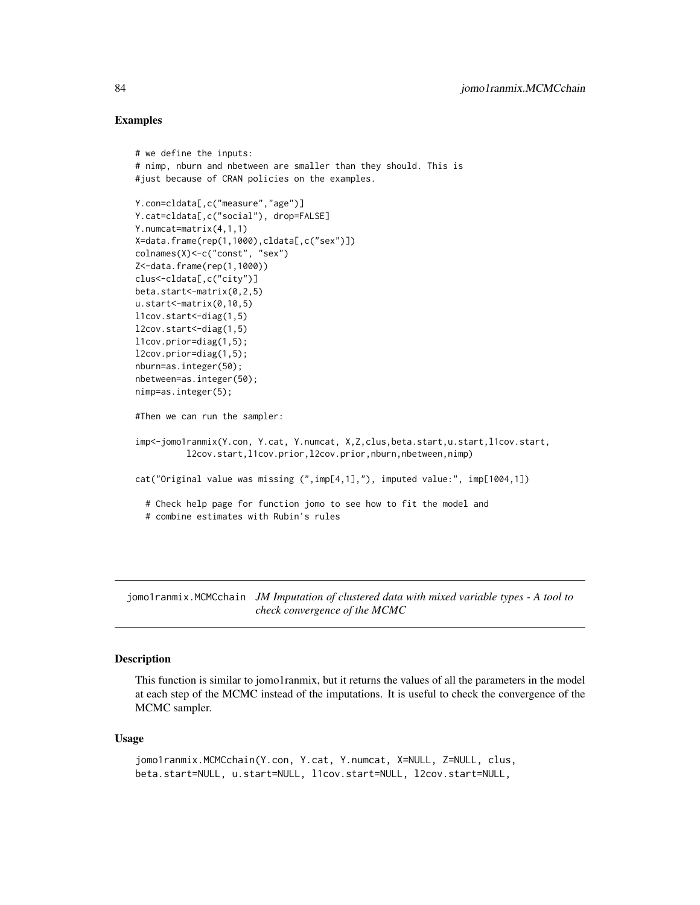## Examples

```
# we define the inputs:
# nimp, nburn and nbetween are smaller than they should. This is
#just because of CRAN policies on the examples.

Y.con=cldata[,c("measure","age")]
Y.cat=cldata[,c("social"), drop=FALSE]
Y.numcat=matrix(4,1,1)
X=data.frame(rep(1,1000),cldata[,c("sex")])
colnames(X)<-c("const", "sex")
Z<-data.frame(rep(1,1000))
clus<-cldata[,c("city")]
beta.start<-matrix(0,2,5)
u.start<-matrix(0,10,5)
l1cov.start<-diag(1,5)
l2cov.start<-diag(1,5)
l1cov.prior=diag(1,5);
l2cov.prior=diag(1,5);
nburn=as.integer(50);
nbetween=as.integer(50);
nimp=as.integer(5);

#Then we can run the sampler:

imp<-jomo1ranmix(Y.con, Y.cat, Y.numcat, X,Z,clus,beta.start,u.start,l1cov.start,
         l2cov.start,l1cov.prior,l2cov.prior,nburn,nbetween,nimp)

cat("Original value was missing (",imp[4,1],"), imputed value:", imp[1004,1])

  # Check help page for function jomo to see how to fit the model and
  # combine estimates with Rubin's rules
```

---

# jomo1ranmix.MCMCchain — *JM Imputation of clustered data with mixed variable types - A tool to check convergence of the MCMC*

## Description

This function is similar to jomo1ranmix, but it returns the values of all the parameters in the model at each step of the MCMC instead of the imputations. It is useful to check the convergence of the MCMC sampler.

## Usage

```
jomo1ranmix.MCMCchain(Y.con, Y.cat, Y.numcat, X=NULL, Z=NULL, clus,
beta.start=NULL, u.start=NULL, l1cov.start=NULL, l2cov.start=NULL,
```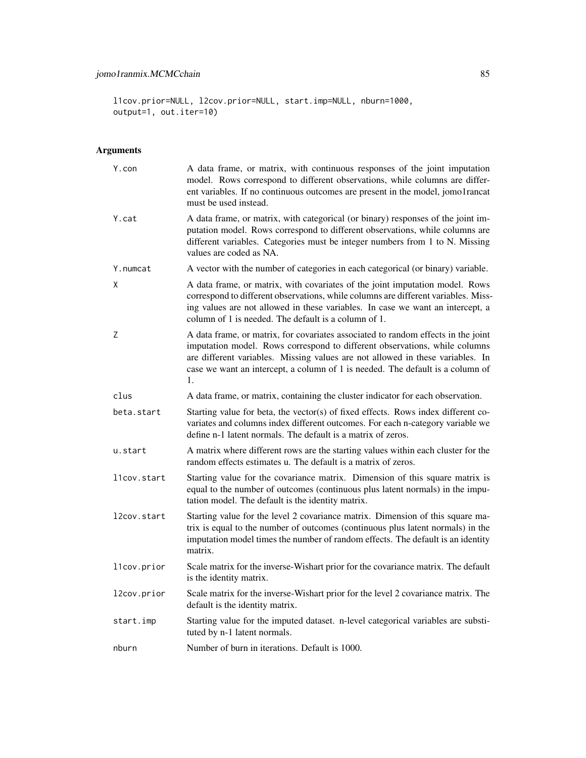```
l1cov.prior=NULL, l2cov.prior=NULL, start.imp=NULL, nburn=1000,
output=1, out.iter=10)
```

## Arguments

| | |
|---|---|
| Y.con | A data frame, or matrix, with continuous responses of the joint imputation model. Rows correspond to different observations, while columns are different variables. If no continuous outcomes are present in the model, jomo1rancat must be used instead. |
| Y.cat | A data frame, or matrix, with categorical (or binary) responses of the joint imputation model. Rows correspond to different observations, while columns are different variables. Categories must be integer numbers from 1 to N. Missing values are coded as NA. |
| Y.numcat | A vector with the number of categories in each categorical (or binary) variable. |
| X | A data frame, or matrix, with covariates of the joint imputation model. Rows correspond to different observations, while columns are different variables. Missing values are not allowed in these variables. In case we want an intercept, a column of 1 is needed. The default is a column of 1. |
| Z | A data frame, or matrix, for covariates associated to random effects in the joint imputation model. Rows correspond to different observations, while columns are different variables. Missing values are not allowed in these variables. In case we want an intercept, a column of 1 is needed. The default is a column of 1. |
| clus | A data frame, or matrix, containing the cluster indicator for each observation. |
| beta.start | Starting value for beta, the vector(s) of fixed effects. Rows index different covariates and columns index different outcomes. For each n-category variable we define n-1 latent normals. The default is a matrix of zeros. |
| u.start | A matrix where different rows are the starting values within each cluster for the random effects estimates u. The default is a matrix of zeros. |
| l1cov.start | Starting value for the covariance matrix. Dimension of this square matrix is equal to the number of outcomes (continuous plus latent normals) in the imputation model. The default is the identity matrix. |
| l2cov.start | Starting value for the level 2 covariance matrix. Dimension of this square matrix is equal to the number of outcomes (continuous plus latent normals) in the imputation model times the number of random effects. The default is an identity matrix. |
| l1cov.prior | Scale matrix for the inverse-Wishart prior for the covariance matrix. The default is the identity matrix. |
| l2cov.prior | Scale matrix for the inverse-Wishart prior for the level 2 covariance matrix. The default is the identity matrix. |
| start.imp | Starting value for the imputed dataset. n-level categorical variables are substituted by n-1 latent normals. |
| nburn | Number of burn in iterations. Default is 1000. |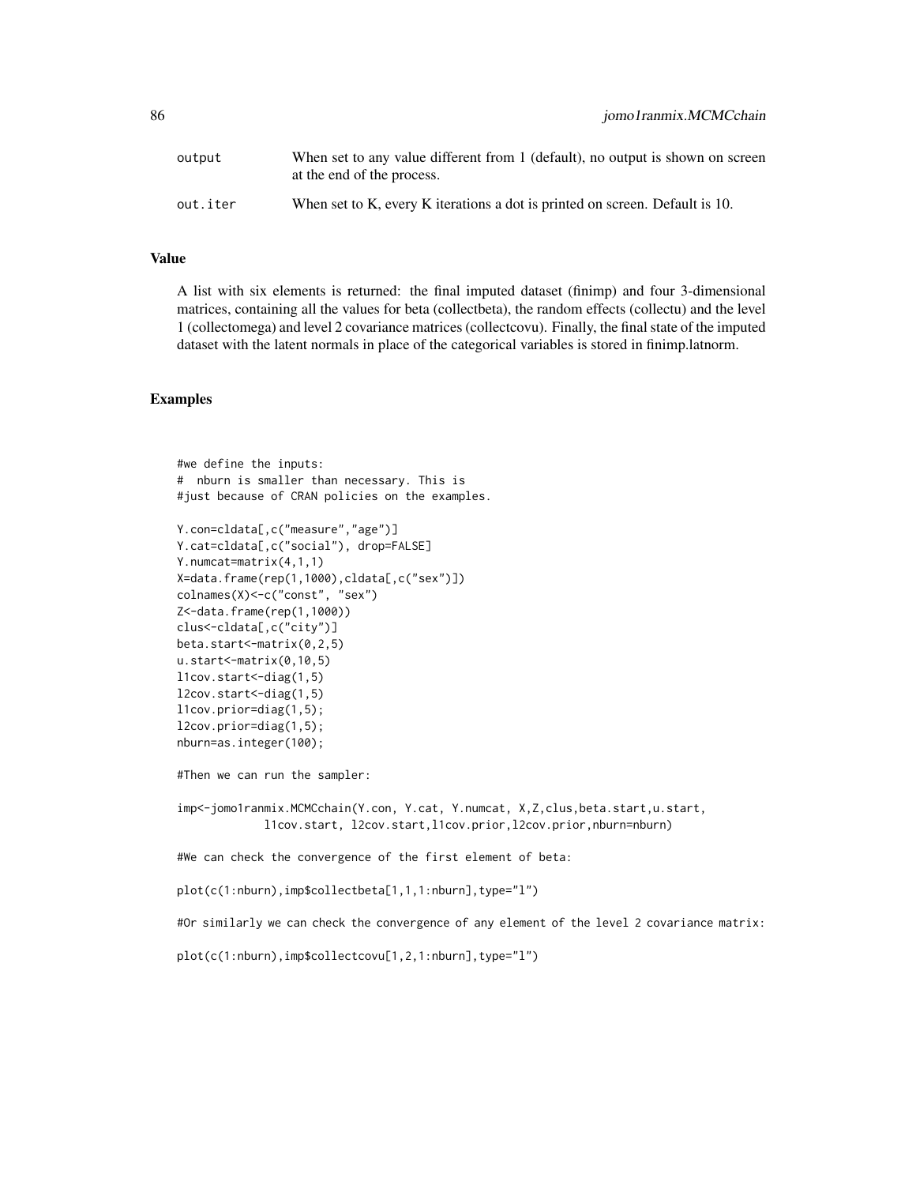| | |
|---|---|
| output | When set to any value different from 1 (default), no output is shown on screen at the end of the process. |
| out.iter | When set to K, every K iterations a dot is printed on screen. Default is 10. |

## Value

A list with six elements is returned: the final imputed dataset (finimp) and four 3-dimensional matrices, containing all the values for beta (collectbeta), the random effects (collectu) and the level 1 (collectomega) and level 2 covariance matrices (collectcovu). Finally, the final state of the imputed dataset with the latent normals in place of the categorical variables is stored in finimp.latnorm.

## Examples

```
#we define the inputs:
#  nburn is smaller than necessary. This is
#just because of CRAN policies on the examples.

Y.con=cldata[,c("measure","age")]
Y.cat=cldata[,c("social"), drop=FALSE]
Y.numcat=matrix(4,1,1)
X=data.frame(rep(1,1000),cldata[,c("sex")])
colnames(X)<-c("const", "sex")
Z<-data.frame(rep(1,1000))
clus<-cldata[,c("city")]
beta.start<-matrix(0,2,5)
u.start<-matrix(0,10,5)
l1cov.start<-diag(1,5)
l2cov.start<-diag(1,5)
l1cov.prior=diag(1,5);
l2cov.prior=diag(1,5);
nburn=as.integer(100);

#Then we can run the sampler:

imp<-jomo1ranmix.MCMCchain(Y.con, Y.cat, Y.numcat, X,Z,clus,beta.start,u.start,
            l1cov.start, l2cov.start,l1cov.prior,l2cov.prior,nburn=nburn)

#We can check the convergence of the first element of beta:

plot(c(1:nburn),imp$collectbeta[1,1,1:nburn],type="l")

#Or similarly we can check the convergence of any element of the level 2 covariance matrix:

plot(c(1:nburn),imp$collectcovu[1,2,1:nburn],type="l")
```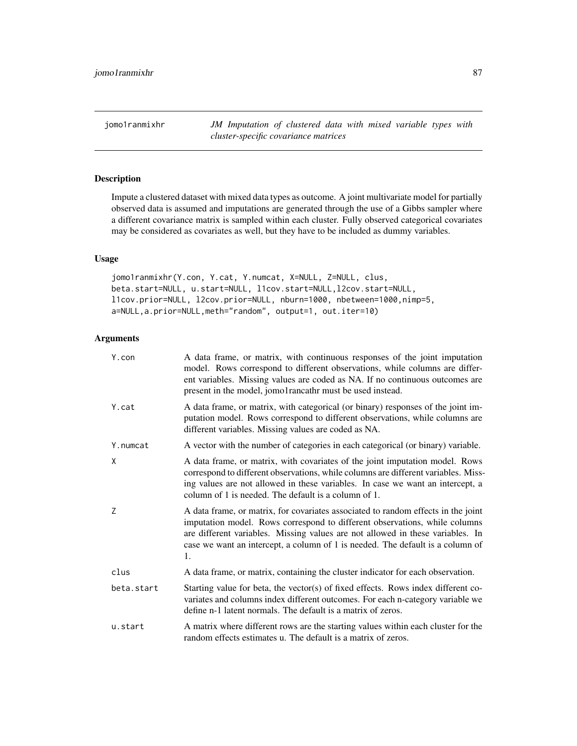jomo1ranmixhr *JM Imputation of clustered data with mixed variable types with cluster-specific covariance matrices*

## Description

Impute a clustered dataset with mixed data types as outcome. A joint multivariate model for partially observed data is assumed and imputations are generated through the use of a Gibbs sampler where a different covariance matrix is sampled within each cluster. Fully observed categorical covariates may be considered as covariates as well, but they have to be included as dummy variables.

## Usage

```
jomo1ranmixhr(Y.con, Y.cat, Y.numcat, X=NULL, Z=NULL, clus,
beta.start=NULL, u.start=NULL, l1cov.start=NULL,l2cov.start=NULL,
l1cov.prior=NULL, l2cov.prior=NULL, nburn=1000, nbetween=1000,nimp=5,
a=NULL,a.prior=NULL,meth="random", output=1, out.iter=10)
```

## Arguments

| | |
|---|---|
| Y.con | A data frame, or matrix, with continuous responses of the joint imputation model. Rows correspond to different observations, while columns are different variables. Missing values are coded as NA. If no continuous outcomes are present in the model, jomo1rancathr must be used instead. |
| Y.cat | A data frame, or matrix, with categorical (or binary) responses of the joint imputation model. Rows correspond to different observations, while columns are different variables. Missing values are coded as NA. |
| Y.numcat | A vector with the number of categories in each categorical (or binary) variable. |
| X | A data frame, or matrix, with covariates of the joint imputation model. Rows correspond to different observations, while columns are different variables. Missing values are not allowed in these variables. In case we want an intercept, a column of 1 is needed. The default is a column of 1. |
| Z | A data frame, or matrix, for covariates associated to random effects in the joint imputation model. Rows correspond to different observations, while columns are different variables. Missing values are not allowed in these variables. In case we want an intercept, a column of 1 is needed. The default is a column of 1. |
| clus | A data frame, or matrix, containing the cluster indicator for each observation. |
| beta.start | Starting value for beta, the vector(s) of fixed effects. Rows index different covariates and columns index different outcomes. For each n-category variable we define n-1 latent normals. The default is a matrix of zeros. |
| u.start | A matrix where different rows are the starting values within each cluster for the random effects estimates u. The default is a matrix of zeros. |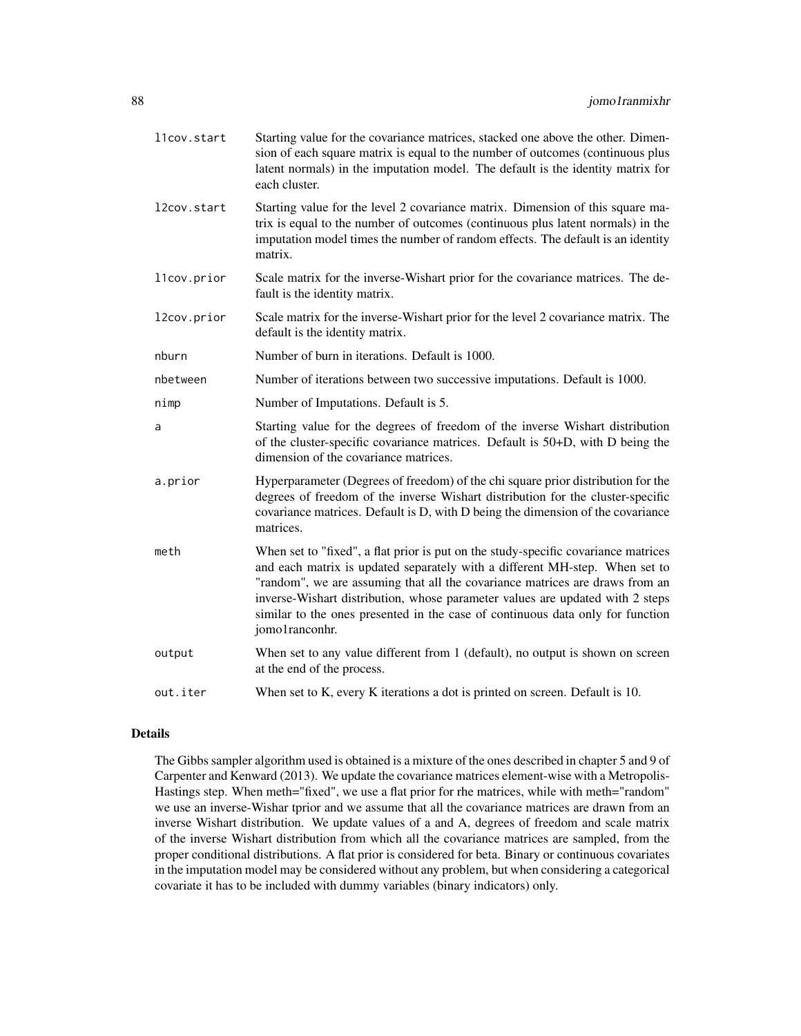| | |
|---|---|
| l1cov.start | Starting value for the covariance matrices, stacked one above the other. Dimension of each square matrix is equal to the number of outcomes (continuous plus latent normals) in the imputation model. The default is the identity matrix for each cluster. |
| l2cov.start | Starting value for the level 2 covariance matrix. Dimension of this square matrix is equal to the number of outcomes (continuous plus latent normals) in the imputation model times the number of random effects. The default is an identity matrix. |
| l1cov.prior | Scale matrix for the inverse-Wishart prior for the covariance matrices. The default is the identity matrix. |
| l2cov.prior | Scale matrix for the inverse-Wishart prior for the level 2 covariance matrix. The default is the identity matrix. |
| nburn | Number of burn in iterations. Default is 1000. |
| nbetween | Number of iterations between two successive imputations. Default is 1000. |
| nimp | Number of Imputations. Default is 5. |
| a | Starting value for the degrees of freedom of the inverse Wishart distribution of the cluster-specific covariance matrices. Default is 50+D, with D being the dimension of the covariance matrices. |
| a.prior | Hyperparameter (Degrees of freedom) of the chi square prior distribution for the degrees of freedom of the inverse Wishart distribution for the cluster-specific covariance matrices. Default is D, with D being the dimension of the covariance matrices. |
| meth | When set to "fixed", a flat prior is put on the study-specific covariance matrices and each matrix is updated separately with a different MH-step. When set to "random", we are assuming that all the covariance matrices are draws from an inverse-Wishart distribution, whose parameter values are updated with 2 steps similar to the ones presented in the case of continuous data only for function jomo1ranconhr. |
| output | When set to any value different from 1 (default), no output is shown on screen at the end of the process. |
| out.iter | When set to K, every K iterations a dot is printed on screen. Default is 10. |

## Details

The Gibbs sampler algorithm used is obtained is a mixture of the ones described in chapter 5 and 9 of Carpenter and Kenward (2013). We update the covariance matrices element-wise with a Metropolis-Hastings step. When meth="fixed", we use a flat prior for rhe matrices, while with meth="random" we use an inverse-Wishar tprior and we assume that all the covariance matrices are drawn from an inverse Wishart distribution. We update values of a and A, degrees of freedom and scale matrix of the inverse Wishart distribution from which all the covariance matrices are sampled, from the proper conditional distributions. A flat prior is considered for beta. Binary or continuous covariates in the imputation model may be considered without any problem, but when considering a categorical covariate it has to be included with dummy variables (binary indicators) only.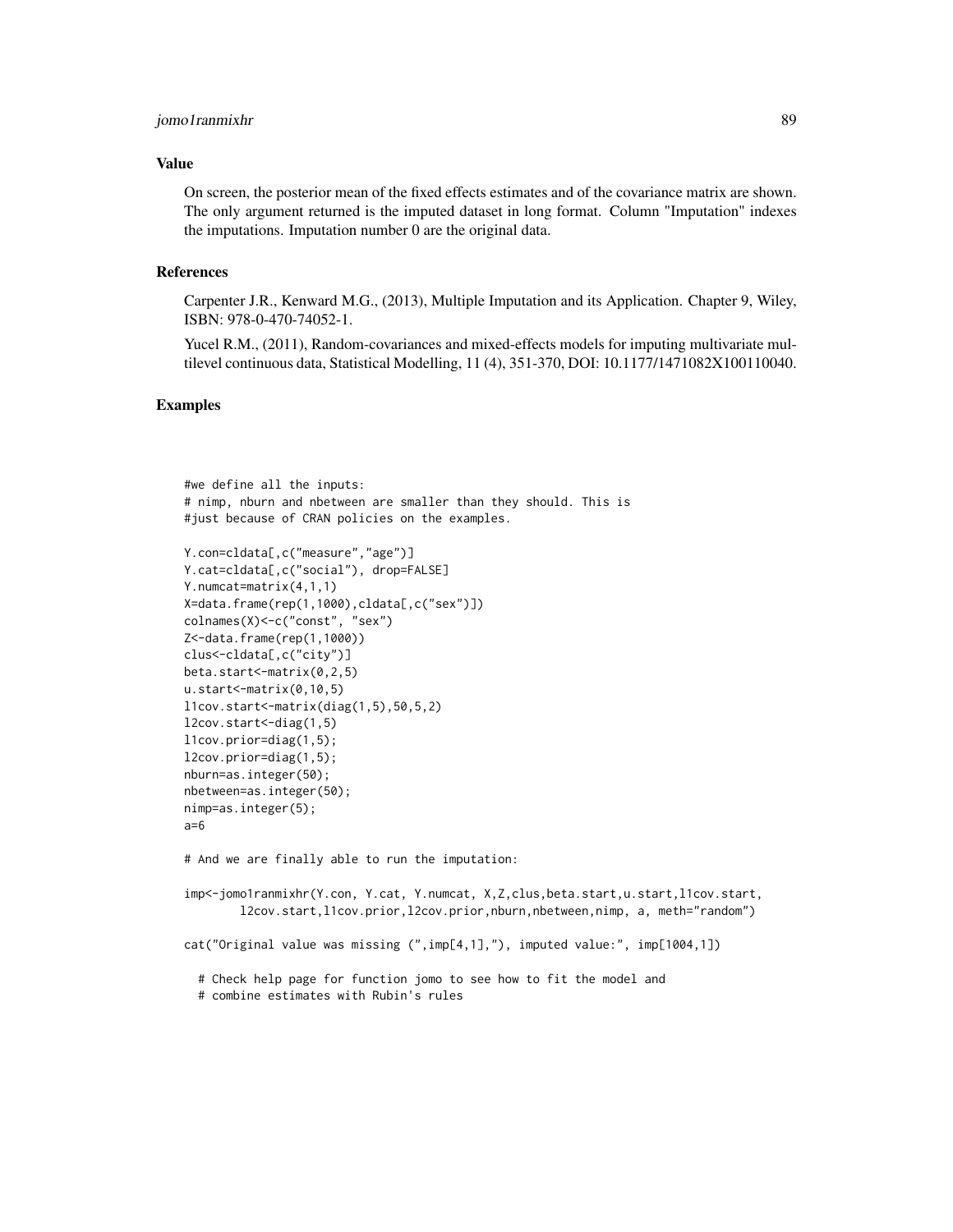### Value

On screen, the posterior mean of the fixed effects estimates and of the covariance matrix are shown. The only argument returned is the imputed dataset in long format. Column "Imputation" indexes the imputations. Imputation number 0 are the original data.

### References

Carpenter J.R., Kenward M.G., (2013), Multiple Imputation and its Application. Chapter 9, Wiley, ISBN: 978-0-470-74052-1.

Yucel R.M., (2011), Random-covariances and mixed-effects models for imputing multivariate multilevel continuous data, Statistical Modelling, 11 (4), 351-370, DOI: 10.1177/1471082X100110040.

### Examples

```
#we define all the inputs:
# nimp, nburn and nbetween are smaller than they should. This is
#just because of CRAN policies on the examples.

Y.con=cldata[,c("measure","age")]
Y.cat=cldata[,c("social"), drop=FALSE]
Y.numcat=matrix(4,1,1)
X=data.frame(rep(1,1000),cldata[,c("sex")])
colnames(X)<-c("const", "sex")
Z<-data.frame(rep(1,1000))
clus<-cldata[,c("city")]
beta.start<-matrix(0,2,5)
u.start<-matrix(0,10,5)
l1cov.start<-matrix(diag(1,5),50,5,2)
l2cov.start<-diag(1,5)
l1cov.prior=diag(1,5);
l2cov.prior=diag(1,5);
nburn=as.integer(50);
nbetween=as.integer(50);
nimp=as.integer(5);
a=6

# And we are finally able to run the imputation:

imp<-jomo1ranmixhr(Y.con, Y.cat, Y.numcat, X,Z,clus,beta.start,u.start,l1cov.start,
        l2cov.start,l1cov.prior,l2cov.prior,nburn,nbetween,nimp, a, meth="random")

cat("Original value was missing (",imp[4,1],"), imputed value:", imp[1004,1])

  # Check help page for function jomo to see how to fit the model and
  # combine estimates with Rubin's rules
```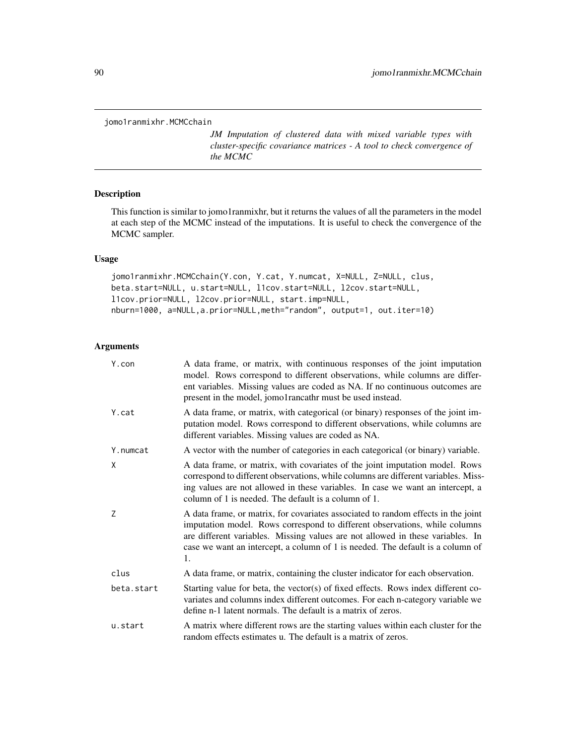jomo1ranmixhr.MCMCchain

*JM Imputation of clustered data with mixed variable types with cluster-specific covariance matrices - A tool to check convergence of the MCMC*

## Description

This function is similar to jomo1ranmixhr, but it returns the values of all the parameters in the model at each step of the MCMC instead of the imputations. It is useful to check the convergence of the MCMC sampler.

## Usage

```
jomo1ranmixhr.MCMCchain(Y.con, Y.cat, Y.numcat, X=NULL, Z=NULL, clus,
beta.start=NULL, u.start=NULL, l1cov.start=NULL, l2cov.start=NULL,
l1cov.prior=NULL, l2cov.prior=NULL, start.imp=NULL,
nburn=1000, a=NULL,a.prior=NULL,meth="random", output=1, out.iter=10)
```

## Arguments

| | |
|---|---|
| Y.con | A data frame, or matrix, with continuous responses of the joint imputation model. Rows correspond to different observations, while columns are different variables. Missing values are coded as NA. If no continuous outcomes are present in the model, jomo1rancathr must be used instead. |
| Y.cat | A data frame, or matrix, with categorical (or binary) responses of the joint imputation model. Rows correspond to different observations, while columns are different variables. Missing values are coded as NA. |
| Y.numcat | A vector with the number of categories in each categorical (or binary) variable. |
| X | A data frame, or matrix, with covariates of the joint imputation model. Rows correspond to different observations, while columns are different variables. Missing values are not allowed in these variables. In case we want an intercept, a column of 1 is needed. The default is a column of 1. |
| Z | A data frame, or matrix, for covariates associated to random effects in the joint imputation model. Rows correspond to different observations, while columns are different variables. Missing values are not allowed in these variables. In case we want an intercept, a column of 1 is needed. The default is a column of 1. |
| clus | A data frame, or matrix, containing the cluster indicator for each observation. |
| beta.start | Starting value for beta, the vector(s) of fixed effects. Rows index different covariates and columns index different outcomes. For each n-category variable we define n-1 latent normals. The default is a matrix of zeros. |
| u.start | A matrix where different rows are the starting values within each cluster for the random effects estimates u. The default is a matrix of zeros. |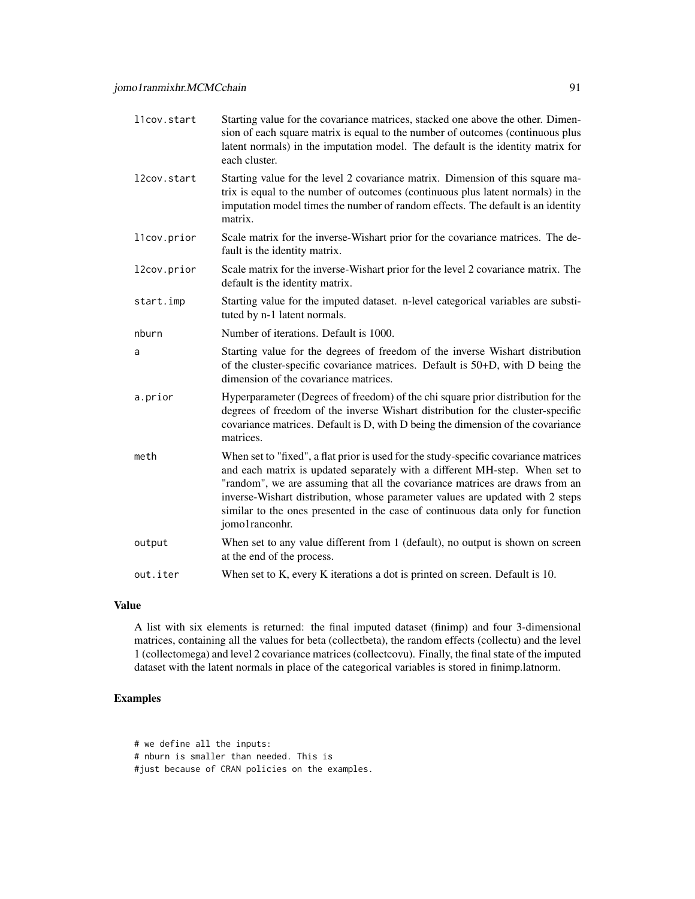| | |
|---|---|
| l1cov.start | Starting value for the covariance matrices, stacked one above the other. Dimension of each square matrix is equal to the number of outcomes (continuous plus latent normals) in the imputation model. The default is the identity matrix for each cluster. |
| l2cov.start | Starting value for the level 2 covariance matrix. Dimension of this square matrix is equal to the number of outcomes (continuous plus latent normals) in the imputation model times the number of random effects. The default is an identity matrix. |
| l1cov.prior | Scale matrix for the inverse-Wishart prior for the covariance matrices. The default is the identity matrix. |
| l2cov.prior | Scale matrix for the inverse-Wishart prior for the level 2 covariance matrix. The default is the identity matrix. |
| start.imp | Starting value for the imputed dataset. n-level categorical variables are substituted by n-1 latent normals. |
| nburn | Number of iterations. Default is 1000. |
| a | Starting value for the degrees of freedom of the inverse Wishart distribution of the cluster-specific covariance matrices. Default is 50+D, with D being the dimension of the covariance matrices. |
| a.prior | Hyperparameter (Degrees of freedom) of the chi square prior distribution for the degrees of freedom of the inverse Wishart distribution for the cluster-specific covariance matrices. Default is D, with D being the dimension of the covariance matrices. |
| meth | When set to "fixed", a flat prior is used for the study-specific covariance matrices and each matrix is updated separately with a different MH-step. When set to "random", we are assuming that all the covariance matrices are draws from an inverse-Wishart distribution, whose parameter values are updated with 2 steps similar to the ones presented in the case of continuous data only for function jomo1ranconhr. |
| output | When set to any value different from 1 (default), no output is shown on screen at the end of the process. |
| out.iter | When set to K, every K iterations a dot is printed on screen. Default is 10. |

## Value

A list with six elements is returned: the final imputed dataset (finimp) and four 3-dimensional matrices, containing all the values for beta (collectbeta), the random effects (collectu) and the level 1 (collectomega) and level 2 covariance matrices (collectcovu). Finally, the final state of the imputed dataset with the latent normals in place of the categorical variables is stored in finimp.latnorm.

## Examples

```
# we define all the inputs:
# nburn is smaller than needed. This is
#just because of CRAN policies on the examples.
```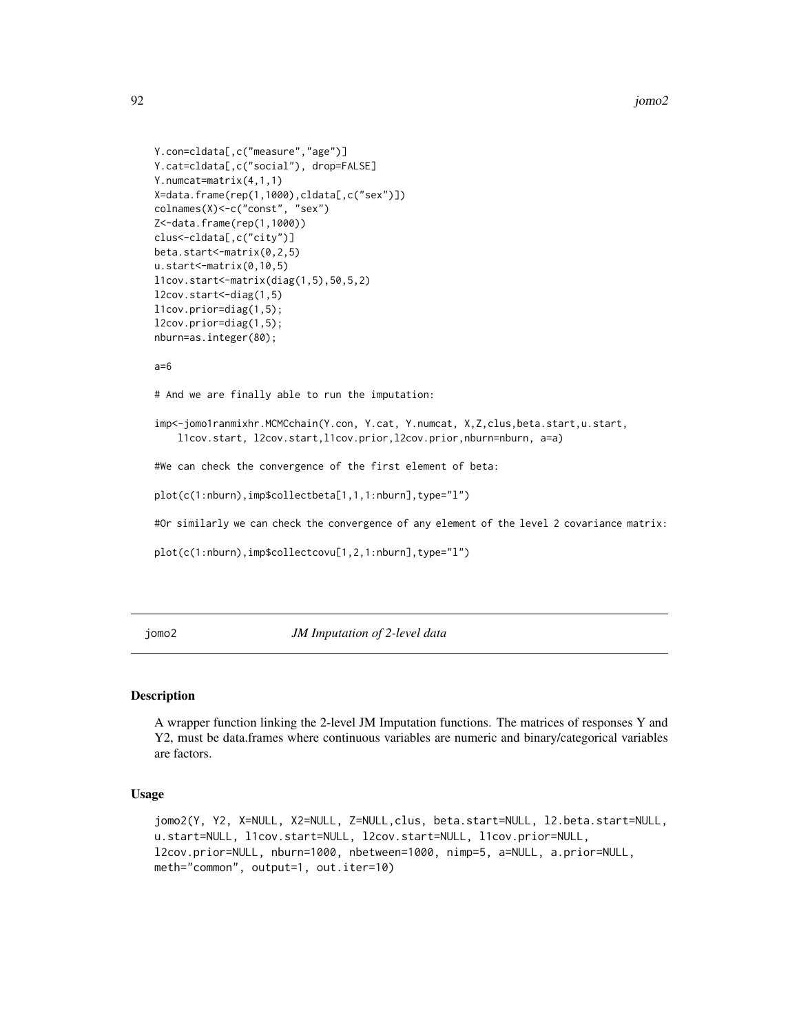```
Y.con=cldata[,c("measure","age")]
Y.cat=cldata[,c("social"), drop=FALSE]
Y.numcat=matrix(4,1,1)
X=data.frame(rep(1,1000),cldata[,c("sex")])
colnames(X)<-c("const", "sex")
Z<-data.frame(rep(1,1000))
clus<-cldata[,c("city")]
beta.start<-matrix(0,2,5)
u.start<-matrix(0,10,5)
l1cov.start<-matrix(diag(1,5),50,5,2)
l2cov.start<-diag(1,5)
l1cov.prior=diag(1,5);
l2cov.prior=diag(1,5);
nburn=as.integer(80);

a=6

# And we are finally able to run the imputation:

imp<-jomo1ranmixhr.MCMCchain(Y.con, Y.cat, Y.numcat, X,Z,clus,beta.start,u.start,
    l1cov.start, l2cov.start,l1cov.prior,l2cov.prior,nburn=nburn, a=a)

#We can check the convergence of the first element of beta:

plot(c(1:nburn),imp$collectbeta[1,1,1:nburn],type="l")

#Or similarly we can check the convergence of any element of the level 2 covariance matrix:

plot(c(1:nburn),imp$collectcovu[1,2,1:nburn],type="l")
```

---

jomo2 *JM Imputation of 2-level data*

---

### Description

A wrapper function linking the 2-level JM Imputation functions. The matrices of responses Y and Y2, must be data.frames where continuous variables are numeric and binary/categorical variables are factors.

### Usage

```
jomo2(Y, Y2, X=NULL, X2=NULL, Z=NULL,clus, beta.start=NULL, l2.beta.start=NULL,
u.start=NULL, l1cov.start=NULL, l2cov.start=NULL, l1cov.prior=NULL,
l2cov.prior=NULL, nburn=1000, nbetween=1000, nimp=5, a=NULL, a.prior=NULL,
meth="common", output=1, out.iter=10)
```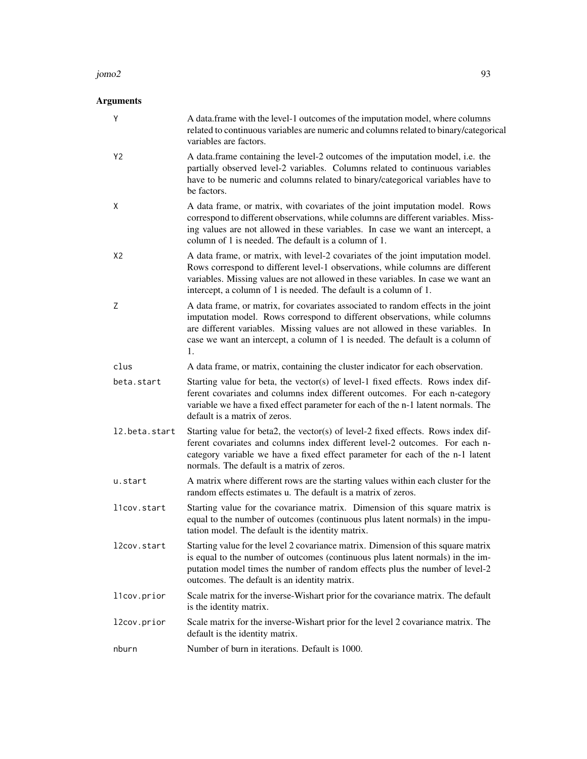## Arguments

| | |
|---|---|
| `Y` | A data.frame with the level-1 outcomes of the imputation model, where columns related to continuous variables are numeric and columns related to binary/categorical variables are factors. |
| `Y2` | A data.frame containing the level-2 outcomes of the imputation model, i.e. the partially observed level-2 variables. Columns related to continuous variables have to be numeric and columns related to binary/categorical variables have to be factors. |
| `X` | A data frame, or matrix, with covariates of the joint imputation model. Rows correspond to different observations, while columns are different variables. Missing values are not allowed in these variables. In case we want an intercept, a column of 1 is needed. The default is a column of 1. |
| `X2` | A data frame, or matrix, with level-2 covariates of the joint imputation model. Rows correspond to different level-1 observations, while columns are different variables. Missing values are not allowed in these variables. In case we want an intercept, a column of 1 is needed. The default is a column of 1. |
| `Z` | A data frame, or matrix, for covariates associated to random effects in the joint imputation model. Rows correspond to different observations, while columns are different variables. Missing values are not allowed in these variables. In case we want an intercept, a column of 1 is needed. The default is a column of 1. |
| `clus` | A data frame, or matrix, containing the cluster indicator for each observation. |
| `beta.start` | Starting value for beta, the vector(s) of level-1 fixed effects. Rows index different covariates and columns index different outcomes. For each n-category variable we have a fixed effect parameter for each of the n-1 latent normals. The default is a matrix of zeros. |
| `l2.beta.start` | Starting value for beta2, the vector(s) of level-2 fixed effects. Rows index different covariates and columns index different level-2 outcomes. For each n-category variable we have a fixed effect parameter for each of the n-1 latent normals. The default is a matrix of zeros. |
| `u.start` | A matrix where different rows are the starting values within each cluster for the random effects estimates u. The default is a matrix of zeros. |
| `l1cov.start` | Starting value for the covariance matrix. Dimension of this square matrix is equal to the number of outcomes (continuous plus latent normals) in the imputation model. The default is the identity matrix. |
| `l2cov.start` | Starting value for the level 2 covariance matrix. Dimension of this square matrix is equal to the number of outcomes (continuous plus latent normals) in the imputation model times the number of random effects plus the number of level-2 outcomes. The default is an identity matrix. |
| `l1cov.prior` | Scale matrix for the inverse-Wishart prior for the covariance matrix. The default is the identity matrix. |
| `l2cov.prior` | Scale matrix for the inverse-Wishart prior for the level 2 covariance matrix. The default is the identity matrix. |
| `nburn` | Number of burn in iterations. Default is 1000. |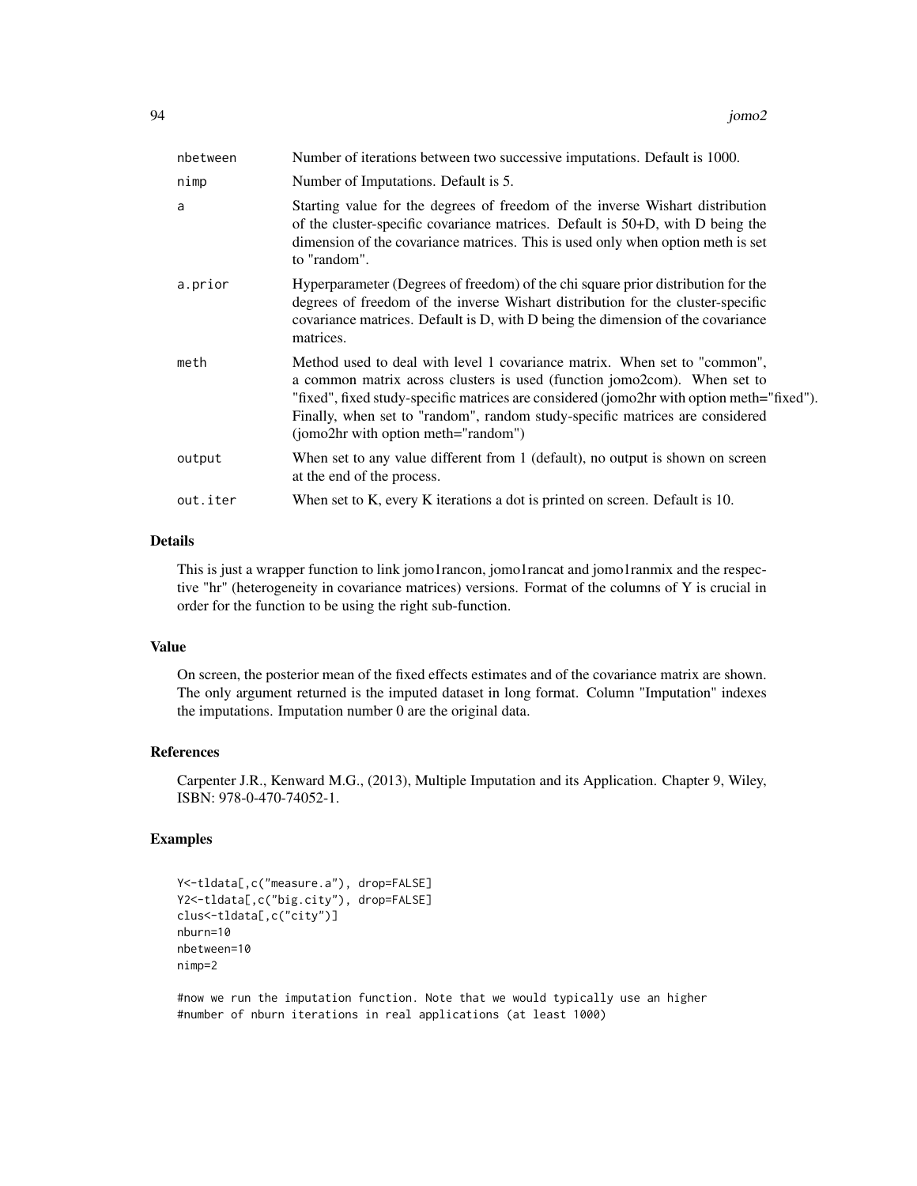| | |
|---|---|
| nbetween | Number of iterations between two successive imputations. Default is 1000. |
| nimp | Number of Imputations. Default is 5. |
| a | Starting value for the degrees of freedom of the inverse Wishart distribution of the cluster-specific covariance matrices. Default is 50+D, with D being the dimension of the covariance matrices. This is used only when option meth is set to "random". |
| a.prior | Hyperparameter (Degrees of freedom) of the chi square prior distribution for the degrees of freedom of the inverse Wishart distribution for the cluster-specific covariance matrices. Default is D, with D being the dimension of the covariance matrices. |
| meth | Method used to deal with level 1 covariance matrix. When set to "common", a common matrix across clusters is used (function jomo2com). When set to "fixed", fixed study-specific matrices are considered (jomo2hr with option meth="fixed"). Finally, when set to "random", random study-specific matrices are considered (jomo2hr with option meth="random") |
| output | When set to any value different from 1 (default), no output is shown on screen at the end of the process. |
| out.iter | When set to K, every K iterations a dot is printed on screen. Default is 10. |

## Details

This is just a wrapper function to link jomo1rancon, jomo1rancat and jomo1ranmix and the respective "hr" (heterogeneity in covariance matrices) versions. Format of the columns of Y is crucial in order for the function to be using the right sub-function.

## Value

On screen, the posterior mean of the fixed effects estimates and of the covariance matrix are shown. The only argument returned is the imputed dataset in long format. Column "Imputation" indexes the imputations. Imputation number 0 are the original data.

## References

Carpenter J.R., Kenward M.G., (2013), Multiple Imputation and its Application. Chapter 9, Wiley, ISBN: 978-0-470-74052-1.

## Examples

```
Y<-tldata[,c("measure.a"), drop=FALSE]
Y2<-tldata[,c("big.city"), drop=FALSE]
clus<-tldata[,c("city")]
nburn=10
nbetween=10
nimp=2

#now we run the imputation function. Note that we would typically use an higher
#number of nburn iterations in real applications (at least 1000)
```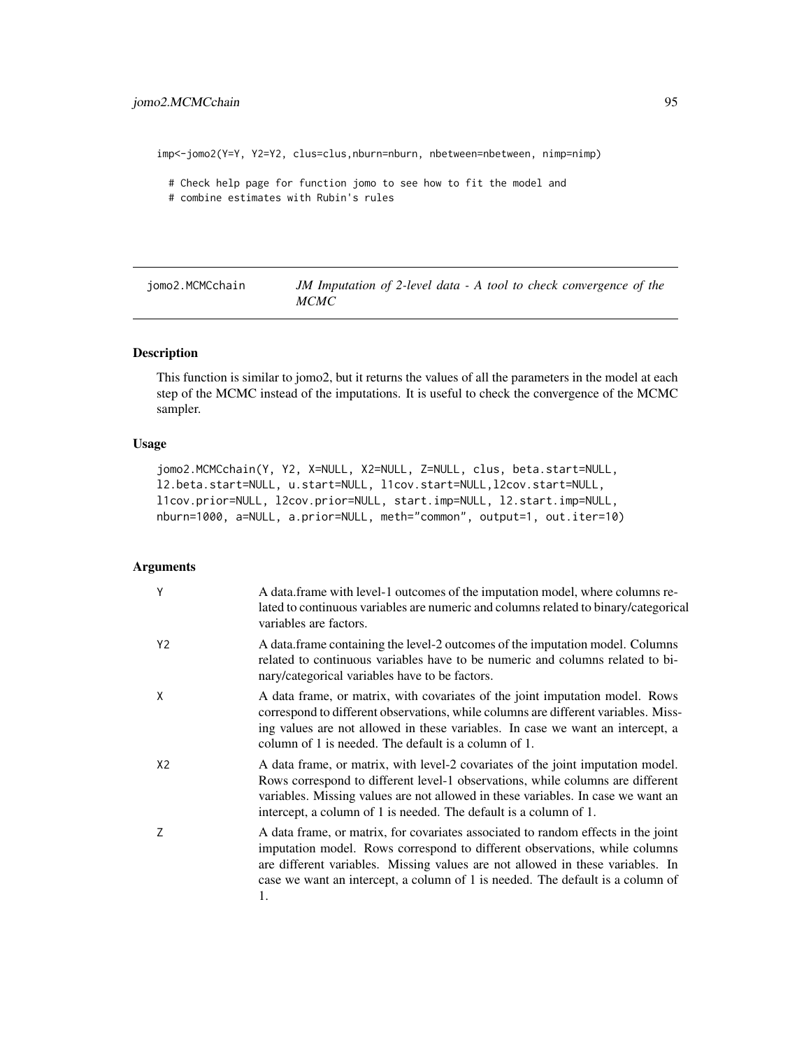```
imp<-jomo2(Y=Y, Y2=Y2, clus=clus,nburn=nburn, nbetween=nbetween, nimp=nimp)

  # Check help page for function jomo to see how to fit the model and
  # combine estimates with Rubin's rules
```

## jomo2.MCMCchain — *JM Imputation of 2-level data - A tool to check convergence of the MCMC*

### Description

This function is similar to jomo2, but it returns the values of all the parameters in the model at each step of the MCMC instead of the imputations. It is useful to check the convergence of the MCMC sampler.

### Usage

```
jomo2.MCMCchain(Y, Y2, X=NULL, X2=NULL, Z=NULL, clus, beta.start=NULL,
l2.beta.start=NULL, u.start=NULL, l1cov.start=NULL,l2cov.start=NULL,
l1cov.prior=NULL, l2cov.prior=NULL, start.imp=NULL, l2.start.imp=NULL,
nburn=1000, a=NULL, a.prior=NULL, meth="common", output=1, out.iter=10)
```

### Arguments

| | |
|---|---|
| Y | A data.frame with level-1 outcomes of the imputation model, where columns related to continuous variables are numeric and columns related to binary/categorical variables are factors. |
| Y2 | A data.frame containing the level-2 outcomes of the imputation model. Columns related to continuous variables have to be numeric and columns related to binary/categorical variables have to be factors. |
| X | A data frame, or matrix, with covariates of the joint imputation model. Rows correspond to different observations, while columns are different variables. Missing values are not allowed in these variables. In case we want an intercept, a column of 1 is needed. The default is a column of 1. |
| X2 | A data frame, or matrix, with level-2 covariates of the joint imputation model. Rows correspond to different level-1 observations, while columns are different variables. Missing values are not allowed in these variables. In case we want an intercept, a column of 1 is needed. The default is a column of 1. |
| Z | A data frame, or matrix, for covariates associated to random effects in the joint imputation model. Rows correspond to different observations, while columns are different variables. Missing values are not allowed in these variables. In case we want an intercept, a column of 1 is needed. The default is a column of 1. |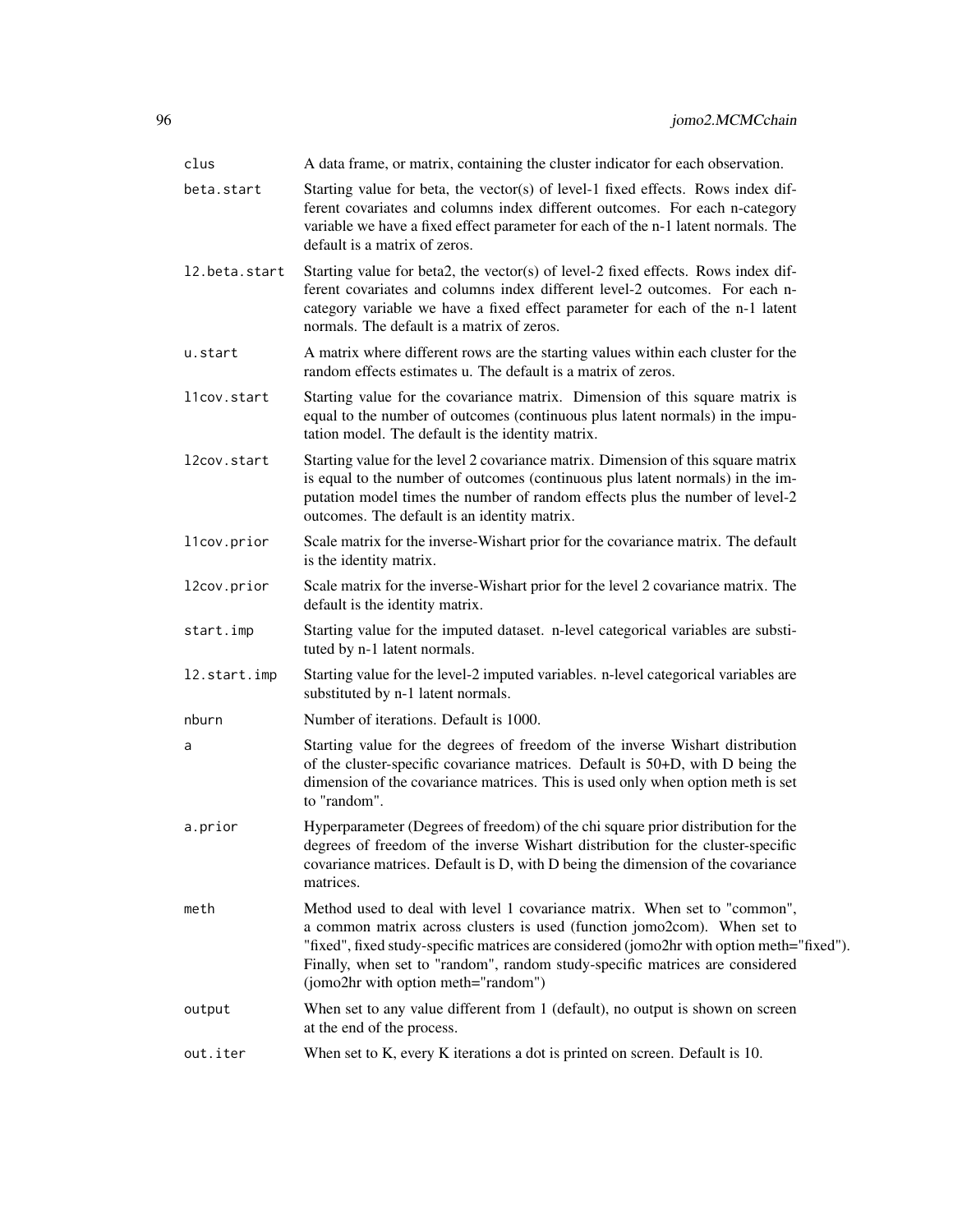clus
: A data frame, or matrix, containing the cluster indicator for each observation.

beta.start
: Starting value for beta, the vector(s) of level-1 fixed effects. Rows index different covariates and columns index different outcomes. For each n-category variable we have a fixed effect parameter for each of the n-1 latent normals. The default is a matrix of zeros.

l2.beta.start
: Starting value for beta2, the vector(s) of level-2 fixed effects. Rows index different covariates and columns index different level-2 outcomes. For each n-category variable we have a fixed effect parameter for each of the n-1 latent normals. The default is a matrix of zeros.

u.start
: A matrix where different rows are the starting values within each cluster for the random effects estimates u. The default is a matrix of zeros.

l1cov.start
: Starting value for the covariance matrix. Dimension of this square matrix is equal to the number of outcomes (continuous plus latent normals) in the imputation model. The default is the identity matrix.

l2cov.start
: Starting value for the level 2 covariance matrix. Dimension of this square matrix is equal to the number of outcomes (continuous plus latent normals) in the imputation model times the number of random effects plus the number of level-2 outcomes. The default is an identity matrix.

l1cov.prior
: Scale matrix for the inverse-Wishart prior for the covariance matrix. The default is the identity matrix.

l2cov.prior
: Scale matrix for the inverse-Wishart prior for the level 2 covariance matrix. The default is the identity matrix.

start.imp
: Starting value for the imputed dataset. n-level categorical variables are substituted by n-1 latent normals.

l2.start.imp
: Starting value for the level-2 imputed variables. n-level categorical variables are substituted by n-1 latent normals.

nburn
: Number of iterations. Default is 1000.

a
: Starting value for the degrees of freedom of the inverse Wishart distribution of the cluster-specific covariance matrices. Default is 50+D, with D being the dimension of the covariance matrices. This is used only when option meth is set to "random".

a.prior
: Hyperparameter (Degrees of freedom) of the chi square prior distribution for the degrees of freedom of the inverse Wishart distribution for the cluster-specific covariance matrices. Default is D, with D being the dimension of the covariance matrices.

meth
: Method used to deal with level 1 covariance matrix. When set to "common", a common matrix across clusters is used (function jomo2com). When set to "fixed", fixed study-specific matrices are considered (jomo2hr with option meth="fixed"). Finally, when set to "random", random study-specific matrices are considered (jomo2hr with option meth="random")

output
: When set to any value different from 1 (default), no output is shown on screen at the end of the process.

out.iter
: When set to K, every K iterations a dot is printed on screen. Default is 10.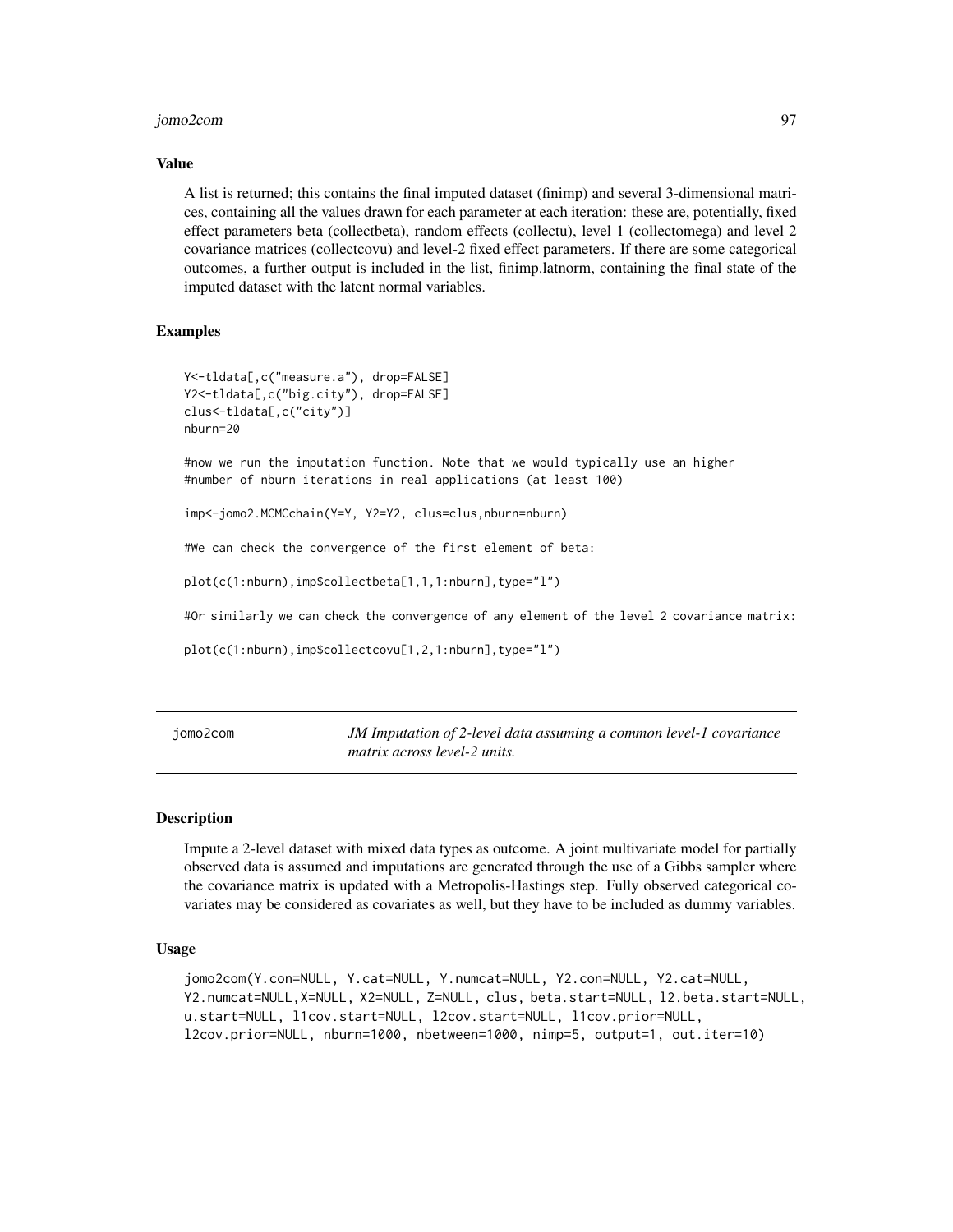### Value

A list is returned; this contains the final imputed dataset (finimp) and several 3-dimensional matrices, containing all the values drawn for each parameter at each iteration: these are, potentially, fixed effect parameters beta (collectbeta), random effects (collectu), level 1 (collectomega) and level 2 covariance matrices (collectcovu) and level-2 fixed effect parameters. If there are some categorical outcomes, a further output is included in the list, finimp.latnorm, containing the final state of the imputed dataset with the latent normal variables.

### Examples

```
Y<-tldata[,c("measure.a"), drop=FALSE]
Y2<-tldata[,c("big.city"), drop=FALSE]
clus<-tldata[,c("city")]
nburn=20

#now we run the imputation function. Note that we would typically use an higher
#number of nburn iterations in real applications (at least 100)

imp<-jomo2.MCMCchain(Y=Y, Y2=Y2, clus=clus,nburn=nburn)

#We can check the convergence of the first element of beta:

plot(c(1:nburn),imp$collectbeta[1,1,1:nburn],type="l")

#Or similarly we can check the convergence of any element of the level 2 covariance matrix:

plot(c(1:nburn),imp$collectcovu[1,2,1:nburn],type="l")
```

---

## jomo2com — *JM Imputation of 2-level data assuming a common level-1 covariance matrix across level-2 units.*

---

### Description

Impute a 2-level dataset with mixed data types as outcome. A joint multivariate model for partially observed data is assumed and imputations are generated through the use of a Gibbs sampler where the covariance matrix is updated with a Metropolis-Hastings step. Fully observed categorical covariates may be considered as covariates as well, but they have to be included as dummy variables.

### Usage

```
jomo2com(Y.con=NULL, Y.cat=NULL, Y.numcat=NULL, Y2.con=NULL, Y2.cat=NULL,
Y2.numcat=NULL,X=NULL, X2=NULL, Z=NULL, clus, beta.start=NULL, l2.beta.start=NULL,
u.start=NULL, l1cov.start=NULL, l2cov.start=NULL, l1cov.prior=NULL,
l2cov.prior=NULL, nburn=1000, nbetween=1000, nimp=5, output=1, out.iter=10)
```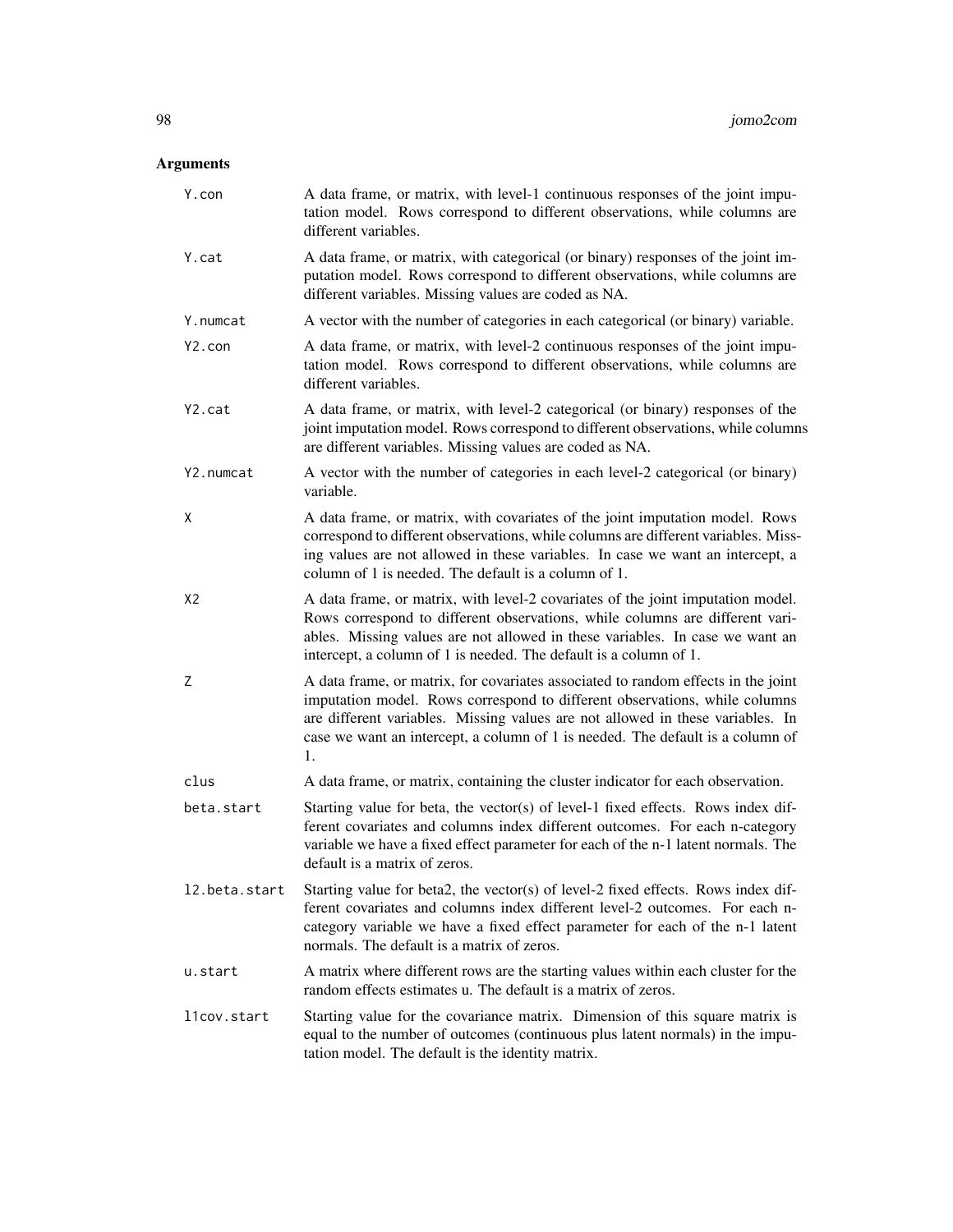## Arguments

| | |
|---|---|
| `Y.con` | A data frame, or matrix, with level-1 continuous responses of the joint imputation model. Rows correspond to different observations, while columns are different variables. |
| `Y.cat` | A data frame, or matrix, with categorical (or binary) responses of the joint imputation model. Rows correspond to different observations, while columns are different variables. Missing values are coded as NA. |
| `Y.numcat` | A vector with the number of categories in each categorical (or binary) variable. |
| `Y2.con` | A data frame, or matrix, with level-2 continuous responses of the joint imputation model. Rows correspond to different observations, while columns are different variables. |
| `Y2.cat` | A data frame, or matrix, with level-2 categorical (or binary) responses of the joint imputation model. Rows correspond to different observations, while columns are different variables. Missing values are coded as NA. |
| `Y2.numcat` | A vector with the number of categories in each level-2 categorical (or binary) variable. |
| `X` | A data frame, or matrix, with covariates of the joint imputation model. Rows correspond to different observations, while columns are different variables. Missing values are not allowed in these variables. In case we want an intercept, a column of 1 is needed. The default is a column of 1. |
| `X2` | A data frame, or matrix, with level-2 covariates of the joint imputation model. Rows correspond to different observations, while columns are different variables. Missing values are not allowed in these variables. In case we want an intercept, a column of 1 is needed. The default is a column of 1. |
| `Z` | A data frame, or matrix, for covariates associated to random effects in the joint imputation model. Rows correspond to different observations, while columns are different variables. Missing values are not allowed in these variables. In case we want an intercept, a column of 1 is needed. The default is a column of 1. |
| `clus` | A data frame, or matrix, containing the cluster indicator for each observation. |
| `beta.start` | Starting value for beta, the vector(s) of level-1 fixed effects. Rows index different covariates and columns index different outcomes. For each n-category variable we have a fixed effect parameter for each of the n-1 latent normals. The default is a matrix of zeros. |
| `l2.beta.start` | Starting value for beta2, the vector(s) of level-2 fixed effects. Rows index different covariates and columns index different level-2 outcomes. For each n-category variable we have a fixed effect parameter for each of the n-1 latent normals. The default is a matrix of zeros. |
| `u.start` | A matrix where different rows are the starting values within each cluster for the random effects estimates u. The default is a matrix of zeros. |
| `l1cov.start` | Starting value for the covariance matrix. Dimension of this square matrix is equal to the number of outcomes (continuous plus latent normals) in the imputation model. The default is the identity matrix. |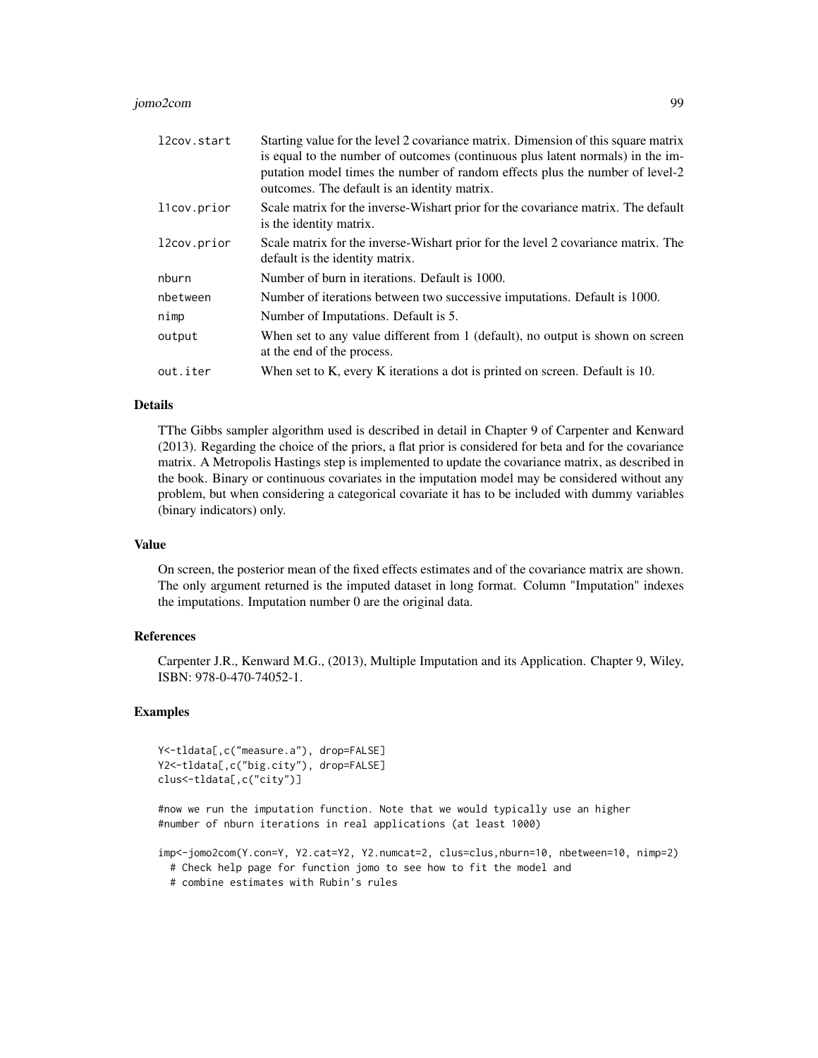| | |
|---|---|
| l2cov.start | Starting value for the level 2 covariance matrix. Dimension of this square matrix is equal to the number of outcomes (continuous plus latent normals) in the imputation model times the number of random effects plus the number of level-2 outcomes. The default is an identity matrix. |
| l1cov.prior | Scale matrix for the inverse-Wishart prior for the covariance matrix. The default is the identity matrix. |
| l2cov.prior | Scale matrix for the inverse-Wishart prior for the level 2 covariance matrix. The default is the identity matrix. |
| nburn | Number of burn in iterations. Default is 1000. |
| nbetween | Number of iterations between two successive imputations. Default is 1000. |
| nimp | Number of Imputations. Default is 5. |
| output | When set to any value different from 1 (default), no output is shown on screen at the end of the process. |
| out.iter | When set to K, every K iterations a dot is printed on screen. Default is 10. |

## Details

TThe Gibbs sampler algorithm used is described in detail in Chapter 9 of Carpenter and Kenward (2013). Regarding the choice of the priors, a flat prior is considered for beta and for the covariance matrix. A Metropolis Hastings step is implemented to update the covariance matrix, as described in the book. Binary or continuous covariates in the imputation model may be considered without any problem, but when considering a categorical covariate it has to be included with dummy variables (binary indicators) only.

## Value

On screen, the posterior mean of the fixed effects estimates and of the covariance matrix are shown. The only argument returned is the imputed dataset in long format. Column "Imputation" indexes the imputations. Imputation number 0 are the original data.

## References

Carpenter J.R., Kenward M.G., (2013), Multiple Imputation and its Application. Chapter 9, Wiley, ISBN: 978-0-470-74052-1.

## Examples

```
Y<-tldata[,c("measure.a"), drop=FALSE]
Y2<-tldata[,c("big.city"), drop=FALSE]
clus<-tldata[,c("city")]

#now we run the imputation function. Note that we would typically use an higher
#number of nburn iterations in real applications (at least 1000)

imp<-jomo2com(Y.con=Y, Y2.cat=Y2, Y2.numcat=2, clus=clus,nburn=10, nbetween=10, nimp=2)
  # Check help page for function jomo to see how to fit the model and
  # combine estimates with Rubin's rules
```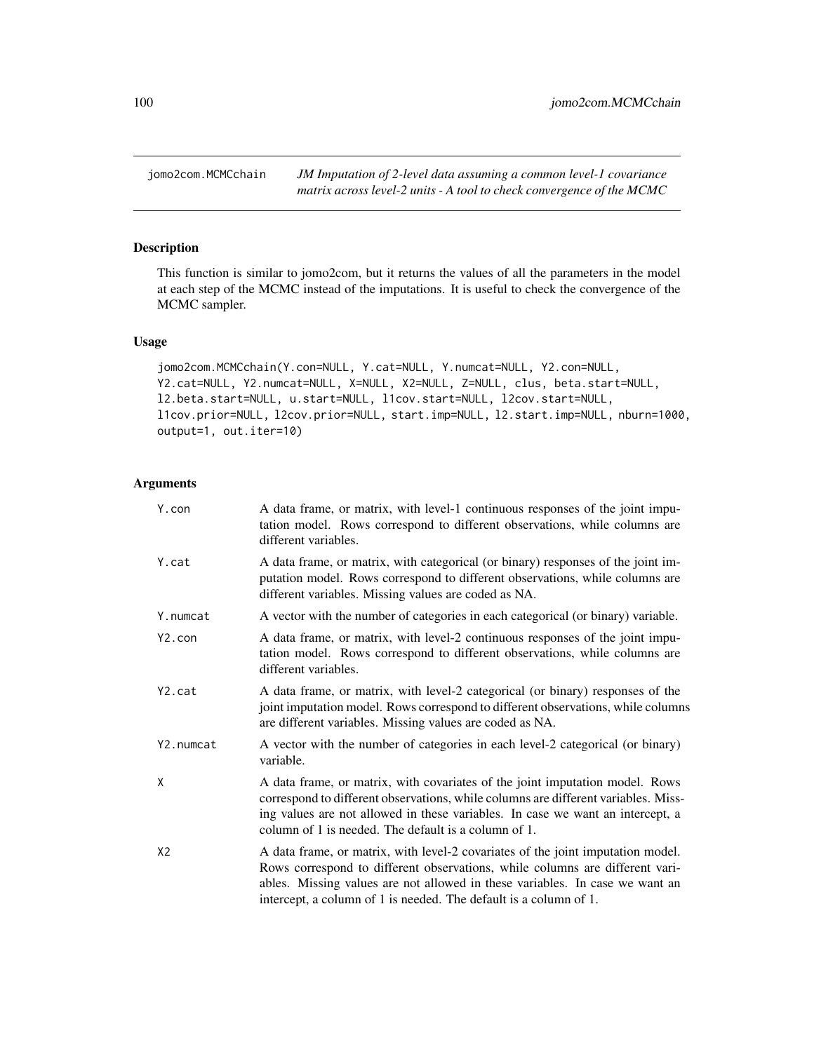`jomo2com.MCMCchain` *JM Imputation of 2-level data assuming a common level-1 covariance matrix across level-2 units - A tool to check convergence of the MCMC*

### Description

This function is similar to jomo2com, but it returns the values of all the parameters in the model at each step of the MCMC instead of the imputations. It is useful to check the convergence of the MCMC sampler.

### Usage

```
jomo2com.MCMCchain(Y.con=NULL, Y.cat=NULL, Y.numcat=NULL, Y2.con=NULL,
Y2.cat=NULL, Y2.numcat=NULL, X=NULL, X2=NULL, Z=NULL, clus, beta.start=NULL,
l2.beta.start=NULL, u.start=NULL, l1cov.start=NULL, l2cov.start=NULL,
l1cov.prior=NULL, l2cov.prior=NULL, start.imp=NULL, l2.start.imp=NULL, nburn=1000,
output=1, out.iter=10)
```

### Arguments

| | |
|---|---|
| `Y.con` | A data frame, or matrix, with level-1 continuous responses of the joint imputation model. Rows correspond to different observations, while columns are different variables. |
| `Y.cat` | A data frame, or matrix, with categorical (or binary) responses of the joint imputation model. Rows correspond to different observations, while columns are different variables. Missing values are coded as NA. |
| `Y.numcat` | A vector with the number of categories in each categorical (or binary) variable. |
| `Y2.con` | A data frame, or matrix, with level-2 continuous responses of the joint imputation model. Rows correspond to different observations, while columns are different variables. |
| `Y2.cat` | A data frame, or matrix, with level-2 categorical (or binary) responses of the joint imputation model. Rows correspond to different observations, while columns are different variables. Missing values are coded as NA. |
| `Y2.numcat` | A vector with the number of categories in each level-2 categorical (or binary) variable. |
| `X` | A data frame, or matrix, with covariates of the joint imputation model. Rows correspond to different observations, while columns are different variables. Missing values are not allowed in these variables. In case we want an intercept, a column of 1 is needed. The default is a column of 1. |
| `X2` | A data frame, or matrix, with level-2 covariates of the joint imputation model. Rows correspond to different observations, while columns are different variables. Missing values are not allowed in these variables. In case we want an intercept, a column of 1 is needed. The default is a column of 1. |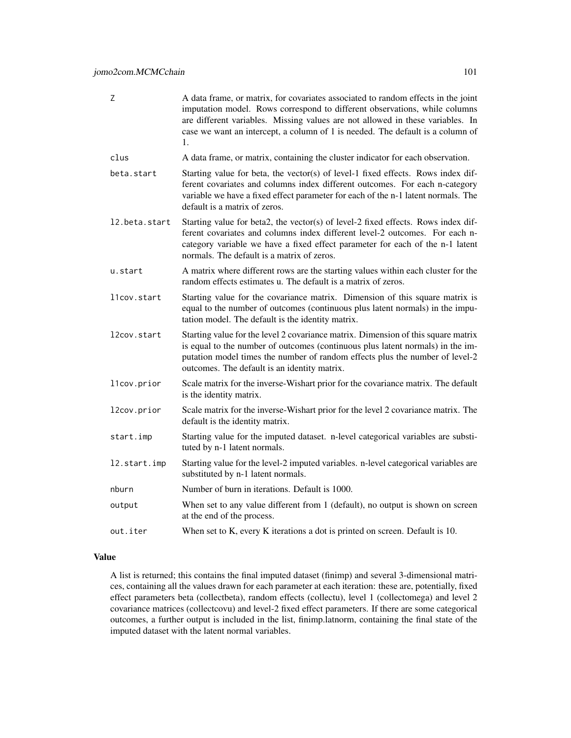| | |
|---|---|
| `Z` | A data frame, or matrix, for covariates associated to random effects in the joint imputation model. Rows correspond to different observations, while columns are different variables. Missing values are not allowed in these variables. In case we want an intercept, a column of 1 is needed. The default is a column of 1. |
| `clus` | A data frame, or matrix, containing the cluster indicator for each observation. |
| `beta.start` | Starting value for beta, the vector(s) of level-1 fixed effects. Rows index different covariates and columns index different outcomes. For each n-category variable we have a fixed effect parameter for each of the n-1 latent normals. The default is a matrix of zeros. |
| `l2.beta.start` | Starting value for beta2, the vector(s) of level-2 fixed effects. Rows index different covariates and columns index different level-2 outcomes. For each n-category variable we have a fixed effect parameter for each of the n-1 latent normals. The default is a matrix of zeros. |
| `u.start` | A matrix where different rows are the starting values within each cluster for the random effects estimates u. The default is a matrix of zeros. |
| `l1cov.start` | Starting value for the covariance matrix. Dimension of this square matrix is equal to the number of outcomes (continuous plus latent normals) in the imputation model. The default is the identity matrix. |
| `l2cov.start` | Starting value for the level 2 covariance matrix. Dimension of this square matrix is equal to the number of outcomes (continuous plus latent normals) in the imputation model times the number of random effects plus the number of level-2 outcomes. The default is an identity matrix. |
| `l1cov.prior` | Scale matrix for the inverse-Wishart prior for the covariance matrix. The default is the identity matrix. |
| `l2cov.prior` | Scale matrix for the inverse-Wishart prior for the level 2 covariance matrix. The default is the identity matrix. |
| `start.imp` | Starting value for the imputed dataset. n-level categorical variables are substituted by n-1 latent normals. |
| `l2.start.imp` | Starting value for the level-2 imputed variables. n-level categorical variables are substituted by n-1 latent normals. |
| `nburn` | Number of burn in iterations. Default is 1000. |
| `output` | When set to any value different from 1 (default), no output is shown on screen at the end of the process. |
| `out.iter` | When set to K, every K iterations a dot is printed on screen. Default is 10. |

## Value

A list is returned; this contains the final imputed dataset (finimp) and several 3-dimensional matrices, containing all the values drawn for each parameter at each iteration: these are, potentially, fixed effect parameters beta (collectbeta), random effects (collectu), level 1 (collectomega) and level 2 covariance matrices (collectcovu) and level-2 fixed effect parameters. If there are some categorical outcomes, a further output is included in the list, finimp.latnorm, containing the final state of the imputed dataset with the latent normal variables.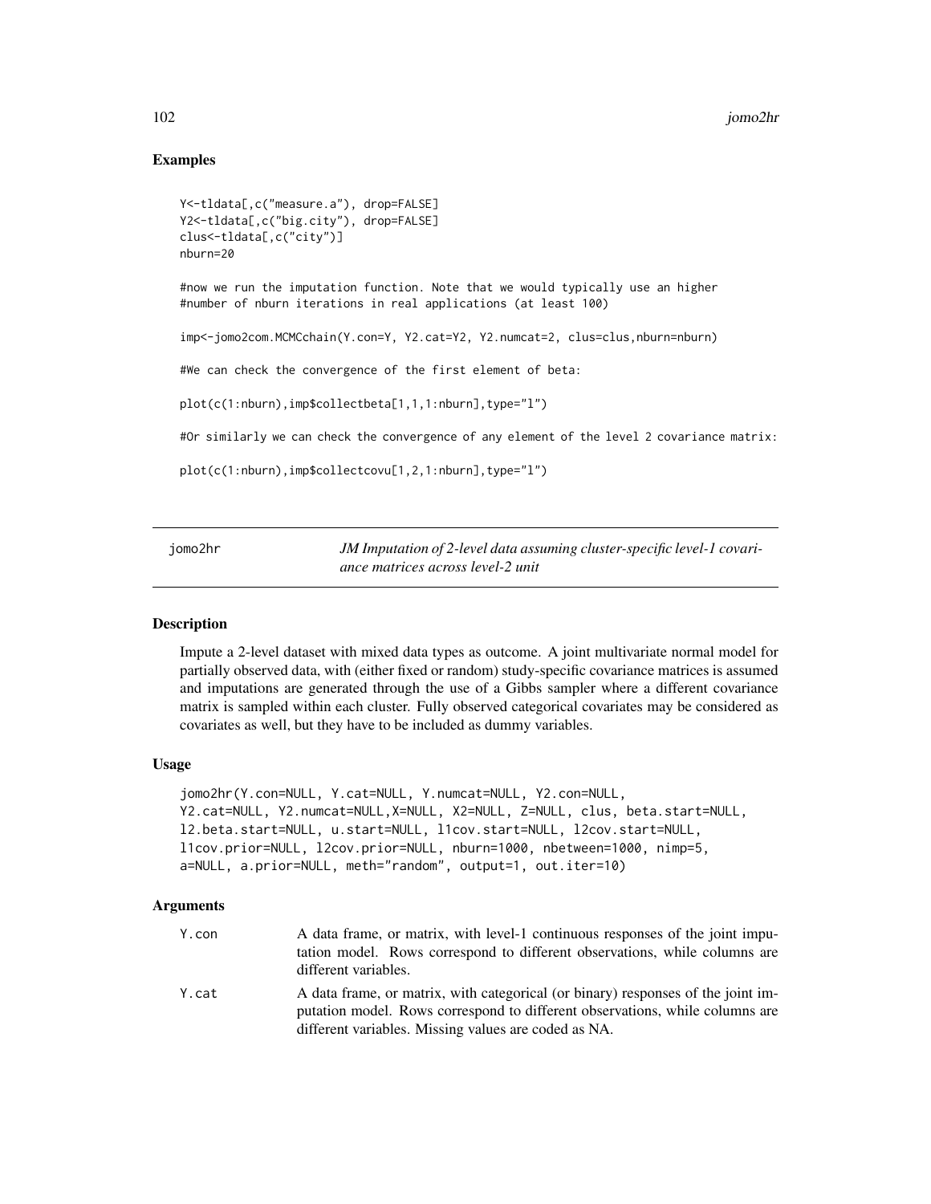## Examples

```
Y<-tldata[,c("measure.a"), drop=FALSE]
Y2<-tldata[,c("big.city"), drop=FALSE]
clus<-tldata[,c("city")]
nburn=20

#now we run the imputation function. Note that we would typically use an higher
#number of nburn iterations in real applications (at least 100)

imp<-jomo2com.MCMCchain(Y.con=Y, Y2.cat=Y2, Y2.numcat=2, clus=clus,nburn=nburn)

#We can check the convergence of the first element of beta:

plot(c(1:nburn),imp$collectbeta[1,1,1:nburn],type="l")

#Or similarly we can check the convergence of any element of the level 2 covariance matrix:

plot(c(1:nburn),imp$collectcovu[1,2,1:nburn],type="l")
```

---

# jomo2hr — *JM Imputation of 2-level data assuming cluster-specific level-1 covariance matrices across level-2 unit*

## Description

Impute a 2-level dataset with mixed data types as outcome. A joint multivariate normal model for partially observed data, with (either fixed or random) study-specific covariance matrices is assumed and imputations are generated through the use of a Gibbs sampler where a different covariance matrix is sampled within each cluster. Fully observed categorical covariates may be considered as covariates as well, but they have to be included as dummy variables.

## Usage

```
jomo2hr(Y.con=NULL, Y.cat=NULL, Y.numcat=NULL, Y2.con=NULL,
Y2.cat=NULL, Y2.numcat=NULL,X=NULL, X2=NULL, Z=NULL, clus, beta.start=NULL,
l2.beta.start=NULL, u.start=NULL, l1cov.start=NULL, l2cov.start=NULL,
l1cov.prior=NULL, l2cov.prior=NULL, nburn=1000, nbetween=1000, nimp=5,
a=NULL, a.prior=NULL, meth="random", output=1, out.iter=10)
```

## Arguments

| | |
|---|---|
| Y.con | A data frame, or matrix, with level-1 continuous responses of the joint imputation model. Rows correspond to different observations, while columns are different variables. |
| Y.cat | A data frame, or matrix, with categorical (or binary) responses of the joint imputation model. Rows correspond to different observations, while columns are different variables. Missing values are coded as NA. |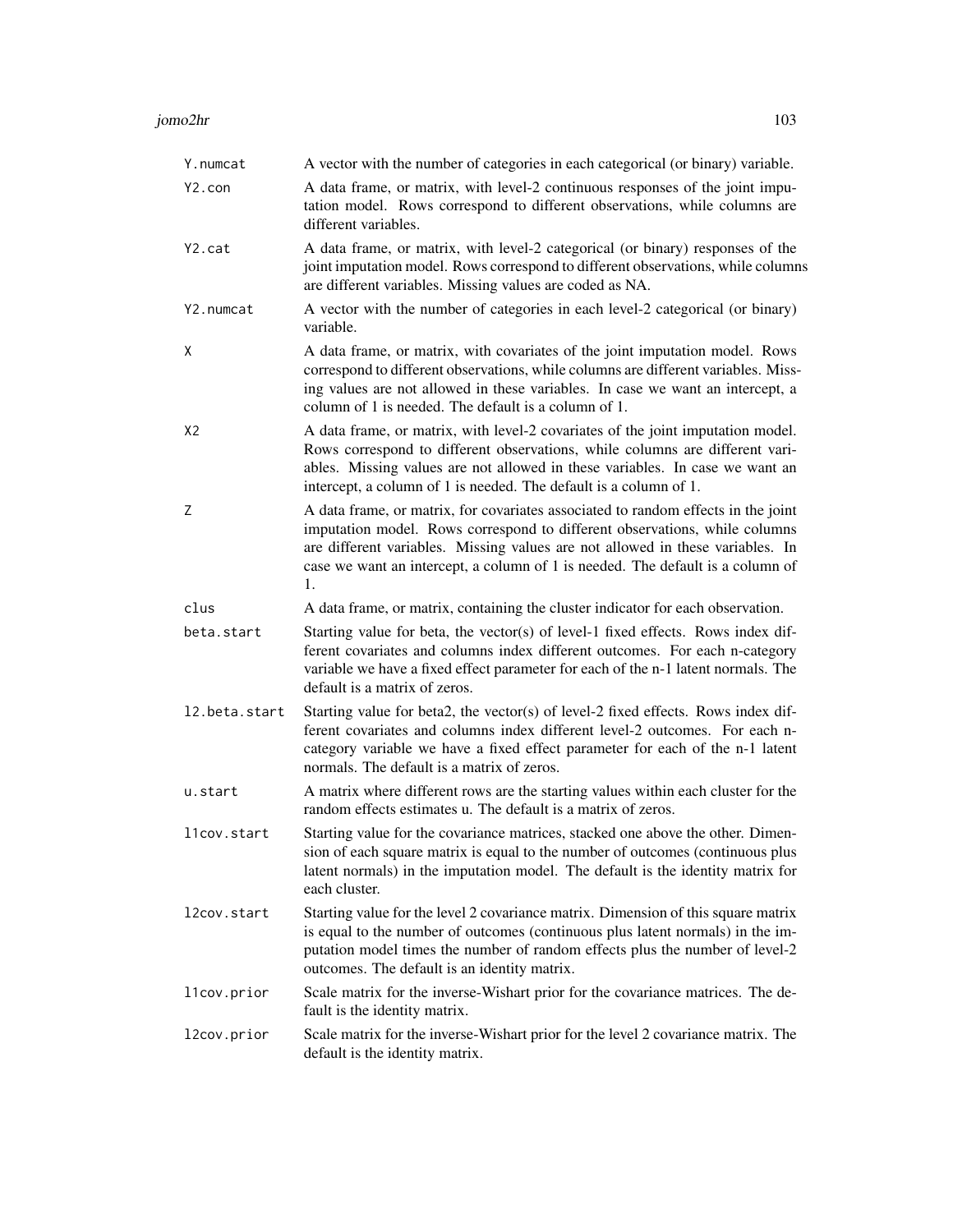| | |
|---|---|
| `Y.numcat` | A vector with the number of categories in each categorical (or binary) variable. |
| `Y2.con` | A data frame, or matrix, with level-2 continuous responses of the joint imputation model. Rows correspond to different observations, while columns are different variables. |
| `Y2.cat` | A data frame, or matrix, with level-2 categorical (or binary) responses of the joint imputation model. Rows correspond to different observations, while columns are different variables. Missing values are coded as NA. |
| `Y2.numcat` | A vector with the number of categories in each level-2 categorical (or binary) variable. |
| `X` | A data frame, or matrix, with covariates of the joint imputation model. Rows correspond to different observations, while columns are different variables. Missing values are not allowed in these variables. In case we want an intercept, a column of 1 is needed. The default is a column of 1. |
| `X2` | A data frame, or matrix, with level-2 covariates of the joint imputation model. Rows correspond to different observations, while columns are different variables. Missing values are not allowed in these variables. In case we want an intercept, a column of 1 is needed. The default is a column of 1. |
| `Z` | A data frame, or matrix, for covariates associated to random effects in the joint imputation model. Rows correspond to different observations, while columns are different variables. Missing values are not allowed in these variables. In case we want an intercept, a column of 1 is needed. The default is a column of 1. |
| `clus` | A data frame, or matrix, containing the cluster indicator for each observation. |
| `beta.start` | Starting value for beta, the vector(s) of level-1 fixed effects. Rows index different covariates and columns index different outcomes. For each n-category variable we have a fixed effect parameter for each of the n-1 latent normals. The default is a matrix of zeros. |
| `l2.beta.start` | Starting value for beta2, the vector(s) of level-2 fixed effects. Rows index different covariates and columns index different level-2 outcomes. For each n-category variable we have a fixed effect parameter for each of the n-1 latent normals. The default is a matrix of zeros. |
| `u.start` | A matrix where different rows are the starting values within each cluster for the random effects estimates u. The default is a matrix of zeros. |
| `l1cov.start` | Starting value for the covariance matrices, stacked one above the other. Dimension of each square matrix is equal to the number of outcomes (continuous plus latent normals) in the imputation model. The default is the identity matrix for each cluster. |
| `l2cov.start` | Starting value for the level 2 covariance matrix. Dimension of this square matrix is equal to the number of outcomes (continuous plus latent normals) in the imputation model times the number of random effects plus the number of level-2 outcomes. The default is an identity matrix. |
| `l1cov.prior` | Scale matrix for the inverse-Wishart prior for the covariance matrices. The default is the identity matrix. |
| `l2cov.prior` | Scale matrix for the inverse-Wishart prior for the level 2 covariance matrix. The default is the identity matrix. |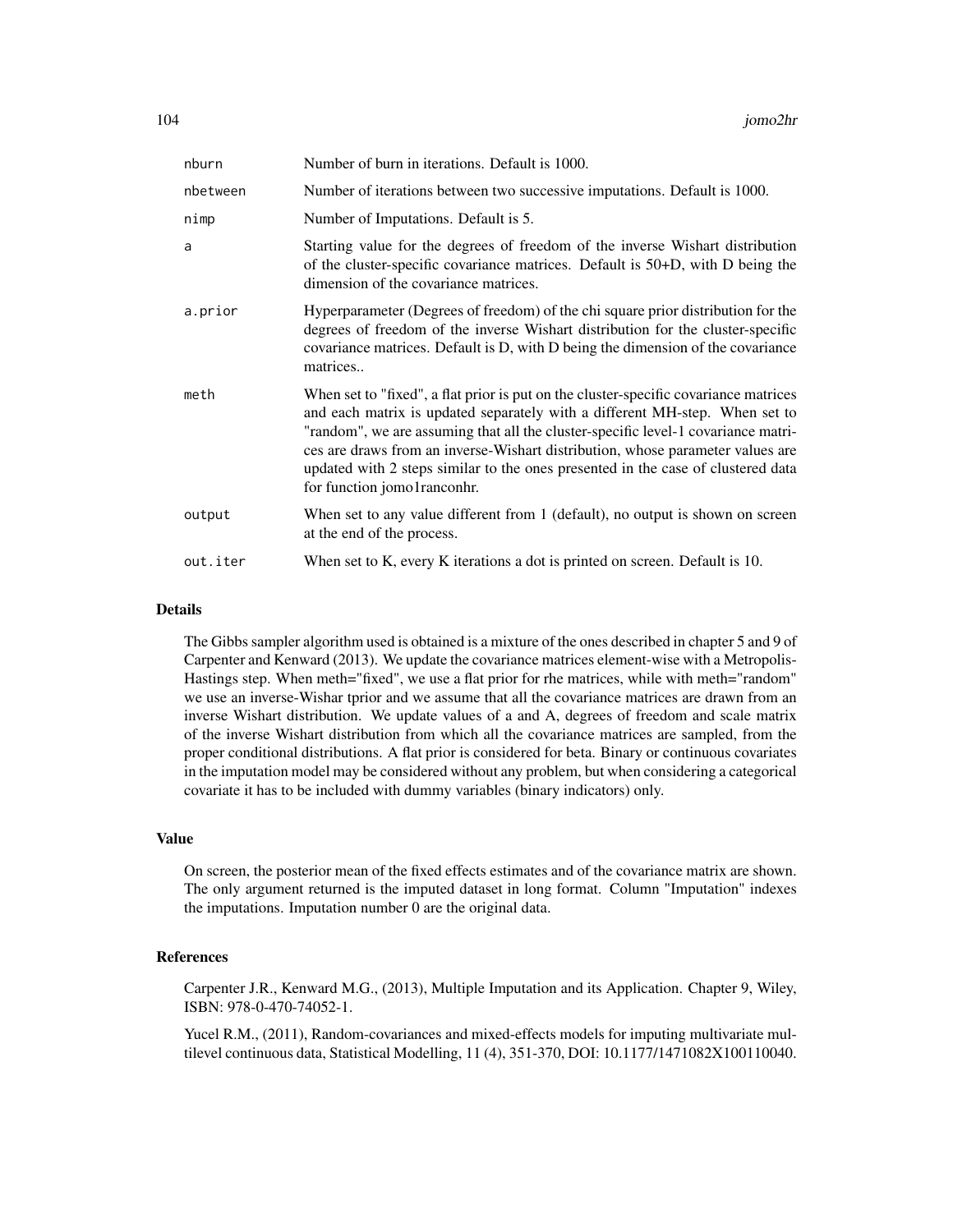| | |
|---|---|
| nburn | Number of burn in iterations. Default is 1000. |
| nbetween | Number of iterations between two successive imputations. Default is 1000. |
| nimp | Number of Imputations. Default is 5. |
| a | Starting value for the degrees of freedom of the inverse Wishart distribution of the cluster-specific covariance matrices. Default is 50+D, with D being the dimension of the covariance matrices. |
| a.prior | Hyperparameter (Degrees of freedom) of the chi square prior distribution for the degrees of freedom of the inverse Wishart distribution for the cluster-specific covariance matrices. Default is D, with D being the dimension of the covariance matrices.. |
| meth | When set to "fixed", a flat prior is put on the cluster-specific covariance matrices and each matrix is updated separately with a different MH-step. When set to "random", we are assuming that all the cluster-specific level-1 covariance matrices are draws from an inverse-Wishart distribution, whose parameter values are updated with 2 steps similar to the ones presented in the case of clustered data for function jomo1ranconhr. |
| output | When set to any value different from 1 (default), no output is shown on screen at the end of the process. |
| out.iter | When set to K, every K iterations a dot is printed on screen. Default is 10. |

## Details

The Gibbs sampler algorithm used is obtained is a mixture of the ones described in chapter 5 and 9 of Carpenter and Kenward (2013). We update the covariance matrices element-wise with a Metropolis-Hastings step. When meth="fixed", we use a flat prior for rhe matrices, while with meth="random" we use an inverse-Wishar tprior and we assume that all the covariance matrices are drawn from an inverse Wishart distribution. We update values of a and A, degrees of freedom and scale matrix of the inverse Wishart distribution from which all the covariance matrices are sampled, from the proper conditional distributions. A flat prior is considered for beta. Binary or continuous covariates in the imputation model may be considered without any problem, but when considering a categorical covariate it has to be included with dummy variables (binary indicators) only.

## Value

On screen, the posterior mean of the fixed effects estimates and of the covariance matrix are shown. The only argument returned is the imputed dataset in long format. Column "Imputation" indexes the imputations. Imputation number 0 are the original data.

## References

Carpenter J.R., Kenward M.G., (2013), Multiple Imputation and its Application. Chapter 9, Wiley, ISBN: 978-0-470-74052-1.

Yucel R.M., (2011), Random-covariances and mixed-effects models for imputing multivariate multilevel continuous data, Statistical Modelling, 11 (4), 351-370, DOI: 10.1177/1471082X100110040.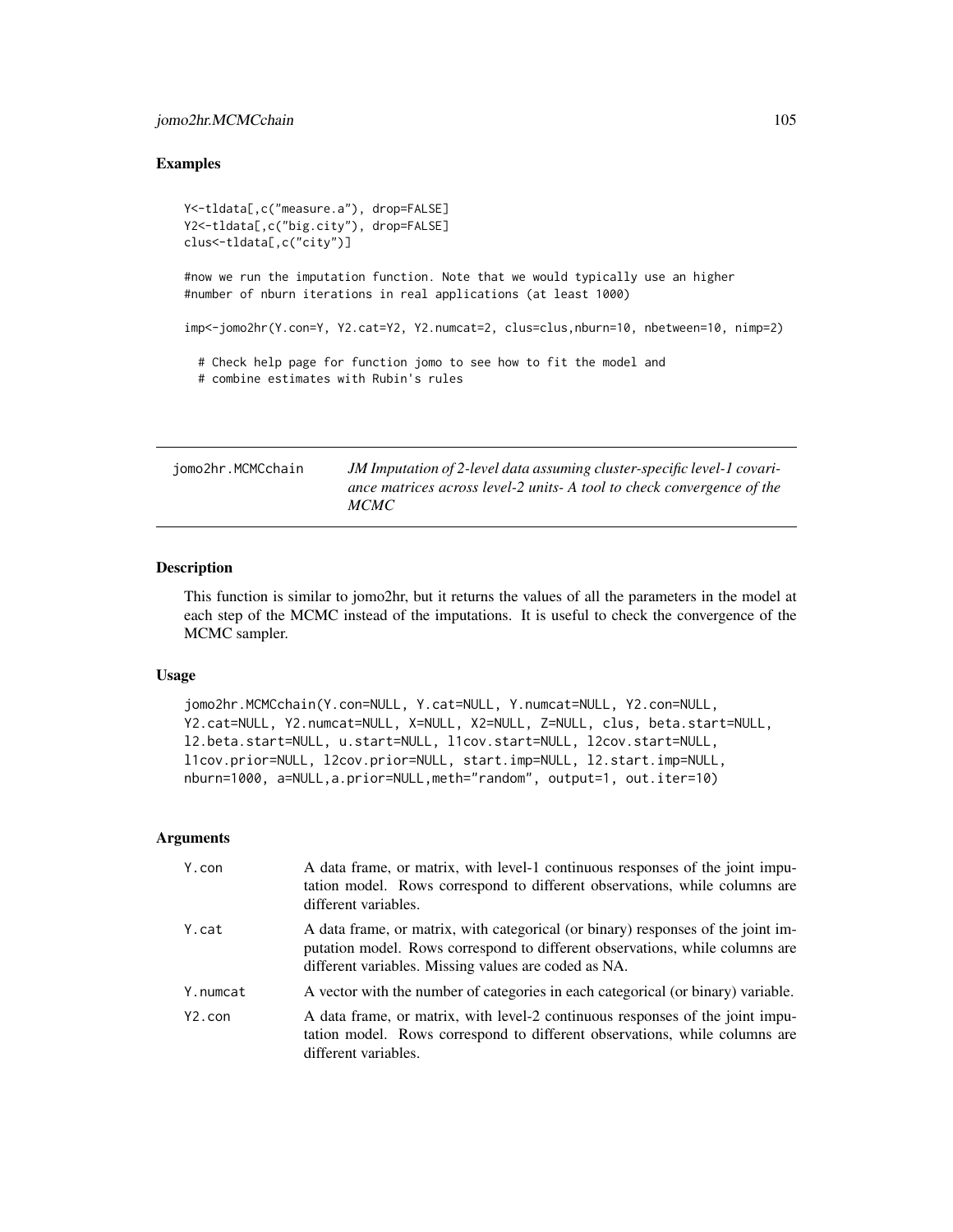## Examples

```
Y<-tldata[,c("measure.a"), drop=FALSE]
Y2<-tldata[,c("big.city"), drop=FALSE]
clus<-tldata[,c("city")]

#now we run the imputation function. Note that we would typically use an higher
#number of nburn iterations in real applications (at least 1000)

imp<-jomo2hr(Y.con=Y, Y2.cat=Y2, Y2.numcat=2, clus=clus,nburn=10, nbetween=10, nimp=2)

  # Check help page for function jomo to see how to fit the model and
  # combine estimates with Rubin's rules
```

---

jomo2hr.MCMCchain *JM Imputation of 2-level data assuming cluster-specific level-1 covariance matrices across level-2 units- A tool to check convergence of the MCMC*

---

## Description

This function is similar to jomo2hr, but it returns the values of all the parameters in the model at each step of the MCMC instead of the imputations. It is useful to check the convergence of the MCMC sampler.

## Usage

```
jomo2hr.MCMCchain(Y.con=NULL, Y.cat=NULL, Y.numcat=NULL, Y2.con=NULL,
Y2.cat=NULL, Y2.numcat=NULL, X=NULL, X2=NULL, Z=NULL, clus, beta.start=NULL,
l2.beta.start=NULL, u.start=NULL, l1cov.start=NULL, l2cov.start=NULL,
l1cov.prior=NULL, l2cov.prior=NULL, start.imp=NULL, l2.start.imp=NULL,
nburn=1000, a=NULL,a.prior=NULL,meth="random", output=1, out.iter=10)
```

## Arguments

| | |
|---|---|
| Y.con | A data frame, or matrix, with level-1 continuous responses of the joint imputation model. Rows correspond to different observations, while columns are different variables. |
| Y.cat | A data frame, or matrix, with categorical (or binary) responses of the joint imputation model. Rows correspond to different observations, while columns are different variables. Missing values are coded as NA. |
| Y.numcat | A vector with the number of categories in each categorical (or binary) variable. |
| Y2.con | A data frame, or matrix, with level-2 continuous responses of the joint imputation model. Rows correspond to different observations, while columns are different variables. |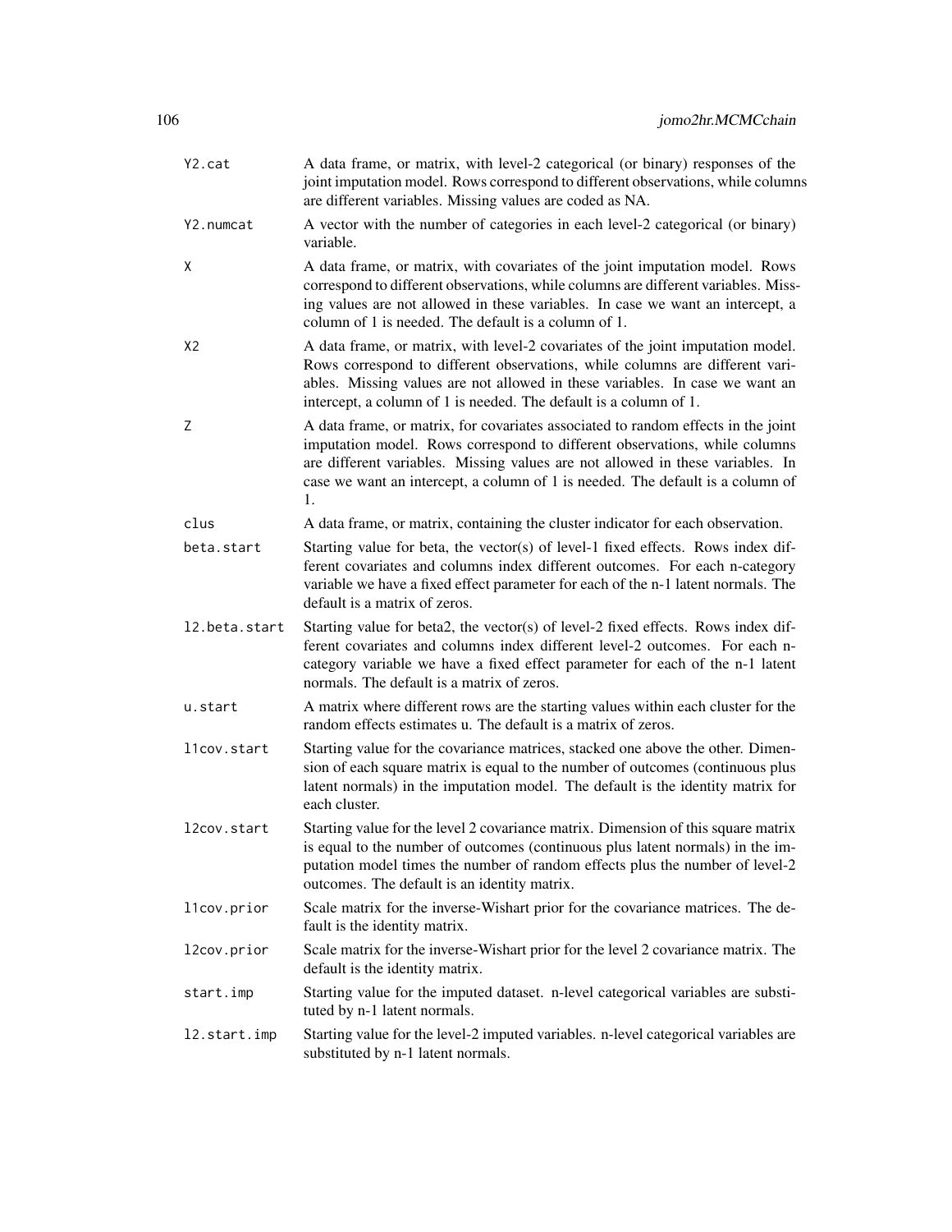| | |
|---|---|
| `Y2.cat` | A data frame, or matrix, with level-2 categorical (or binary) responses of the joint imputation model. Rows correspond to different observations, while columns are different variables. Missing values are coded as NA. |
| `Y2.numcat` | A vector with the number of categories in each level-2 categorical (or binary) variable. |
| `X` | A data frame, or matrix, with covariates of the joint imputation model. Rows correspond to different observations, while columns are different variables. Missing values are not allowed in these variables. In case we want an intercept, a column of 1 is needed. The default is a column of 1. |
| `X2` | A data frame, or matrix, with level-2 covariates of the joint imputation model. Rows correspond to different observations, while columns are different variables. Missing values are not allowed in these variables. In case we want an intercept, a column of 1 is needed. The default is a column of 1. |
| `Z` | A data frame, or matrix, for covariates associated to random effects in the joint imputation model. Rows correspond to different observations, while columns are different variables. Missing values are not allowed in these variables. In case we want an intercept, a column of 1 is needed. The default is a column of 1. |
| `clus` | A data frame, or matrix, containing the cluster indicator for each observation. |
| `beta.start` | Starting value for beta, the vector(s) of level-1 fixed effects. Rows index different covariates and columns index different outcomes. For each n-category variable we have a fixed effect parameter for each of the n-1 latent normals. The default is a matrix of zeros. |
| `l2.beta.start` | Starting value for beta2, the vector(s) of level-2 fixed effects. Rows index different covariates and columns index different level-2 outcomes. For each n-category variable we have a fixed effect parameter for each of the n-1 latent normals. The default is a matrix of zeros. |
| `u.start` | A matrix where different rows are the starting values within each cluster for the random effects estimates u. The default is a matrix of zeros. |
| `l1cov.start` | Starting value for the covariance matrices, stacked one above the other. Dimension of each square matrix is equal to the number of outcomes (continuous plus latent normals) in the imputation model. The default is the identity matrix for each cluster. |
| `l2cov.start` | Starting value for the level 2 covariance matrix. Dimension of this square matrix is equal to the number of outcomes (continuous plus latent normals) in the imputation model times the number of random effects plus the number of level-2 outcomes. The default is an identity matrix. |
| `l1cov.prior` | Scale matrix for the inverse-Wishart prior for the covariance matrices. The default is the identity matrix. |
| `l2cov.prior` | Scale matrix for the inverse-Wishart prior for the level 2 covariance matrix. The default is the identity matrix. |
| `start.imp` | Starting value for the imputed dataset. n-level categorical variables are substituted by n-1 latent normals. |
| `l2.start.imp` | Starting value for the level-2 imputed variables. n-level categorical variables are substituted by n-1 latent normals. |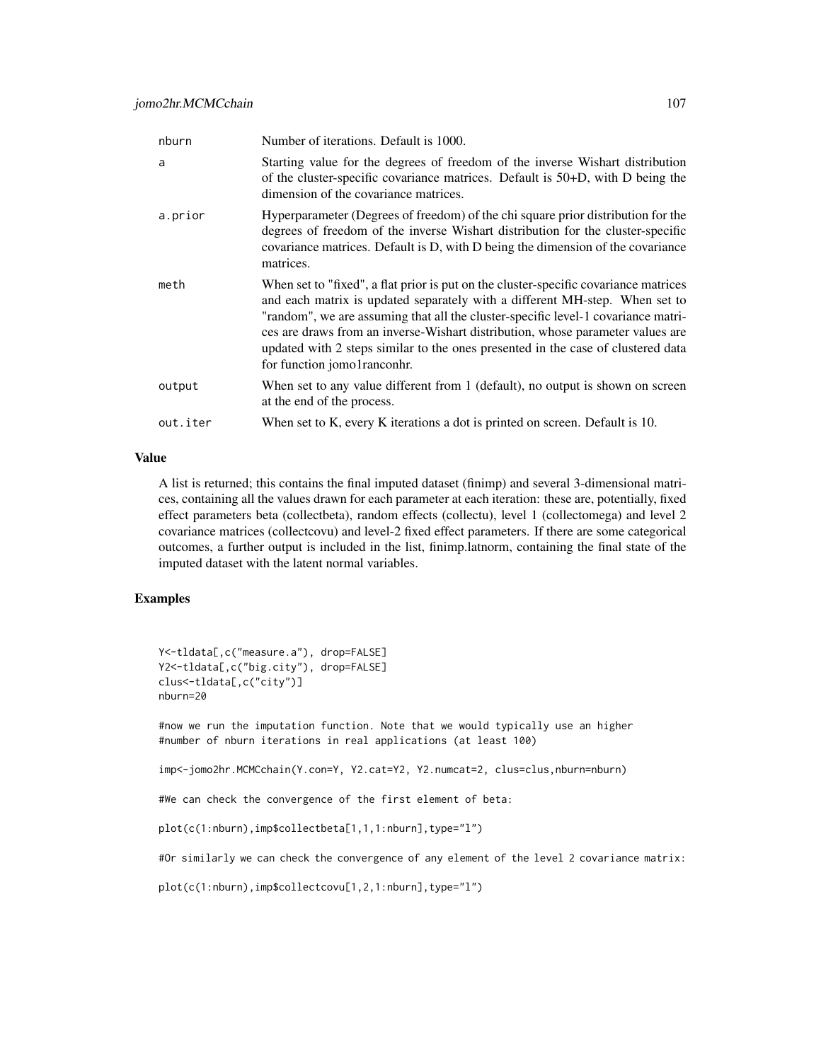| | |
|---|---|
| nburn | Number of iterations. Default is 1000. |
| a | Starting value for the degrees of freedom of the inverse Wishart distribution of the cluster-specific covariance matrices. Default is 50+D, with D being the dimension of the covariance matrices. |
| a.prior | Hyperparameter (Degrees of freedom) of the chi square prior distribution for the degrees of freedom of the inverse Wishart distribution for the cluster-specific covariance matrices. Default is D, with D being the dimension of the covariance matrices. |
| meth | When set to "fixed", a flat prior is put on the cluster-specific covariance matrices and each matrix is updated separately with a different MH-step. When set to "random", we are assuming that all the cluster-specific level-1 covariance matrices are draws from an inverse-Wishart distribution, whose parameter values are updated with 2 steps similar to the ones presented in the case of clustered data for function jomo1ranconhr. |
| output | When set to any value different from 1 (default), no output is shown on screen at the end of the process. |
| out.iter | When set to K, every K iterations a dot is printed on screen. Default is 10. |

## Value

A list is returned; this contains the final imputed dataset (finimp) and several 3-dimensional matrices, containing all the values drawn for each parameter at each iteration: these are, potentially, fixed effect parameters beta (collectbeta), random effects (collectu), level 1 (collectomega) and level 2 covariance matrices (collectcovu) and level-2 fixed effect parameters. If there are some categorical outcomes, a further output is included in the list, finimp.latnorm, containing the final state of the imputed dataset with the latent normal variables.

## Examples

```
Y<-tldata[,c("measure.a"), drop=FALSE]
Y2<-tldata[,c("big.city"), drop=FALSE]
clus<-tldata[,c("city")]
nburn=20

#now we run the imputation function. Note that we would typically use an higher
#number of nburn iterations in real applications (at least 100)

imp<-jomo2hr.MCMCchain(Y.con=Y, Y2.cat=Y2, Y2.numcat=2, clus=clus,nburn=nburn)

#We can check the convergence of the first element of beta:

plot(c(1:nburn),imp$collectbeta[1,1,1:nburn],type="l")

#Or similarly we can check the convergence of any element of the level 2 covariance matrix:

plot(c(1:nburn),imp$collectcovu[1,2,1:nburn],type="l")
```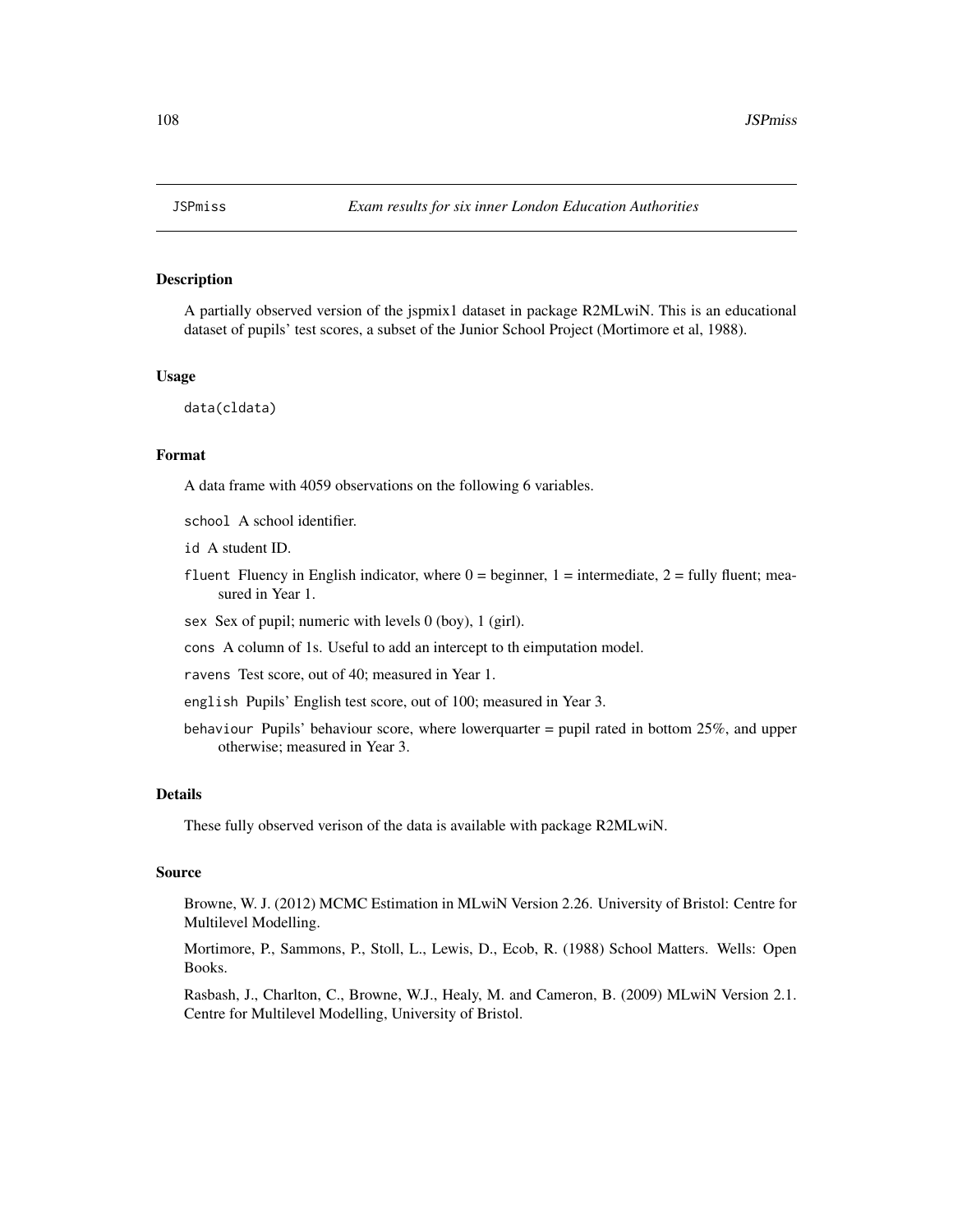JSPmiss *Exam results for six inner London Education Authorities*

## Description

A partially observed version of the jspmix1 dataset in package R2MLwiN. This is an educational dataset of pupils' test scores, a subset of the Junior School Project (Mortimore et al, 1988).

## Usage

```
data(cldata)
```

## Format

A data frame with 4059 observations on the following 6 variables.

- `school` A school identifier.
- `id` A student ID.
- `fluent` Fluency in English indicator, where 0 = beginner, 1 = intermediate, 2 = fully fluent; measured in Year 1.
- `sex` Sex of pupil; numeric with levels 0 (boy), 1 (girl).
- `cons` A column of 1s. Useful to add an intercept to th eimputation model.
- `ravens` Test score, out of 40; measured in Year 1.
- `english` Pupils' English test score, out of 100; measured in Year 3.
- `behaviour` Pupils' behaviour score, where lowerquarter = pupil rated in bottom 25%, and upper otherwise; measured in Year 3.

## Details

These fully observed verison of the data is available with package R2MLwiN.

## Source

Browne, W. J. (2012) MCMC Estimation in MLwiN Version 2.26. University of Bristol: Centre for Multilevel Modelling.

Mortimore, P., Sammons, P., Stoll, L., Lewis, D., Ecob, R. (1988) School Matters. Wells: Open Books.

Rasbash, J., Charlton, C., Browne, W.J., Healy, M. and Cameron, B. (2009) MLwiN Version 2.1. Centre for Multilevel Modelling, University of Bristol.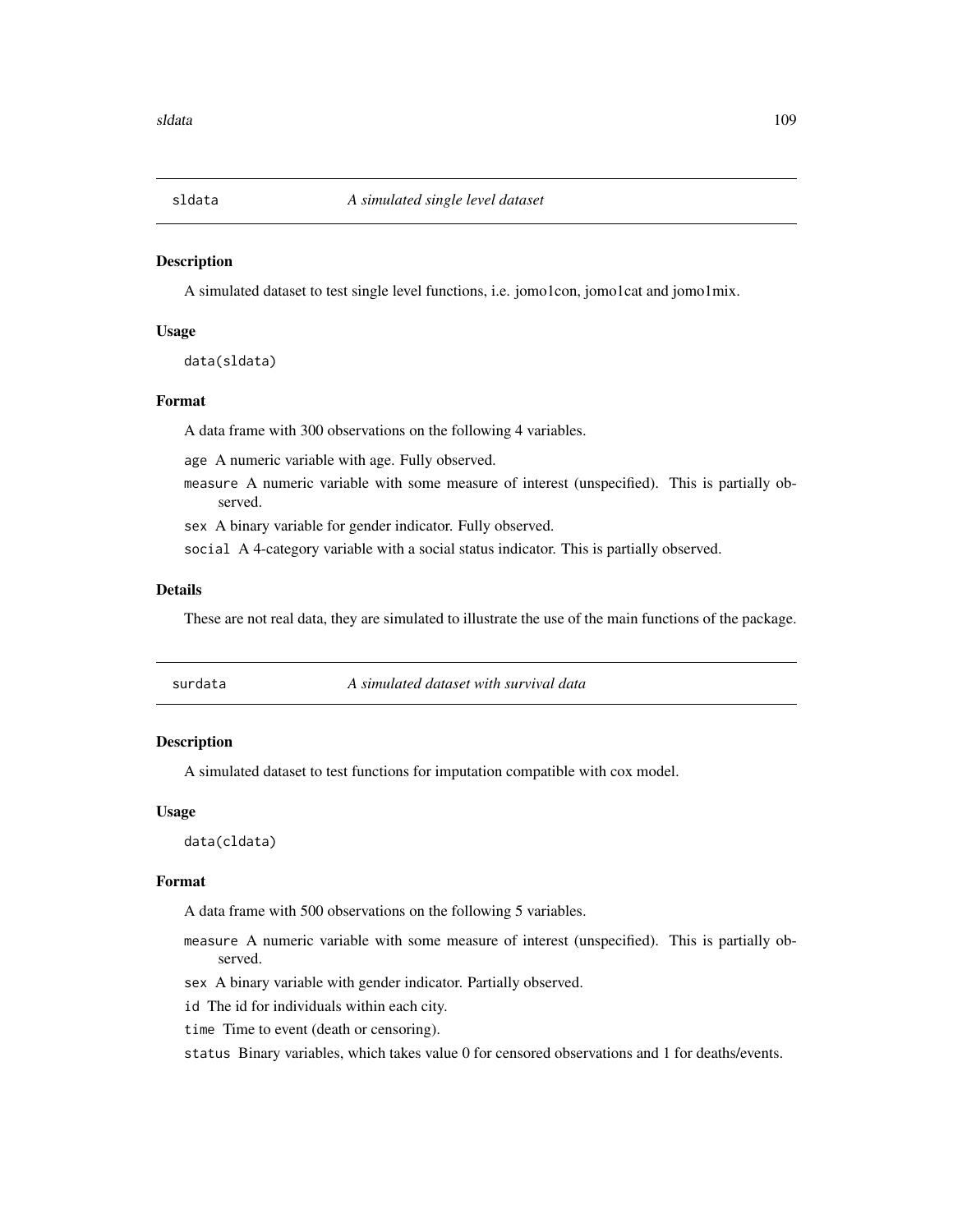## sldata — *A simulated single level dataset*

### Description

A simulated dataset to test single level functions, i.e. jomo1con, jomo1cat and jomo1mix.

### Usage

```
data(sldata)
```

### Format

A data frame with 300 observations on the following 4 variables.

- `age` A numeric variable with age. Fully observed.
- `measure` A numeric variable with some measure of interest (unspecified). This is partially observed.
- `sex` A binary variable for gender indicator. Fully observed.
- `social` A 4-category variable with a social status indicator. This is partially observed.

### Details

These are not real data, they are simulated to illustrate the use of the main functions of the package.

## surdata — *A simulated dataset with survival data*

### Description

A simulated dataset to test functions for imputation compatible with cox model.

### Usage

```
data(cldata)
```

### Format

A data frame with 500 observations on the following 5 variables.

- `measure` A numeric variable with some measure of interest (unspecified). This is partially observed.
- `sex` A binary variable with gender indicator. Partially observed.
- `id` The id for individuals within each city.
- `time` Time to event (death or censoring).
- `status` Binary variables, which takes value 0 for censored observations and 1 for deaths/events.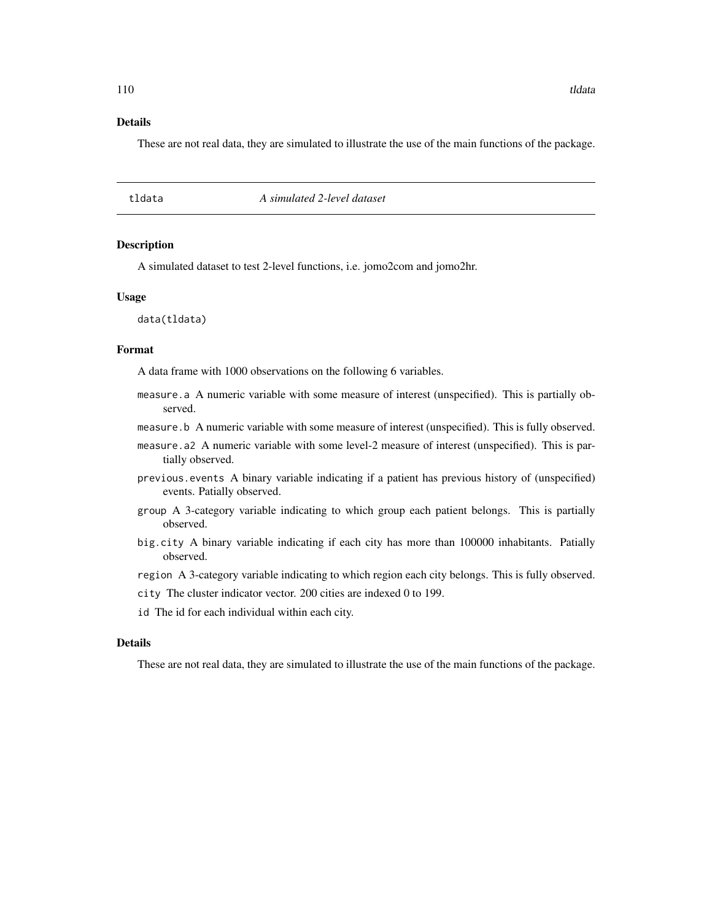## Details

These are not real data, they are simulated to illustrate the use of the main functions of the package.

---

`tldata` *A simulated 2-level dataset*

---

### Description

A simulated dataset to test 2-level functions, i.e. jomo2com and jomo2hr.

### Usage

```
data(tldata)
```

### Format

A data frame with 1000 observations on the following 6 variables.

- `measure.a` A numeric variable with some measure of interest (unspecified). This is partially observed.
- `measure.b` A numeric variable with some measure of interest (unspecified). This is fully observed.
- `measure.a2` A numeric variable with some level-2 measure of interest (unspecified). This is partially observed.
- `previous.events` A binary variable indicating if a patient has previous history of (unspecified) events. Patially observed.
- `group` A 3-category variable indicating to which group each patient belongs. This is partially observed.
- `big.city` A binary variable indicating if each city has more than 100000 inhabitants. Patially observed.
- `region` A 3-category variable indicating to which region each city belongs. This is fully observed.
- `city` The cluster indicator vector. 200 cities are indexed 0 to 199.
- `id` The id for each individual within each city.

### Details

These are not real data, they are simulated to illustrate the use of the main functions of the package.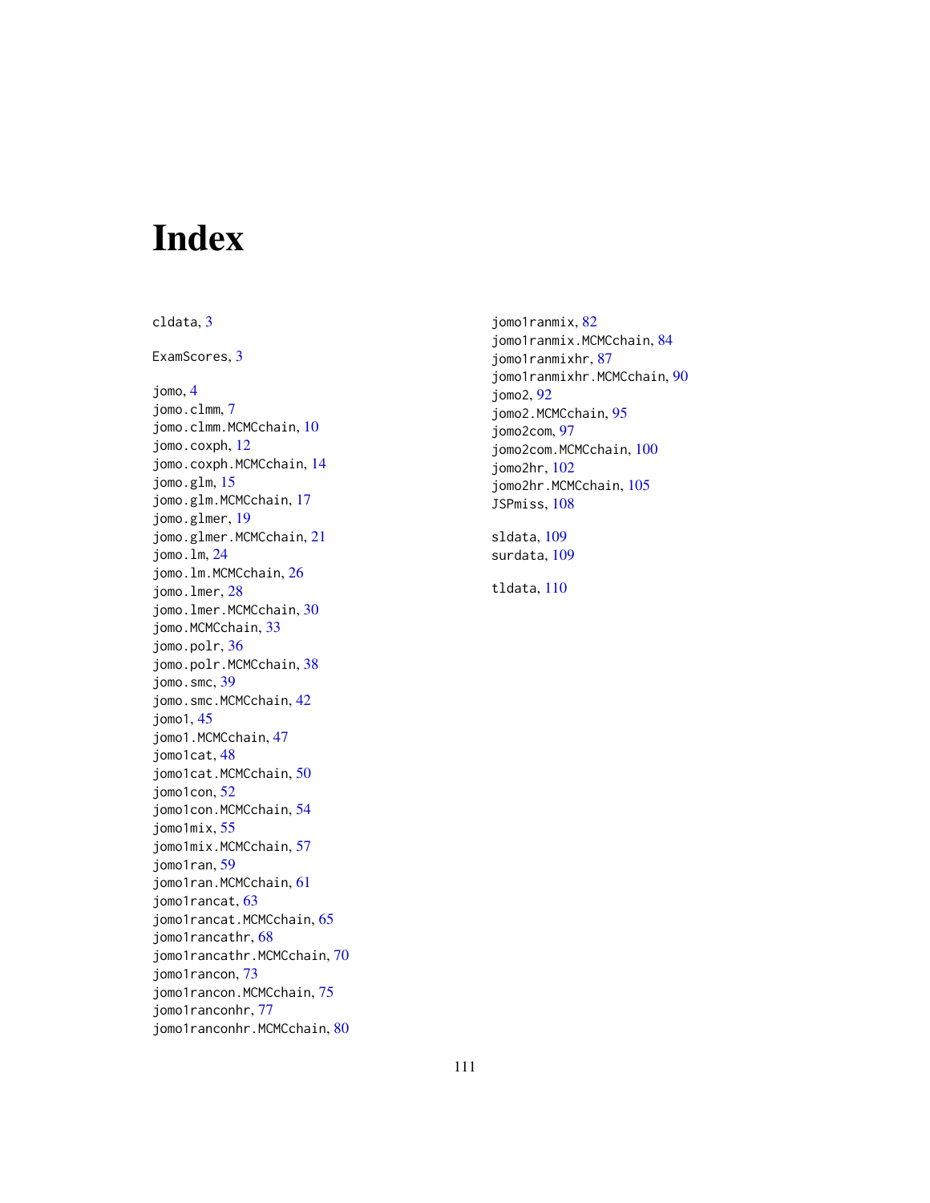# Index

cldata, 3

ExamScores, 3

jomo, 4
jomo.clmm, 7
jomo.clmm.MCMCchain, 10
jomo.coxph, 12
jomo.coxph.MCMCchain, 14
jomo.glm, 15
jomo.glm.MCMCchain, 17
jomo.glmer, 19
jomo.glmer.MCMCchain, 21
jomo.lm, 24
jomo.lm.MCMCchain, 26
jomo.lmer, 28
jomo.lmer.MCMCchain, 30
jomo.MCMCchain, 33
jomo.polr, 36
jomo.polr.MCMCchain, 38
jomo.smc, 39
jomo.smc.MCMCchain, 42
jomo1, 45
jomo1.MCMCchain, 47
jomo1cat, 48
jomo1cat.MCMCchain, 50
jomo1con, 52
jomo1con.MCMCchain, 54
jomo1mix, 55
jomo1mix.MCMCchain, 57
jomo1ran, 59
jomo1ran.MCMCchain, 61
jomo1rancat, 63
jomo1rancat.MCMCchain, 65
jomo1rancathr, 68
jomo1rancathr.MCMCchain, 70
jomo1rancon, 73
jomo1rancon.MCMCchain, 75
jomo1ranconhr, 77
jomo1ranconhr.MCMCchain, 80
jomo1ranmix, 82
jomo1ranmix.MCMCchain, 84
jomo1ranmixhr, 87
jomo1ranmixhr.MCMCchain, 90
jomo2, 92
jomo2.MCMCchain, 95
jomo2com, 97
jomo2com.MCMCchain, 100
jomo2hr, 102
jomo2hr.MCMCchain, 105
JSPmiss, 108

sldata, 109
surdata, 109

tldata, 110